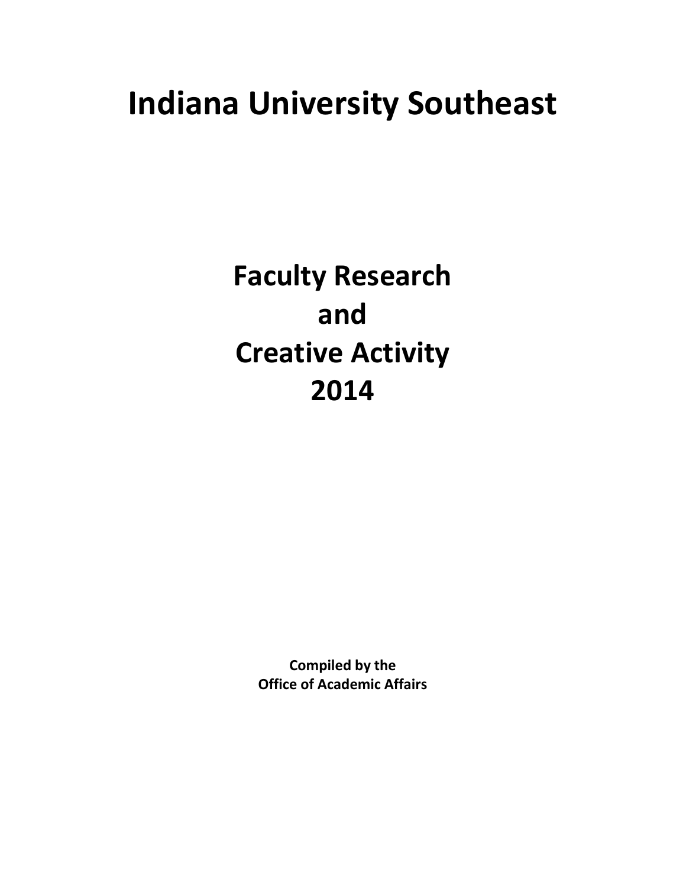# Indiana University Southeast

## Faculty Research and Creative Activity 2014

**Compiled by the Office of Academic Affairs**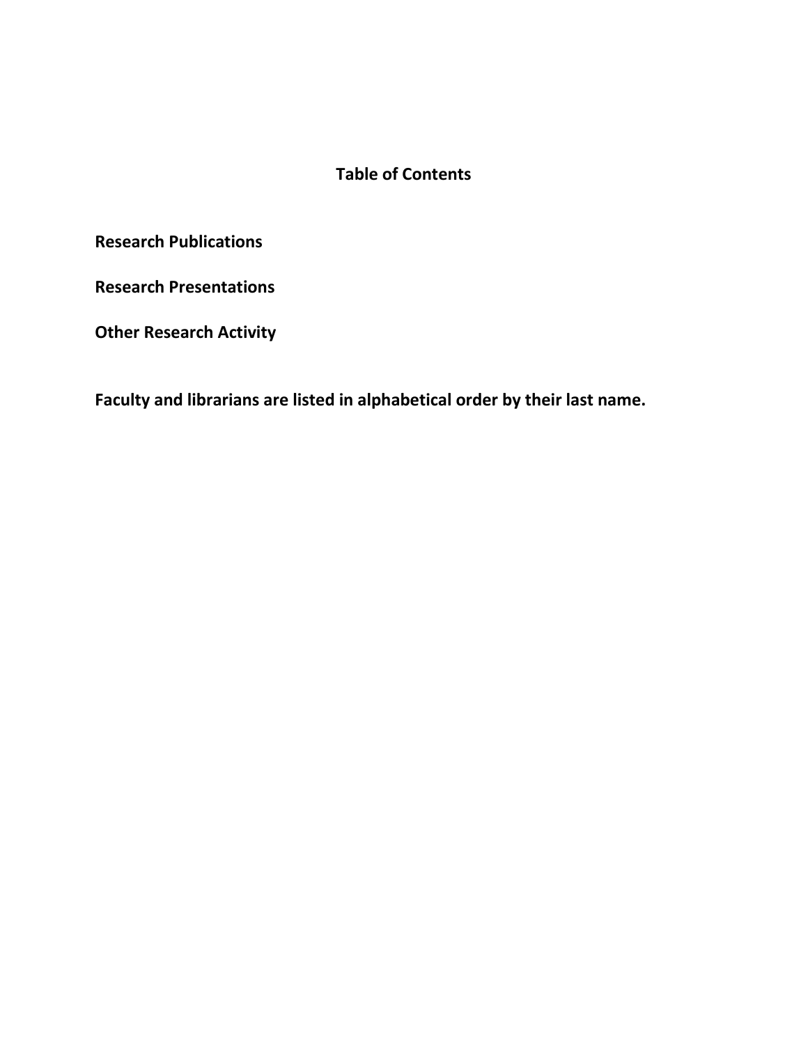# Table of Contents

**Research Publications**

**Research Presentations**

**Other Research Activity**

**Faculty and librarians are listed in alphabetical order by their last name.**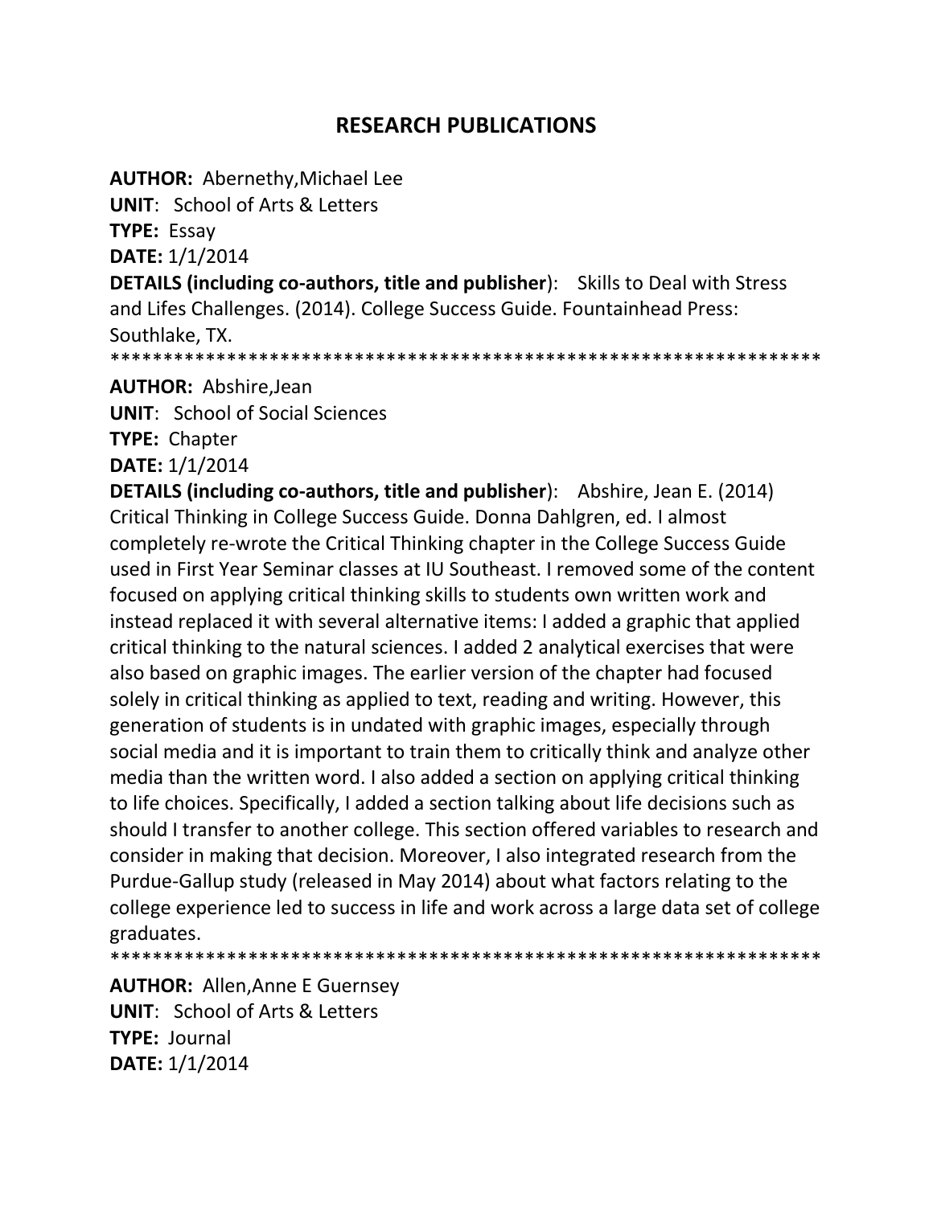# RESEARCH PUBLICATIONS

**AUTHOR:** Abernethy,Michael Lee
**UNIT**: School of Arts & Letters
**TYPE:** Essay
**DATE:** 1/1/2014
**DETAILS (including co-authors, title and publisher**): Skills to Deal with Stress and Lifes Challenges. (2014). College Success Guide. Fountainhead Press: Southlake, TX.

*******************************************************************

**AUTHOR:** Abshire,Jean
**UNIT**: School of Social Sciences
**TYPE:** Chapter
**DATE:** 1/1/2014
**DETAILS (including co-authors, title and publisher**): Abshire, Jean E. (2014) Critical Thinking in College Success Guide. Donna Dahlgren, ed. I almost completely re-wrote the Critical Thinking chapter in the College Success Guide used in First Year Seminar classes at IU Southeast. I removed some of the content focused on applying critical thinking skills to students own written work and instead replaced it with several alternative items: I added a graphic that applied critical thinking to the natural sciences. I added 2 analytical exercises that were also based on graphic images. The earlier version of the chapter had focused solely in critical thinking as applied to text, reading and writing. However, this generation of students is in undated with graphic images, especially through social media and it is important to train them to critically think and analyze other media than the written word. I also added a section on applying critical thinking to life choices. Specifically, I added a section talking about life decisions such as should I transfer to another college. This section offered variables to research and consider in making that decision. Moreover, I also integrated research from the Purdue-Gallup study (released in May 2014) about what factors relating to the college experience led to success in life and work across a large data set of college graduates.

*******************************************************************

**AUTHOR:** Allen,Anne E Guernsey
**UNIT**: School of Arts & Letters
**TYPE:** Journal
**DATE:** 1/1/2014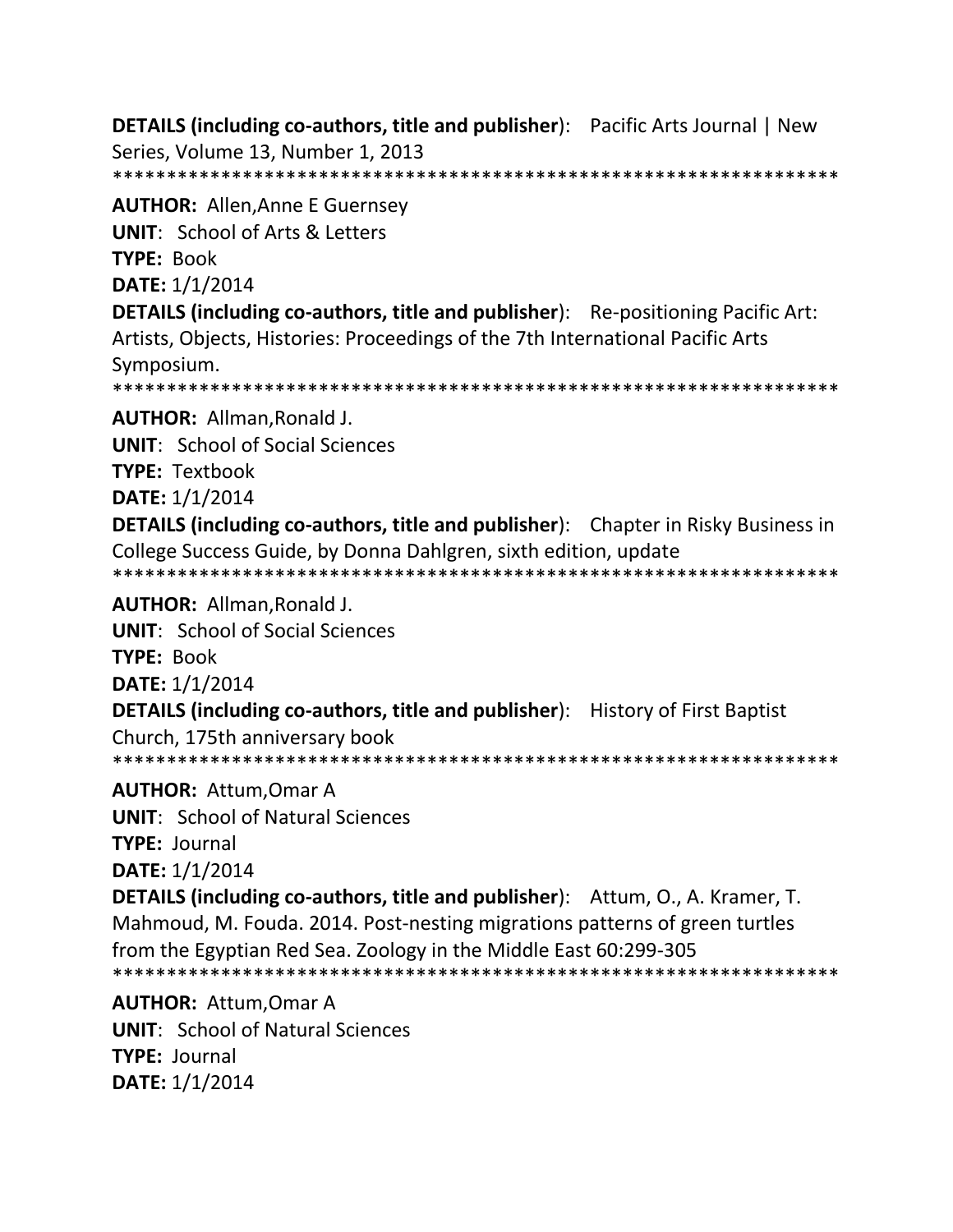**DETAILS (including co-authors, title and publisher)**: Pacific Arts Journal | New Series, Volume 13, Number 1, 2013

*********************************************************************

**AUTHOR:** Allen,Anne E Guernsey
**UNIT**: School of Arts & Letters
**TYPE:** Book
**DATE:** 1/1/2014
**DETAILS (including co-authors, title and publisher)**: Re-positioning Pacific Art: Artists, Objects, Histories: Proceedings of the 7th International Pacific Arts Symposium.

*********************************************************************

**AUTHOR:** Allman,Ronald J.
**UNIT**: School of Social Sciences
**TYPE:** Textbook
**DATE:** 1/1/2014
**DETAILS (including co-authors, title and publisher)**: Chapter in Risky Business in College Success Guide, by Donna Dahlgren, sixth edition, update

*********************************************************************

**AUTHOR:** Allman,Ronald J.
**UNIT**: School of Social Sciences
**TYPE:** Book
**DATE:** 1/1/2014
**DETAILS (including co-authors, title and publisher)**: History of First Baptist Church, 175th anniversary book

*********************************************************************

**AUTHOR:** Attum,Omar A
**UNIT**: School of Natural Sciences
**TYPE:** Journal
**DATE:** 1/1/2014
**DETAILS (including co-authors, title and publisher)**: Attum, O., A. Kramer, T. Mahmoud, M. Fouda. 2014. Post-nesting migrations patterns of green turtles from the Egyptian Red Sea. Zoology in the Middle East 60:299-305

*********************************************************************

**AUTHOR:** Attum,Omar A
**UNIT**: School of Natural Sciences
**TYPE:** Journal
**DATE:** 1/1/2014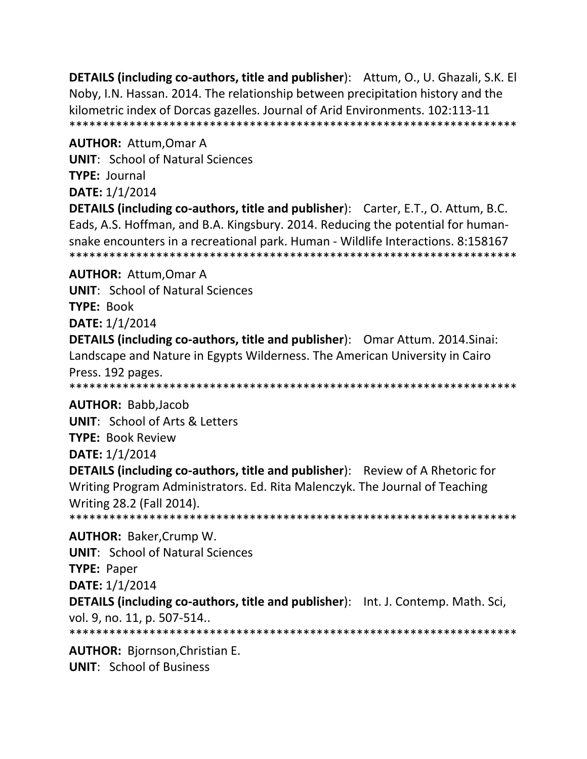**DETAILS (including co-authors, title and publisher)**: Attum, O., U. Ghazali, S.K. El Noby, I.N. Hassan. 2014. The relationship between precipitation history and the kilometric index of Dorcas gazelles. Journal of Arid Environments. 102:113-11
*******************************************************************

**AUTHOR:** Attum,Omar A
**UNIT**: School of Natural Sciences
**TYPE:** Journal
**DATE:** 1/1/2014
**DETAILS (including co-authors, title and publisher)**: Carter, E.T., O. Attum, B.C. Eads, A.S. Hoffman, and B.A. Kingsbury. 2014. Reducing the potential for human-snake encounters in a recreational park. Human - Wildlife Interactions. 8:158167
*******************************************************************

**AUTHOR:** Attum,Omar A
**UNIT**: School of Natural Sciences
**TYPE:** Book
**DATE:** 1/1/2014
**DETAILS (including co-authors, title and publisher)**: Omar Attum. 2014.Sinai: Landscape and Nature in Egypts Wilderness. The American University in Cairo Press. 192 pages.
*******************************************************************

**AUTHOR:** Babb,Jacob
**UNIT**: School of Arts & Letters
**TYPE:** Book Review
**DATE:** 1/1/2014
**DETAILS (including co-authors, title and publisher)**: Review of A Rhetoric for Writing Program Administrators. Ed. Rita Malenczyk. The Journal of Teaching Writing 28.2 (Fall 2014).
*******************************************************************

**AUTHOR:** Baker,Crump W.
**UNIT**: School of Natural Sciences
**TYPE:** Paper
**DATE:** 1/1/2014
**DETAILS (including co-authors, title and publisher)**: Int. J. Contemp. Math. Sci, vol. 9, no. 11, p. 507-514..
*******************************************************************

**AUTHOR:** Bjornson,Christian E.
**UNIT**: School of Business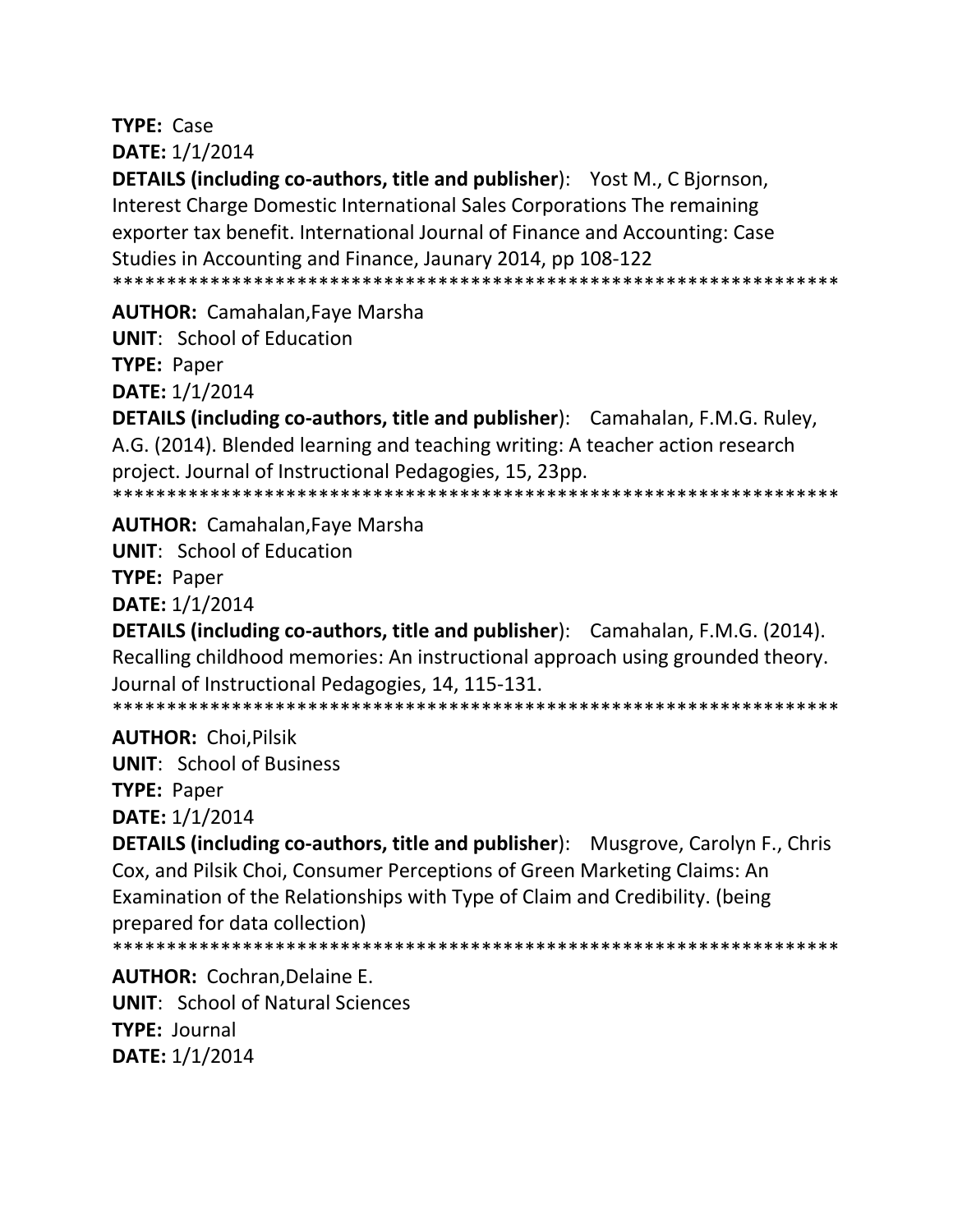**TYPE:** Case

**DATE:** 1/1/2014

**DETAILS (including co-authors, title and publisher**): Yost M., C Bjornson, Interest Charge Domestic International Sales Corporations The remaining exporter tax benefit. International Journal of Finance and Accounting: Case Studies in Accounting and Finance, Jaunary 2014, pp 108-122

*******************************************************************

**AUTHOR:** Camahalan,Faye Marsha

**UNIT**: School of Education

**TYPE:** Paper

**DATE:** 1/1/2014

**DETAILS (including co-authors, title and publisher**): Camahalan, F.M.G. Ruley, A.G. (2014). Blended learning and teaching writing: A teacher action research project. Journal of Instructional Pedagogies, 15, 23pp.

*******************************************************************

**AUTHOR:** Camahalan,Faye Marsha

**UNIT**: School of Education

**TYPE:** Paper

**DATE:** 1/1/2014

**DETAILS (including co-authors, title and publisher**): Camahalan, F.M.G. (2014). Recalling childhood memories: An instructional approach using grounded theory. Journal of Instructional Pedagogies, 14, 115-131.

*******************************************************************

**AUTHOR:** Choi,Pilsik

**UNIT**: School of Business

**TYPE:** Paper

**DATE:** 1/1/2014

**DETAILS (including co-authors, title and publisher**): Musgrove, Carolyn F., Chris Cox, and Pilsik Choi, Consumer Perceptions of Green Marketing Claims: An Examination of the Relationships with Type of Claim and Credibility. (being prepared for data collection)

*******************************************************************

**AUTHOR:** Cochran,Delaine E.

**UNIT**: School of Natural Sciences

**TYPE:** Journal

**DATE:** 1/1/2014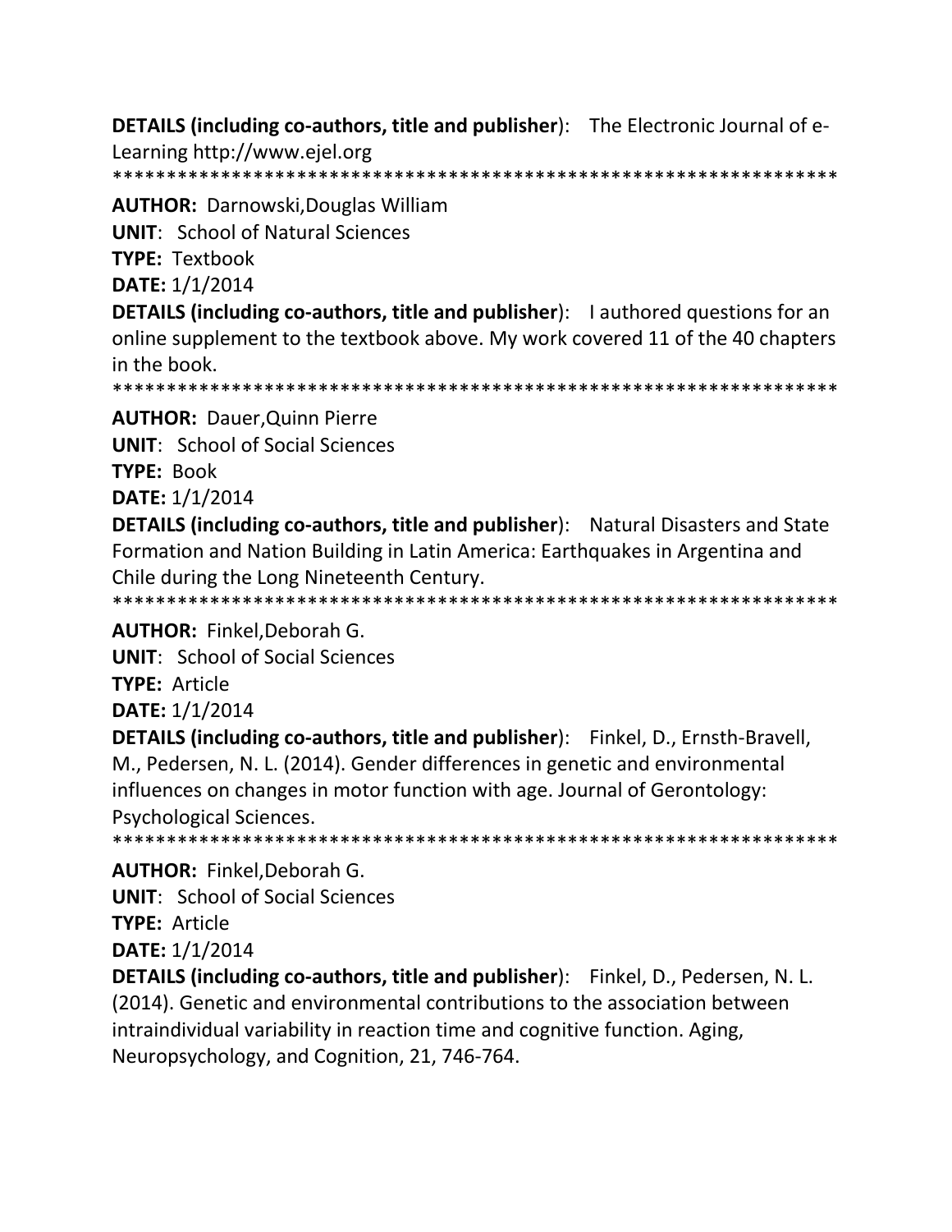**DETAILS (including co-authors, title and publisher)**: The Electronic Journal of e-Learning http://www.ejel.org
*******************************************************************

**AUTHOR:** Darnowski,Douglas William
**UNIT**: School of Natural Sciences
**TYPE:** Textbook
**DATE:** 1/1/2014
**DETAILS (including co-authors, title and publisher)**: I authored questions for an online supplement to the textbook above. My work covered 11 of the 40 chapters in the book.
*******************************************************************

**AUTHOR:** Dauer,Quinn Pierre
**UNIT**: School of Social Sciences
**TYPE:** Book
**DATE:** 1/1/2014
**DETAILS (including co-authors, title and publisher)**: Natural Disasters and State Formation and Nation Building in Latin America: Earthquakes in Argentina and Chile during the Long Nineteenth Century.
*******************************************************************

**AUTHOR:** Finkel,Deborah G.
**UNIT**: School of Social Sciences
**TYPE:** Article
**DATE:** 1/1/2014
**DETAILS (including co-authors, title and publisher)**: Finkel, D., Ernsth-Bravell, M., Pedersen, N. L. (2014). Gender differences in genetic and environmental influences on changes in motor function with age. Journal of Gerontology: Psychological Sciences.
*******************************************************************

**AUTHOR:** Finkel,Deborah G.
**UNIT**: School of Social Sciences
**TYPE:** Article
**DATE:** 1/1/2014
**DETAILS (including co-authors, title and publisher)**: Finkel, D., Pedersen, N. L. (2014). Genetic and environmental contributions to the association between intraindividual variability in reaction time and cognitive function. Aging, Neuropsychology, and Cognition, 21, 746-764.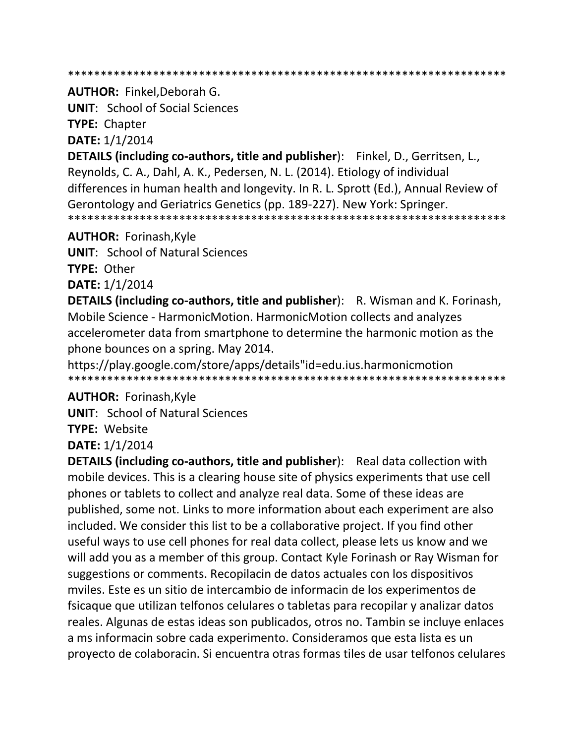*******************************************************************

**AUTHOR:** Finkel,Deborah G.

**UNIT**: School of Social Sciences

**TYPE:** Chapter

**DATE:** 1/1/2014

**DETAILS (including co-authors, title and publisher**): Finkel, D., Gerritsen, L., Reynolds, C. A., Dahl, A. K., Pedersen, N. L. (2014). Etiology of individual differences in human health and longevity. In R. L. Sprott (Ed.), Annual Review of Gerontology and Geriatrics Genetics (pp. 189-227). New York: Springer.

*******************************************************************

**AUTHOR:** Forinash,Kyle

**UNIT**: School of Natural Sciences

**TYPE:** Other

**DATE:** 1/1/2014

**DETAILS (including co-authors, title and publisher**): R. Wisman and K. Forinash, Mobile Science - HarmonicMotion. HarmonicMotion collects and analyzes accelerometer data from smartphone to determine the harmonic motion as the phone bounces on a spring. May 2014.

https://play.google.com/store/apps/details"id=edu.ius.harmonicmotion

*******************************************************************

**AUTHOR:** Forinash,Kyle

**UNIT**: School of Natural Sciences

**TYPE:** Website

**DATE:** 1/1/2014

**DETAILS (including co-authors, title and publisher**): Real data collection with mobile devices. This is a clearing house site of physics experiments that use cell phones or tablets to collect and analyze real data. Some of these ideas are published, some not. Links to more information about each experiment are also included. We consider this list to be a collaborative project. If you find other useful ways to use cell phones for real data collect, please lets us know and we will add you as a member of this group. Contact Kyle Forinash or Ray Wisman for suggestions or comments. Recopilacin de datos actuales con los dispositivos mviles. Este es un sitio de intercambio de informacin de los experimentos de fsicaque que utilizan telfonos celulares o tabletas para recopilar y analizar datos reales. Algunas de estas ideas son publicados, otros no. Tambin se incluye enlaces a ms informacin sobre cada experimento. Consideramos que esta lista es un proyecto de colaboracin. Si encuentra otras formas tiles de usar telfonos celulares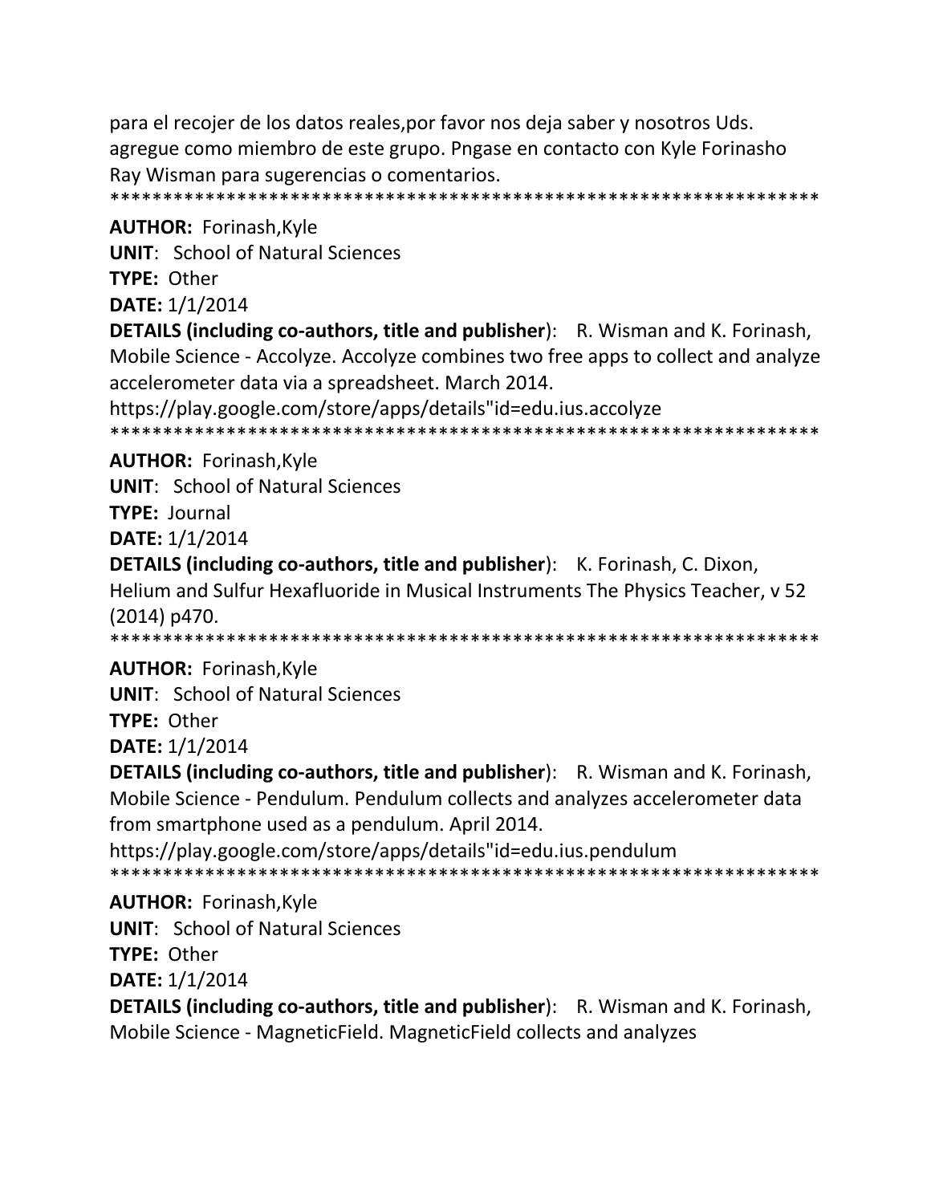para el recojer de los datos reales,por favor nos deja saber y nosotros Uds. agregue como miembro de este grupo. Pngase en contacto con Kyle Forinasho Ray Wisman para sugerencias o comentarios.
*******************************************************************

**AUTHOR:** Forinash,Kyle
**UNIT**: School of Natural Sciences
**TYPE:** Other
**DATE:** 1/1/2014
**DETAILS (including co-authors, title and publisher**): R. Wisman and K. Forinash, Mobile Science - Accolyze. Accolyze combines two free apps to collect and analyze accelerometer data via a spreadsheet. March 2014.
https://play.google.com/store/apps/details"id=edu.ius.accolyze
*******************************************************************

**AUTHOR:** Forinash,Kyle
**UNIT**: School of Natural Sciences
**TYPE:** Journal
**DATE:** 1/1/2014
**DETAILS (including co-authors, title and publisher**): K. Forinash, C. Dixon, Helium and Sulfur Hexafluoride in Musical Instruments The Physics Teacher, v 52 (2014) p470.
*******************************************************************

**AUTHOR:** Forinash,Kyle
**UNIT**: School of Natural Sciences
**TYPE:** Other
**DATE:** 1/1/2014
**DETAILS (including co-authors, title and publisher**): R. Wisman and K. Forinash, Mobile Science - Pendulum. Pendulum collects and analyzes accelerometer data from smartphone used as a pendulum. April 2014.
https://play.google.com/store/apps/details"id=edu.ius.pendulum
*******************************************************************

**AUTHOR:** Forinash,Kyle
**UNIT**: School of Natural Sciences
**TYPE:** Other
**DATE:** 1/1/2014
**DETAILS (including co-authors, title and publisher**): R. Wisman and K. Forinash, Mobile Science - MagneticField. MagneticField collects and analyzes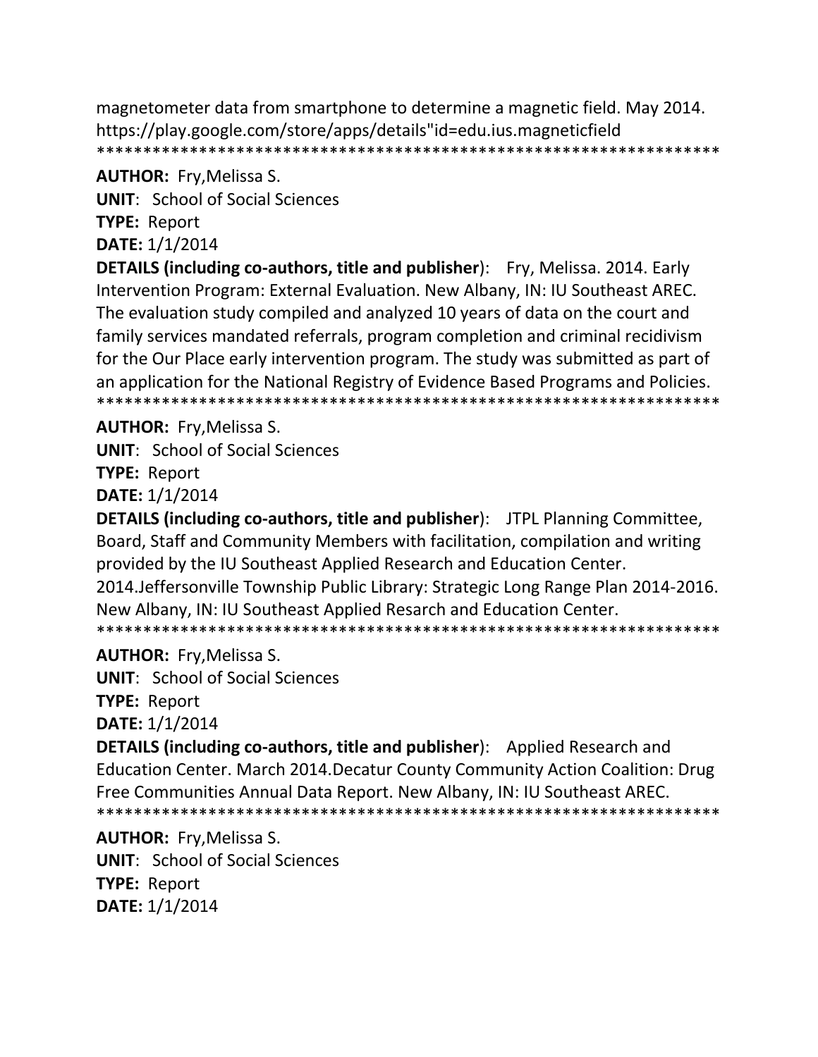magnetometer data from smartphone to determine a magnetic field. May 2014. https://play.google.com/store/apps/details"id=edu.ius.magneticfield
*******************************************************************

**AUTHOR:** Fry,Melissa S.
**UNIT**: School of Social Sciences
**TYPE:** Report
**DATE:** 1/1/2014
**DETAILS (including co-authors, title and publisher**): Fry, Melissa. 2014. Early Intervention Program: External Evaluation. New Albany, IN: IU Southeast AREC. The evaluation study compiled and analyzed 10 years of data on the court and family services mandated referrals, program completion and criminal recidivism for the Our Place early intervention program. The study was submitted as part of an application for the National Registry of Evidence Based Programs and Policies.
*******************************************************************

**AUTHOR:** Fry,Melissa S.
**UNIT**: School of Social Sciences
**TYPE:** Report
**DATE:** 1/1/2014
**DETAILS (including co-authors, title and publisher**): JTPL Planning Committee, Board, Staff and Community Members with facilitation, compilation and writing provided by the IU Southeast Applied Research and Education Center. 2014.Jeffersonville Township Public Library: Strategic Long Range Plan 2014-2016. New Albany, IN: IU Southeast Applied Resarch and Education Center.
*******************************************************************

**AUTHOR:** Fry,Melissa S.
**UNIT**: School of Social Sciences
**TYPE:** Report
**DATE:** 1/1/2014
**DETAILS (including co-authors, title and publisher**): Applied Research and Education Center. March 2014.Decatur County Community Action Coalition: Drug Free Communities Annual Data Report. New Albany, IN: IU Southeast AREC.
*******************************************************************

**AUTHOR:** Fry,Melissa S.
**UNIT**: School of Social Sciences
**TYPE:** Report
**DATE:** 1/1/2014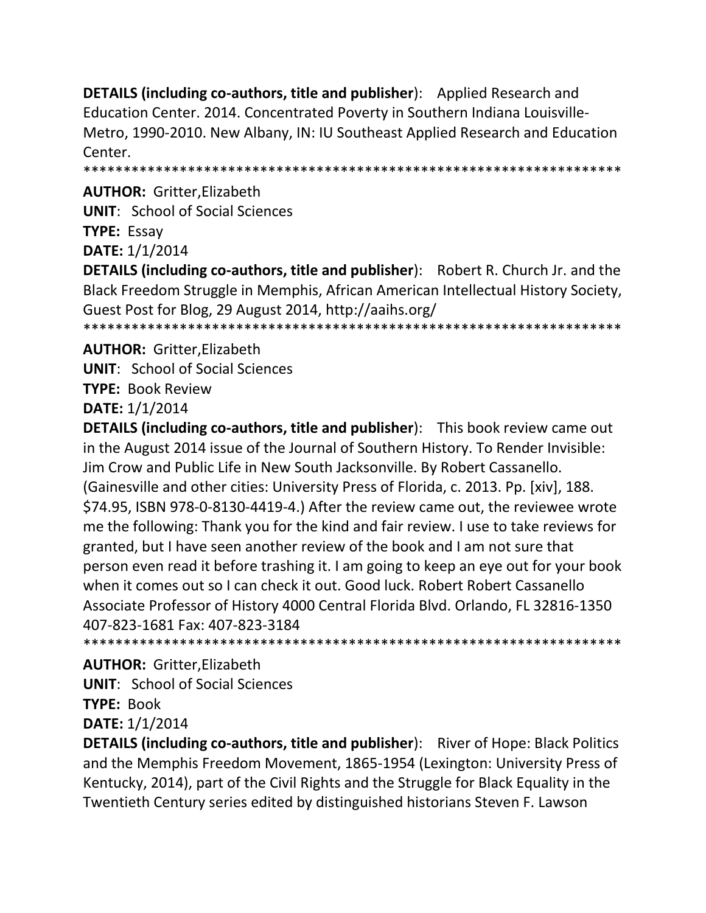**DETAILS (including co-authors, title and publisher)**: Applied Research and Education Center. 2014. Concentrated Poverty in Southern Indiana Louisville-Metro, 1990-2010. New Albany, IN: IU Southeast Applied Research and Education Center.

*******************************************************************

**AUTHOR:** Gritter,Elizabeth

**UNIT**: School of Social Sciences

**TYPE:** Essay

**DATE:** 1/1/2014

**DETAILS (including co-authors, title and publisher)**: Robert R. Church Jr. and the Black Freedom Struggle in Memphis, African American Intellectual History Society, Guest Post for Blog, 29 August 2014, http://aaihs.org/

*******************************************************************

**AUTHOR:** Gritter,Elizabeth

**UNIT**: School of Social Sciences

**TYPE:** Book Review

**DATE:** 1/1/2014

**DETAILS (including co-authors, title and publisher)**: This book review came out in the August 2014 issue of the Journal of Southern History. To Render Invisible: Jim Crow and Public Life in New South Jacksonville. By Robert Cassanello. (Gainesville and other cities: University Press of Florida, c. 2013. Pp. [xiv], 188. $74.95, ISBN 978-0-8130-4419-4.) After the review came out, the reviewee wrote me the following: Thank you for the kind and fair review. I use to take reviews for granted, but I have seen another review of the book and I am not sure that person even read it before trashing it. I am going to keep an eye out for your book when it comes out so I can check it out. Good luck. Robert Robert Cassanello Associate Professor of History 4000 Central Florida Blvd. Orlando, FL 32816-1350 407-823-1681 Fax: 407-823-3184

*******************************************************************

**AUTHOR:** Gritter,Elizabeth

**UNIT**: School of Social Sciences

**TYPE:** Book

**DATE:** 1/1/2014

**DETAILS (including co-authors, title and publisher)**: River of Hope: Black Politics and the Memphis Freedom Movement, 1865-1954 (Lexington: University Press of Kentucky, 2014), part of the Civil Rights and the Struggle for Black Equality in the Twentieth Century series edited by distinguished historians Steven F. Lawson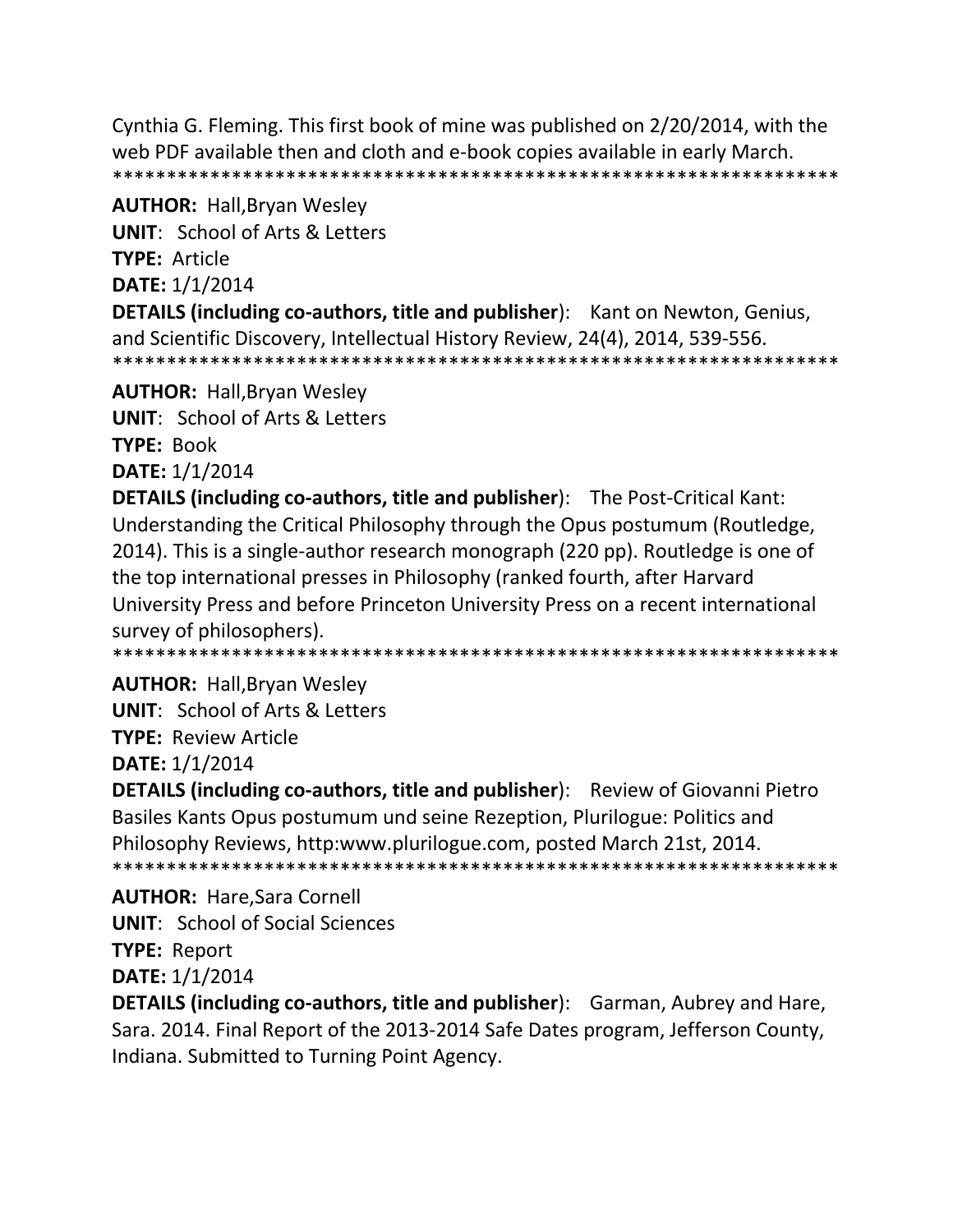Cynthia G. Fleming. This first book of mine was published on 2/20/2014, with the web PDF available then and cloth and e-book copies available in early March.
*******************************************************************

**AUTHOR:** Hall,Bryan Wesley

**UNIT**: School of Arts & Letters

**TYPE:** Article

**DATE:** 1/1/2014

**DETAILS (including co-authors, title and publisher**): Kant on Newton, Genius, and Scientific Discovery, Intellectual History Review, 24(4), 2014, 539-556.
*******************************************************************

**AUTHOR:** Hall,Bryan Wesley

**UNIT**: School of Arts & Letters

**TYPE:** Book

**DATE:** 1/1/2014

**DETAILS (including co-authors, title and publisher**): The Post-Critical Kant: Understanding the Critical Philosophy through the Opus postumum (Routledge, 2014). This is a single-author research monograph (220 pp). Routledge is one of the top international presses in Philosophy (ranked fourth, after Harvard University Press and before Princeton University Press on a recent international survey of philosophers).
*******************************************************************

**AUTHOR:** Hall,Bryan Wesley

**UNIT**: School of Arts & Letters

**TYPE:** Review Article

**DATE:** 1/1/2014

**DETAILS (including co-authors, title and publisher**): Review of Giovanni Pietro Basiles Kants Opus postumum und seine Rezeption, Plurilogue: Politics and Philosophy Reviews, http:www.plurilogue.com, posted March 21st, 2014.
*******************************************************************

**AUTHOR:** Hare,Sara Cornell

**UNIT**: School of Social Sciences

**TYPE:** Report

**DATE:** 1/1/2014

**DETAILS (including co-authors, title and publisher**): Garman, Aubrey and Hare, Sara. 2014. Final Report of the 2013-2014 Safe Dates program, Jefferson County, Indiana. Submitted to Turning Point Agency.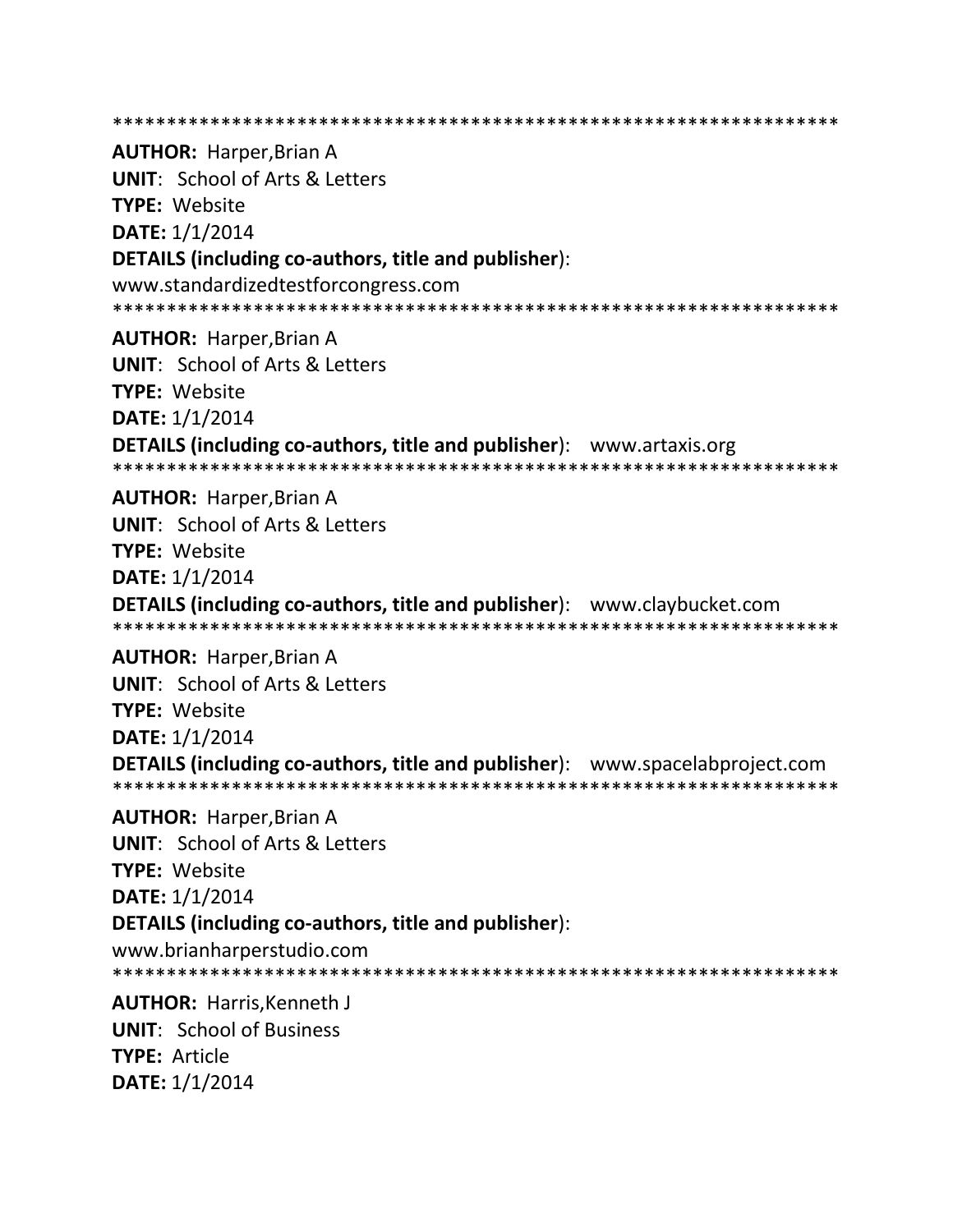*******************************************************************

**AUTHOR:** Harper,Brian A
**UNIT**: School of Arts & Letters
**TYPE:** Website
**DATE:** 1/1/2014
**DETAILS (including co-authors, title and publisher**):
www.standardizedtestforcongress.com

*******************************************************************

**AUTHOR:** Harper,Brian A
**UNIT**: School of Arts & Letters
**TYPE:** Website
**DATE:** 1/1/2014
**DETAILS (including co-authors, title and publisher**): www.artaxis.org

*******************************************************************

**AUTHOR:** Harper,Brian A
**UNIT**: School of Arts & Letters
**TYPE:** Website
**DATE:** 1/1/2014
**DETAILS (including co-authors, title and publisher**): www.claybucket.com

*******************************************************************

**AUTHOR:** Harper,Brian A
**UNIT**: School of Arts & Letters
**TYPE:** Website
**DATE:** 1/1/2014
**DETAILS (including co-authors, title and publisher**): www.spacelabproject.com

*******************************************************************

**AUTHOR:** Harper,Brian A
**UNIT**: School of Arts & Letters
**TYPE:** Website
**DATE:** 1/1/2014
**DETAILS (including co-authors, title and publisher**):
www.brianharperstudio.com

*******************************************************************

**AUTHOR:** Harris,Kenneth J
**UNIT**: School of Business
**TYPE:** Article
**DATE:** 1/1/2014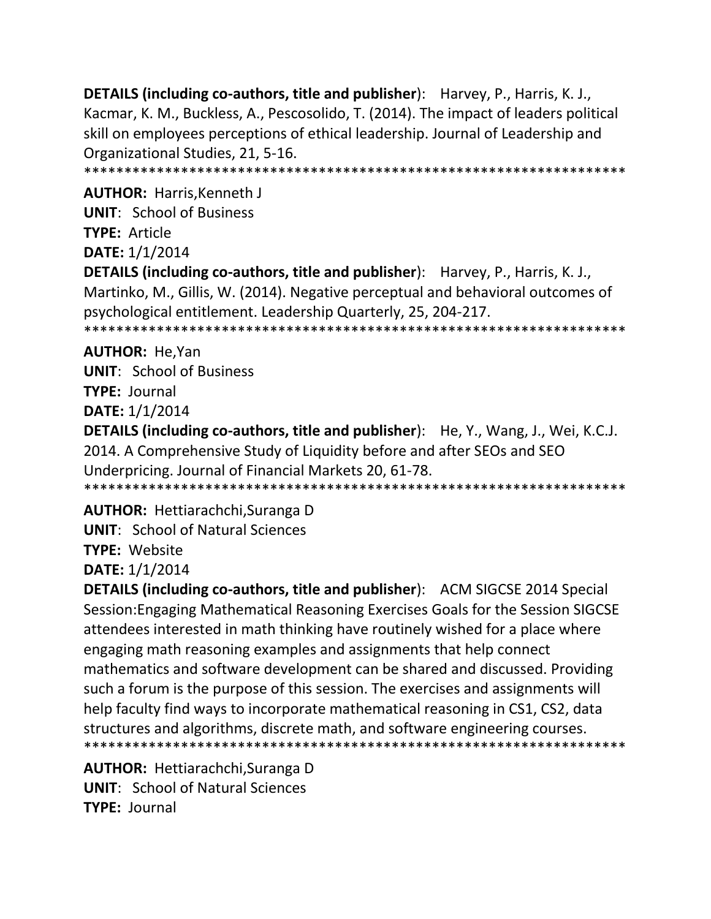**DETAILS (including co-authors, title and publisher)**: Harvey, P., Harris, K. J., Kacmar, K. M., Buckless, A., Pescosolido, T. (2014). The impact of leaders political skill on employees perceptions of ethical leadership. Journal of Leadership and Organizational Studies, 21, 5-16.
******************************************************************

**AUTHOR:** Harris,Kenneth J
**UNIT**: School of Business
**TYPE:** Article
**DATE:** 1/1/2014
**DETAILS (including co-authors, title and publisher)**: Harvey, P., Harris, K. J., Martinko, M., Gillis, W. (2014). Negative perceptual and behavioral outcomes of psychological entitlement. Leadership Quarterly, 25, 204-217.
******************************************************************

**AUTHOR:** He,Yan
**UNIT**: School of Business
**TYPE:** Journal
**DATE:** 1/1/2014
**DETAILS (including co-authors, title and publisher)**: He, Y., Wang, J., Wei, K.C.J. 2014. A Comprehensive Study of Liquidity before and after SEOs and SEO Underpricing. Journal of Financial Markets 20, 61-78.
******************************************************************

**AUTHOR:** Hettiarachchi,Suranga D
**UNIT**: School of Natural Sciences
**TYPE:** Website
**DATE:** 1/1/2014
**DETAILS (including co-authors, title and publisher)**: ACM SIGCSE 2014 Special Session:Engaging Mathematical Reasoning Exercises Goals for the Session SIGCSE attendees interested in math thinking have routinely wished for a place where engaging math reasoning examples and assignments that help connect mathematics and software development can be shared and discussed. Providing such a forum is the purpose of this session. The exercises and assignments will help faculty find ways to incorporate mathematical reasoning in CS1, CS2, data structures and algorithms, discrete math, and software engineering courses.
******************************************************************

**AUTHOR:** Hettiarachchi,Suranga D
**UNIT**: School of Natural Sciences
**TYPE:** Journal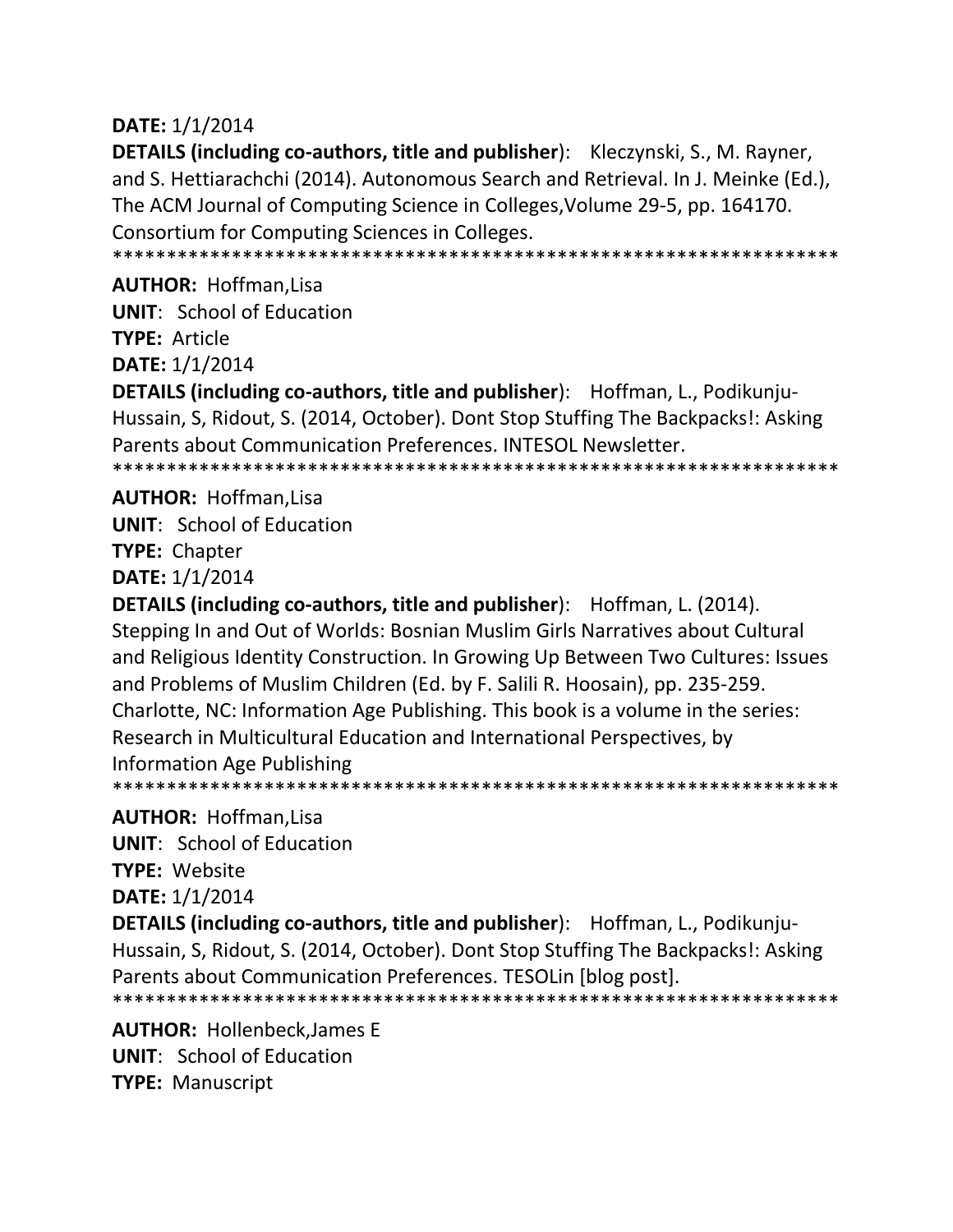**DATE:** 1/1/2014

**DETAILS (including co-authors, title and publisher**): Kleczynski, S., M. Rayner, and S. Hettiarachchi (2014). Autonomous Search and Retrieval. In J. Meinke (Ed.), The ACM Journal of Computing Science in Colleges,Volume 29-5, pp. 164170. Consortium for Computing Sciences in Colleges.

*******************************************************************

**AUTHOR:** Hoffman,Lisa

**UNIT**: School of Education

**TYPE:** Article

**DATE:** 1/1/2014

**DETAILS (including co-authors, title and publisher**): Hoffman, L., Podikunju-Hussain, S, Ridout, S. (2014, October). Dont Stop Stuffing The Backpacks!: Asking Parents about Communication Preferences. INTESOL Newsletter.

*******************************************************************

**AUTHOR:** Hoffman,Lisa

**UNIT**: School of Education

**TYPE:** Chapter

**DATE:** 1/1/2014

**DETAILS (including co-authors, title and publisher**): Hoffman, L. (2014). Stepping In and Out of Worlds: Bosnian Muslim Girls Narratives about Cultural and Religious Identity Construction. In Growing Up Between Two Cultures: Issues and Problems of Muslim Children (Ed. by F. Salili R. Hoosain), pp. 235-259. Charlotte, NC: Information Age Publishing. This book is a volume in the series: Research in Multicultural Education and International Perspectives, by Information Age Publishing

*******************************************************************

**AUTHOR:** Hoffman,Lisa

**UNIT**: School of Education

**TYPE:** Website

**DATE:** 1/1/2014

**DETAILS (including co-authors, title and publisher**): Hoffman, L., Podikunju-Hussain, S, Ridout, S. (2014, October). Dont Stop Stuffing The Backpacks!: Asking Parents about Communication Preferences. TESOLin [blog post].

*******************************************************************

**AUTHOR:** Hollenbeck,James E

**UNIT**: School of Education

**TYPE:** Manuscript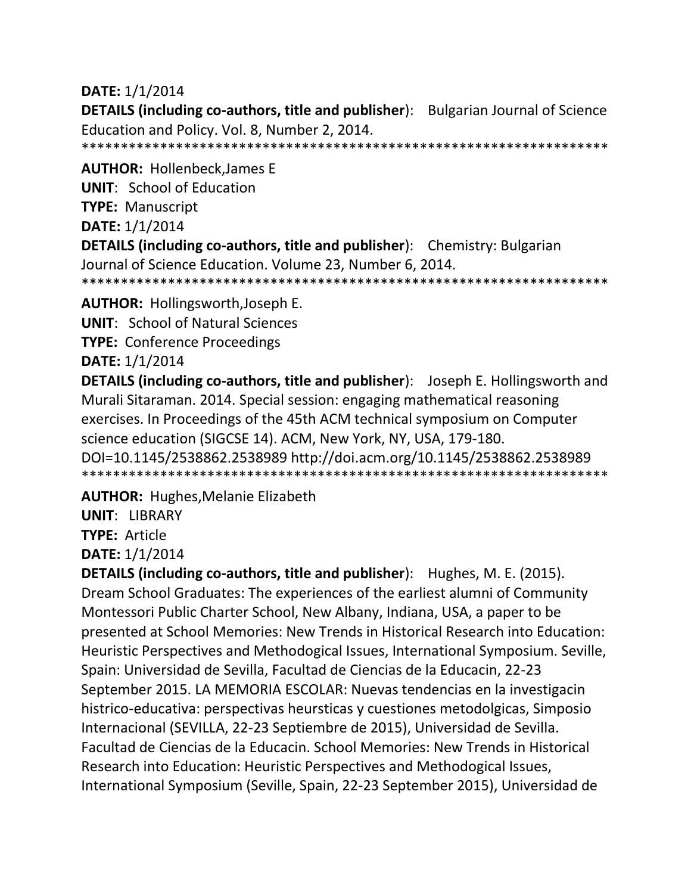**DATE:** 1/1/2014

**DETAILS (including co-authors, title and publisher**): Bulgarian Journal of Science Education and Policy. Vol. 8, Number 2, 2014.

*****************************************************************

**AUTHOR:** Hollenbeck,James E

**UNIT**: School of Education

**TYPE:** Manuscript

**DATE:** 1/1/2014

**DETAILS (including co-authors, title and publisher**): Chemistry: Bulgarian Journal of Science Education. Volume 23, Number 6, 2014.

*****************************************************************

**AUTHOR:** Hollingsworth,Joseph E.

**UNIT**: School of Natural Sciences

**TYPE:** Conference Proceedings

**DATE:** 1/1/2014

**DETAILS (including co-authors, title and publisher**): Joseph E. Hollingsworth and Murali Sitaraman. 2014. Special session: engaging mathematical reasoning exercises. In Proceedings of the 45th ACM technical symposium on Computer science education (SIGCSE 14). ACM, New York, NY, USA, 179-180. DOI=10.1145/2538862.2538989 http://doi.acm.org/10.1145/2538862.2538989

*****************************************************************

**AUTHOR:** Hughes,Melanie Elizabeth

**UNIT**: LIBRARY

**TYPE:** Article

**DATE:** 1/1/2014

**DETAILS (including co-authors, title and publisher**): Hughes, M. E. (2015). Dream School Graduates: The experiences of the earliest alumni of Community Montessori Public Charter School, New Albany, Indiana, USA, a paper to be presented at School Memories: New Trends in Historical Research into Education: Heuristic Perspectives and Methodogical Issues, International Symposium. Seville, Spain: Universidad de Sevilla, Facultad de Ciencias de la Educacin, 22-23 September 2015. LA MEMORIA ESCOLAR: Nuevas tendencias en la investigacin histrico-educativa: perspectivas heursticas y cuestiones metodolgicas, Simposio Internacional (SEVILLA, 22-23 Septiembre de 2015), Universidad de Sevilla. Facultad de Ciencias de la Educacin. School Memories: New Trends in Historical Research into Education: Heuristic Perspectives and Methodogical Issues, International Symposium (Seville, Spain, 22-23 September 2015), Universidad de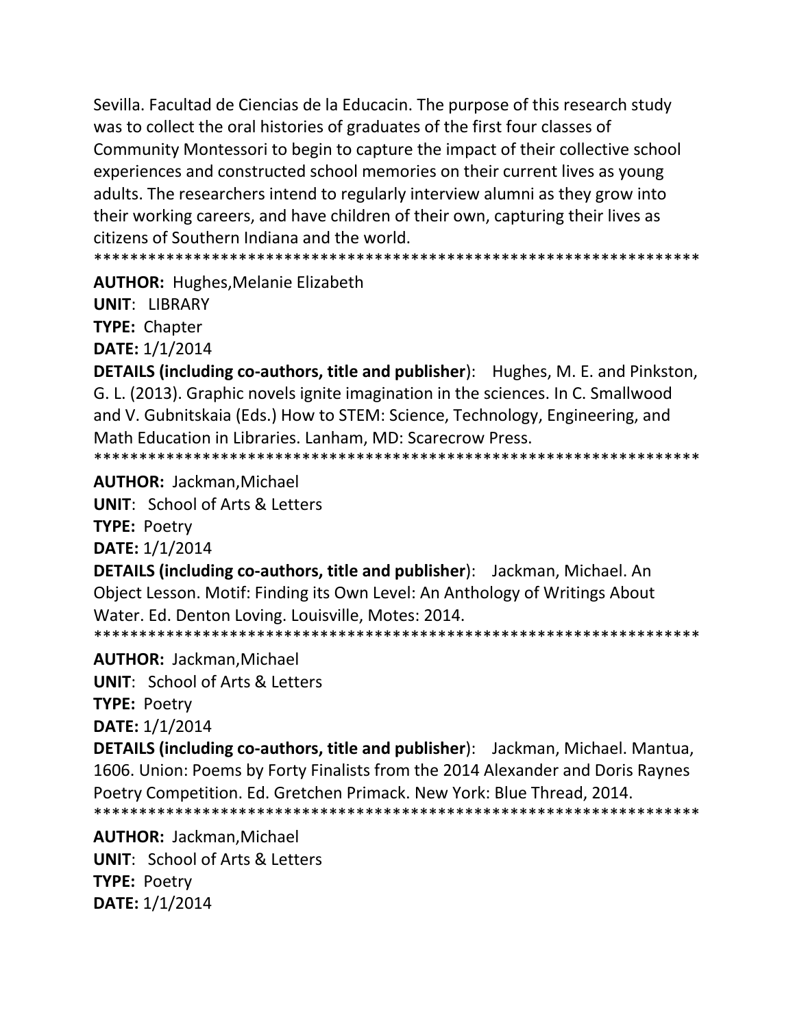Sevilla. Facultad de Ciencias de la Educacin. The purpose of this research study was to collect the oral histories of graduates of the first four classes of Community Montessori to begin to capture the impact of their collective school experiences and constructed school memories on their current lives as young adults. The researchers intend to regularly interview alumni as they grow into their working careers, and have children of their own, capturing their lives as citizens of Southern Indiana and the world.

*******************************************************************

**AUTHOR:** Hughes,Melanie Elizabeth
**UNIT**: LIBRARY
**TYPE:** Chapter
**DATE:** 1/1/2014
**DETAILS (including co-authors, title and publisher**): Hughes, M. E. and Pinkston, G. L. (2013). Graphic novels ignite imagination in the sciences. In C. Smallwood and V. Gubnitskaia (Eds.) How to STEM: Science, Technology, Engineering, and Math Education in Libraries. Lanham, MD: Scarecrow Press.

*******************************************************************

**AUTHOR:** Jackman,Michael
**UNIT**: School of Arts & Letters
**TYPE:** Poetry
**DATE:** 1/1/2014
**DETAILS (including co-authors, title and publisher**): Jackman, Michael. An Object Lesson. Motif: Finding its Own Level: An Anthology of Writings About Water. Ed. Denton Loving. Louisville, Motes: 2014.

*******************************************************************

**AUTHOR:** Jackman,Michael
**UNIT**: School of Arts & Letters
**TYPE:** Poetry
**DATE:** 1/1/2014
**DETAILS (including co-authors, title and publisher**): Jackman, Michael. Mantua, 1606. Union: Poems by Forty Finalists from the 2014 Alexander and Doris Raynes Poetry Competition. Ed. Gretchen Primack. New York: Blue Thread, 2014.

*******************************************************************

**AUTHOR:** Jackman,Michael
**UNIT**: School of Arts & Letters
**TYPE:** Poetry
**DATE:** 1/1/2014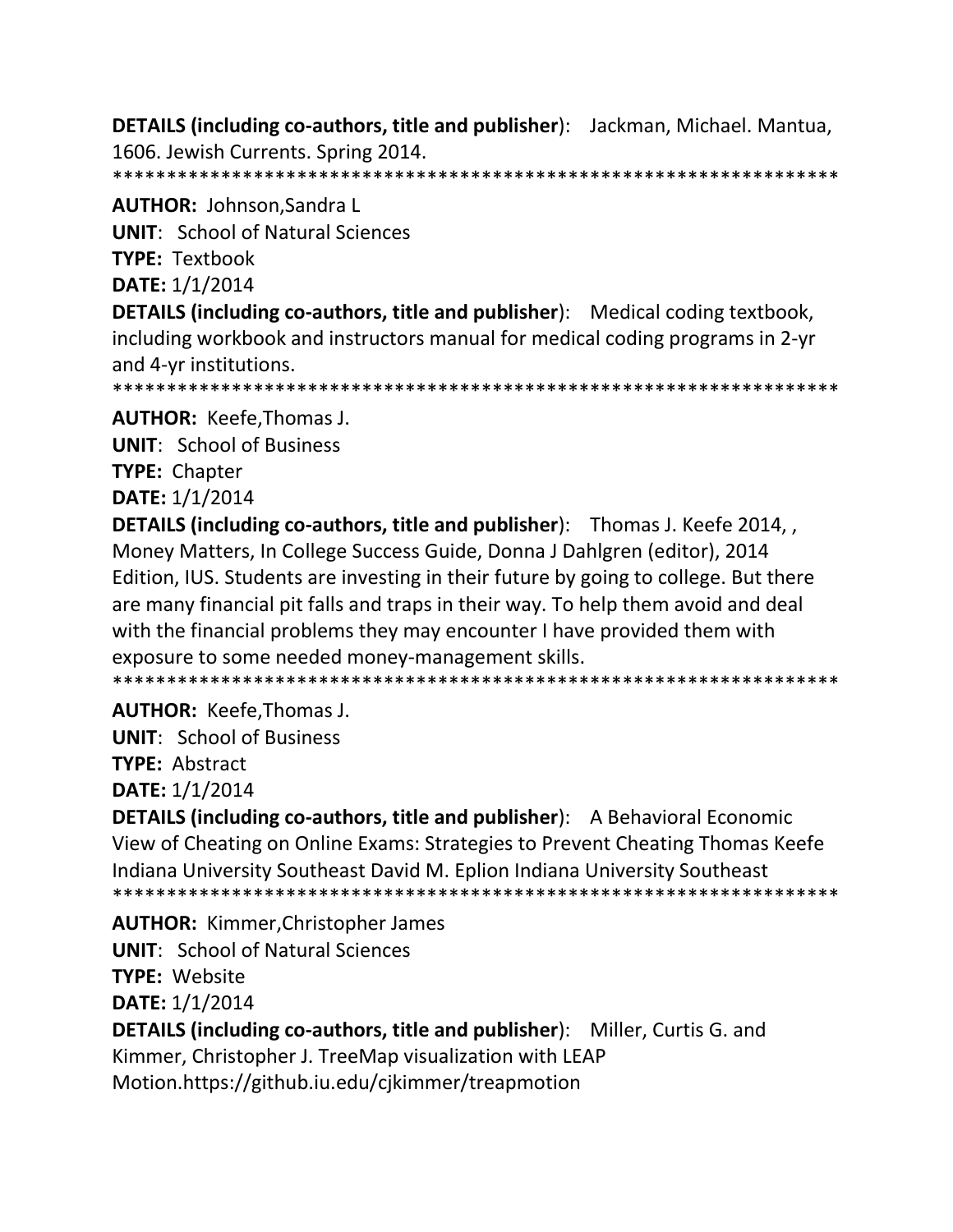**DETAILS (including co-authors, title and publisher)**: Jackman, Michael. Mantua, 1606. Jewish Currents. Spring 2014.
******************************************************************

**AUTHOR:** Johnson,Sandra L

**UNIT**: School of Natural Sciences

**TYPE:** Textbook

**DATE:** 1/1/2014

**DETAILS (including co-authors, title and publisher)**: Medical coding textbook, including workbook and instructors manual for medical coding programs in 2-yr and 4-yr institutions.
******************************************************************

**AUTHOR:** Keefe,Thomas J.

**UNIT**: School of Business

**TYPE:** Chapter

**DATE:** 1/1/2014

**DETAILS (including co-authors, title and publisher)**: Thomas J. Keefe 2014, , Money Matters, In College Success Guide, Donna J Dahlgren (editor), 2014 Edition, IUS. Students are investing in their future by going to college. But there are many financial pit falls and traps in their way. To help them avoid and deal with the financial problems they may encounter I have provided them with exposure to some needed money-management skills.
******************************************************************

**AUTHOR:** Keefe,Thomas J.

**UNIT**: School of Business

**TYPE:** Abstract

**DATE:** 1/1/2014

**DETAILS (including co-authors, title and publisher)**: A Behavioral Economic View of Cheating on Online Exams: Strategies to Prevent Cheating Thomas Keefe Indiana University Southeast David M. Eplion Indiana University Southeast
******************************************************************

**AUTHOR:** Kimmer,Christopher James

**UNIT**: School of Natural Sciences

**TYPE:** Website

**DATE:** 1/1/2014

**DETAILS (including co-authors, title and publisher)**: Miller, Curtis G. and Kimmer, Christopher J. TreeMap visualization with LEAP Motion.https://github.iu.edu/cjkimmer/treapmotion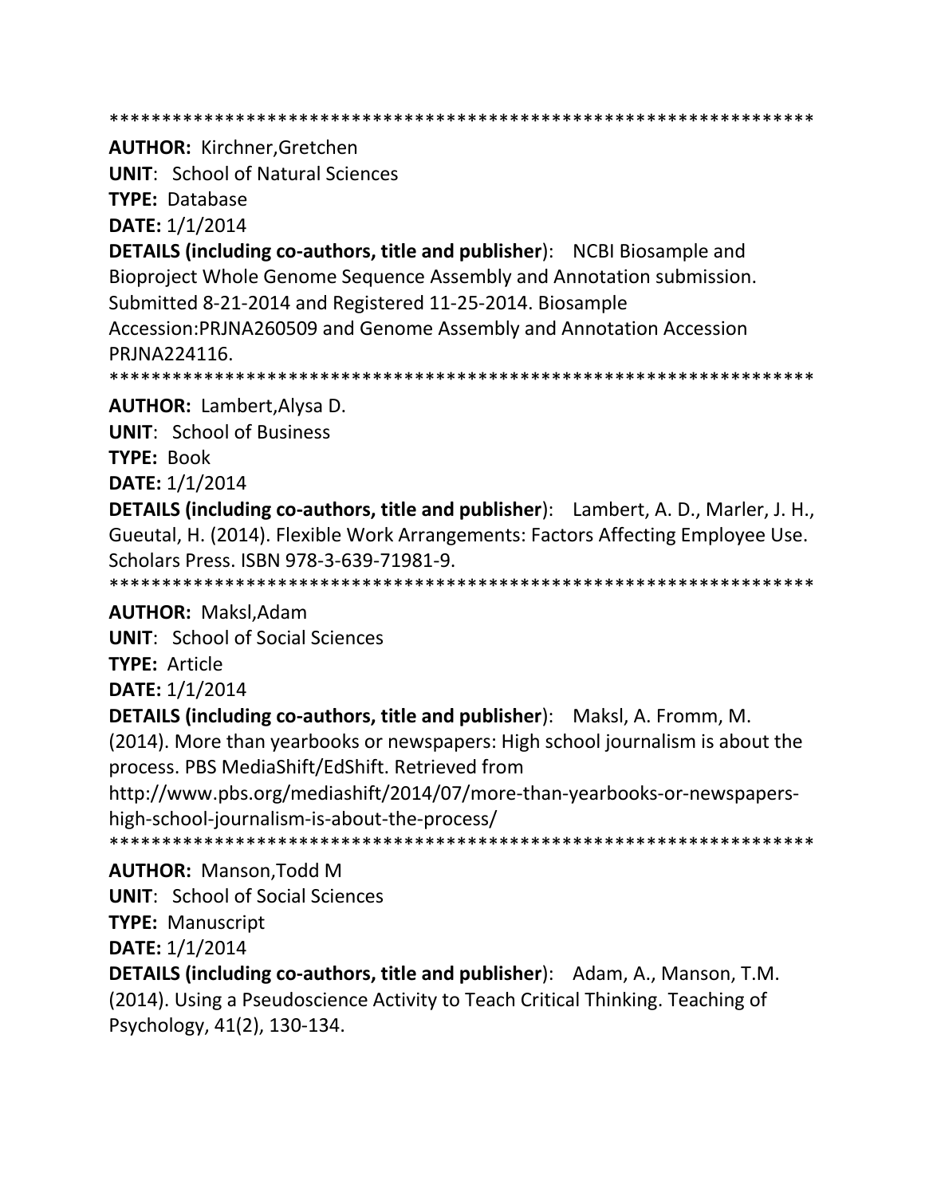*******************************************************************

**AUTHOR:** Kirchner,Gretchen

**UNIT**: School of Natural Sciences

**TYPE:** Database

**DATE:** 1/1/2014

**DETAILS (including co-authors, title and publisher**): NCBI Biosample and Bioproject Whole Genome Sequence Assembly and Annotation submission. Submitted 8-21-2014 and Registered 11-25-2014. Biosample Accession:PRJNA260509 and Genome Assembly and Annotation Accession PRJNA224116.

*******************************************************************

**AUTHOR:** Lambert,Alysa D.

**UNIT**: School of Business

**TYPE:** Book

**DATE:** 1/1/2014

**DETAILS (including co-authors, title and publisher**): Lambert, A. D., Marler, J. H., Gueutal, H. (2014). Flexible Work Arrangements: Factors Affecting Employee Use. Scholars Press. ISBN 978-3-639-71981-9.

*******************************************************************

**AUTHOR:** Maksl,Adam

**UNIT**: School of Social Sciences

**TYPE:** Article

**DATE:** 1/1/2014

**DETAILS (including co-authors, title and publisher**): Maksl, A. Fromm, M. (2014). More than yearbooks or newspapers: High school journalism is about the process. PBS MediaShift/EdShift. Retrieved from http://www.pbs.org/mediashift/2014/07/more-than-yearbooks-or-newspapers-high-school-journalism-is-about-the-process/

*******************************************************************

**AUTHOR:** Manson,Todd M

**UNIT**: School of Social Sciences

**TYPE:** Manuscript

**DATE:** 1/1/2014

**DETAILS (including co-authors, title and publisher**): Adam, A., Manson, T.M. (2014). Using a Pseudoscience Activity to Teach Critical Thinking. Teaching of Psychology, 41(2), 130-134.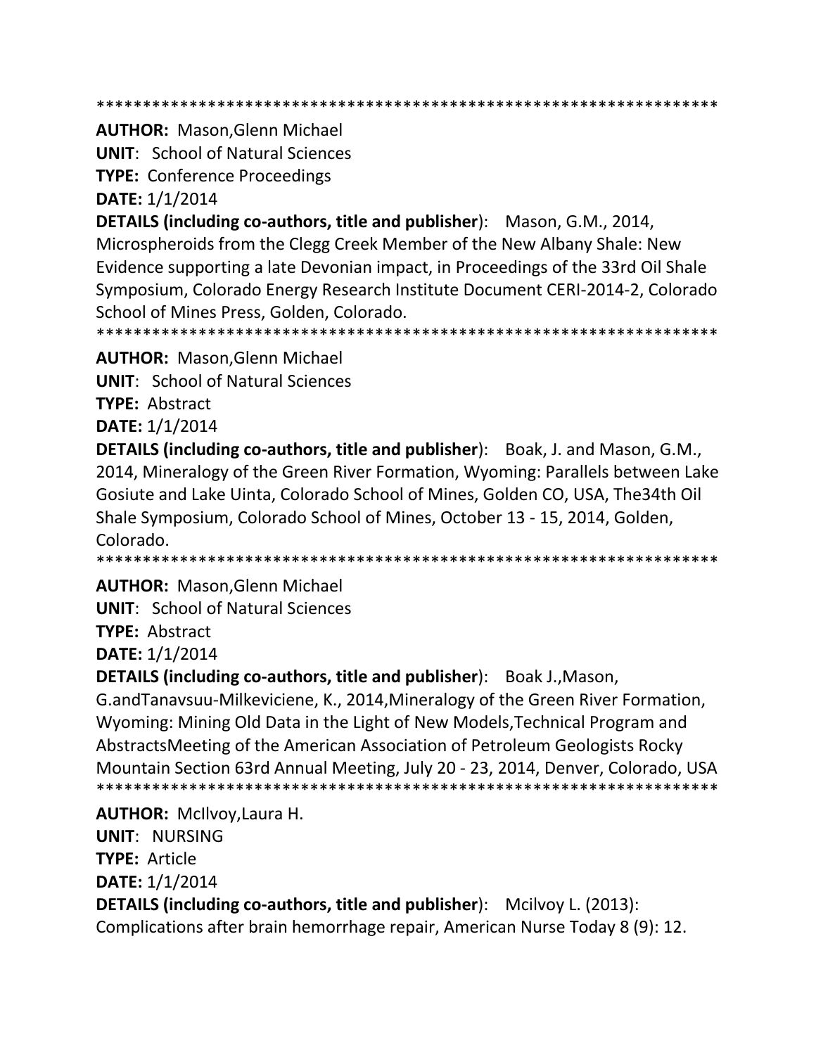*******************************************************************

**AUTHOR:** Mason,Glenn Michael
**UNIT**: School of Natural Sciences
**TYPE:** Conference Proceedings
**DATE:** 1/1/2014
**DETAILS (including co-authors, title and publisher)**: Mason, G.M., 2014, Microspheroids from the Clegg Creek Member of the New Albany Shale: New Evidence supporting a late Devonian impact, in Proceedings of the 33rd Oil Shale Symposium, Colorado Energy Research Institute Document CERI-2014-2, Colorado School of Mines Press, Golden, Colorado.

*******************************************************************

**AUTHOR:** Mason,Glenn Michael
**UNIT**: School of Natural Sciences
**TYPE:** Abstract
**DATE:** 1/1/2014
**DETAILS (including co-authors, title and publisher)**: Boak, J. and Mason, G.M., 2014, Mineralogy of the Green River Formation, Wyoming: Parallels between Lake Gosiute and Lake Uinta, Colorado School of Mines, Golden CO, USA, The34th Oil Shale Symposium, Colorado School of Mines, October 13 - 15, 2014, Golden, Colorado.

*******************************************************************

**AUTHOR:** Mason,Glenn Michael
**UNIT**: School of Natural Sciences
**TYPE:** Abstract
**DATE:** 1/1/2014
**DETAILS (including co-authors, title and publisher)**: Boak J.,Mason, G.andTanavsuu-Milkeviciene, K., 2014,Mineralogy of the Green River Formation, Wyoming: Mining Old Data in the Light of New Models,Technical Program and AbstractsMeeting of the American Association of Petroleum Geologists Rocky Mountain Section 63rd Annual Meeting, July 20 - 23, 2014, Denver, Colorado, USA

*******************************************************************

**AUTHOR:** McIlvoy,Laura H.
**UNIT**: NURSING
**TYPE:** Article
**DATE:** 1/1/2014
**DETAILS (including co-authors, title and publisher)**: Mcilvoy L. (2013): Complications after brain hemorrhage repair, American Nurse Today 8 (9): 12.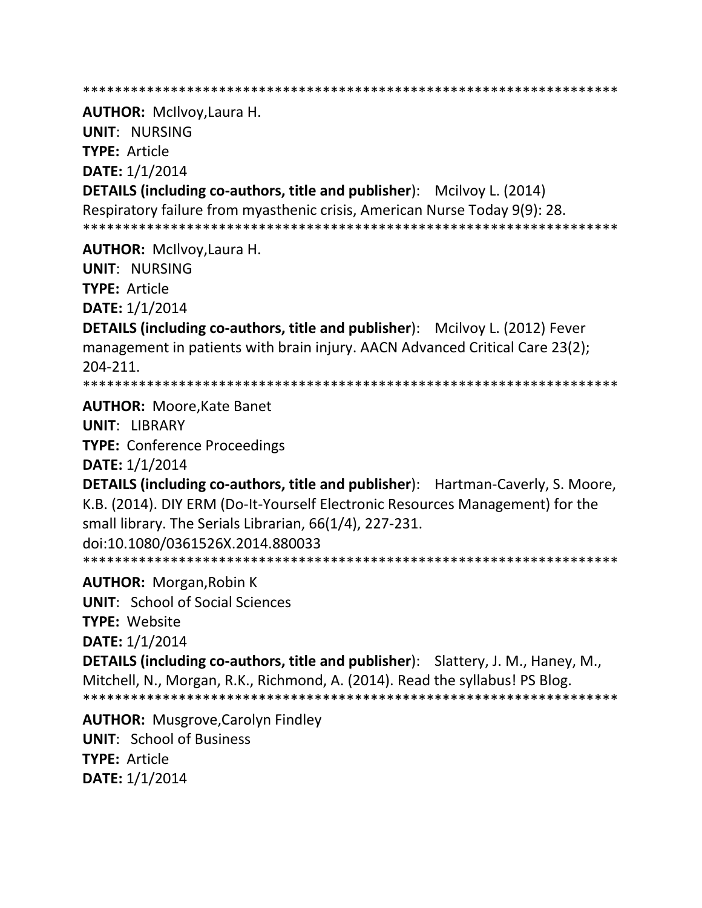*******************************************************************

**AUTHOR:** McIlvoy,Laura H.
**UNIT**: NURSING
**TYPE:** Article
**DATE:** 1/1/2014
**DETAILS (including co-authors, title and publisher**): Mcilvoy L. (2014) Respiratory failure from myasthenic crisis, American Nurse Today 9(9): 28.

*******************************************************************

**AUTHOR:** McIlvoy,Laura H.
**UNIT**: NURSING
**TYPE:** Article
**DATE:** 1/1/2014
**DETAILS (including co-authors, title and publisher**): Mcilvoy L. (2012) Fever management in patients with brain injury. AACN Advanced Critical Care 23(2); 204-211.

*******************************************************************

**AUTHOR:** Moore,Kate Banet
**UNIT**: LIBRARY
**TYPE:** Conference Proceedings
**DATE:** 1/1/2014
**DETAILS (including co-authors, title and publisher**): Hartman-Caverly, S. Moore, K.B. (2014). DIY ERM (Do-It-Yourself Electronic Resources Management) for the small library. The Serials Librarian, 66(1/4), 227-231. doi:10.1080/0361526X.2014.880033

*******************************************************************

**AUTHOR:** Morgan,Robin K
**UNIT**: School of Social Sciences
**TYPE:** Website
**DATE:** 1/1/2014
**DETAILS (including co-authors, title and publisher**): Slattery, J. M., Haney, M., Mitchell, N., Morgan, R.K., Richmond, A. (2014). Read the syllabus! PS Blog.

*******************************************************************

**AUTHOR:** Musgrove,Carolyn Findley
**UNIT**: School of Business
**TYPE:** Article
**DATE:** 1/1/2014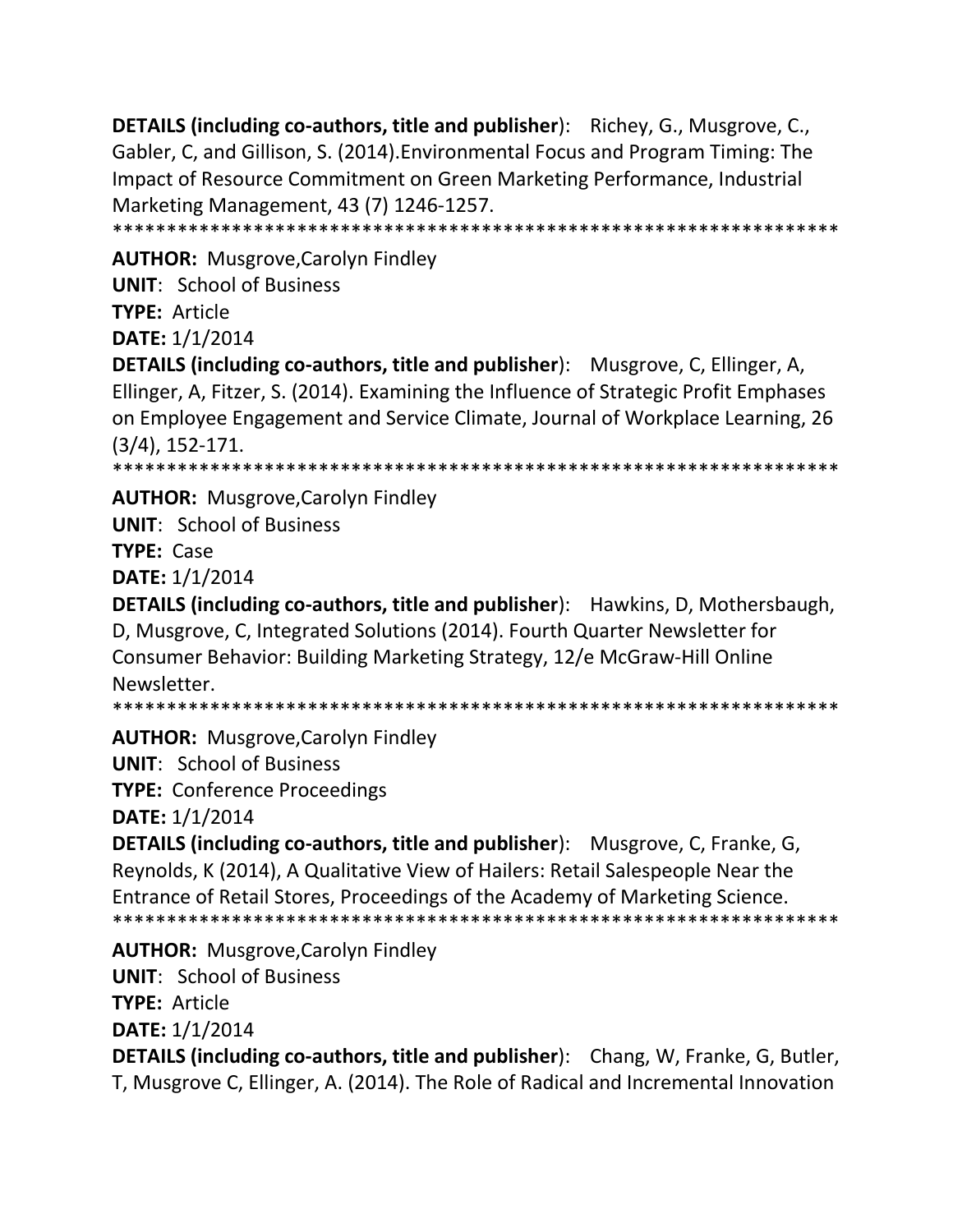**DETAILS (including co-authors, title and publisher)**: Richey, G., Musgrove, C., Gabler, C, and Gillison, S. (2014).Environmental Focus and Program Timing: The Impact of Resource Commitment on Green Marketing Performance, Industrial Marketing Management, 43 (7) 1246-1257.

******************************************************************

**AUTHOR:** Musgrove,Carolyn Findley

**UNIT**: School of Business

**TYPE:** Article

**DATE:** 1/1/2014

**DETAILS (including co-authors, title and publisher)**: Musgrove, C, Ellinger, A, Ellinger, A, Fitzer, S. (2014). Examining the Influence of Strategic Profit Emphases on Employee Engagement and Service Climate, Journal of Workplace Learning, 26 (3/4), 152-171.

******************************************************************

**AUTHOR:** Musgrove,Carolyn Findley

**UNIT**: School of Business

**TYPE:** Case

**DATE:** 1/1/2014

**DETAILS (including co-authors, title and publisher)**: Hawkins, D, Mothersbaugh, D, Musgrove, C, Integrated Solutions (2014). Fourth Quarter Newsletter for Consumer Behavior: Building Marketing Strategy, 12/e McGraw-Hill Online Newsletter.

******************************************************************

**AUTHOR:** Musgrove,Carolyn Findley

**UNIT**: School of Business

**TYPE:** Conference Proceedings

**DATE:** 1/1/2014

**DETAILS (including co-authors, title and publisher)**: Musgrove, C, Franke, G, Reynolds, K (2014), A Qualitative View of Hailers: Retail Salespeople Near the Entrance of Retail Stores, Proceedings of the Academy of Marketing Science.

******************************************************************

**AUTHOR:** Musgrove,Carolyn Findley

**UNIT**: School of Business

**TYPE:** Article

**DATE:** 1/1/2014

**DETAILS (including co-authors, title and publisher)**: Chang, W, Franke, G, Butler, T, Musgrove C, Ellinger, A. (2014). The Role of Radical and Incremental Innovation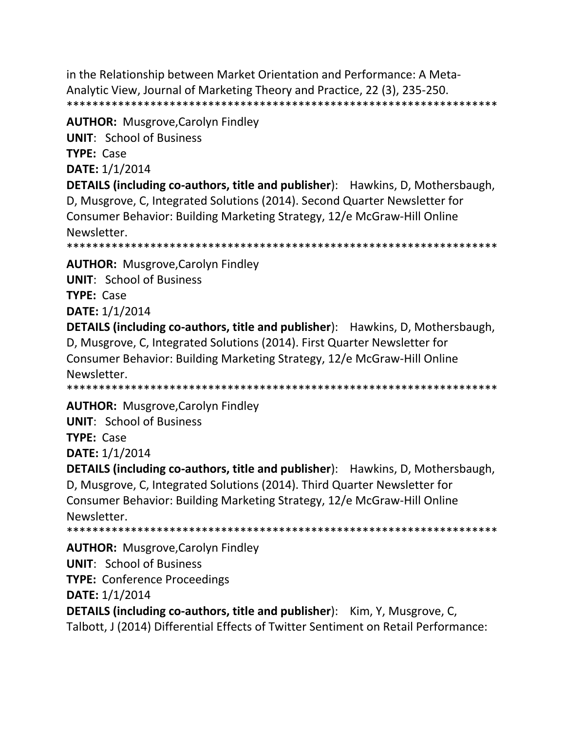in the Relationship between Market Orientation and Performance: A Meta-Analytic View, Journal of Marketing Theory and Practice, 22 (3), 235-250.
*******************************************************************

**AUTHOR:** Musgrove,Carolyn Findley
**UNIT**: School of Business
**TYPE:** Case
**DATE:** 1/1/2014
**DETAILS (including co-authors, title and publisher**): Hawkins, D, Mothersbaugh, D, Musgrove, C, Integrated Solutions (2014). Second Quarter Newsletter for Consumer Behavior: Building Marketing Strategy, 12/e McGraw-Hill Online Newsletter.
*******************************************************************

**AUTHOR:** Musgrove,Carolyn Findley
**UNIT**: School of Business
**TYPE:** Case
**DATE:** 1/1/2014
**DETAILS (including co-authors, title and publisher**): Hawkins, D, Mothersbaugh, D, Musgrove, C, Integrated Solutions (2014). First Quarter Newsletter for Consumer Behavior: Building Marketing Strategy, 12/e McGraw-Hill Online Newsletter.
*******************************************************************

**AUTHOR:** Musgrove,Carolyn Findley
**UNIT**: School of Business
**TYPE:** Case
**DATE:** 1/1/2014
**DETAILS (including co-authors, title and publisher**): Hawkins, D, Mothersbaugh, D, Musgrove, C, Integrated Solutions (2014). Third Quarter Newsletter for Consumer Behavior: Building Marketing Strategy, 12/e McGraw-Hill Online Newsletter.
*******************************************************************

**AUTHOR:** Musgrove,Carolyn Findley
**UNIT**: School of Business
**TYPE:** Conference Proceedings
**DATE:** 1/1/2014
**DETAILS (including co-authors, title and publisher**): Kim, Y, Musgrove, C, Talbott, J (2014) Differential Effects of Twitter Sentiment on Retail Performance: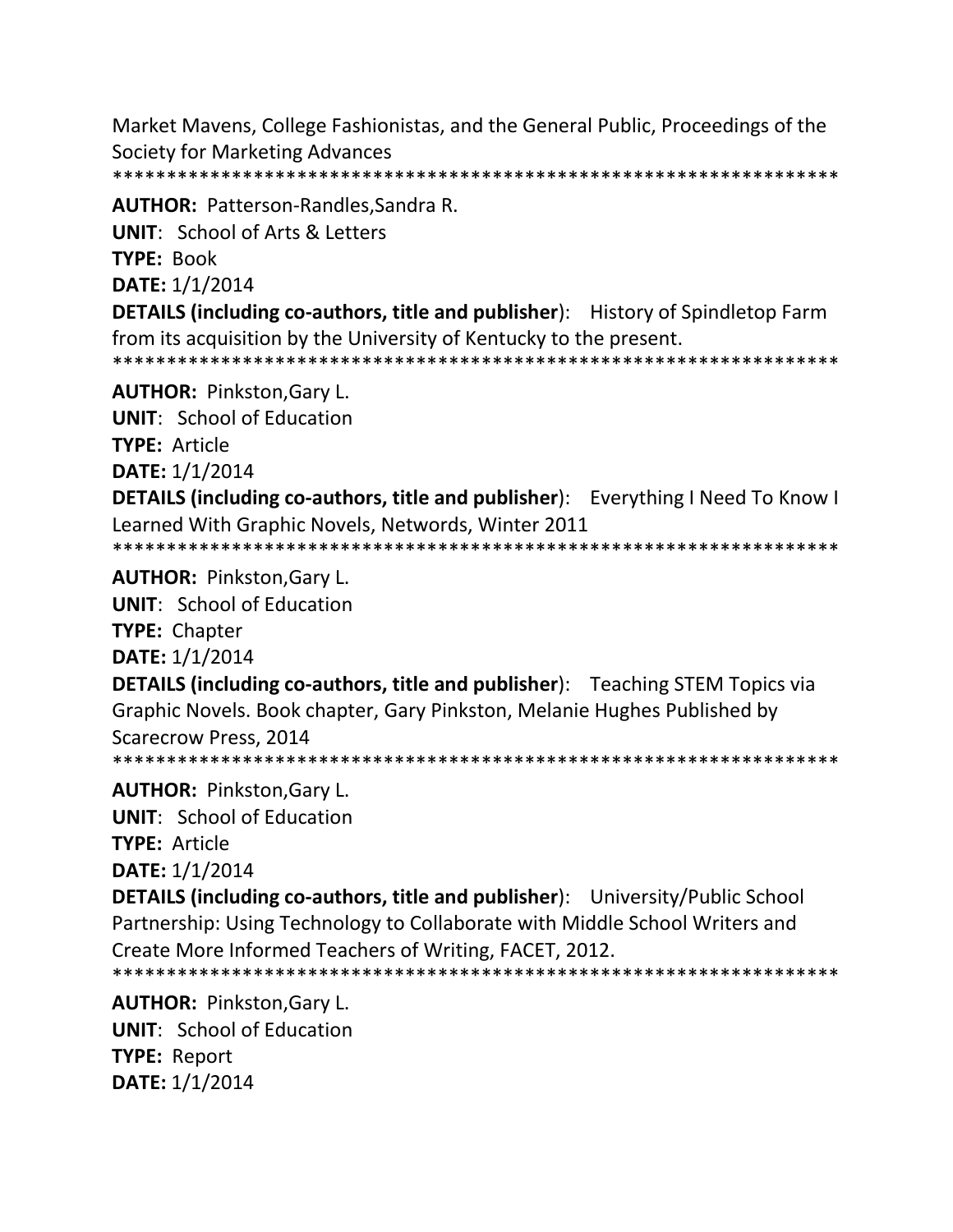Market Mavens, College Fashionistas, and the General Public, Proceedings of the Society for Marketing Advances
*******************************************************************

**AUTHOR:** Patterson-Randles,Sandra R.
**UNIT**: School of Arts & Letters
**TYPE:** Book
**DATE:** 1/1/2014
**DETAILS (including co-authors, title and publisher)**: History of Spindletop Farm from its acquisition by the University of Kentucky to the present.
*******************************************************************

**AUTHOR:** Pinkston,Gary L.
**UNIT**: School of Education
**TYPE:** Article
**DATE:** 1/1/2014
**DETAILS (including co-authors, title and publisher)**: Everything I Need To Know I Learned With Graphic Novels, Networds, Winter 2011
*******************************************************************

**AUTHOR:** Pinkston,Gary L.
**UNIT**: School of Education
**TYPE:** Chapter
**DATE:** 1/1/2014
**DETAILS (including co-authors, title and publisher)**: Teaching STEM Topics via Graphic Novels. Book chapter, Gary Pinkston, Melanie Hughes Published by Scarecrow Press, 2014
*******************************************************************

**AUTHOR:** Pinkston,Gary L.
**UNIT**: School of Education
**TYPE:** Article
**DATE:** 1/1/2014
**DETAILS (including co-authors, title and publisher)**: University/Public School Partnership: Using Technology to Collaborate with Middle School Writers and Create More Informed Teachers of Writing, FACET, 2012.
*******************************************************************

**AUTHOR:** Pinkston,Gary L.
**UNIT**: School of Education
**TYPE:** Report
**DATE:** 1/1/2014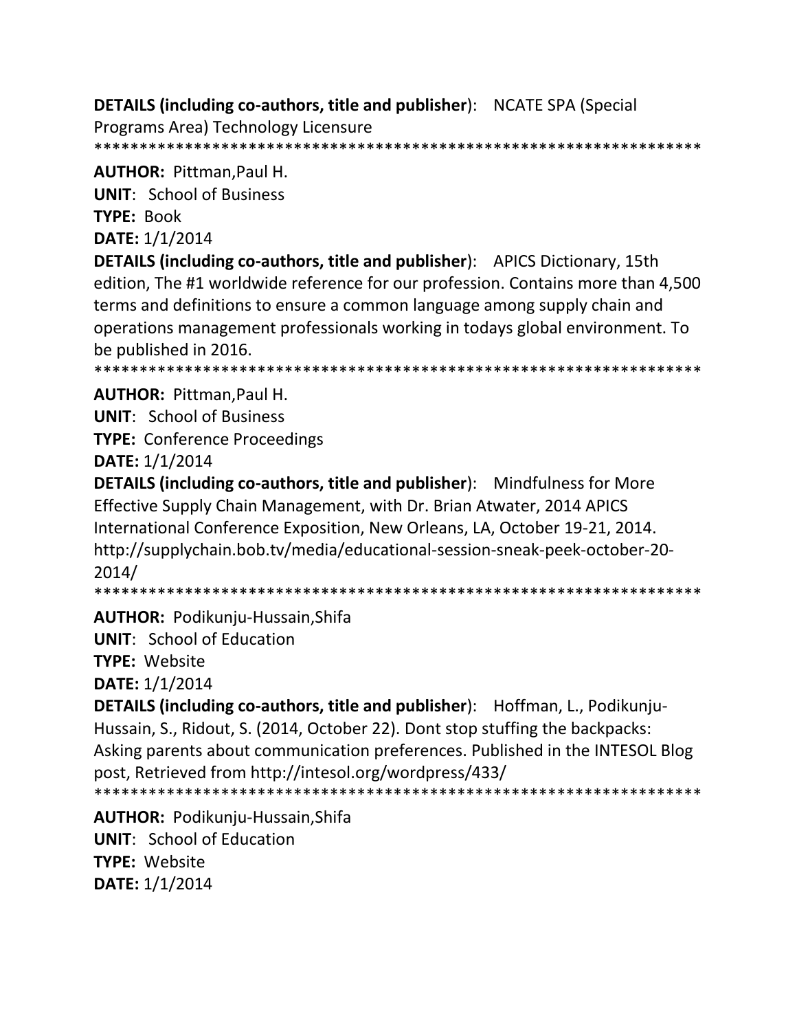**DETAILS (including co-authors, title and publisher**): NCATE SPA (Special Programs Area) Technology Licensure

*******************************************************************

**AUTHOR:** Pittman,Paul H.

**UNIT**: School of Business

**TYPE:** Book

**DATE:** 1/1/2014

**DETAILS (including co-authors, title and publisher**): APICS Dictionary, 15th edition, The #1 worldwide reference for our profession. Contains more than 4,500 terms and definitions to ensure a common language among supply chain and operations management professionals working in todays global environment. To be published in 2016.

*******************************************************************

**AUTHOR:** Pittman,Paul H.

**UNIT**: School of Business

**TYPE:** Conference Proceedings

**DATE:** 1/1/2014

**DETAILS (including co-authors, title and publisher**): Mindfulness for More Effective Supply Chain Management, with Dr. Brian Atwater, 2014 APICS International Conference Exposition, New Orleans, LA, October 19-21, 2014. http://supplychain.bob.tv/media/educational-session-sneak-peek-october-20-2014/

*******************************************************************

**AUTHOR:** Podikunju-Hussain,Shifa

**UNIT**: School of Education

**TYPE:** Website

**DATE:** 1/1/2014

**DETAILS (including co-authors, title and publisher**): Hoffman, L., Podikunju-Hussain, S., Ridout, S. (2014, October 22). Dont stop stuffing the backpacks: Asking parents about communication preferences. Published in the INTESOL Blog post, Retrieved from http://intesol.org/wordpress/433/

*******************************************************************

**AUTHOR:** Podikunju-Hussain,Shifa

**UNIT**: School of Education

**TYPE:** Website

**DATE:** 1/1/2014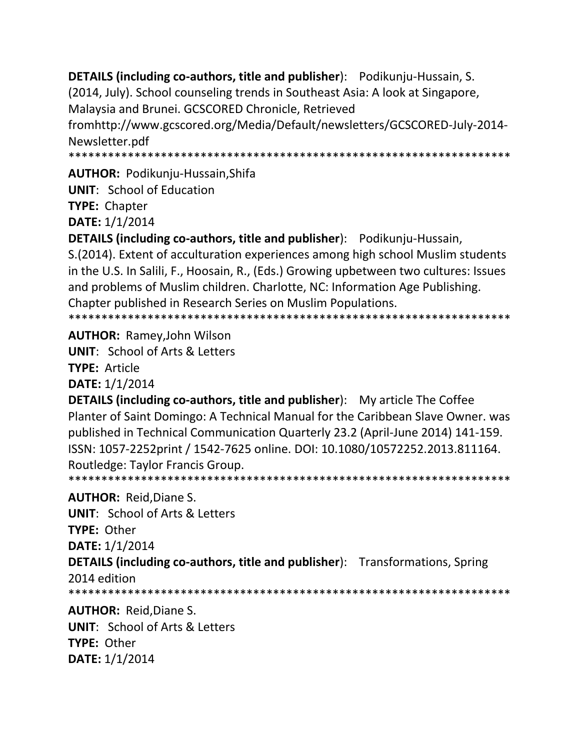**DETAILS (including co-authors, title and publisher)**: Podikunju-Hussain, S. (2014, July). School counseling trends in Southeast Asia: A look at Singapore, Malaysia and Brunei. GCSCORED Chronicle, Retrieved fromhttp://www.gcscored.org/Media/Default/newsletters/GCSCORED-July-2014-Newsletter.pdf

******************************************************************

**AUTHOR:** Podikunju-Hussain,Shifa
**UNIT**: School of Education
**TYPE:** Chapter
**DATE:** 1/1/2014
**DETAILS (including co-authors, title and publisher)**: Podikunju-Hussain, S.(2014). Extent of acculturation experiences among high school Muslim students in the U.S. In Salili, F., Hoosain, R., (Eds.) Growing upbetween two cultures: Issues and problems of Muslim children. Charlotte, NC: Information Age Publishing. Chapter published in Research Series on Muslim Populations.

******************************************************************

**AUTHOR:** Ramey,John Wilson
**UNIT**: School of Arts & Letters
**TYPE:** Article
**DATE:** 1/1/2014
**DETAILS (including co-authors, title and publisher)**: My article The Coffee Planter of Saint Domingo: A Technical Manual for the Caribbean Slave Owner. was published in Technical Communication Quarterly 23.2 (April-June 2014) 141-159. ISSN: 1057-2252print / 1542-7625 online. DOI: 10.1080/10572252.2013.811164. Routledge: Taylor Francis Group.

******************************************************************

**AUTHOR:** Reid,Diane S.
**UNIT**: School of Arts & Letters
**TYPE:** Other
**DATE:** 1/1/2014
**DETAILS (including co-authors, title and publisher)**: Transformations, Spring 2014 edition

******************************************************************

**AUTHOR:** Reid,Diane S.
**UNIT**: School of Arts & Letters
**TYPE:** Other
**DATE:** 1/1/2014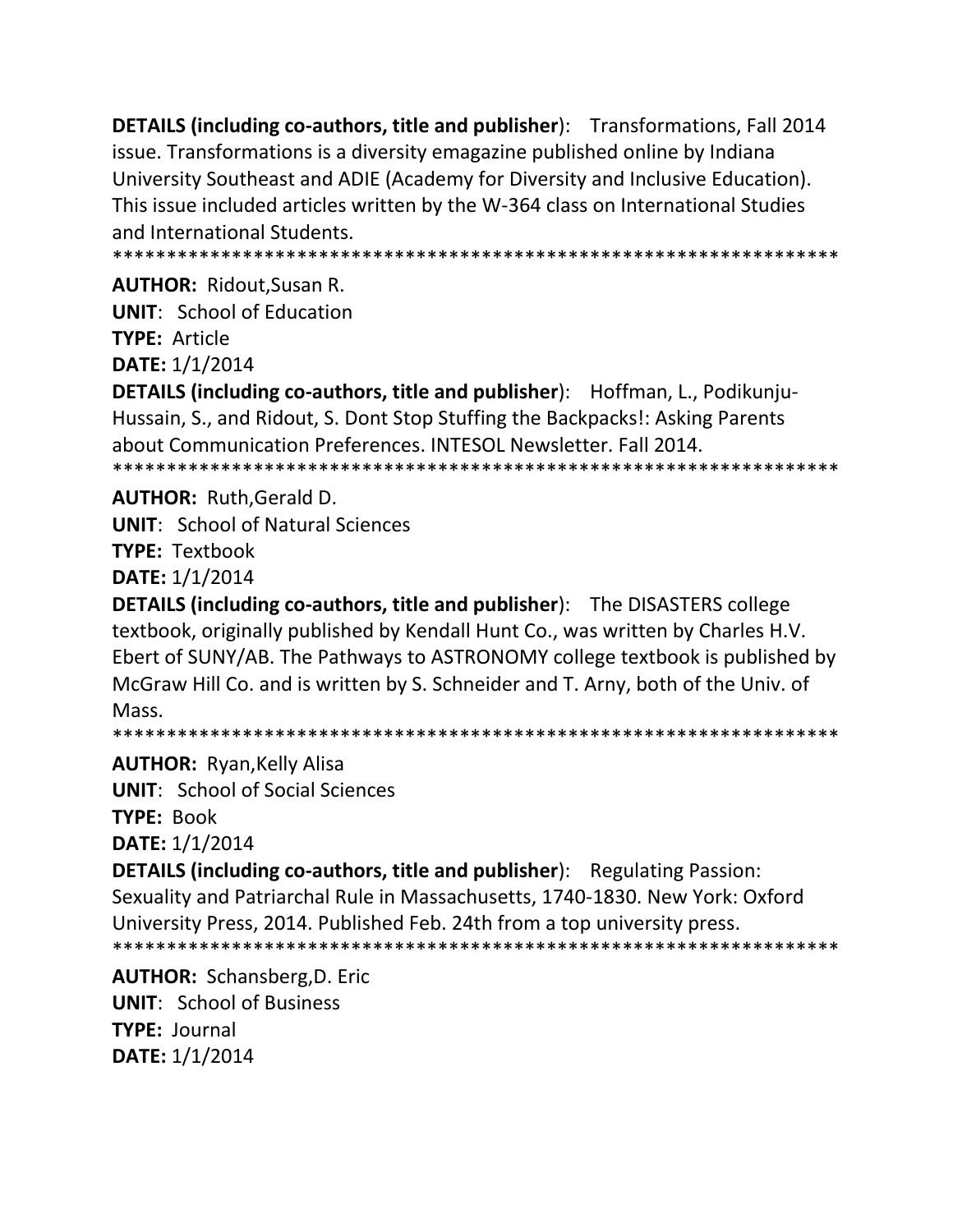**DETAILS (including co-authors, title and publisher**): Transformations, Fall 2014 issue. Transformations is a diversity emagazine published online by Indiana University Southeast and ADIE (Academy for Diversity and Inclusive Education). This issue included articles written by the W-364 class on International Studies and International Students.

*******************************************************************

**AUTHOR:** Ridout,Susan R.

**UNIT**: School of Education

**TYPE:** Article

**DATE:** 1/1/2014

**DETAILS (including co-authors, title and publisher**): Hoffman, L., Podikunju-Hussain, S., and Ridout, S. Dont Stop Stuffing the Backpacks!: Asking Parents about Communication Preferences. INTESOL Newsletter. Fall 2014.

*******************************************************************

**AUTHOR:** Ruth,Gerald D.

**UNIT**: School of Natural Sciences

**TYPE:** Textbook

**DATE:** 1/1/2014

**DETAILS (including co-authors, title and publisher**): The DISASTERS college textbook, originally published by Kendall Hunt Co., was written by Charles H.V. Ebert of SUNY/AB. The Pathways to ASTRONOMY college textbook is published by McGraw Hill Co. and is written by S. Schneider and T. Arny, both of the Univ. of Mass.

*******************************************************************

**AUTHOR:** Ryan,Kelly Alisa

**UNIT**: School of Social Sciences

**TYPE:** Book

**DATE:** 1/1/2014

**DETAILS (including co-authors, title and publisher**): Regulating Passion: Sexuality and Patriarchal Rule in Massachusetts, 1740-1830. New York: Oxford University Press, 2014. Published Feb. 24th from a top university press.

*******************************************************************

**AUTHOR:** Schansberg,D. Eric

**UNIT**: School of Business

**TYPE:** Journal

**DATE:** 1/1/2014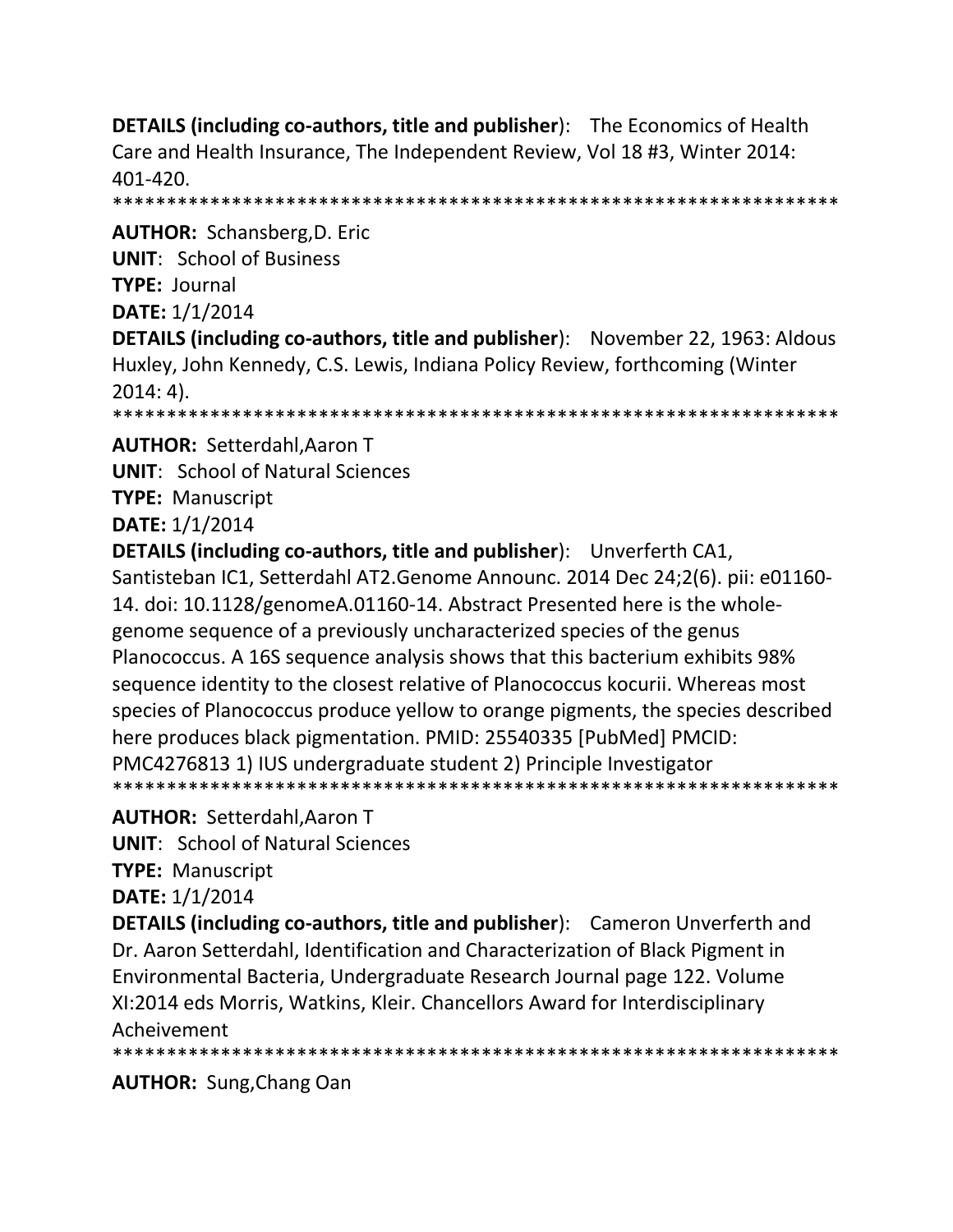**DETAILS (including co-authors, title and publisher**): The Economics of Health Care and Health Insurance, The Independent Review, Vol 18 #3, Winter 2014: 401-420.
*******************************************************************

**AUTHOR:** Schansberg,D. Eric
**UNIT**: School of Business
**TYPE:** Journal
**DATE:** 1/1/2014
**DETAILS (including co-authors, title and publisher**): November 22, 1963: Aldous Huxley, John Kennedy, C.S. Lewis, Indiana Policy Review, forthcoming (Winter 2014: 4).
*******************************************************************

**AUTHOR:** Setterdahl,Aaron T
**UNIT**: School of Natural Sciences
**TYPE:** Manuscript
**DATE:** 1/1/2014
**DETAILS (including co-authors, title and publisher**): Unverferth CA1, Santisteban IC1, Setterdahl AT2.Genome Announc. 2014 Dec 24;2(6). pii: e01160-14. doi: 10.1128/genomeA.01160-14. Abstract Presented here is the whole-genome sequence of a previously uncharacterized species of the genus Planococcus. A 16S sequence analysis shows that this bacterium exhibits 98% sequence identity to the closest relative of Planococcus kocurii. Whereas most species of Planococcus produce yellow to orange pigments, the species described here produces black pigmentation. PMID: 25540335 [PubMed] PMCID: PMC4276813 1) IUS undergraduate student 2) Principle Investigator
*******************************************************************

**AUTHOR:** Setterdahl,Aaron T
**UNIT**: School of Natural Sciences
**TYPE:** Manuscript
**DATE:** 1/1/2014
**DETAILS (including co-authors, title and publisher**): Cameron Unverferth and Dr. Aaron Setterdahl, Identification and Characterization of Black Pigment in Environmental Bacteria, Undergraduate Research Journal page 122. Volume XI:2014 eds Morris, Watkins, Kleir. Chancellors Award for Interdisciplinary Acheivement
*******************************************************************

**AUTHOR:** Sung,Chang Oan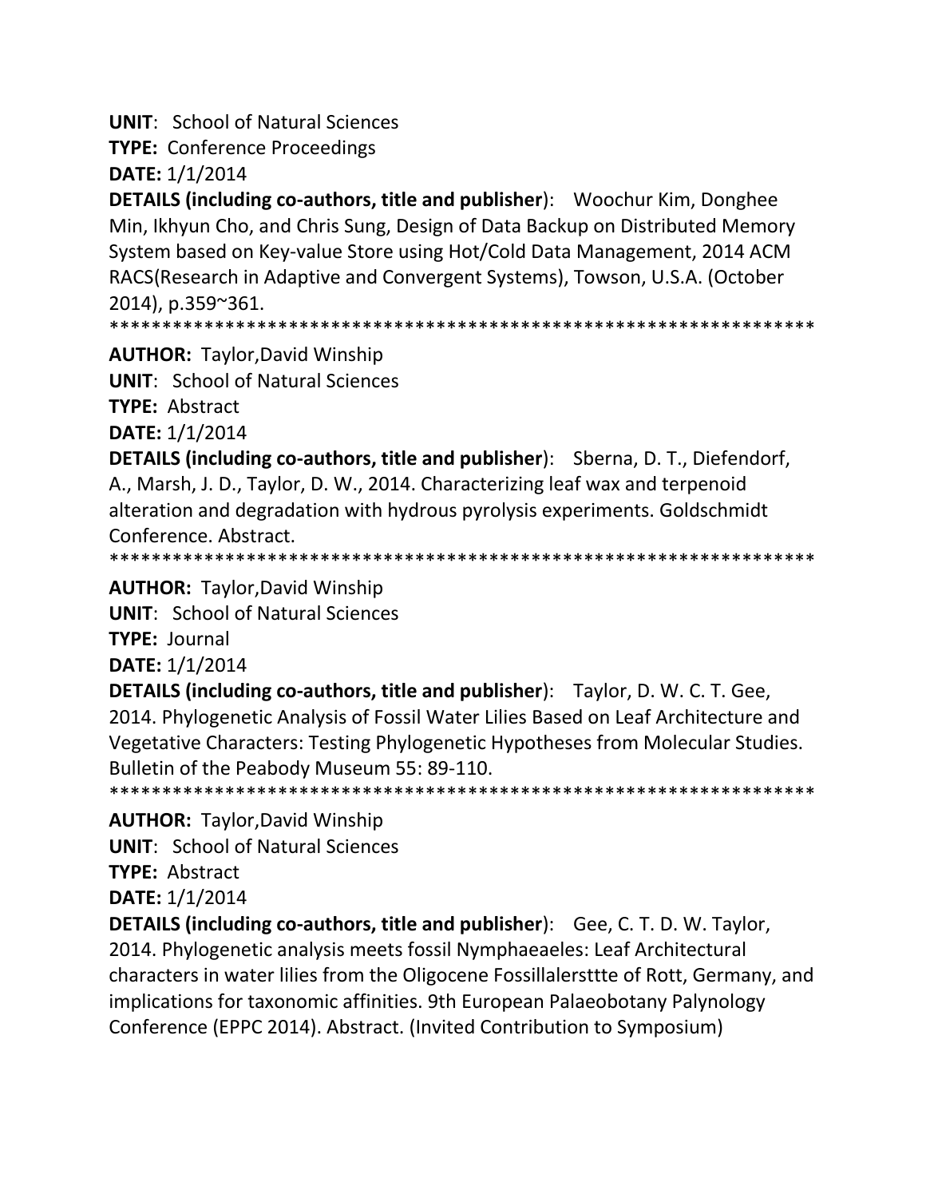**UNIT**: School of Natural Sciences

**TYPE:** Conference Proceedings

**DATE:** 1/1/2014

**DETAILS (including co-authors, title and publisher**): Woochur Kim, Donghee Min, Ikhyun Cho, and Chris Sung, Design of Data Backup on Distributed Memory System based on Key-value Store using Hot/Cold Data Management, 2014 ACM RACS(Research in Adaptive and Convergent Systems), Towson, U.S.A. (October 2014), p.359~361.

******************************************************************

**AUTHOR:** Taylor,David Winship

**UNIT**: School of Natural Sciences

**TYPE:** Abstract

**DATE:** 1/1/2014

**DETAILS (including co-authors, title and publisher**): Sberna, D. T., Diefendorf, A., Marsh, J. D., Taylor, D. W., 2014. Characterizing leaf wax and terpenoid alteration and degradation with hydrous pyrolysis experiments. Goldschmidt Conference. Abstract.

******************************************************************

**AUTHOR:** Taylor,David Winship

**UNIT**: School of Natural Sciences

**TYPE:** Journal

**DATE:** 1/1/2014

**DETAILS (including co-authors, title and publisher**): Taylor, D. W. C. T. Gee, 2014. Phylogenetic Analysis of Fossil Water Lilies Based on Leaf Architecture and Vegetative Characters: Testing Phylogenetic Hypotheses from Molecular Studies. Bulletin of the Peabody Museum 55: 89-110.

******************************************************************

**AUTHOR:** Taylor,David Winship

**UNIT**: School of Natural Sciences

**TYPE:** Abstract

**DATE:** 1/1/2014

**DETAILS (including co-authors, title and publisher**): Gee, C. T. D. W. Taylor, 2014. Phylogenetic analysis meets fossil Nymphaeaeles: Leaf Architectural characters in water lilies from the Oligocene Fossillalersttte of Rott, Germany, and implications for taxonomic affinities. 9th European Palaeobotany Palynology Conference (EPPC 2014). Abstract. (Invited Contribution to Symposium)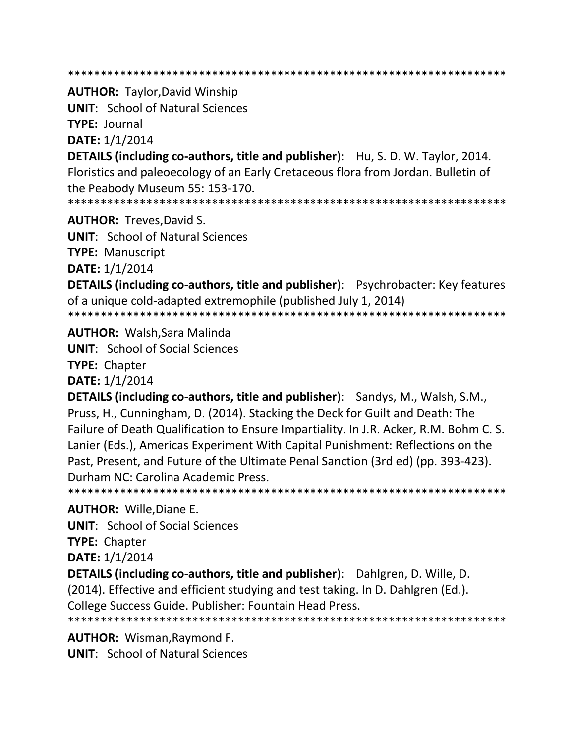*******************************************************************

**AUTHOR:** Taylor,David Winship
**UNIT**: School of Natural Sciences
**TYPE:** Journal
**DATE:** 1/1/2014
**DETAILS (including co-authors, title and publisher**): Hu, S. D. W. Taylor, 2014. Floristics and paleoecology of an Early Cretaceous flora from Jordan. Bulletin of the Peabody Museum 55: 153-170.

*******************************************************************

**AUTHOR:** Treves,David S.
**UNIT**: School of Natural Sciences
**TYPE:** Manuscript
**DATE:** 1/1/2014
**DETAILS (including co-authors, title and publisher**): Psychrobacter: Key features of a unique cold-adapted extremophile (published July 1, 2014)

*******************************************************************

**AUTHOR:** Walsh,Sara Malinda
**UNIT**: School of Social Sciences
**TYPE:** Chapter
**DATE:** 1/1/2014
**DETAILS (including co-authors, title and publisher**): Sandys, M., Walsh, S.M., Pruss, H., Cunningham, D. (2014). Stacking the Deck for Guilt and Death: The Failure of Death Qualification to Ensure Impartiality. In J.R. Acker, R.M. Bohm C. S. Lanier (Eds.), Americas Experiment With Capital Punishment: Reflections on the Past, Present, and Future of the Ultimate Penal Sanction (3rd ed) (pp. 393-423). Durham NC: Carolina Academic Press.

*******************************************************************

**AUTHOR:** Wille,Diane E.
**UNIT**: School of Social Sciences
**TYPE:** Chapter
**DATE:** 1/1/2014
**DETAILS (including co-authors, title and publisher**): Dahlgren, D. Wille, D. (2014). Effective and efficient studying and test taking. In D. Dahlgren (Ed.). College Success Guide. Publisher: Fountain Head Press.

*******************************************************************

**AUTHOR:** Wisman,Raymond F.
**UNIT**: School of Natural Sciences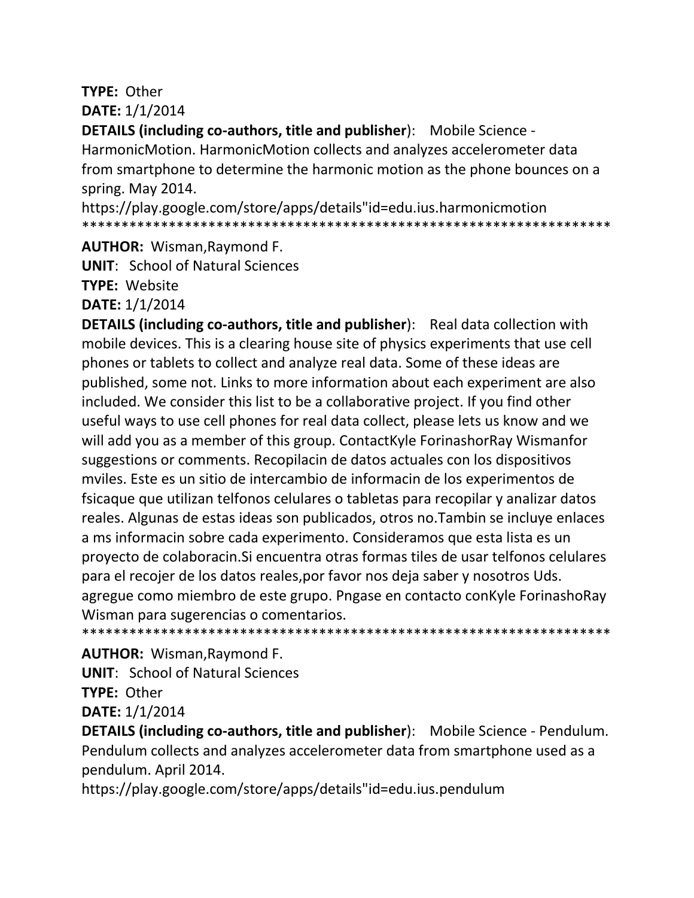**TYPE:** Other

**DATE:** 1/1/2014

**DETAILS (including co-authors, title and publisher**): Mobile Science - HarmonicMotion. HarmonicMotion collects and analyzes accelerometer data from smartphone to determine the harmonic motion as the phone bounces on a spring. May 2014. https://play.google.com/store/apps/details"id=edu.ius.harmonicmotion

*******************************************************************

**AUTHOR:** Wisman,Raymond F.

**UNIT**: School of Natural Sciences

**TYPE:** Website

**DATE:** 1/1/2014

**DETAILS (including co-authors, title and publisher**): Real data collection with mobile devices. This is a clearing house site of physics experiments that use cell phones or tablets to collect and analyze real data. Some of these ideas are published, some not. Links to more information about each experiment are also included. We consider this list to be a collaborative project. If you find other useful ways to use cell phones for real data collect, please lets us know and we will add you as a member of this group. ContactKyle ForinashorRay Wismanfor suggestions or comments. Recopilacin de datos actuales con los dispositivos mviles. Este es un sitio de intercambio de informacin de los experimentos de fsicaque que utilizan telfonos celulares o tabletas para recopilar y analizar datos reales. Algunas de estas ideas son publicados, otros no.Tambin se incluye enlaces a ms informacin sobre cada experimento. Consideramos que esta lista es un proyecto de colaboracin.Si encuentra otras formas tiles de usar telfonos celulares para el recojer de los datos reales,por favor nos deja saber y nosotros Uds. agregue como miembro de este grupo. Pngase en contacto conKyle ForinashoRay Wisman para sugerencias o comentarios.

*******************************************************************

**AUTHOR:** Wisman,Raymond F.

**UNIT**: School of Natural Sciences

**TYPE:** Other

**DATE:** 1/1/2014

**DETAILS (including co-authors, title and publisher**): Mobile Science - Pendulum. Pendulum collects and analyzes accelerometer data from smartphone used as a pendulum. April 2014. https://play.google.com/store/apps/details"id=edu.ius.pendulum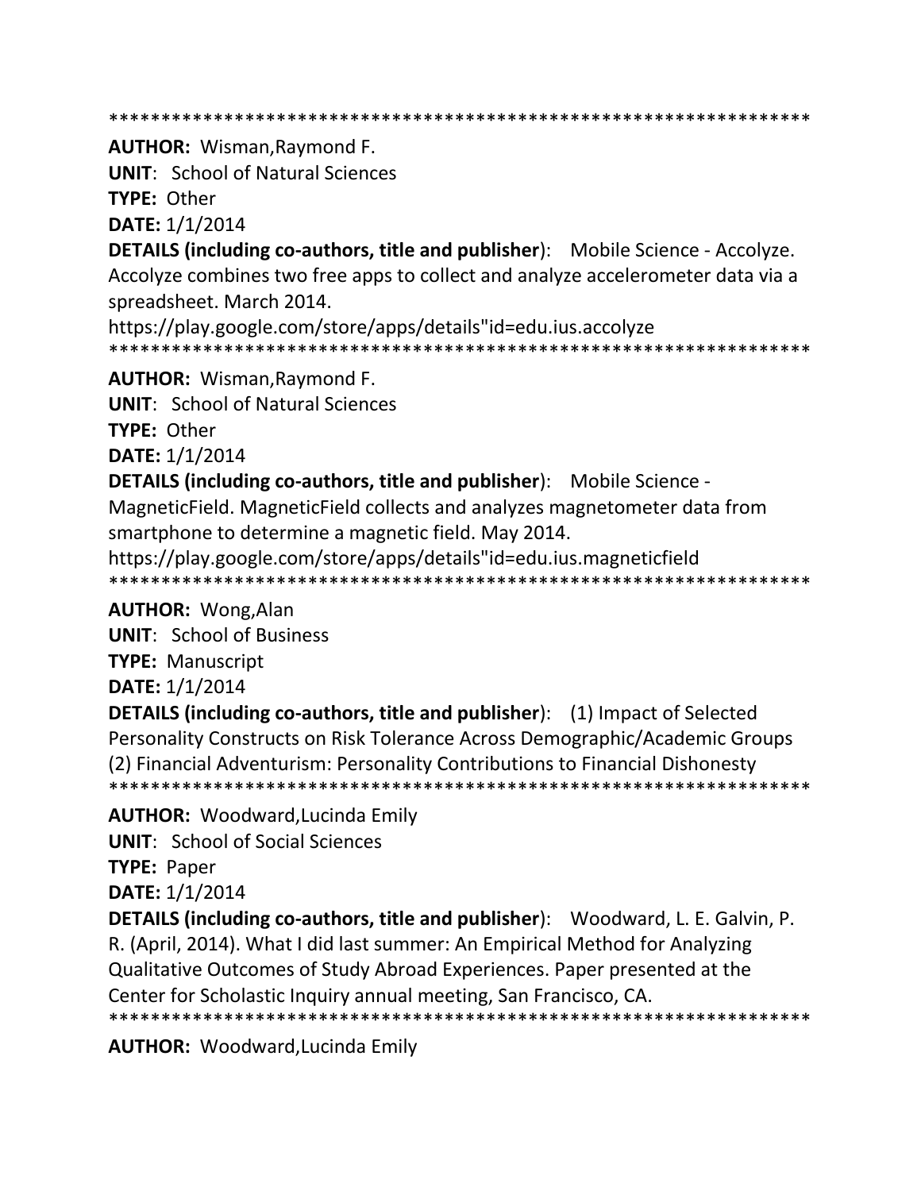*******************************************************************

**AUTHOR:** Wisman,Raymond F.

**UNIT**: School of Natural Sciences

**TYPE:** Other

**DATE:** 1/1/2014

**DETAILS (including co-authors, title and publisher**): Mobile Science - Accolyze. Accolyze combines two free apps to collect and analyze accelerometer data via a spreadsheet. March 2014.
https://play.google.com/store/apps/details"id=edu.ius.accolyze

*******************************************************************

**AUTHOR:** Wisman,Raymond F.

**UNIT**: School of Natural Sciences

**TYPE:** Other

**DATE:** 1/1/2014

**DETAILS (including co-authors, title and publisher**): Mobile Science - MagneticField. MagneticField collects and analyzes magnetometer data from smartphone to determine a magnetic field. May 2014.
https://play.google.com/store/apps/details"id=edu.ius.magneticfield

*******************************************************************

**AUTHOR:** Wong,Alan

**UNIT**: School of Business

**TYPE:** Manuscript

**DATE:** 1/1/2014

**DETAILS (including co-authors, title and publisher**): (1) Impact of Selected Personality Constructs on Risk Tolerance Across Demographic/Academic Groups (2) Financial Adventurism: Personality Contributions to Financial Dishonesty

*******************************************************************

**AUTHOR:** Woodward,Lucinda Emily

**UNIT**: School of Social Sciences

**TYPE:** Paper

**DATE:** 1/1/2014

**DETAILS (including co-authors, title and publisher**): Woodward, L. E. Galvin, P. R. (April, 2014). What I did last summer: An Empirical Method for Analyzing Qualitative Outcomes of Study Abroad Experiences. Paper presented at the Center for Scholastic Inquiry annual meeting, San Francisco, CA.

*******************************************************************

**AUTHOR:** Woodward,Lucinda Emily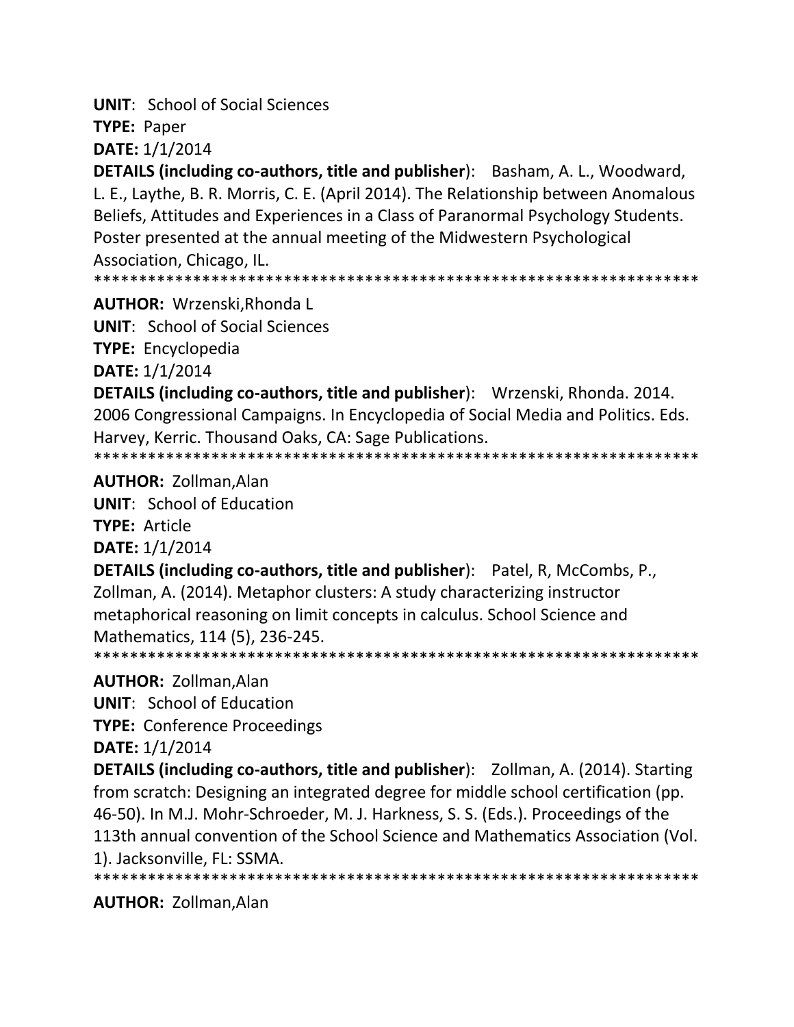**UNIT**: School of Social Sciences

**TYPE:** Paper

**DATE:** 1/1/2014

**DETAILS (including co-authors, title and publisher)**: Basham, A. L., Woodward, L. E., Laythe, B. R. Morris, C. E. (April 2014). The Relationship between Anomalous Beliefs, Attitudes and Experiences in a Class of Paranormal Psychology Students. Poster presented at the annual meeting of the Midwestern Psychological Association, Chicago, IL.

******************************************************************

**AUTHOR:** Wrzenski,Rhonda L

**UNIT**: School of Social Sciences

**TYPE:** Encyclopedia

**DATE:** 1/1/2014

**DETAILS (including co-authors, title and publisher)**: Wrzenski, Rhonda. 2014. 2006 Congressional Campaigns. In Encyclopedia of Social Media and Politics. Eds. Harvey, Kerric. Thousand Oaks, CA: Sage Publications.

******************************************************************

**AUTHOR:** Zollman,Alan

**UNIT**: School of Education

**TYPE:** Article

**DATE:** 1/1/2014

**DETAILS (including co-authors, title and publisher)**: Patel, R, McCombs, P., Zollman, A. (2014). Metaphor clusters: A study characterizing instructor metaphorical reasoning on limit concepts in calculus. School Science and Mathematics, 114 (5), 236-245.

******************************************************************

**AUTHOR:** Zollman,Alan

**UNIT**: School of Education

**TYPE:** Conference Proceedings

**DATE:** 1/1/2014

**DETAILS (including co-authors, title and publisher)**: Zollman, A. (2014). Starting from scratch: Designing an integrated degree for middle school certification (pp. 46-50). In M.J. Mohr-Schroeder, M. J. Harkness, S. S. (Eds.). Proceedings of the 113th annual convention of the School Science and Mathematics Association (Vol. 1). Jacksonville, FL: SSMA.

******************************************************************

**AUTHOR:** Zollman,Alan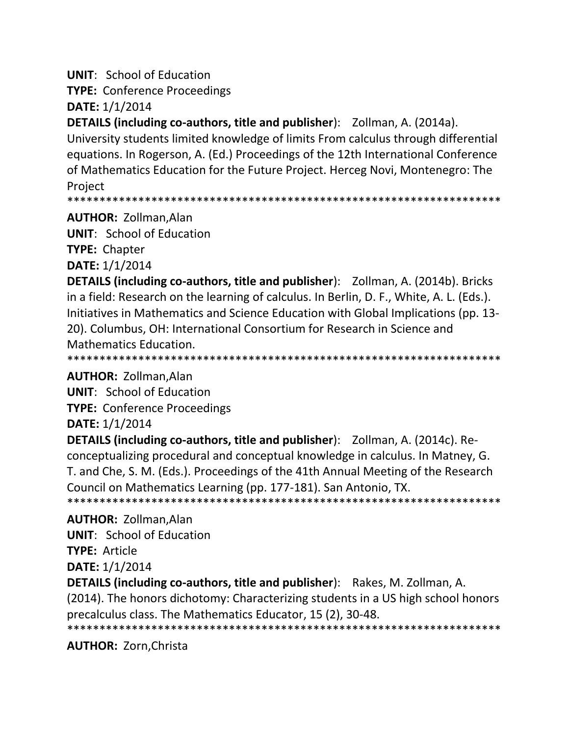**UNIT**: School of Education

**TYPE:** Conference Proceedings

**DATE:** 1/1/2014

**DETAILS (including co-authors, title and publisher)**: Zollman, A. (2014a). University students limited knowledge of limits From calculus through differential equations. In Rogerson, A. (Ed.) Proceedings of the 12th International Conference of Mathematics Education for the Future Project. Herceg Novi, Montenegro: The Project

*******************************************************************

**AUTHOR:** Zollman,Alan

**UNIT**: School of Education

**TYPE:** Chapter

**DATE:** 1/1/2014

**DETAILS (including co-authors, title and publisher)**: Zollman, A. (2014b). Bricks in a field: Research on the learning of calculus. In Berlin, D. F., White, A. L. (Eds.). Initiatives in Mathematics and Science Education with Global Implications (pp. 13-20). Columbus, OH: International Consortium for Research in Science and Mathematics Education.

*******************************************************************

**AUTHOR:** Zollman,Alan

**UNIT**: School of Education

**TYPE:** Conference Proceedings

**DATE:** 1/1/2014

**DETAILS (including co-authors, title and publisher)**: Zollman, A. (2014c). Re-conceptualizing procedural and conceptual knowledge in calculus. In Matney, G. T. and Che, S. M. (Eds.). Proceedings of the 41th Annual Meeting of the Research Council on Mathematics Learning (pp. 177-181). San Antonio, TX.

*******************************************************************

**AUTHOR:** Zollman,Alan

**UNIT**: School of Education

**TYPE:** Article

**DATE:** 1/1/2014

**DETAILS (including co-authors, title and publisher)**: Rakes, M. Zollman, A. (2014). The honors dichotomy: Characterizing students in a US high school honors precalculus class. The Mathematics Educator, 15 (2), 30-48.

*******************************************************************

**AUTHOR:** Zorn,Christa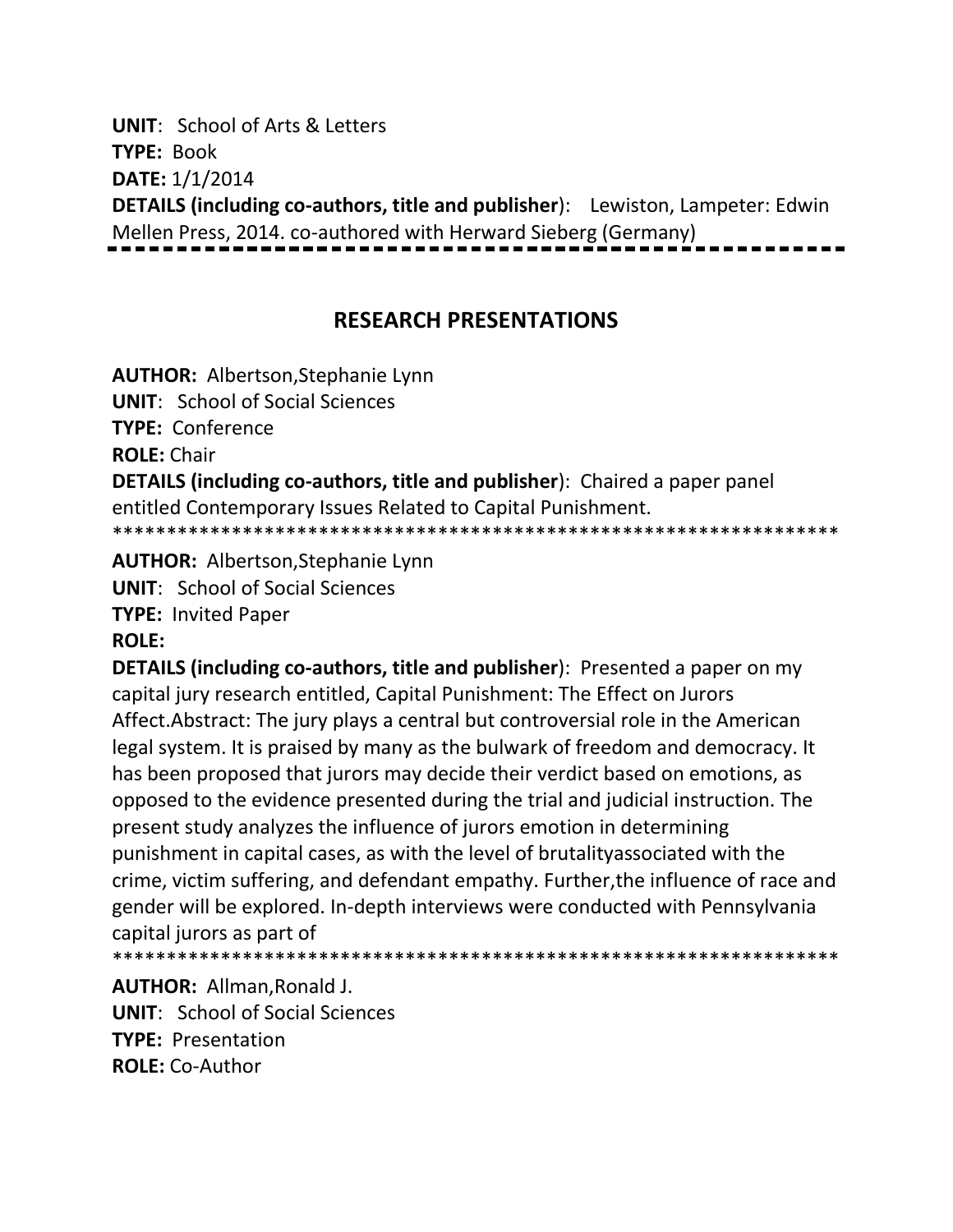**UNIT**: School of Arts & Letters
**TYPE:** Book
**DATE:** 1/1/2014
**DETAILS (including co-authors, title and publisher)**: Lewiston, Lampeter: Edwin Mellen Press, 2014. co-authored with Herward Sieberg (Germany)

---

## RESEARCH PRESENTATIONS

**AUTHOR:** Albertson,Stephanie Lynn
**UNIT**: School of Social Sciences
**TYPE:** Conference
**ROLE:** Chair
**DETAILS (including co-authors, title and publisher)**: Chaired a paper panel entitled Contemporary Issues Related to Capital Punishment.

*********************************************************************

**AUTHOR:** Albertson,Stephanie Lynn
**UNIT**: School of Social Sciences
**TYPE:** Invited Paper
**ROLE:**
**DETAILS (including co-authors, title and publisher)**: Presented a paper on my capital jury research entitled, Capital Punishment: The Effect on Jurors Affect.Abstract: The jury plays a central but controversial role in the American legal system. It is praised by many as the bulwark of freedom and democracy. It has been proposed that jurors may decide their verdict based on emotions, as opposed to the evidence presented during the trial and judicial instruction. The present study analyzes the influence of jurors emotion in determining punishment in capital cases, as with the level of brutalityassociated with the crime, victim suffering, and defendant empathy. Further,the influence of race and gender will be explored. In-depth interviews were conducted with Pennsylvania capital jurors as part of

*********************************************************************

**AUTHOR:** Allman,Ronald J.
**UNIT**: School of Social Sciences
**TYPE:** Presentation
**ROLE:** Co-Author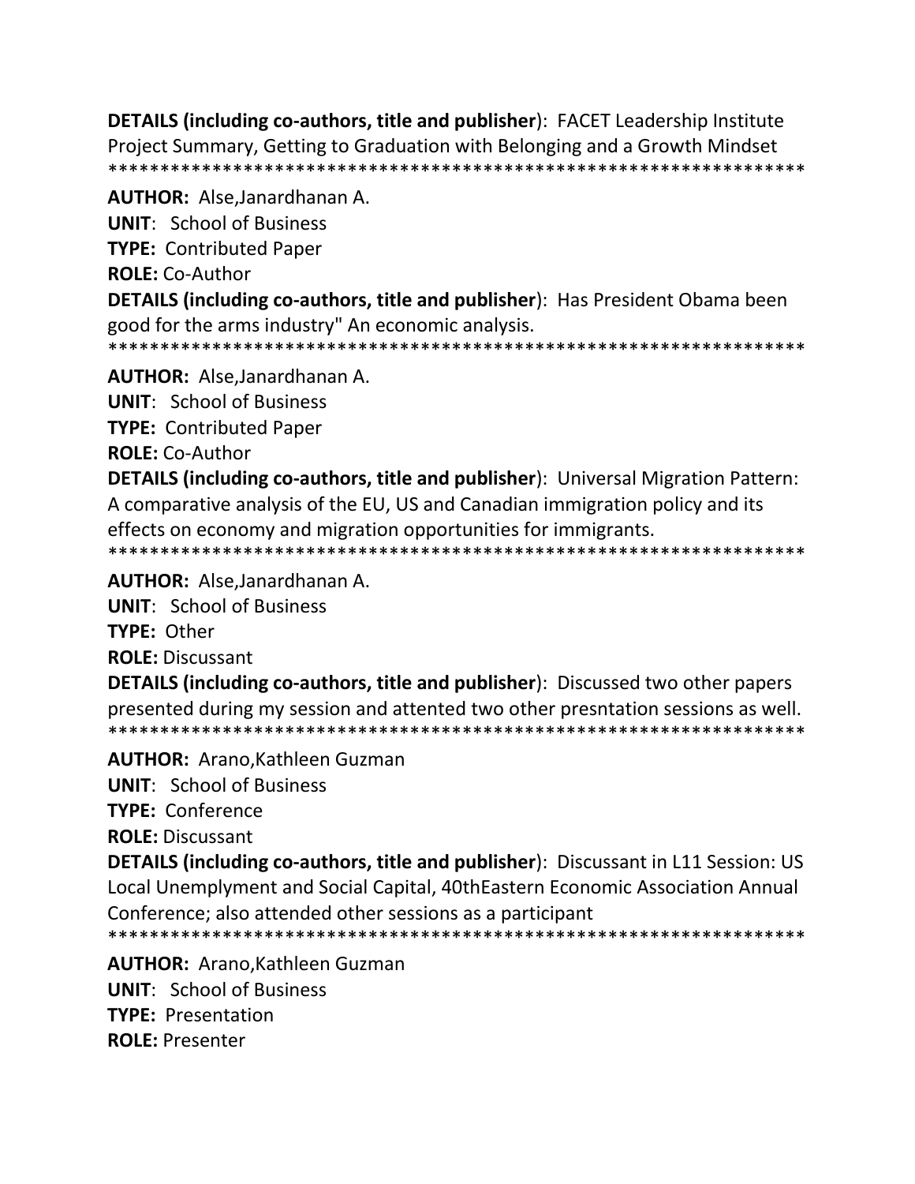**DETAILS (including co-authors, title and publisher)**: FACET Leadership Institute Project Summary, Getting to Graduation with Belonging and a Growth Mindset
*******************************************************************

**AUTHOR:** Alse,Janardhanan A.

**UNIT**: School of Business

**TYPE:** Contributed Paper

**ROLE:** Co-Author

**DETAILS (including co-authors, title and publisher)**: Has President Obama been good for the arms industry" An economic analysis.
*******************************************************************

**AUTHOR:** Alse,Janardhanan A.

**UNIT**: School of Business

**TYPE:** Contributed Paper

**ROLE:** Co-Author

**DETAILS (including co-authors, title and publisher)**: Universal Migration Pattern: A comparative analysis of the EU, US and Canadian immigration policy and its effects on economy and migration opportunities for immigrants.
*******************************************************************

**AUTHOR:** Alse,Janardhanan A.

**UNIT**: School of Business

**TYPE:** Other

**ROLE:** Discussant

**DETAILS (including co-authors, title and publisher)**: Discussed two other papers presented during my session and attented two other presntation sessions as well.
*******************************************************************

**AUTHOR:** Arano,Kathleen Guzman

**UNIT**: School of Business

**TYPE:** Conference

**ROLE:** Discussant

**DETAILS (including co-authors, title and publisher)**: Discussant in L11 Session: US Local Unemplyment and Social Capital, 40thEastern Economic Association Annual Conference; also attended other sessions as a participant
*******************************************************************

**AUTHOR:** Arano,Kathleen Guzman

**UNIT**: School of Business

**TYPE:** Presentation

**ROLE:** Presenter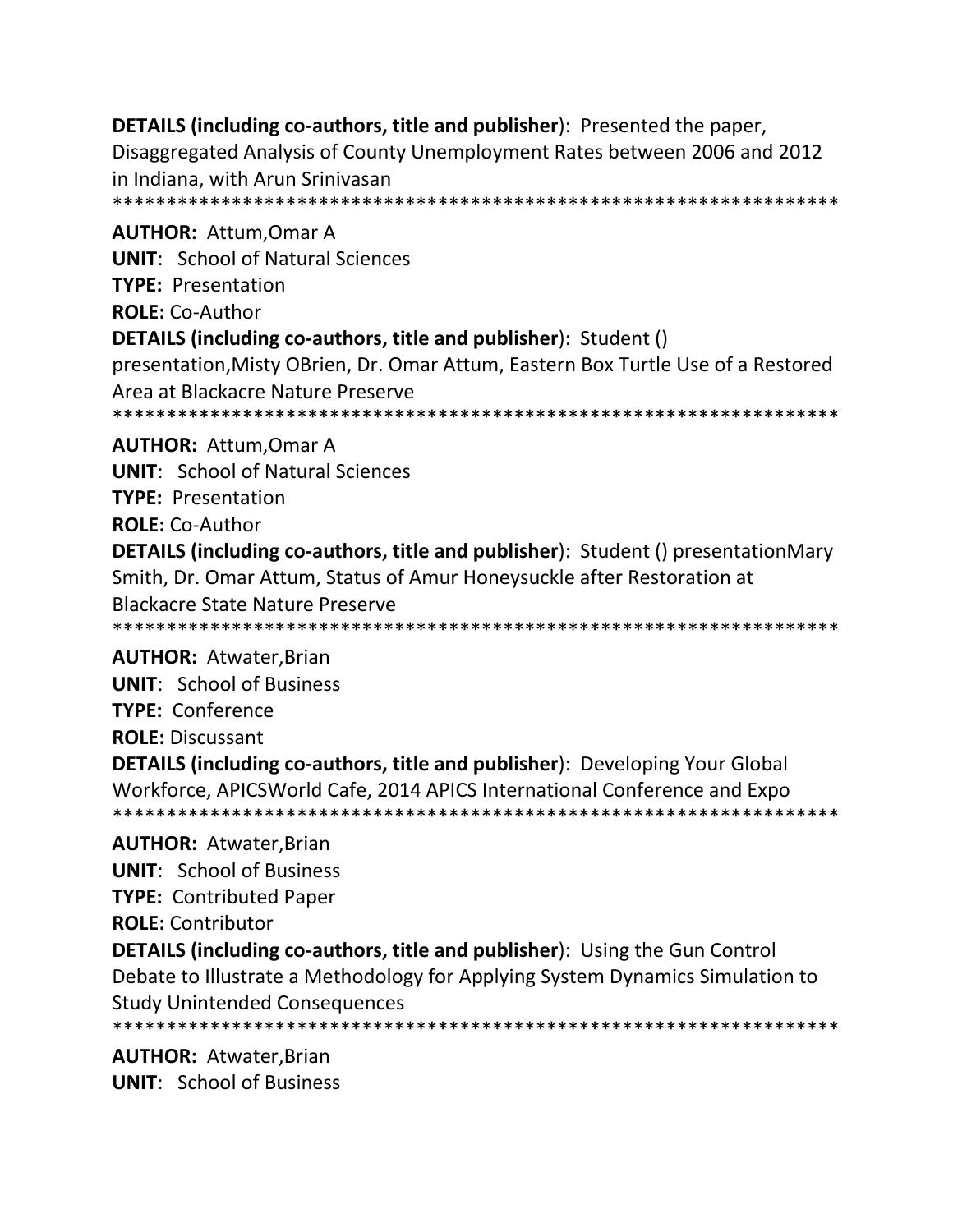**DETAILS (including co-authors, title and publisher**): Presented the paper, Disaggregated Analysis of County Unemployment Rates between 2006 and 2012 in Indiana, with Arun Srinivasan
********************************************************************

**AUTHOR:** Attum,Omar A
**UNIT**: School of Natural Sciences
**TYPE:** Presentation
**ROLE:** Co-Author
**DETAILS (including co-authors, title and publisher**): Student () presentation,Misty OBrien, Dr. Omar Attum, Eastern Box Turtle Use of a Restored Area at Blackacre Nature Preserve
********************************************************************

**AUTHOR:** Attum,Omar A
**UNIT**: School of Natural Sciences
**TYPE:** Presentation
**ROLE:** Co-Author
**DETAILS (including co-authors, title and publisher**): Student () presentationMary Smith, Dr. Omar Attum, Status of Amur Honeysuckle after Restoration at Blackacre State Nature Preserve
********************************************************************

**AUTHOR:** Atwater,Brian
**UNIT**: School of Business
**TYPE:** Conference
**ROLE:** Discussant
**DETAILS (including co-authors, title and publisher**): Developing Your Global Workforce, APICSWorld Cafe, 2014 APICS International Conference and Expo
********************************************************************

**AUTHOR:** Atwater,Brian
**UNIT**: School of Business
**TYPE:** Contributed Paper
**ROLE:** Contributor
**DETAILS (including co-authors, title and publisher**): Using the Gun Control Debate to Illustrate a Methodology for Applying System Dynamics Simulation to Study Unintended Consequences
********************************************************************

**AUTHOR:** Atwater,Brian
**UNIT**: School of Business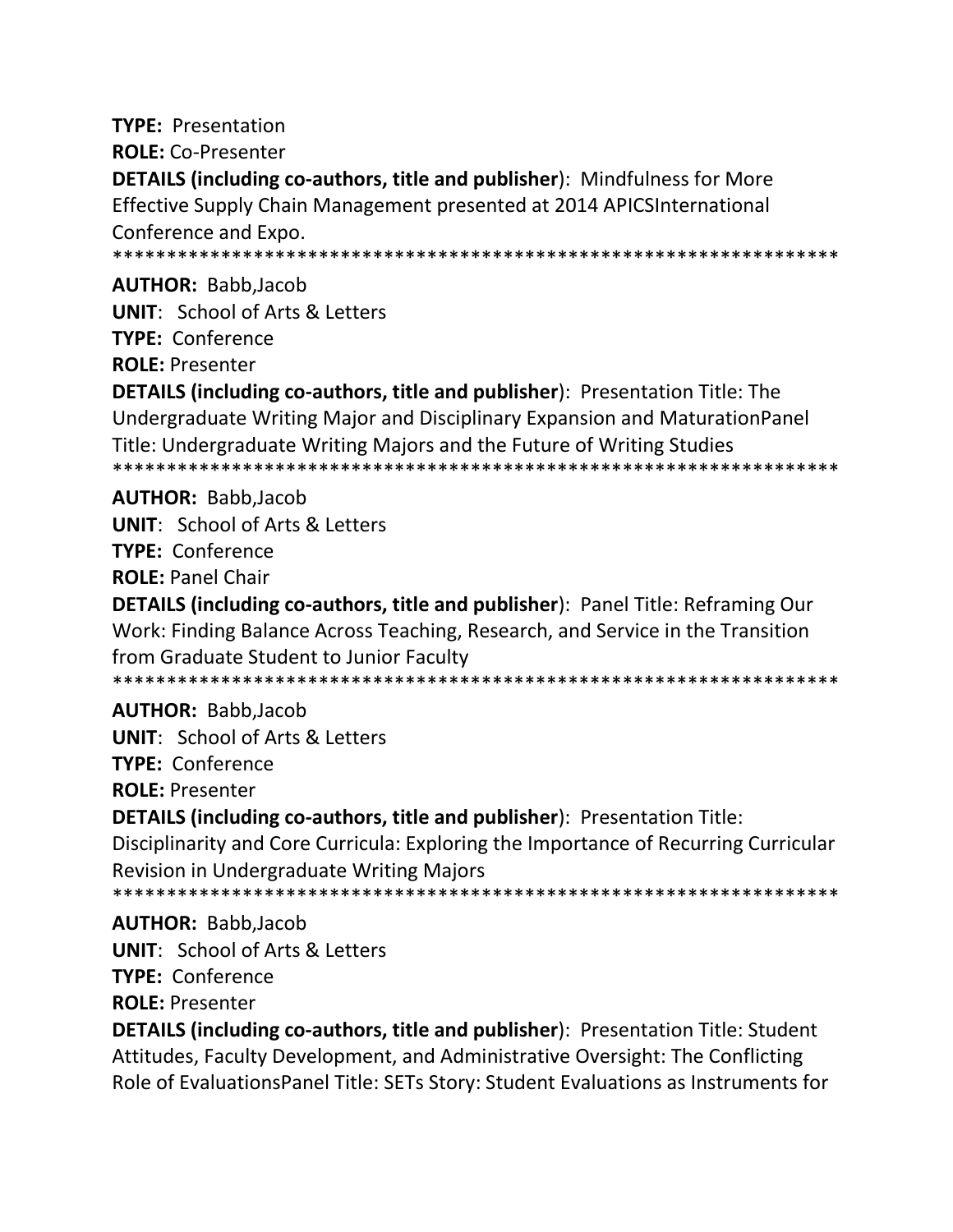**TYPE:** Presentation

**ROLE:** Co-Presenter

**DETAILS (including co-authors, title and publisher)**: Mindfulness for More Effective Supply Chain Management presented at 2014 APICSInternational Conference and Expo.

*******************************************************************

**AUTHOR:** Babb,Jacob

**UNIT**: School of Arts & Letters

**TYPE:** Conference

**ROLE:** Presenter

**DETAILS (including co-authors, title and publisher)**: Presentation Title: The Undergraduate Writing Major and Disciplinary Expansion and MaturationPanel Title: Undergraduate Writing Majors and the Future of Writing Studies

*******************************************************************

**AUTHOR:** Babb,Jacob

**UNIT**: School of Arts & Letters

**TYPE:** Conference

**ROLE:** Panel Chair

**DETAILS (including co-authors, title and publisher)**: Panel Title: Reframing Our Work: Finding Balance Across Teaching, Research, and Service in the Transition from Graduate Student to Junior Faculty

*******************************************************************

**AUTHOR:** Babb,Jacob

**UNIT**: School of Arts & Letters

**TYPE:** Conference

**ROLE:** Presenter

**DETAILS (including co-authors, title and publisher)**: Presentation Title: Disciplinarity and Core Curricula: Exploring the Importance of Recurring Curricular Revision in Undergraduate Writing Majors

*******************************************************************

**AUTHOR:** Babb,Jacob

**UNIT**: School of Arts & Letters

**TYPE:** Conference

**ROLE:** Presenter

**DETAILS (including co-authors, title and publisher)**: Presentation Title: Student Attitudes, Faculty Development, and Administrative Oversight: The Conflicting Role of EvaluationsPanel Title: SETs Story: Student Evaluations as Instruments for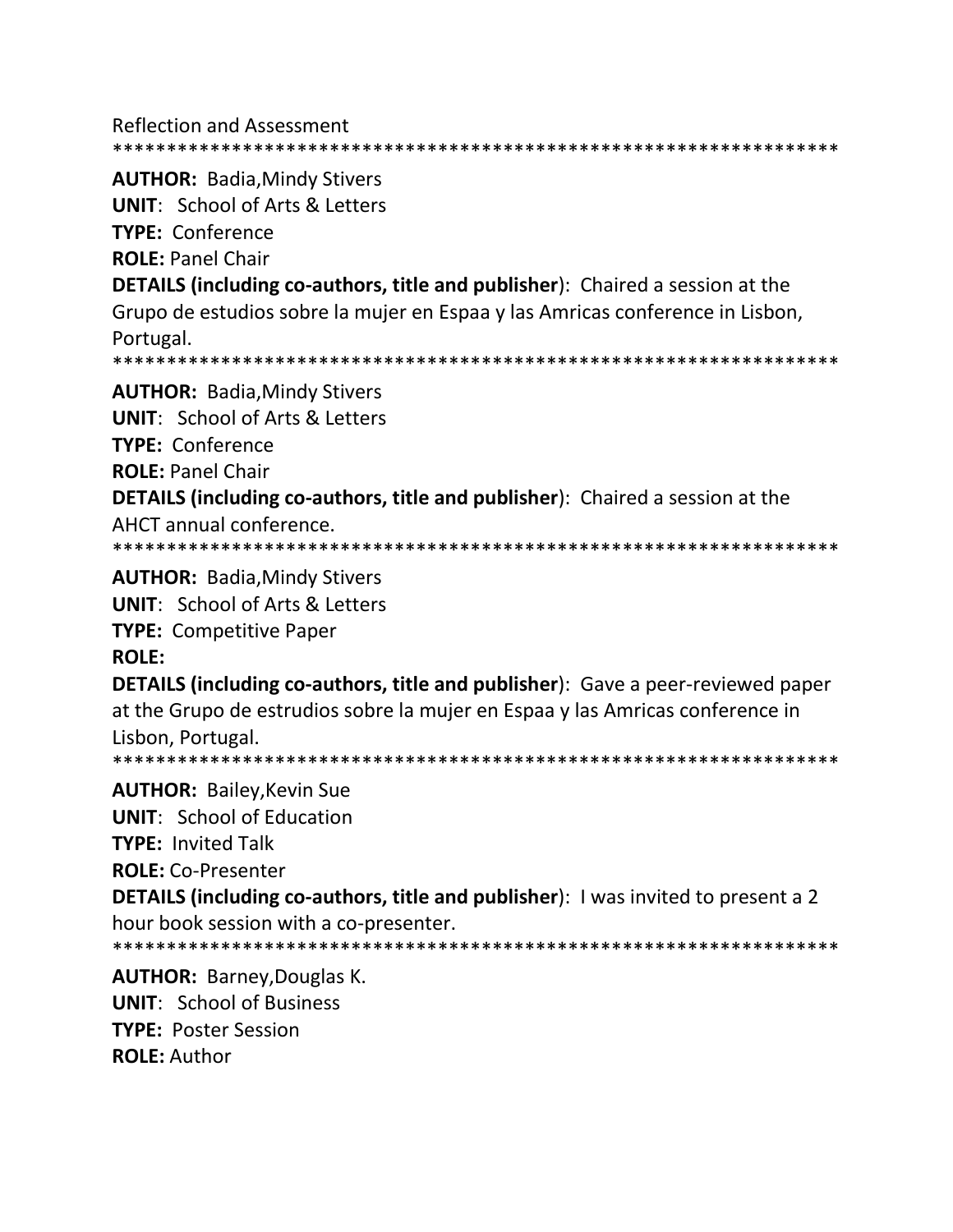Reflection and Assessment

*******************************************************************

**AUTHOR:** Badia,Mindy Stivers

**UNIT**: School of Arts & Letters

**TYPE:** Conference

**ROLE:** Panel Chair

**DETAILS (including co-authors, title and publisher**): Chaired a session at the Grupo de estudios sobre la mujer en Espaa y las Amricas conference in Lisbon, Portugal.

*******************************************************************

**AUTHOR:** Badia,Mindy Stivers

**UNIT**: School of Arts & Letters

**TYPE:** Conference

**ROLE:** Panel Chair

**DETAILS (including co-authors, title and publisher**): Chaired a session at the AHCT annual conference.

*******************************************************************

**AUTHOR:** Badia,Mindy Stivers

**UNIT**: School of Arts & Letters

**TYPE:** Competitive Paper

**ROLE:**

**DETAILS (including co-authors, title and publisher**): Gave a peer-reviewed paper at the Grupo de estrudios sobre la mujer en Espaa y las Amricas conference in Lisbon, Portugal.

*******************************************************************

**AUTHOR:** Bailey,Kevin Sue

**UNIT**: School of Education

**TYPE:** Invited Talk

**ROLE:** Co-Presenter

**DETAILS (including co-authors, title and publisher**): I was invited to present a 2 hour book session with a co-presenter.

*******************************************************************

**AUTHOR:** Barney,Douglas K.

**UNIT**: School of Business

**TYPE:** Poster Session

**ROLE:** Author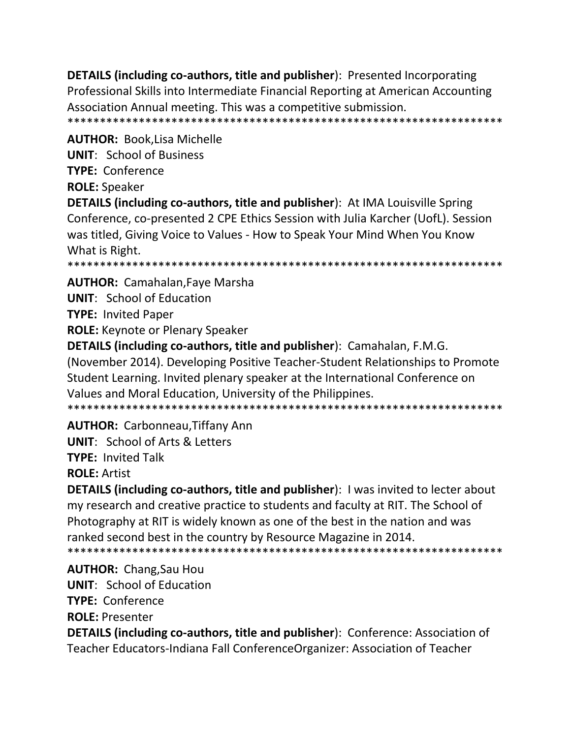**DETAILS (including co-authors, title and publisher**): Presented Incorporating Professional Skills into Intermediate Financial Reporting at American Accounting Association Annual meeting. This was a competitive submission.

*******************************************************************

**AUTHOR:** Book,Lisa Michelle

**UNIT**: School of Business

**TYPE:** Conference

**ROLE:** Speaker

**DETAILS (including co-authors, title and publisher**): At IMA Louisville Spring Conference, co-presented 2 CPE Ethics Session with Julia Karcher (UofL). Session was titled, Giving Voice to Values - How to Speak Your Mind When You Know What is Right.

*******************************************************************

**AUTHOR:** Camahalan,Faye Marsha

**UNIT**: School of Education

**TYPE:** Invited Paper

**ROLE:** Keynote or Plenary Speaker

**DETAILS (including co-authors, title and publisher**): Camahalan, F.M.G. (November 2014). Developing Positive Teacher-Student Relationships to Promote Student Learning. Invited plenary speaker at the International Conference on Values and Moral Education, University of the Philippines.

*******************************************************************

**AUTHOR:** Carbonneau,Tiffany Ann

**UNIT**: School of Arts & Letters

**TYPE:** Invited Talk

**ROLE:** Artist

**DETAILS (including co-authors, title and publisher**): I was invited to lecter about my research and creative practice to students and faculty at RIT. The School of Photography at RIT is widely known as one of the best in the nation and was ranked second best in the country by Resource Magazine in 2014.

*******************************************************************

**AUTHOR:** Chang,Sau Hou

**UNIT**: School of Education

**TYPE:** Conference

**ROLE:** Presenter

**DETAILS (including co-authors, title and publisher**): Conference: Association of Teacher Educators-Indiana Fall ConferenceOrganizer: Association of Teacher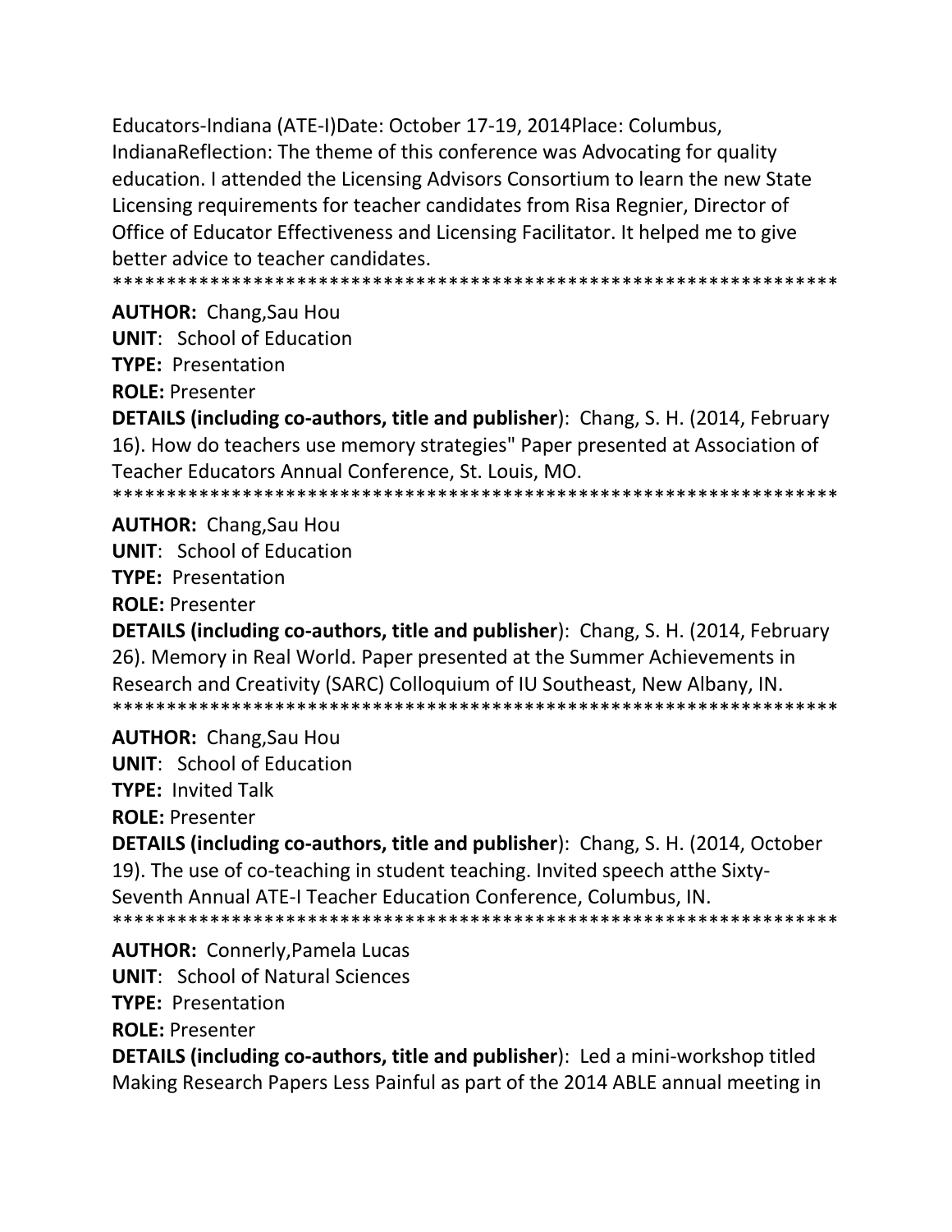Educators-Indiana (ATE-I)Date: October 17-19, 2014Place: Columbus, IndianaReflection: The theme of this conference was Advocating for quality education. I attended the Licensing Advisors Consortium to learn the new State Licensing requirements for teacher candidates from Risa Regnier, Director of Office of Educator Effectiveness and Licensing Facilitator. It helped me to give better advice to teacher candidates.
*******************************************************************

**AUTHOR:** Chang,Sau Hou
**UNIT**: School of Education
**TYPE:** Presentation
**ROLE:** Presenter
**DETAILS (including co-authors, title and publisher**): Chang, S. H. (2014, February 16). How do teachers use memory strategies" Paper presented at Association of Teacher Educators Annual Conference, St. Louis, MO.
*******************************************************************

**AUTHOR:** Chang,Sau Hou
**UNIT**: School of Education
**TYPE:** Presentation
**ROLE:** Presenter
**DETAILS (including co-authors, title and publisher**): Chang, S. H. (2014, February 26). Memory in Real World. Paper presented at the Summer Achievements in Research and Creativity (SARC) Colloquium of IU Southeast, New Albany, IN.
*******************************************************************

**AUTHOR:** Chang,Sau Hou
**UNIT**: School of Education
**TYPE:** Invited Talk
**ROLE:** Presenter
**DETAILS (including co-authors, title and publisher**): Chang, S. H. (2014, October 19). The use of co-teaching in student teaching. Invited speech atthe Sixty-Seventh Annual ATE-I Teacher Education Conference, Columbus, IN.
*******************************************************************

**AUTHOR:** Connerly,Pamela Lucas
**UNIT**: School of Natural Sciences
**TYPE:** Presentation
**ROLE:** Presenter
**DETAILS (including co-authors, title and publisher**): Led a mini-workshop titled Making Research Papers Less Painful as part of the 2014 ABLE annual meeting in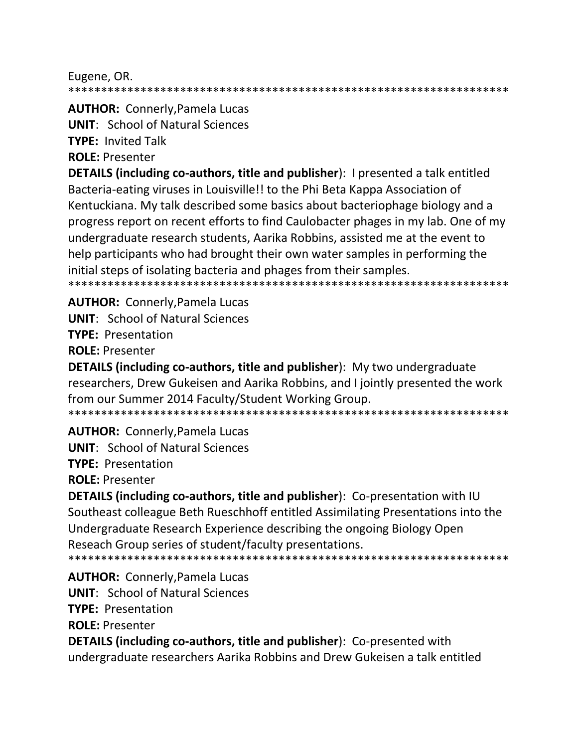Eugene, OR.
******************************************************************

**AUTHOR:** Connerly,Pamela Lucas

**UNIT**: School of Natural Sciences

**TYPE:** Invited Talk

**ROLE:** Presenter

**DETAILS (including co-authors, title and publisher**): I presented a talk entitled Bacteria-eating viruses in Louisville!! to the Phi Beta Kappa Association of Kentuckiana. My talk described some basics about bacteriophage biology and a progress report on recent efforts to find Caulobacter phages in my lab. One of my undergraduate research students, Aarika Robbins, assisted me at the event to help participants who had brought their own water samples in performing the initial steps of isolating bacteria and phages from their samples.
******************************************************************

**AUTHOR:** Connerly,Pamela Lucas

**UNIT**: School of Natural Sciences

**TYPE:** Presentation

**ROLE:** Presenter

**DETAILS (including co-authors, title and publisher**): My two undergraduate researchers, Drew Gukeisen and Aarika Robbins, and I jointly presented the work from our Summer 2014 Faculty/Student Working Group.
******************************************************************

**AUTHOR:** Connerly,Pamela Lucas

**UNIT**: School of Natural Sciences

**TYPE:** Presentation

**ROLE:** Presenter

**DETAILS (including co-authors, title and publisher**): Co-presentation with IU Southeast colleague Beth Rueschhoff entitled Assimilating Presentations into the Undergraduate Research Experience describing the ongoing Biology Open Reseach Group series of student/faculty presentations.
******************************************************************

**AUTHOR:** Connerly,Pamela Lucas

**UNIT**: School of Natural Sciences

**TYPE:** Presentation

**ROLE:** Presenter

**DETAILS (including co-authors, title and publisher**): Co-presented with undergraduate researchers Aarika Robbins and Drew Gukeisen a talk entitled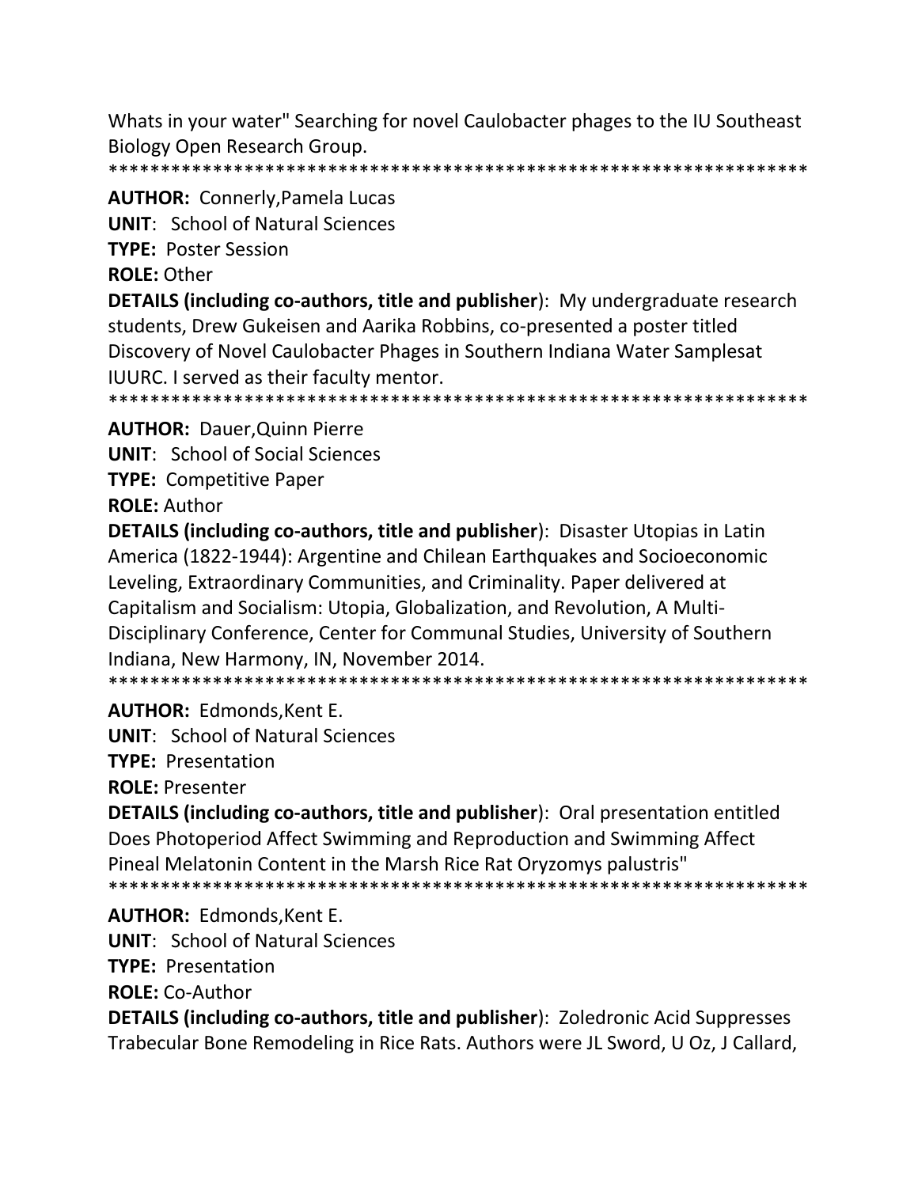Whats in your water" Searching for novel Caulobacter phages to the IU Southeast Biology Open Research Group.

*******************************************************************

**AUTHOR:** Connerly,Pamela Lucas

**UNIT**: School of Natural Sciences

**TYPE:** Poster Session

**ROLE:** Other

**DETAILS (including co-authors, title and publisher**): My undergraduate research students, Drew Gukeisen and Aarika Robbins, co-presented a poster titled Discovery of Novel Caulobacter Phages in Southern Indiana Water Samplesat IUURC. I served as their faculty mentor.

*******************************************************************

**AUTHOR:** Dauer,Quinn Pierre

**UNIT**: School of Social Sciences

**TYPE:** Competitive Paper

**ROLE:** Author

**DETAILS (including co-authors, title and publisher**): Disaster Utopias in Latin America (1822-1944): Argentine and Chilean Earthquakes and Socioeconomic Leveling, Extraordinary Communities, and Criminality. Paper delivered at Capitalism and Socialism: Utopia, Globalization, and Revolution, A Multi-Disciplinary Conference, Center for Communal Studies, University of Southern Indiana, New Harmony, IN, November 2014.

*******************************************************************

**AUTHOR:** Edmonds,Kent E.

**UNIT**: School of Natural Sciences

**TYPE:** Presentation

**ROLE:** Presenter

**DETAILS (including co-authors, title and publisher**): Oral presentation entitled Does Photoperiod Affect Swimming and Reproduction and Swimming Affect Pineal Melatonin Content in the Marsh Rice Rat Oryzomys palustris"

*******************************************************************

**AUTHOR:** Edmonds,Kent E.

**UNIT**: School of Natural Sciences

**TYPE:** Presentation

**ROLE:** Co-Author

**DETAILS (including co-authors, title and publisher**): Zoledronic Acid Suppresses Trabecular Bone Remodeling in Rice Rats. Authors were JL Sword, U Oz, J Callard,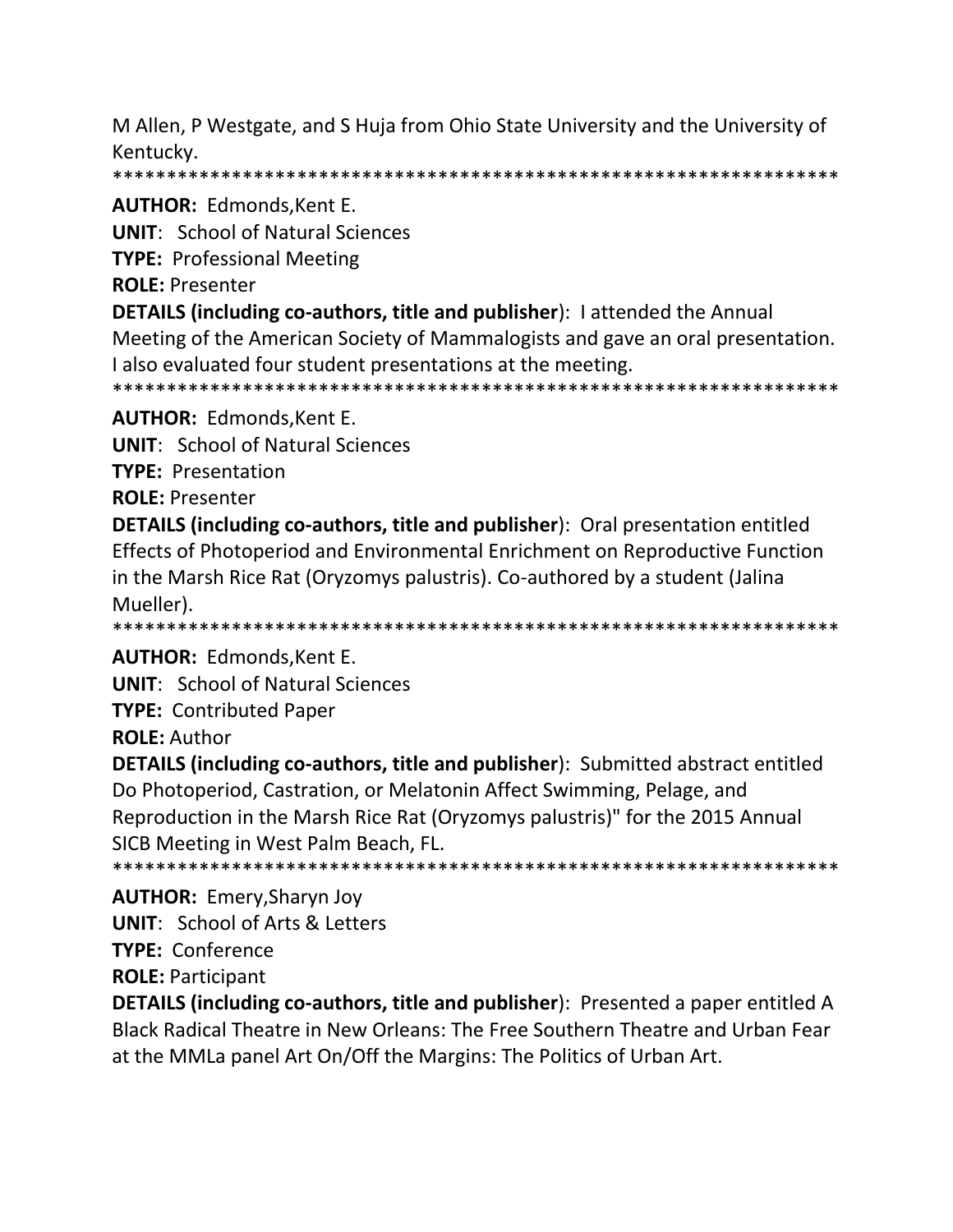M Allen, P Westgate, and S Huja from Ohio State University and the University of Kentucky.

*******************************************************************

**AUTHOR:** Edmonds,Kent E.

**UNIT**: School of Natural Sciences

**TYPE:** Professional Meeting

**ROLE:** Presenter

**DETAILS (including co-authors, title and publisher**): I attended the Annual Meeting of the American Society of Mammalogists and gave an oral presentation. I also evaluated four student presentations at the meeting.

*******************************************************************

**AUTHOR:** Edmonds,Kent E.

**UNIT**: School of Natural Sciences

**TYPE:** Presentation

**ROLE:** Presenter

**DETAILS (including co-authors, title and publisher**): Oral presentation entitled Effects of Photoperiod and Environmental Enrichment on Reproductive Function in the Marsh Rice Rat (Oryzomys palustris). Co-authored by a student (Jalina Mueller).

*******************************************************************

**AUTHOR:** Edmonds,Kent E.

**UNIT**: School of Natural Sciences

**TYPE:** Contributed Paper

**ROLE:** Author

**DETAILS (including co-authors, title and publisher**): Submitted abstract entitled Do Photoperiod, Castration, or Melatonin Affect Swimming, Pelage, and Reproduction in the Marsh Rice Rat (Oryzomys palustris)" for the 2015 Annual SICB Meeting in West Palm Beach, FL.

*******************************************************************

**AUTHOR:** Emery,Sharyn Joy

**UNIT**: School of Arts & Letters

**TYPE:** Conference

**ROLE:** Participant

**DETAILS (including co-authors, title and publisher**): Presented a paper entitled A Black Radical Theatre in New Orleans: The Free Southern Theatre and Urban Fear at the MMLa panel Art On/Off the Margins: The Politics of Urban Art.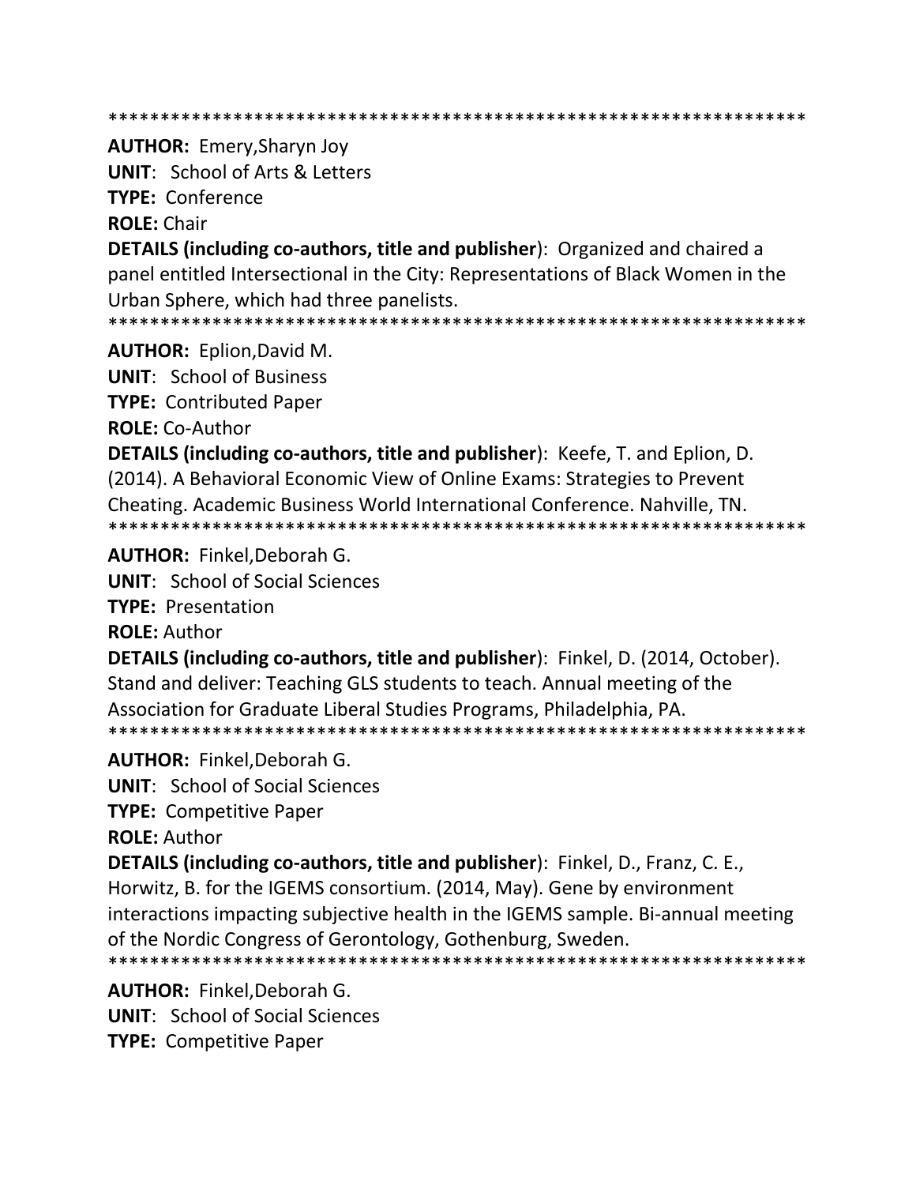*********************************************************************

**AUTHOR:** Emery,Sharyn Joy
**UNIT**: School of Arts & Letters
**TYPE:** Conference
**ROLE:** Chair
**DETAILS (including co-authors, title and publisher)**: Organized and chaired a panel entitled Intersectional in the City: Representations of Black Women in the Urban Sphere, which had three panelists.

*********************************************************************

**AUTHOR:** Eplion,David M.
**UNIT**: School of Business
**TYPE:** Contributed Paper
**ROLE:** Co-Author
**DETAILS (including co-authors, title and publisher)**: Keefe, T. and Eplion, D. (2014). A Behavioral Economic View of Online Exams: Strategies to Prevent Cheating. Academic Business World International Conference. Nahville, TN.

*********************************************************************

**AUTHOR:** Finkel,Deborah G.
**UNIT**: School of Social Sciences
**TYPE:** Presentation
**ROLE:** Author
**DETAILS (including co-authors, title and publisher)**: Finkel, D. (2014, October). Stand and deliver: Teaching GLS students to teach. Annual meeting of the Association for Graduate Liberal Studies Programs, Philadelphia, PA.

*********************************************************************

**AUTHOR:** Finkel,Deborah G.
**UNIT**: School of Social Sciences
**TYPE:** Competitive Paper
**ROLE:** Author
**DETAILS (including co-authors, title and publisher)**: Finkel, D., Franz, C. E., Horwitz, B. for the IGEMS consortium. (2014, May). Gene by environment interactions impacting subjective health in the IGEMS sample. Bi-annual meeting of the Nordic Congress of Gerontology, Gothenburg, Sweden.

*********************************************************************

**AUTHOR:** Finkel,Deborah G.
**UNIT**: School of Social Sciences
**TYPE:** Competitive Paper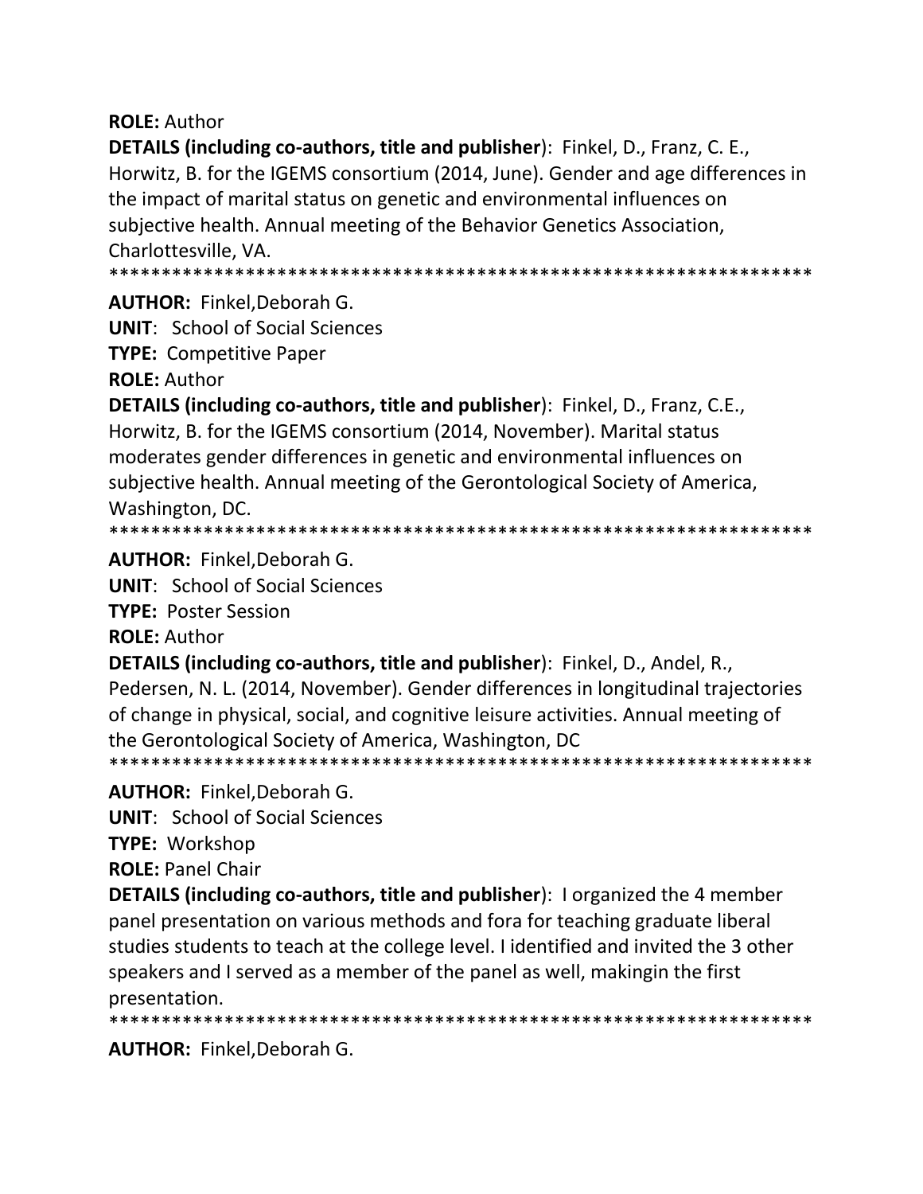**ROLE:** Author

**DETAILS (including co-authors, title and publisher**): Finkel, D., Franz, C. E., Horwitz, B. for the IGEMS consortium (2014, June). Gender and age differences in the impact of marital status on genetic and environmental influences on subjective health. Annual meeting of the Behavior Genetics Association, Charlottesville, VA.

*******************************************************************

**AUTHOR:** Finkel,Deborah G.

**UNIT**: School of Social Sciences

**TYPE:** Competitive Paper

**ROLE:** Author

**DETAILS (including co-authors, title and publisher**): Finkel, D., Franz, C.E., Horwitz, B. for the IGEMS consortium (2014, November). Marital status moderates gender differences in genetic and environmental influences on subjective health. Annual meeting of the Gerontological Society of America, Washington, DC.

*******************************************************************

**AUTHOR:** Finkel,Deborah G.

**UNIT**: School of Social Sciences

**TYPE:** Poster Session

**ROLE:** Author

**DETAILS (including co-authors, title and publisher**): Finkel, D., Andel, R., Pedersen, N. L. (2014, November). Gender differences in longitudinal trajectories of change in physical, social, and cognitive leisure activities. Annual meeting of the Gerontological Society of America, Washington, DC

*******************************************************************

**AUTHOR:** Finkel,Deborah G.

**UNIT**: School of Social Sciences

**TYPE:** Workshop

**ROLE:** Panel Chair

**DETAILS (including co-authors, title and publisher**): I organized the 4 member panel presentation on various methods and fora for teaching graduate liberal studies students to teach at the college level. I identified and invited the 3 other speakers and I served as a member of the panel as well, makingin the first presentation.

*******************************************************************

**AUTHOR:** Finkel,Deborah G.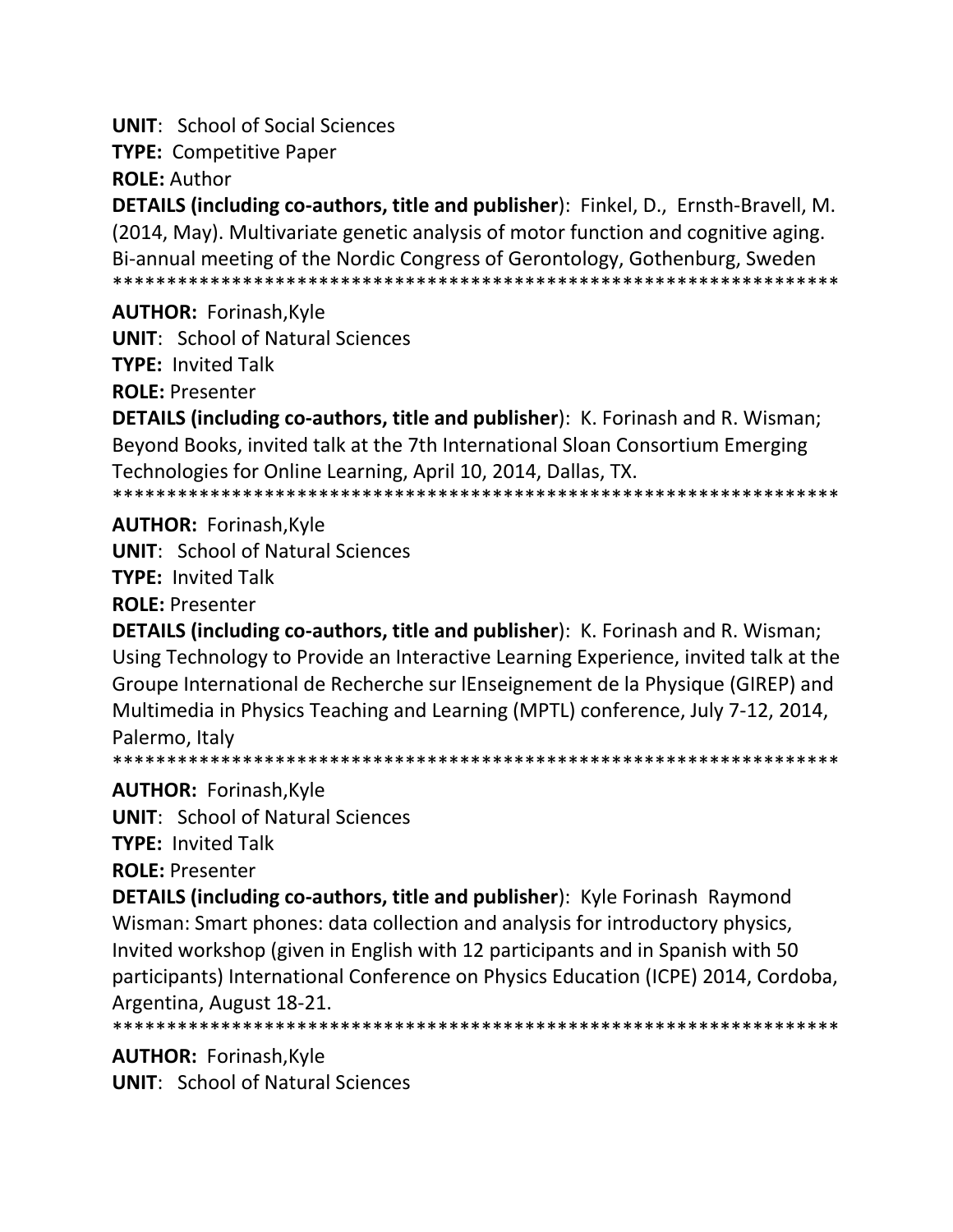**UNIT**: School of Social Sciences

**TYPE:** Competitive Paper

**ROLE:** Author

**DETAILS (including co-authors, title and publisher)**: Finkel, D., Ernsth-Bravell, M. (2014, May). Multivariate genetic analysis of motor function and cognitive aging. Bi-annual meeting of the Nordic Congress of Gerontology, Gothenburg, Sweden

*******************************************************************

**AUTHOR:** Forinash,Kyle

**UNIT**: School of Natural Sciences

**TYPE:** Invited Talk

**ROLE:** Presenter

**DETAILS (including co-authors, title and publisher)**: K. Forinash and R. Wisman; Beyond Books, invited talk at the 7th International Sloan Consortium Emerging Technologies for Online Learning, April 10, 2014, Dallas, TX.

*******************************************************************

**AUTHOR:** Forinash,Kyle

**UNIT**: School of Natural Sciences

**TYPE:** Invited Talk

**ROLE:** Presenter

**DETAILS (including co-authors, title and publisher)**: K. Forinash and R. Wisman; Using Technology to Provide an Interactive Learning Experience, invited talk at the Groupe International de Recherche sur lEnseignement de la Physique (GIREP) and Multimedia in Physics Teaching and Learning (MPTL) conference, July 7-12, 2014, Palermo, Italy

*******************************************************************

**AUTHOR:** Forinash,Kyle

**UNIT**: School of Natural Sciences

**TYPE:** Invited Talk

**ROLE:** Presenter

**DETAILS (including co-authors, title and publisher)**: Kyle Forinash Raymond Wisman: Smart phones: data collection and analysis for introductory physics, Invited workshop (given in English with 12 participants and in Spanish with 50 participants) International Conference on Physics Education (ICPE) 2014, Cordoba, Argentina, August 18-21.

*******************************************************************

**AUTHOR:** Forinash,Kyle

**UNIT**: School of Natural Sciences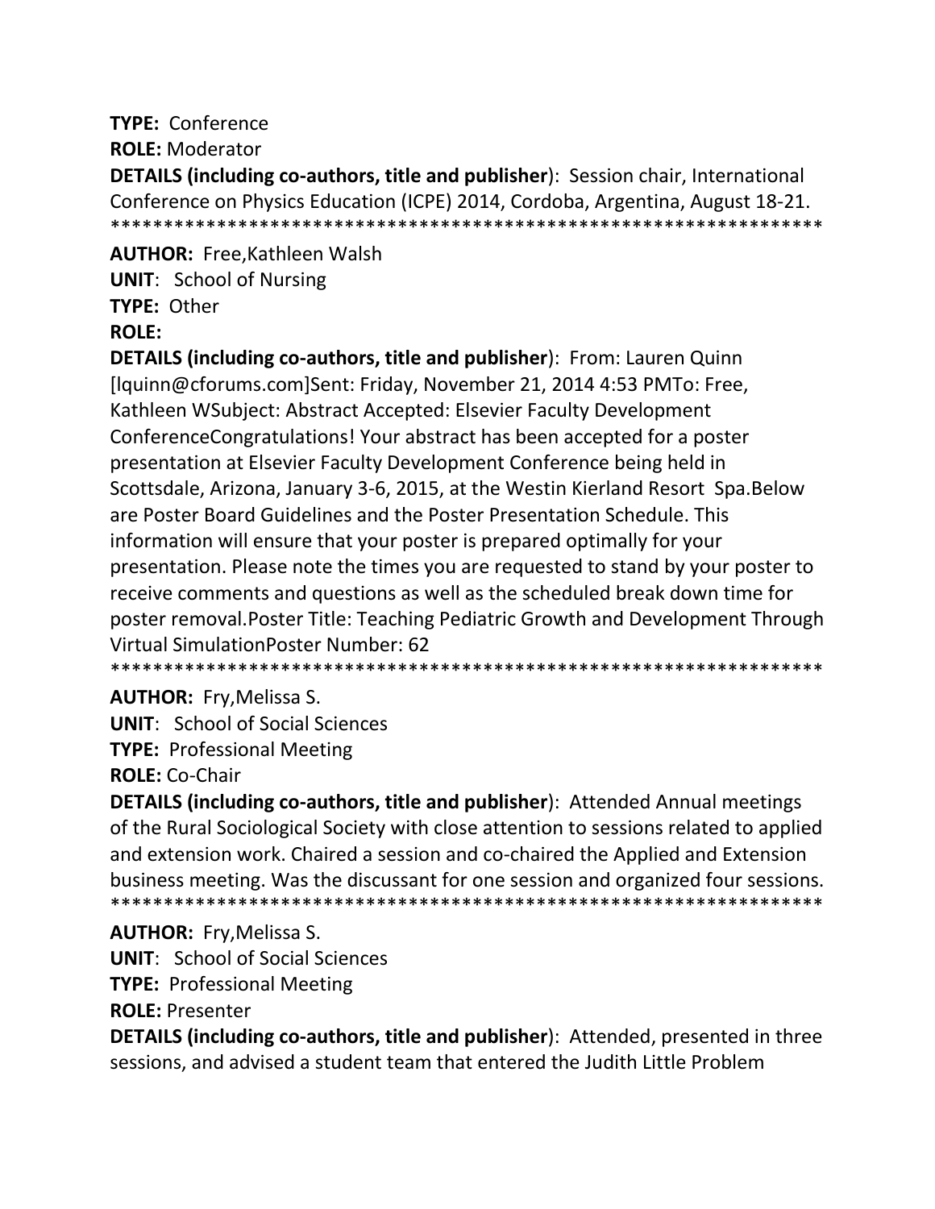**TYPE:** Conference

**ROLE:** Moderator

**DETAILS (including co-authors, title and publisher**): Session chair, International Conference on Physics Education (ICPE) 2014, Cordoba, Argentina, August 18-21.
******************************************************************

**AUTHOR:** Free,Kathleen Walsh

**UNIT**: School of Nursing

**TYPE:** Other

**ROLE:**

**DETAILS (including co-authors, title and publisher**): From: Lauren Quinn [lquinn@cforums.com]Sent: Friday, November 21, 2014 4:53 PMTo: Free, Kathleen WSubject: Abstract Accepted: Elsevier Faculty Development ConferenceCongratulations! Your abstract has been accepted for a poster presentation at Elsevier Faculty Development Conference being held in Scottsdale, Arizona, January 3-6, 2015, at the Westin Kierland Resort Spa.Below are Poster Board Guidelines and the Poster Presentation Schedule. This information will ensure that your poster is prepared optimally for your presentation. Please note the times you are requested to stand by your poster to receive comments and questions as well as the scheduled break down time for poster removal.Poster Title: Teaching Pediatric Growth and Development Through Virtual SimulationPoster Number: 62
******************************************************************

**AUTHOR:** Fry,Melissa S.

**UNIT**: School of Social Sciences

**TYPE:** Professional Meeting

**ROLE:** Co-Chair

**DETAILS (including co-authors, title and publisher**): Attended Annual meetings of the Rural Sociological Society with close attention to sessions related to applied and extension work. Chaired a session and co-chaired the Applied and Extension business meeting. Was the discussant for one session and organized four sessions.
******************************************************************

**AUTHOR:** Fry,Melissa S.

**UNIT**: School of Social Sciences

**TYPE:** Professional Meeting

**ROLE:** Presenter

**DETAILS (including co-authors, title and publisher**): Attended, presented in three sessions, and advised a student team that entered the Judith Little Problem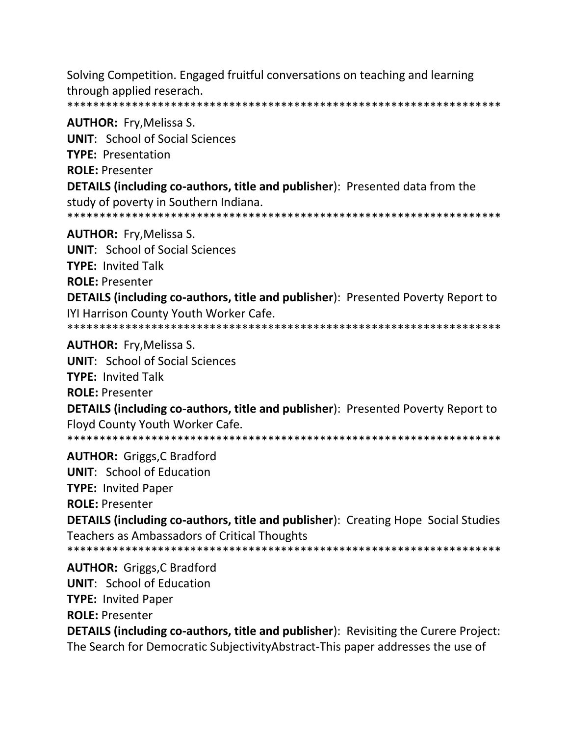Solving Competition. Engaged fruitful conversations on teaching and learning through applied reserach.
*******************************************************************

**AUTHOR:** Fry,Melissa S.
**UNIT**: School of Social Sciences
**TYPE:** Presentation
**ROLE:** Presenter
**DETAILS (including co-authors, title and publisher**): Presented data from the study of poverty in Southern Indiana.
*******************************************************************

**AUTHOR:** Fry,Melissa S.
**UNIT**: School of Social Sciences
**TYPE:** Invited Talk
**ROLE:** Presenter
**DETAILS (including co-authors, title and publisher**): Presented Poverty Report to IYI Harrison County Youth Worker Cafe.
*******************************************************************

**AUTHOR:** Fry,Melissa S.
**UNIT**: School of Social Sciences
**TYPE:** Invited Talk
**ROLE:** Presenter
**DETAILS (including co-authors, title and publisher**): Presented Poverty Report to Floyd County Youth Worker Cafe.
*******************************************************************

**AUTHOR:** Griggs,C Bradford
**UNIT**: School of Education
**TYPE:** Invited Paper
**ROLE:** Presenter
**DETAILS (including co-authors, title and publisher**): Creating Hope Social Studies Teachers as Ambassadors of Critical Thoughts
*******************************************************************

**AUTHOR:** Griggs,C Bradford
**UNIT**: School of Education
**TYPE:** Invited Paper
**ROLE:** Presenter
**DETAILS (including co-authors, title and publisher**): Revisiting the Curere Project: The Search for Democratic SubjectivityAbstract-This paper addresses the use of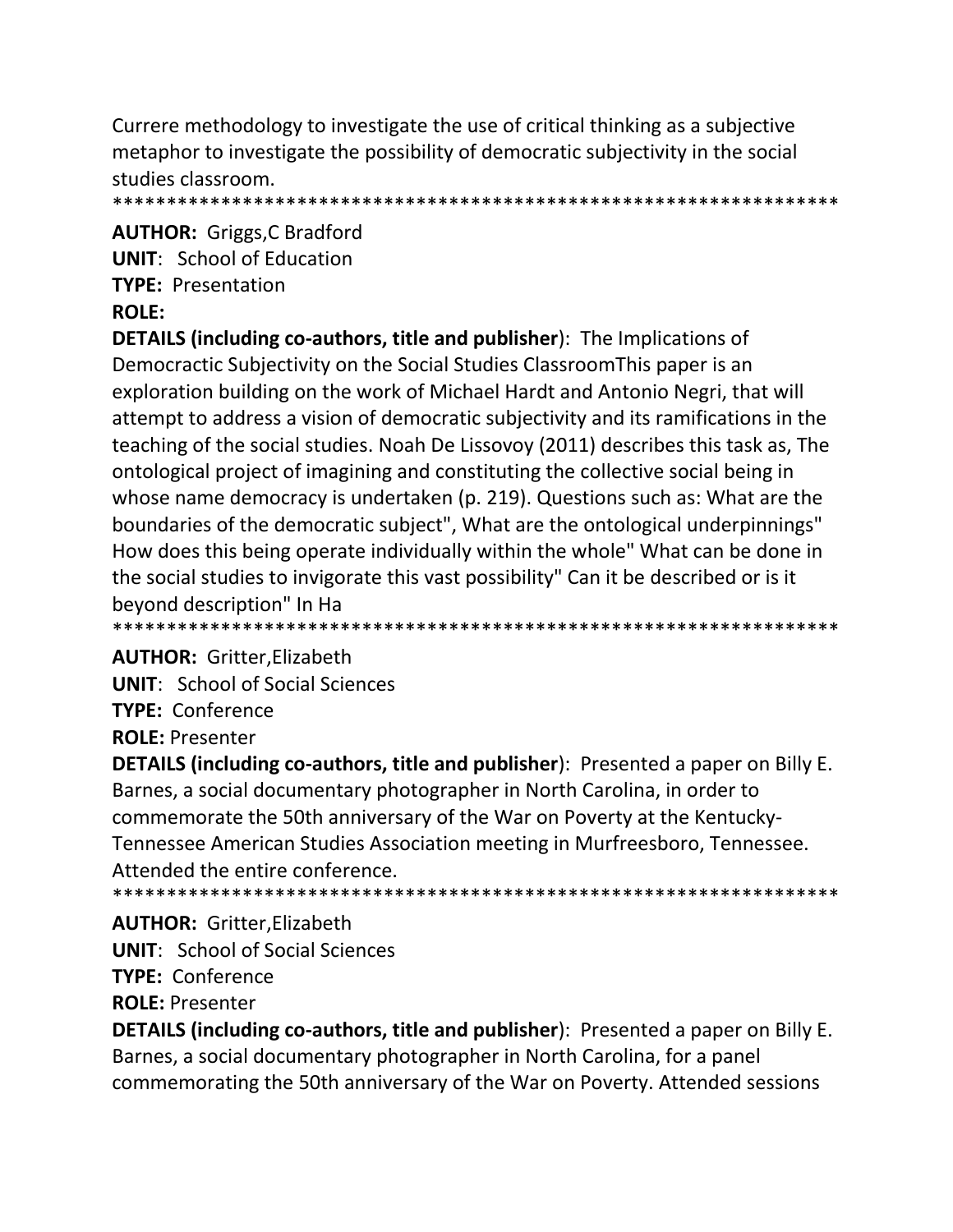Currere methodology to investigate the use of critical thinking as a subjective metaphor to investigate the possibility of democratic subjectivity in the social studies classroom.

*******************************************************************

**AUTHOR:** Griggs,C Bradford

**UNIT**: School of Education

**TYPE:** Presentation

**ROLE:**

**DETAILS (including co-authors, title and publisher**): The Implications of Democractic Subjectivity on the Social Studies ClassroomThis paper is an exploration building on the work of Michael Hardt and Antonio Negri, that will attempt to address a vision of democratic subjectivity and its ramifications in the teaching of the social studies. Noah De Lissovoy (2011) describes this task as, The ontological project of imagining and constituting the collective social being in whose name democracy is undertaken (p. 219). Questions such as: What are the boundaries of the democratic subject", What are the ontological underpinnings" How does this being operate individually within the whole" What can be done in the social studies to invigorate this vast possibility" Can it be described or is it beyond description" In Ha

*******************************************************************

**AUTHOR:** Gritter,Elizabeth

**UNIT**: School of Social Sciences

**TYPE:** Conference

**ROLE:** Presenter

**DETAILS (including co-authors, title and publisher**): Presented a paper on Billy E. Barnes, a social documentary photographer in North Carolina, in order to commemorate the 50th anniversary of the War on Poverty at the Kentucky-Tennessee American Studies Association meeting in Murfreesboro, Tennessee. Attended the entire conference.

*******************************************************************

**AUTHOR:** Gritter,Elizabeth

**UNIT**: School of Social Sciences

**TYPE:** Conference

**ROLE:** Presenter

**DETAILS (including co-authors, title and publisher**): Presented a paper on Billy E. Barnes, a social documentary photographer in North Carolina, for a panel commemorating the 50th anniversary of the War on Poverty. Attended sessions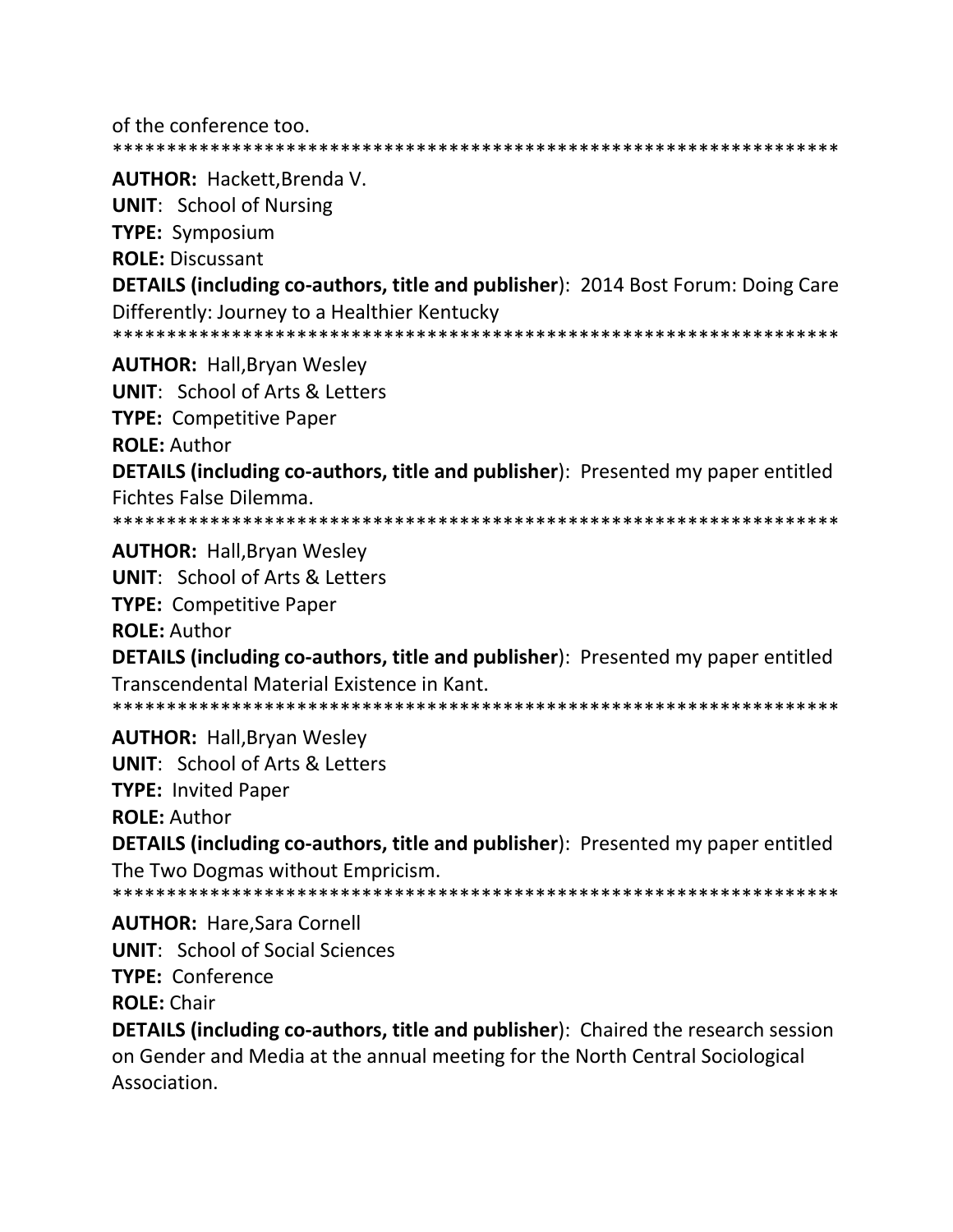of the conference too.
********************************************************************
**AUTHOR:** Hackett,Brenda V.
**UNIT**: School of Nursing
**TYPE:** Symposium
**ROLE:** Discussant
**DETAILS (including co-authors, title and publisher**): 2014 Bost Forum: Doing Care Differently: Journey to a Healthier Kentucky
********************************************************************
**AUTHOR:** Hall,Bryan Wesley
**UNIT**: School of Arts & Letters
**TYPE:** Competitive Paper
**ROLE:** Author
**DETAILS (including co-authors, title and publisher**): Presented my paper entitled Fichtes False Dilemma.
********************************************************************
**AUTHOR:** Hall,Bryan Wesley
**UNIT**: School of Arts & Letters
**TYPE:** Competitive Paper
**ROLE:** Author
**DETAILS (including co-authors, title and publisher**): Presented my paper entitled Transcendental Material Existence in Kant.
********************************************************************
**AUTHOR:** Hall,Bryan Wesley
**UNIT**: School of Arts & Letters
**TYPE:** Invited Paper
**ROLE:** Author
**DETAILS (including co-authors, title and publisher**): Presented my paper entitled The Two Dogmas without Empricism.
********************************************************************
**AUTHOR:** Hare,Sara Cornell
**UNIT**: School of Social Sciences
**TYPE:** Conference
**ROLE:** Chair
**DETAILS (including co-authors, title and publisher**): Chaired the research session on Gender and Media at the annual meeting for the North Central Sociological Association.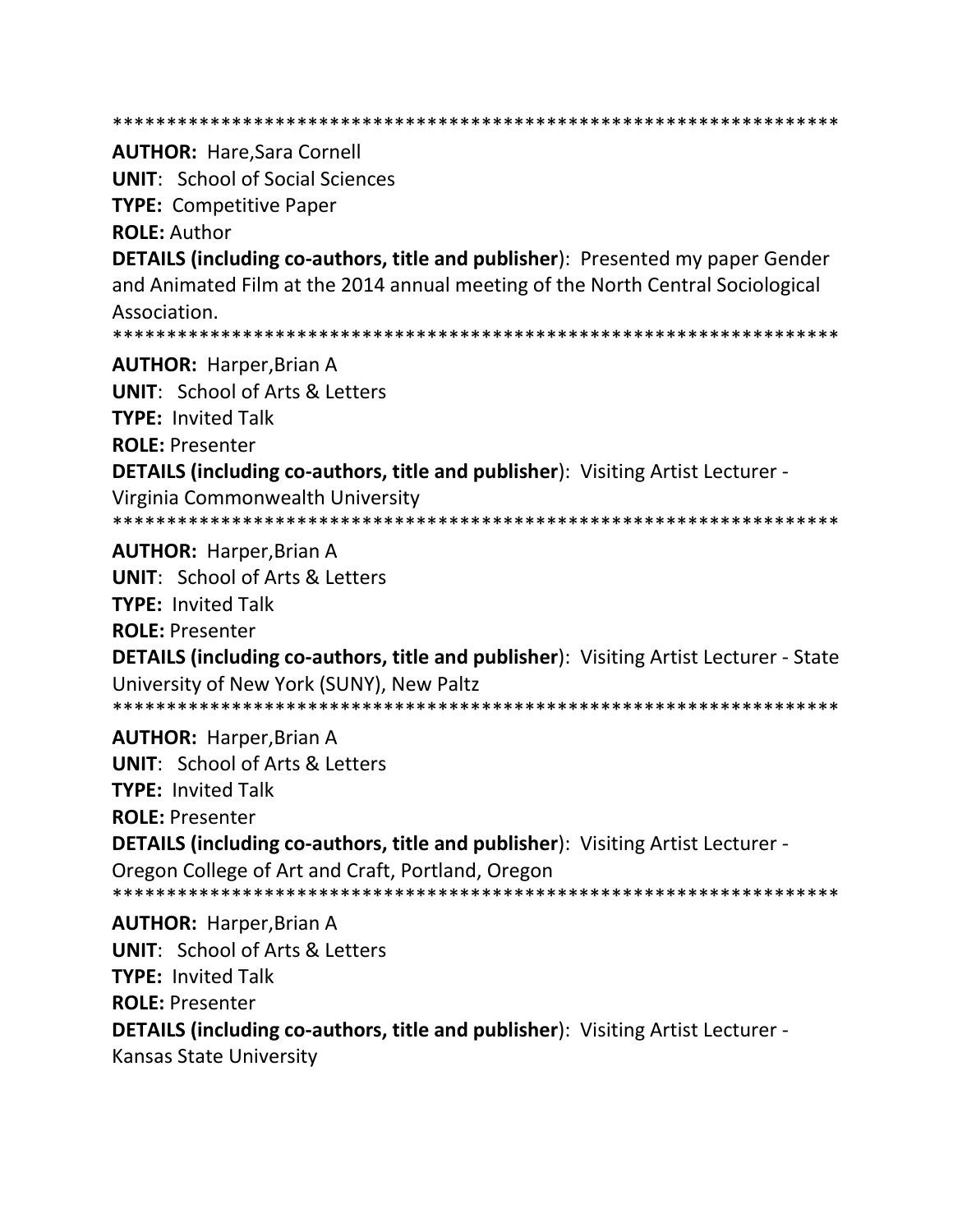*******************************************************************

**AUTHOR:** Hare,Sara Cornell
**UNIT**: School of Social Sciences
**TYPE:** Competitive Paper
**ROLE:** Author
**DETAILS (including co-authors, title and publisher**): Presented my paper Gender and Animated Film at the 2014 annual meeting of the North Central Sociological Association.

*******************************************************************

**AUTHOR:** Harper,Brian A
**UNIT**: School of Arts & Letters
**TYPE:** Invited Talk
**ROLE:** Presenter
**DETAILS (including co-authors, title and publisher**): Visiting Artist Lecturer - Virginia Commonwealth University

*******************************************************************

**AUTHOR:** Harper,Brian A
**UNIT**: School of Arts & Letters
**TYPE:** Invited Talk
**ROLE:** Presenter
**DETAILS (including co-authors, title and publisher**): Visiting Artist Lecturer - State University of New York (SUNY), New Paltz

*******************************************************************

**AUTHOR:** Harper,Brian A
**UNIT**: School of Arts & Letters
**TYPE:** Invited Talk
**ROLE:** Presenter
**DETAILS (including co-authors, title and publisher**): Visiting Artist Lecturer - Oregon College of Art and Craft, Portland, Oregon

*******************************************************************

**AUTHOR:** Harper,Brian A
**UNIT**: School of Arts & Letters
**TYPE:** Invited Talk
**ROLE:** Presenter
**DETAILS (including co-authors, title and publisher**): Visiting Artist Lecturer - Kansas State University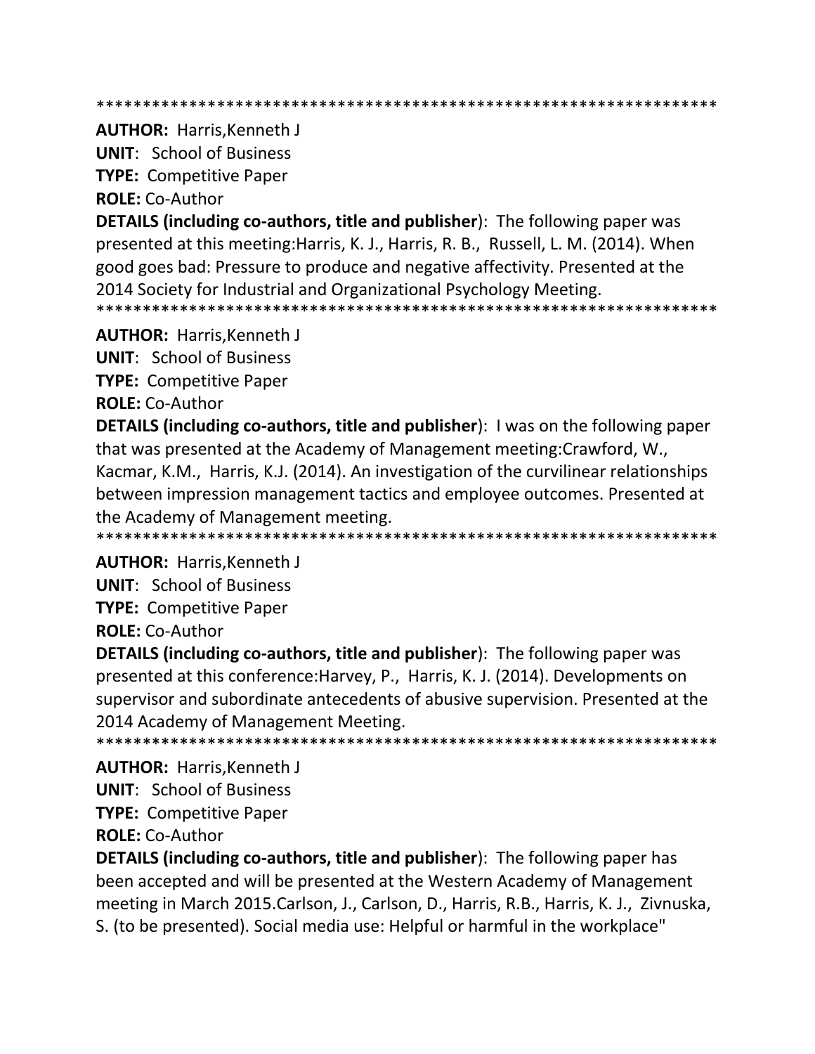*******************************************************************

**AUTHOR:** Harris,Kenneth J

**UNIT**: School of Business

**TYPE:** Competitive Paper

**ROLE:** Co-Author

**DETAILS (including co-authors, title and publisher**): The following paper was presented at this meeting:Harris, K. J., Harris, R. B., Russell, L. M. (2014). When good goes bad: Pressure to produce and negative affectivity. Presented at the 2014 Society for Industrial and Organizational Psychology Meeting.

*******************************************************************

**AUTHOR:** Harris,Kenneth J

**UNIT**: School of Business

**TYPE:** Competitive Paper

**ROLE:** Co-Author

**DETAILS (including co-authors, title and publisher**): I was on the following paper that was presented at the Academy of Management meeting:Crawford, W., Kacmar, K.M., Harris, K.J. (2014). An investigation of the curvilinear relationships between impression management tactics and employee outcomes. Presented at the Academy of Management meeting.

*******************************************************************

**AUTHOR:** Harris,Kenneth J

**UNIT**: School of Business

**TYPE:** Competitive Paper

**ROLE:** Co-Author

**DETAILS (including co-authors, title and publisher**): The following paper was presented at this conference:Harvey, P., Harris, K. J. (2014). Developments on supervisor and subordinate antecedents of abusive supervision. Presented at the 2014 Academy of Management Meeting.

*******************************************************************

**AUTHOR:** Harris,Kenneth J

**UNIT**: School of Business

**TYPE:** Competitive Paper

**ROLE:** Co-Author

**DETAILS (including co-authors, title and publisher**): The following paper has been accepted and will be presented at the Western Academy of Management meeting in March 2015.Carlson, J., Carlson, D., Harris, R.B., Harris, K. J., Zivnuska, S. (to be presented). Social media use: Helpful or harmful in the workplace"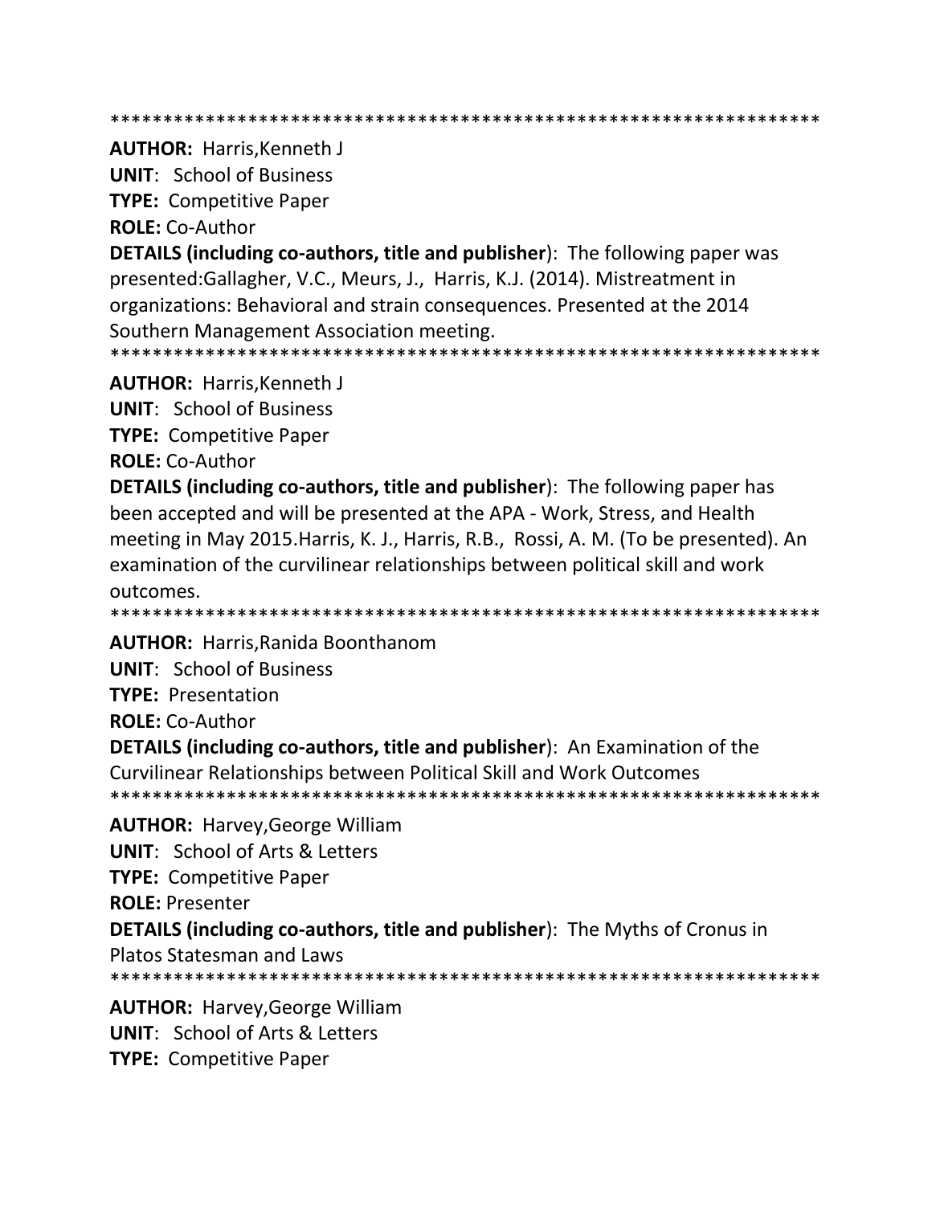******************************************************************

**AUTHOR:** Harris,Kenneth J

**UNIT**: School of Business

**TYPE:** Competitive Paper

**ROLE:** Co-Author

**DETAILS (including co-authors, title and publisher**): The following paper was presented:Gallagher, V.C., Meurs, J., Harris, K.J. (2014). Mistreatment in organizations: Behavioral and strain consequences. Presented at the 2014 Southern Management Association meeting.

******************************************************************

**AUTHOR:** Harris,Kenneth J

**UNIT**: School of Business

**TYPE:** Competitive Paper

**ROLE:** Co-Author

**DETAILS (including co-authors, title and publisher**): The following paper has been accepted and will be presented at the APA - Work, Stress, and Health meeting in May 2015.Harris, K. J., Harris, R.B., Rossi, A. M. (To be presented). An examination of the curvilinear relationships between political skill and work outcomes.

******************************************************************

**AUTHOR:** Harris,Ranida Boonthanom

**UNIT**: School of Business

**TYPE:** Presentation

**ROLE:** Co-Author

**DETAILS (including co-authors, title and publisher**): An Examination of the Curvilinear Relationships between Political Skill and Work Outcomes

******************************************************************

**AUTHOR:** Harvey,George William

**UNIT**: School of Arts & Letters

**TYPE:** Competitive Paper

**ROLE:** Presenter

**DETAILS (including co-authors, title and publisher**): The Myths of Cronus in Platos Statesman and Laws

******************************************************************

**AUTHOR:** Harvey,George William

**UNIT**: School of Arts & Letters

**TYPE:** Competitive Paper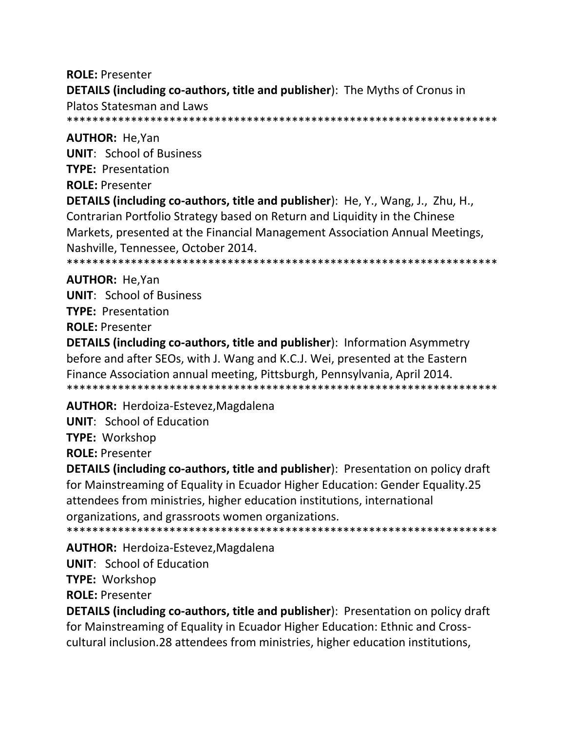**ROLE:** Presenter

**DETAILS (including co-authors, title and publisher**): The Myths of Cronus in Platos Statesman and Laws

********************************************************************

**AUTHOR:** He,Yan

**UNIT**: School of Business

**TYPE:** Presentation

**ROLE:** Presenter

**DETAILS (including co-authors, title and publisher**): He, Y., Wang, J., Zhu, H., Contrarian Portfolio Strategy based on Return and Liquidity in the Chinese Markets, presented at the Financial Management Association Annual Meetings, Nashville, Tennessee, October 2014.

********************************************************************

**AUTHOR:** He,Yan

**UNIT**: School of Business

**TYPE:** Presentation

**ROLE:** Presenter

**DETAILS (including co-authors, title and publisher**): Information Asymmetry before and after SEOs, with J. Wang and K.C.J. Wei, presented at the Eastern Finance Association annual meeting, Pittsburgh, Pennsylvania, April 2014.

********************************************************************

**AUTHOR:** Herdoiza-Estevez,Magdalena

**UNIT**: School of Education

**TYPE:** Workshop

**ROLE:** Presenter

**DETAILS (including co-authors, title and publisher**): Presentation on policy draft for Mainstreaming of Equality in Ecuador Higher Education: Gender Equality.25 attendees from ministries, higher education institutions, international organizations, and grassroots women organizations.

********************************************************************

**AUTHOR:** Herdoiza-Estevez,Magdalena

**UNIT**: School of Education

**TYPE:** Workshop

**ROLE:** Presenter

**DETAILS (including co-authors, title and publisher**): Presentation on policy draft for Mainstreaming of Equality in Ecuador Higher Education: Ethnic and Cross-cultural inclusion.28 attendees from ministries, higher education institutions,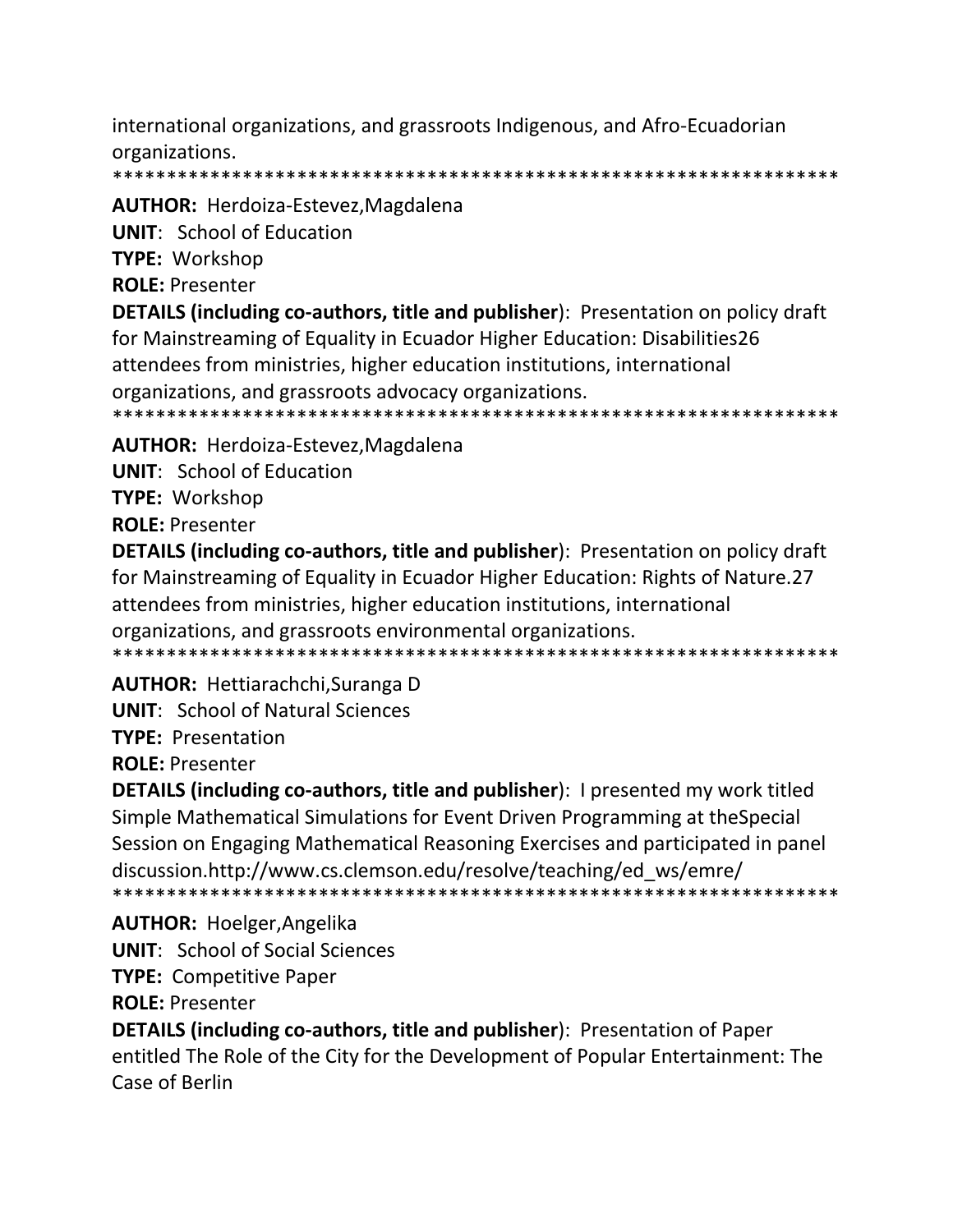international organizations, and grassroots Indigenous, and Afro-Ecuadorian organizations.

*******************************************************************

**AUTHOR:** Herdoiza-Estevez,Magdalena

**UNIT**: School of Education

**TYPE:** Workshop

**ROLE:** Presenter

**DETAILS (including co-authors, title and publisher**): Presentation on policy draft for Mainstreaming of Equality in Ecuador Higher Education: Disabilities26 attendees from ministries, higher education institutions, international organizations, and grassroots advocacy organizations.

*******************************************************************

**AUTHOR:** Herdoiza-Estevez,Magdalena

**UNIT**: School of Education

**TYPE:** Workshop

**ROLE:** Presenter

**DETAILS (including co-authors, title and publisher**): Presentation on policy draft for Mainstreaming of Equality in Ecuador Higher Education: Rights of Nature.27 attendees from ministries, higher education institutions, international organizations, and grassroots environmental organizations.

*******************************************************************

**AUTHOR:** Hettiarachchi,Suranga D

**UNIT**: School of Natural Sciences

**TYPE:** Presentation

**ROLE:** Presenter

**DETAILS (including co-authors, title and publisher**): I presented my work titled Simple Mathematical Simulations for Event Driven Programming at theSpecial Session on Engaging Mathematical Reasoning Exercises and participated in panel discussion.http://www.cs.clemson.edu/resolve/teaching/ed_ws/emre/

*******************************************************************

**AUTHOR:** Hoelger,Angelika

**UNIT**: School of Social Sciences

**TYPE:** Competitive Paper

**ROLE:** Presenter

**DETAILS (including co-authors, title and publisher**): Presentation of Paper entitled The Role of the City for the Development of Popular Entertainment: The Case of Berlin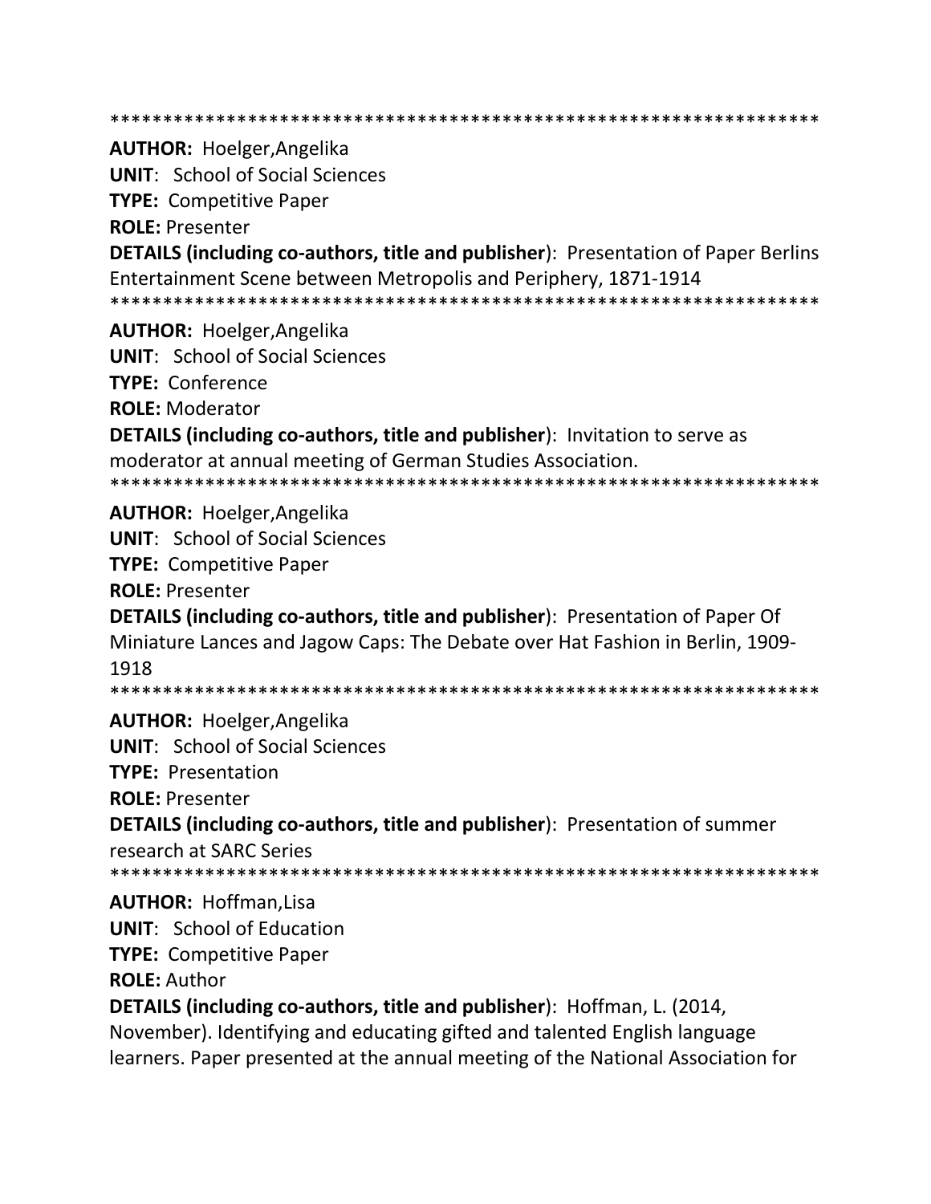*******************************************************************

**AUTHOR:** Hoelger,Angelika

**UNIT**: School of Social Sciences

**TYPE:** Competitive Paper

**ROLE:** Presenter

**DETAILS (including co-authors, title and publisher**): Presentation of Paper Berlins Entertainment Scene between Metropolis and Periphery, 1871-1914

*******************************************************************

**AUTHOR:** Hoelger,Angelika

**UNIT**: School of Social Sciences

**TYPE:** Conference

**ROLE:** Moderator

**DETAILS (including co-authors, title and publisher**): Invitation to serve as moderator at annual meeting of German Studies Association.

*******************************************************************

**AUTHOR:** Hoelger,Angelika

**UNIT**: School of Social Sciences

**TYPE:** Competitive Paper

**ROLE:** Presenter

**DETAILS (including co-authors, title and publisher**): Presentation of Paper Of Miniature Lances and Jagow Caps: The Debate over Hat Fashion in Berlin, 1909-1918

*******************************************************************

**AUTHOR:** Hoelger,Angelika

**UNIT**: School of Social Sciences

**TYPE:** Presentation

**ROLE:** Presenter

**DETAILS (including co-authors, title and publisher**): Presentation of summer research at SARC Series

*******************************************************************

**AUTHOR:** Hoffman,Lisa

**UNIT**: School of Education

**TYPE:** Competitive Paper

**ROLE:** Author

**DETAILS (including co-authors, title and publisher**): Hoffman, L. (2014, November). Identifying and educating gifted and talented English language learners. Paper presented at the annual meeting of the National Association for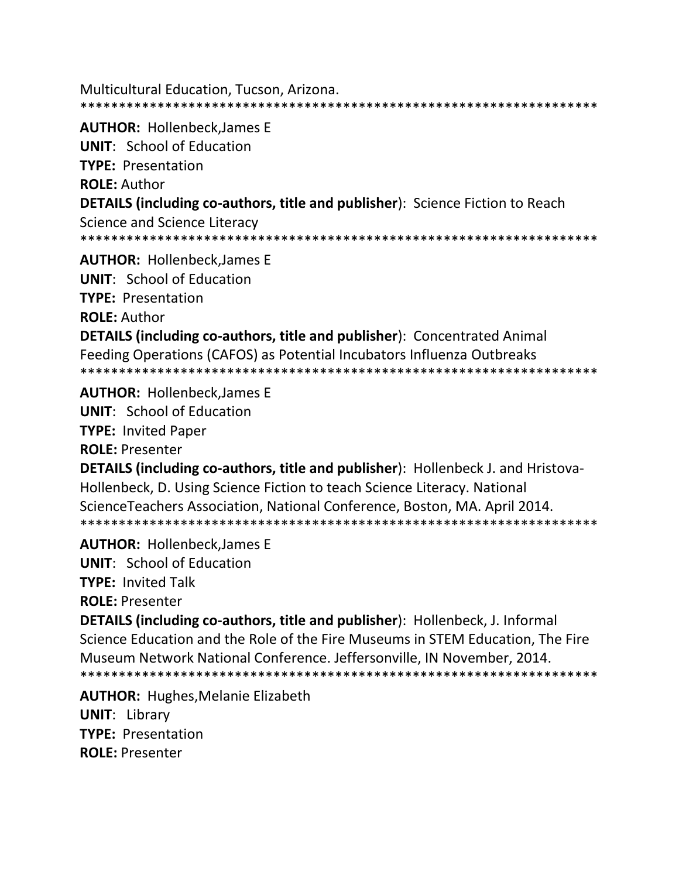Multicultural Education, Tucson, Arizona.
********************************************************************

**AUTHOR:** Hollenbeck,James E
**UNIT**: School of Education
**TYPE:** Presentation
**ROLE:** Author
**DETAILS (including co-authors, title and publisher**): Science Fiction to Reach Science and Science Literacy
********************************************************************

**AUTHOR:** Hollenbeck,James E
**UNIT**: School of Education
**TYPE:** Presentation
**ROLE:** Author
**DETAILS (including co-authors, title and publisher**): Concentrated Animal Feeding Operations (CAFOS) as Potential Incubators Influenza Outbreaks
********************************************************************

**AUTHOR:** Hollenbeck,James E
**UNIT**: School of Education
**TYPE:** Invited Paper
**ROLE:** Presenter
**DETAILS (including co-authors, title and publisher**): Hollenbeck J. and Hristova-Hollenbeck, D. Using Science Fiction to teach Science Literacy. National ScienceTeachers Association, National Conference, Boston, MA. April 2014.
********************************************************************

**AUTHOR:** Hollenbeck,James E
**UNIT**: School of Education
**TYPE:** Invited Talk
**ROLE:** Presenter
**DETAILS (including co-authors, title and publisher**): Hollenbeck, J. Informal Science Education and the Role of the Fire Museums in STEM Education, The Fire Museum Network National Conference. Jeffersonville, IN November, 2014.
********************************************************************

**AUTHOR:** Hughes,Melanie Elizabeth
**UNIT**: Library
**TYPE:** Presentation
**ROLE:** Presenter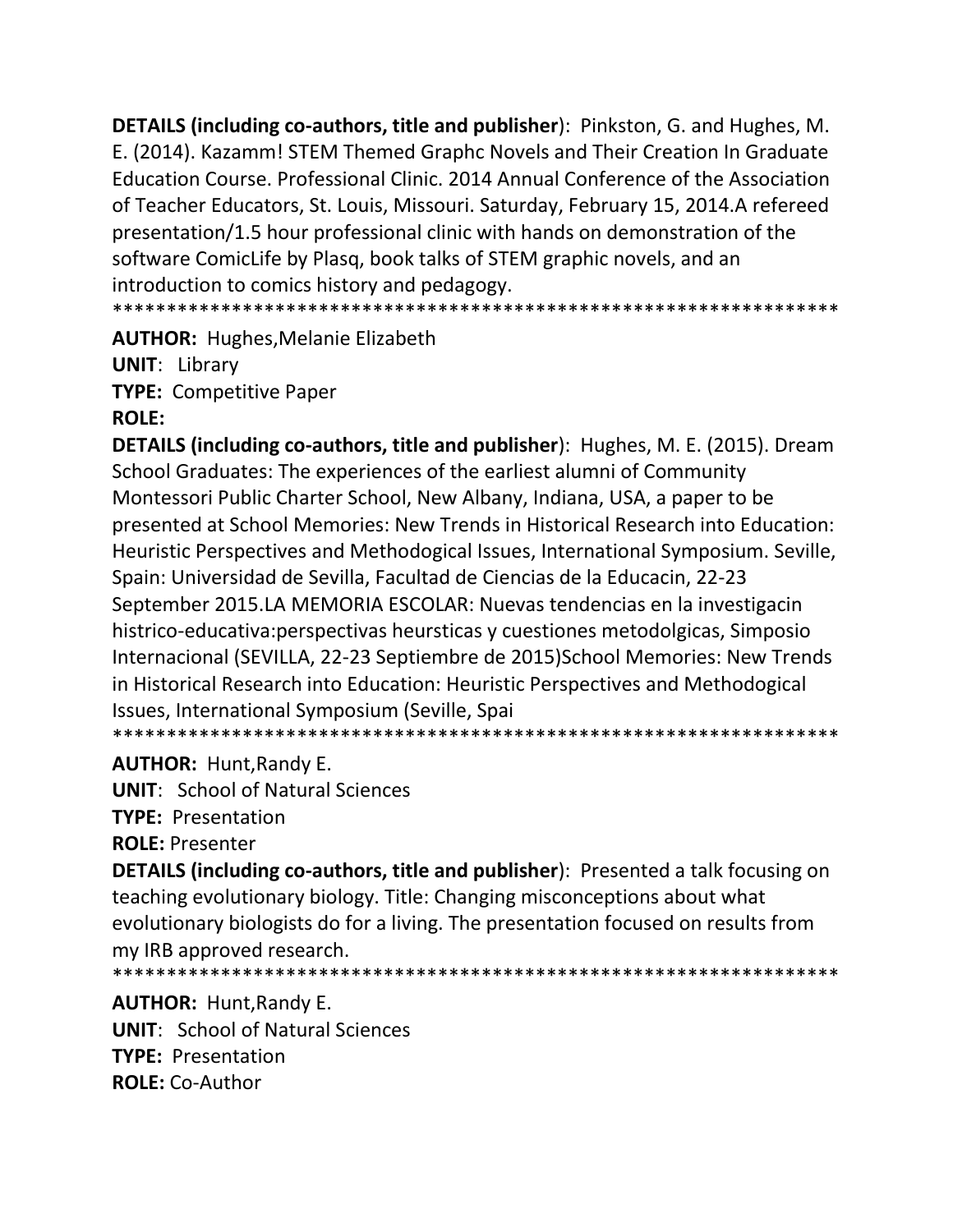**DETAILS (including co-authors, title and publisher**): Pinkston, G. and Hughes, M. E. (2014). Kazamm! STEM Themed Graphc Novels and Their Creation In Graduate Education Course. Professional Clinic. 2014 Annual Conference of the Association of Teacher Educators, St. Louis, Missouri. Saturday, February 15, 2014.A refereed presentation/1.5 hour professional clinic with hands on demonstration of the software ComicLife by Plasq, book talks of STEM graphic novels, and an introduction to comics history and pedagogy.

*******************************************************************

**AUTHOR:** Hughes,Melanie Elizabeth

**UNIT**: Library

**TYPE:** Competitive Paper

**ROLE:**

**DETAILS (including co-authors, title and publisher**): Hughes, M. E. (2015). Dream School Graduates: The experiences of the earliest alumni of Community Montessori Public Charter School, New Albany, Indiana, USA, a paper to be presented at School Memories: New Trends in Historical Research into Education: Heuristic Perspectives and Methodogical Issues, International Symposium. Seville, Spain: Universidad de Sevilla, Facultad de Ciencias de la Educacin, 22-23 September 2015.LA MEMORIA ESCOLAR: Nuevas tendencias en la investigacin histrico-educativa:perspectivas heursticas y cuestiones metodolgicas, Simposio Internacional (SEVILLA, 22-23 Septiembre de 2015)School Memories: New Trends in Historical Research into Education: Heuristic Perspectives and Methodogical Issues, International Symposium (Seville, Spai

*******************************************************************

**AUTHOR:** Hunt,Randy E.

**UNIT**: School of Natural Sciences

**TYPE:** Presentation

**ROLE:** Presenter

**DETAILS (including co-authors, title and publisher**): Presented a talk focusing on teaching evolutionary biology. Title: Changing misconceptions about what evolutionary biologists do for a living. The presentation focused on results from my IRB approved research.

*******************************************************************

**AUTHOR:** Hunt,Randy E.

**UNIT**: School of Natural Sciences

**TYPE:** Presentation

**ROLE:** Co-Author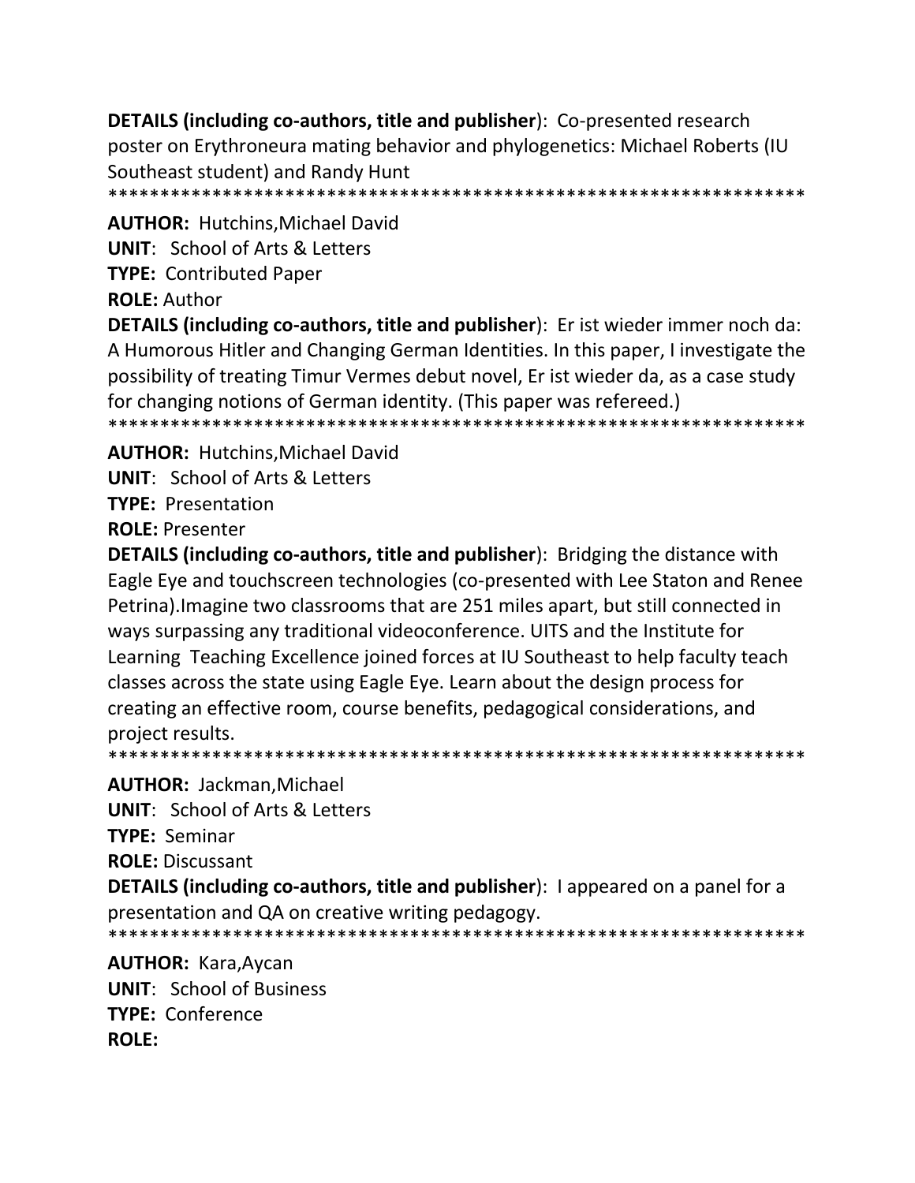**DETAILS (including co-authors, title and publisher)**: Co-presented research poster on Erythroneura mating behavior and phylogenetics: Michael Roberts (IU Southeast student) and Randy Hunt
*******************************************************************

**AUTHOR:** Hutchins,Michael David
**UNIT**: School of Arts & Letters
**TYPE:** Contributed Paper
**ROLE:** Author
**DETAILS (including co-authors, title and publisher)**: Er ist wieder immer noch da: A Humorous Hitler and Changing German Identities. In this paper, I investigate the possibility of treating Timur Vermes debut novel, Er ist wieder da, as a case study for changing notions of German identity. (This paper was refereed.)
*******************************************************************

**AUTHOR:** Hutchins,Michael David
**UNIT**: School of Arts & Letters
**TYPE:** Presentation
**ROLE:** Presenter
**DETAILS (including co-authors, title and publisher)**: Bridging the distance with Eagle Eye and touchscreen technologies (co-presented with Lee Staton and Renee Petrina).Imagine two classrooms that are 251 miles apart, but still connected in ways surpassing any traditional videoconference. UITS and the Institute for Learning Teaching Excellence joined forces at IU Southeast to help faculty teach classes across the state using Eagle Eye. Learn about the design process for creating an effective room, course benefits, pedagogical considerations, and project results.
*******************************************************************

**AUTHOR:** Jackman,Michael
**UNIT**: School of Arts & Letters
**TYPE:** Seminar
**ROLE:** Discussant
**DETAILS (including co-authors, title and publisher)**: I appeared on a panel for a presentation and QA on creative writing pedagogy.
*******************************************************************

**AUTHOR:** Kara,Aycan
**UNIT**: School of Business
**TYPE:** Conference
**ROLE:**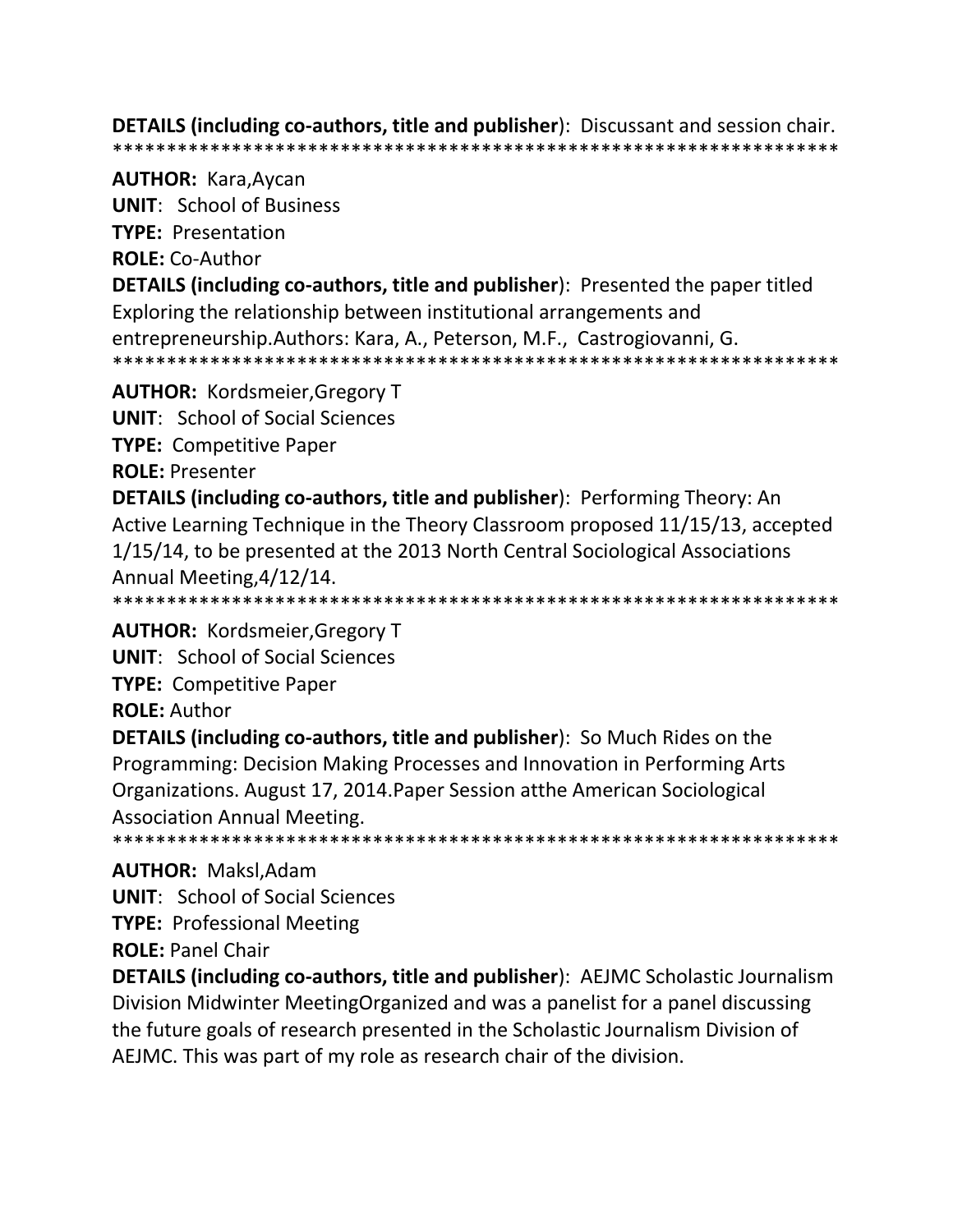**DETAILS (including co-authors, title and publisher)**: Discussant and session chair.
*******************************************************************

**AUTHOR:** Kara,Aycan

**UNIT**: School of Business

**TYPE:** Presentation

**ROLE:** Co-Author

**DETAILS (including co-authors, title and publisher)**: Presented the paper titled Exploring the relationship between institutional arrangements and entrepreneurship.Authors: Kara, A., Peterson, M.F., Castrogiovanni, G.
*******************************************************************

**AUTHOR:** Kordsmeier,Gregory T

**UNIT**: School of Social Sciences

**TYPE:** Competitive Paper

**ROLE:** Presenter

**DETAILS (including co-authors, title and publisher)**: Performing Theory: An Active Learning Technique in the Theory Classroom proposed 11/15/13, accepted 1/15/14, to be presented at the 2013 North Central Sociological Associations Annual Meeting,4/12/14.
*******************************************************************

**AUTHOR:** Kordsmeier,Gregory T

**UNIT**: School of Social Sciences

**TYPE:** Competitive Paper

**ROLE:** Author

**DETAILS (including co-authors, title and publisher)**: So Much Rides on the Programming: Decision Making Processes and Innovation in Performing Arts Organizations. August 17, 2014.Paper Session atthe American Sociological Association Annual Meeting.
*******************************************************************

**AUTHOR:** Maksl,Adam

**UNIT**: School of Social Sciences

**TYPE:** Professional Meeting

**ROLE:** Panel Chair

**DETAILS (including co-authors, title and publisher)**: AEJMC Scholastic Journalism Division Midwinter MeetingOrganized and was a panelist for a panel discussing the future goals of research presented in the Scholastic Journalism Division of AEJMC. This was part of my role as research chair of the division.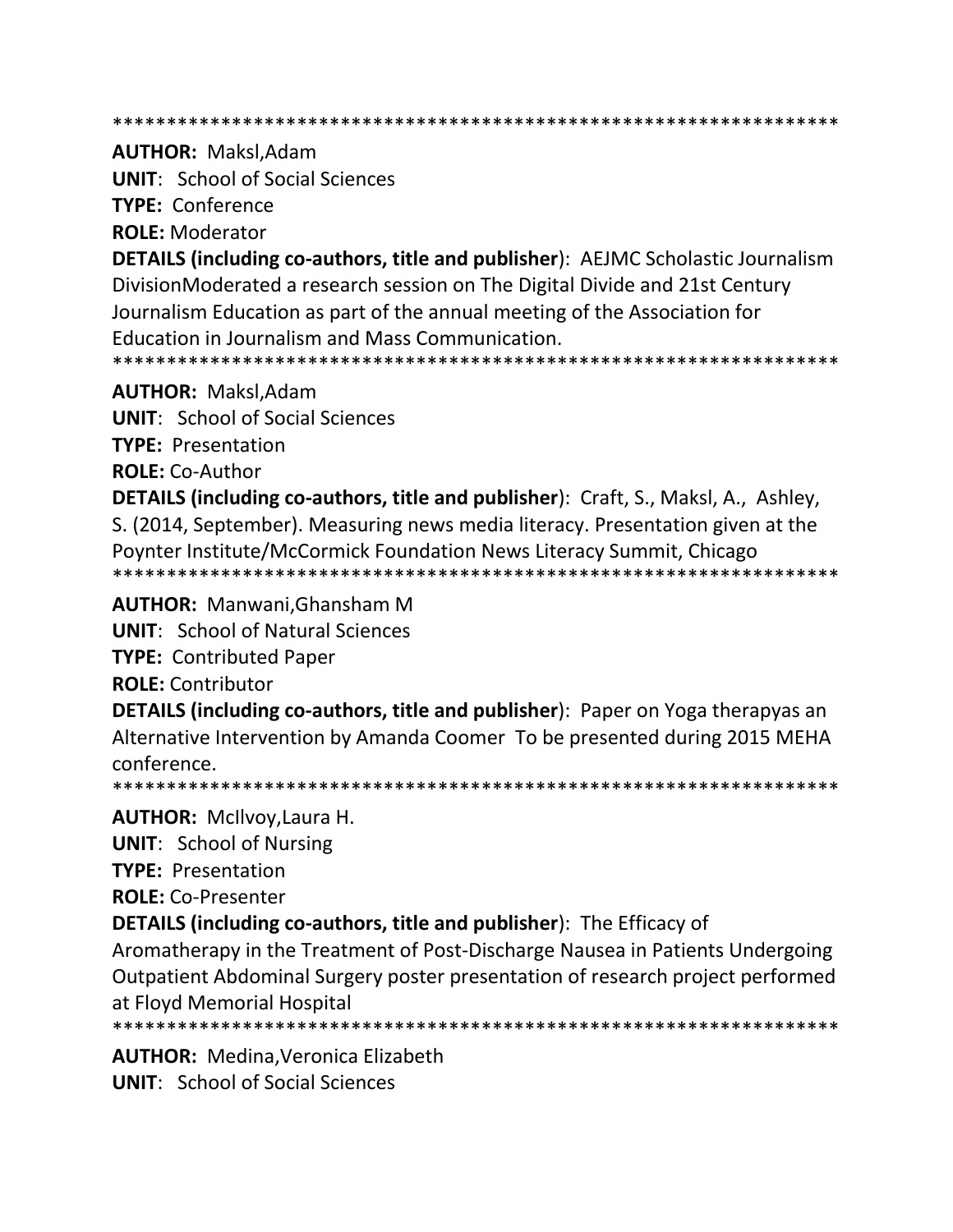*******************************************************************

**AUTHOR:** Maksl,Adam
**UNIT**: School of Social Sciences
**TYPE:** Conference
**ROLE:** Moderator
**DETAILS (including co-authors, title and publisher)**: AEJMC Scholastic Journalism DivisionModerated a research session on The Digital Divide and 21st Century Journalism Education as part of the annual meeting of the Association for Education in Journalism and Mass Communication.

*******************************************************************

**AUTHOR:** Maksl,Adam
**UNIT**: School of Social Sciences
**TYPE:** Presentation
**ROLE:** Co-Author
**DETAILS (including co-authors, title and publisher)**: Craft, S., Maksl, A., Ashley, S. (2014, September). Measuring news media literacy. Presentation given at the Poynter Institute/McCormick Foundation News Literacy Summit, Chicago

*******************************************************************

**AUTHOR:** Manwani,Ghansham M
**UNIT**: School of Natural Sciences
**TYPE:** Contributed Paper
**ROLE:** Contributor
**DETAILS (including co-authors, title and publisher)**: Paper on Yoga therapyas an Alternative Intervention by Amanda Coomer To be presented during 2015 MEHA conference.

*******************************************************************

**AUTHOR:** McIlvoy,Laura H.
**UNIT**: School of Nursing
**TYPE:** Presentation
**ROLE:** Co-Presenter
**DETAILS (including co-authors, title and publisher)**: The Efficacy of Aromatherapy in the Treatment of Post-Discharge Nausea in Patients Undergoing Outpatient Abdominal Surgery poster presentation of research project performed at Floyd Memorial Hospital

*******************************************************************

**AUTHOR:** Medina,Veronica Elizabeth
**UNIT**: School of Social Sciences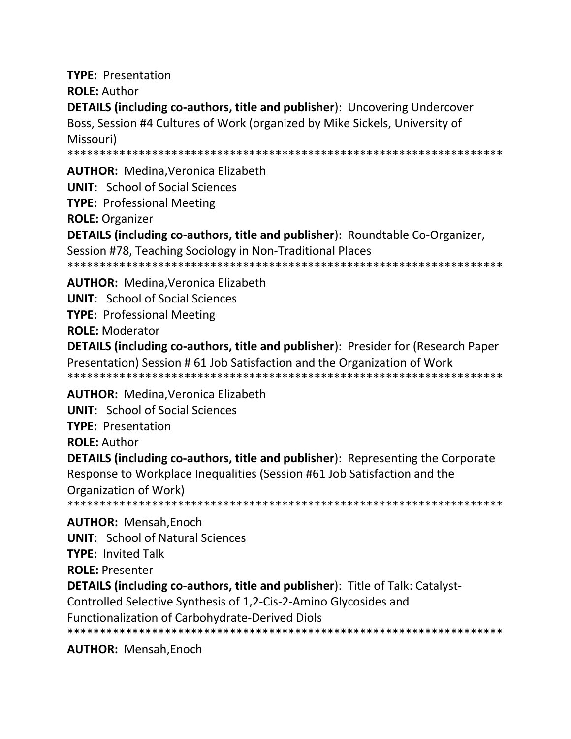**TYPE:** Presentation

**ROLE:** Author

**DETAILS (including co-authors, title and publisher**): Uncovering Undercover Boss, Session #4 Cultures of Work (organized by Mike Sickels, University of Missouri)

*******************************************************************

**AUTHOR:** Medina,Veronica Elizabeth

**UNIT**: School of Social Sciences

**TYPE:** Professional Meeting

**ROLE:** Organizer

**DETAILS (including co-authors, title and publisher**): Roundtable Co-Organizer, Session #78, Teaching Sociology in Non-Traditional Places

*******************************************************************

**AUTHOR:** Medina,Veronica Elizabeth

**UNIT**: School of Social Sciences

**TYPE:** Professional Meeting

**ROLE:** Moderator

**DETAILS (including co-authors, title and publisher**): Presider for (Research Paper Presentation) Session # 61 Job Satisfaction and the Organization of Work

*******************************************************************

**AUTHOR:** Medina,Veronica Elizabeth

**UNIT**: School of Social Sciences

**TYPE:** Presentation

**ROLE:** Author

**DETAILS (including co-authors, title and publisher**): Representing the Corporate Response to Workplace Inequalities (Session #61 Job Satisfaction and the Organization of Work)

*******************************************************************

**AUTHOR:** Mensah,Enoch

**UNIT**: School of Natural Sciences

**TYPE:** Invited Talk

**ROLE:** Presenter

**DETAILS (including co-authors, title and publisher**): Title of Talk: Catalyst-Controlled Selective Synthesis of 1,2-Cis-2-Amino Glycosides and Functionalization of Carbohydrate-Derived Diols

*******************************************************************

**AUTHOR:** Mensah,Enoch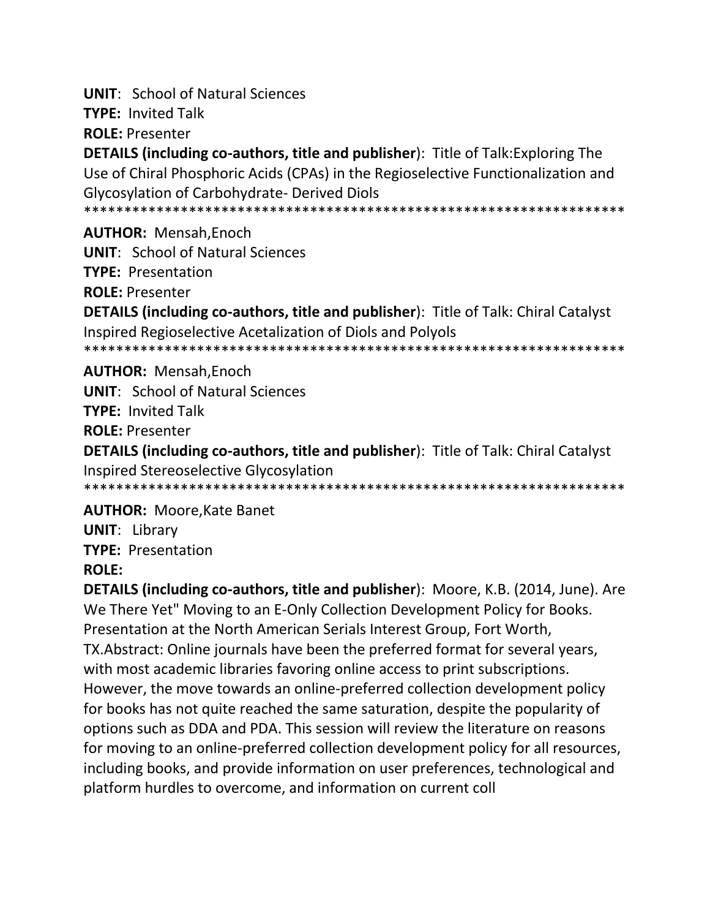**UNIT**: School of Natural Sciences
**TYPE:** Invited Talk
**ROLE:** Presenter
**DETAILS (including co-authors, title and publisher)**: Title of Talk:Exploring The Use of Chiral Phosphoric Acids (CPAs) in the Regioselective Functionalization and Glycosylation of Carbohydrate- Derived Diols
*********************************************************************

**AUTHOR:** Mensah,Enoch
**UNIT**: School of Natural Sciences
**TYPE:** Presentation
**ROLE:** Presenter
**DETAILS (including co-authors, title and publisher)**: Title of Talk: Chiral Catalyst Inspired Regioselective Acetalization of Diols and Polyols
*********************************************************************

**AUTHOR:** Mensah,Enoch
**UNIT**: School of Natural Sciences
**TYPE:** Invited Talk
**ROLE:** Presenter
**DETAILS (including co-authors, title and publisher)**: Title of Talk: Chiral Catalyst Inspired Stereoselective Glycosylation
*********************************************************************

**AUTHOR:** Moore,Kate Banet
**UNIT**: Library
**TYPE:** Presentation
**ROLE:**
**DETAILS (including co-authors, title and publisher)**: Moore, K.B. (2014, June). Are We There Yet" Moving to an E-Only Collection Development Policy for Books. Presentation at the North American Serials Interest Group, Fort Worth, TX.Abstract: Online journals have been the preferred format for several years, with most academic libraries favoring online access to print subscriptions. However, the move towards an online-preferred collection development policy for books has not quite reached the same saturation, despite the popularity of options such as DDA and PDA. This session will review the literature on reasons for moving to an online-preferred collection development policy for all resources, including books, and provide information on user preferences, technological and platform hurdles to overcome, and information on current coll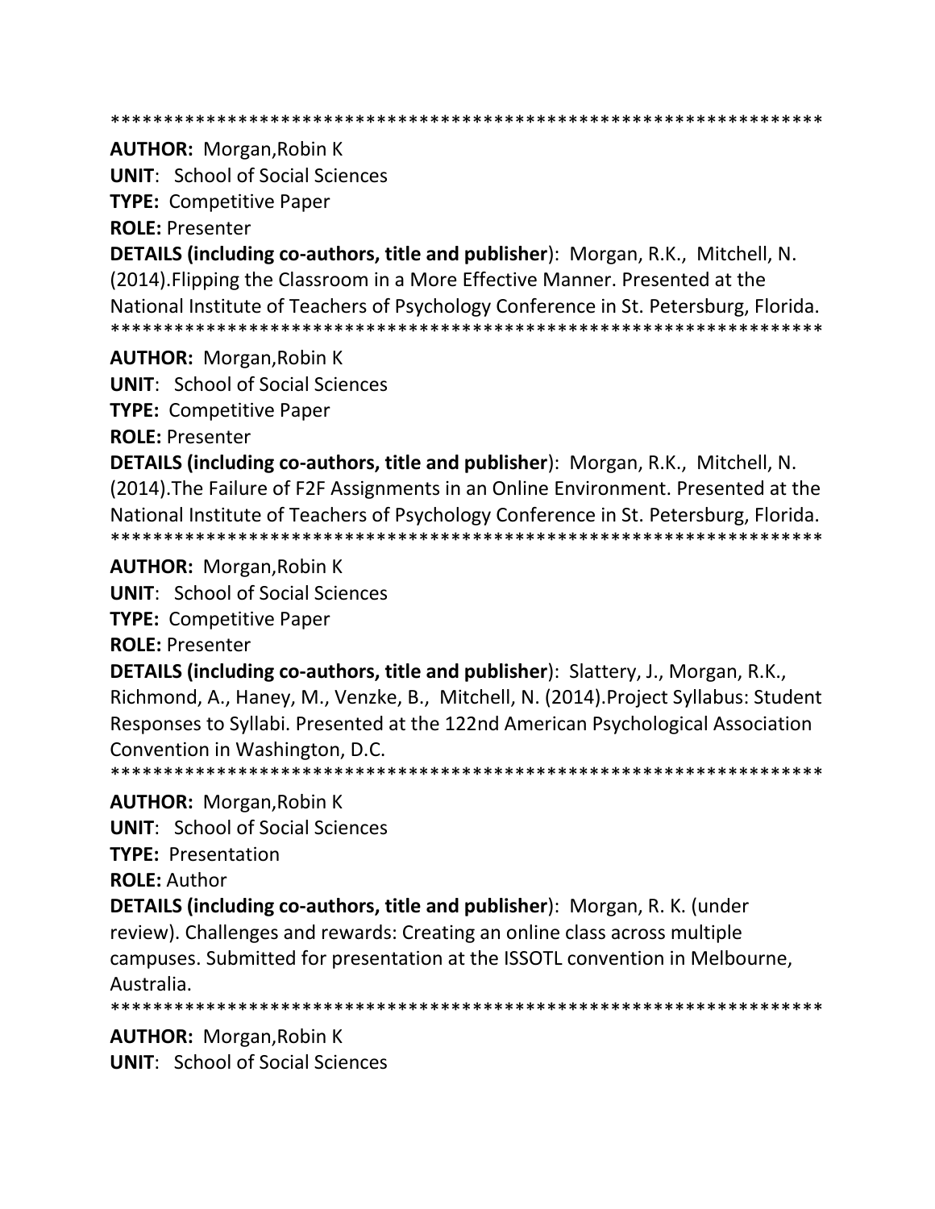*******************************************************************

**AUTHOR:** Morgan,Robin K

**UNIT**: School of Social Sciences

**TYPE:** Competitive Paper

**ROLE:** Presenter

**DETAILS (including co-authors, title and publisher**): Morgan, R.K., Mitchell, N. (2014).Flipping the Classroom in a More Effective Manner. Presented at the National Institute of Teachers of Psychology Conference in St. Petersburg, Florida.

*******************************************************************

**AUTHOR:** Morgan,Robin K

**UNIT**: School of Social Sciences

**TYPE:** Competitive Paper

**ROLE:** Presenter

**DETAILS (including co-authors, title and publisher**): Morgan, R.K., Mitchell, N. (2014).The Failure of F2F Assignments in an Online Environment. Presented at the National Institute of Teachers of Psychology Conference in St. Petersburg, Florida.

*******************************************************************

**AUTHOR:** Morgan,Robin K

**UNIT**: School of Social Sciences

**TYPE:** Competitive Paper

**ROLE:** Presenter

**DETAILS (including co-authors, title and publisher**): Slattery, J., Morgan, R.K., Richmond, A., Haney, M., Venzke, B., Mitchell, N. (2014).Project Syllabus: Student Responses to Syllabi. Presented at the 122nd American Psychological Association Convention in Washington, D.C.

*******************************************************************

**AUTHOR:** Morgan,Robin K

**UNIT**: School of Social Sciences

**TYPE:** Presentation

**ROLE:** Author

**DETAILS (including co-authors, title and publisher**): Morgan, R. K. (under review). Challenges and rewards: Creating an online class across multiple campuses. Submitted for presentation at the ISSOTL convention in Melbourne, Australia.

*******************************************************************

**AUTHOR:** Morgan,Robin K

**UNIT**: School of Social Sciences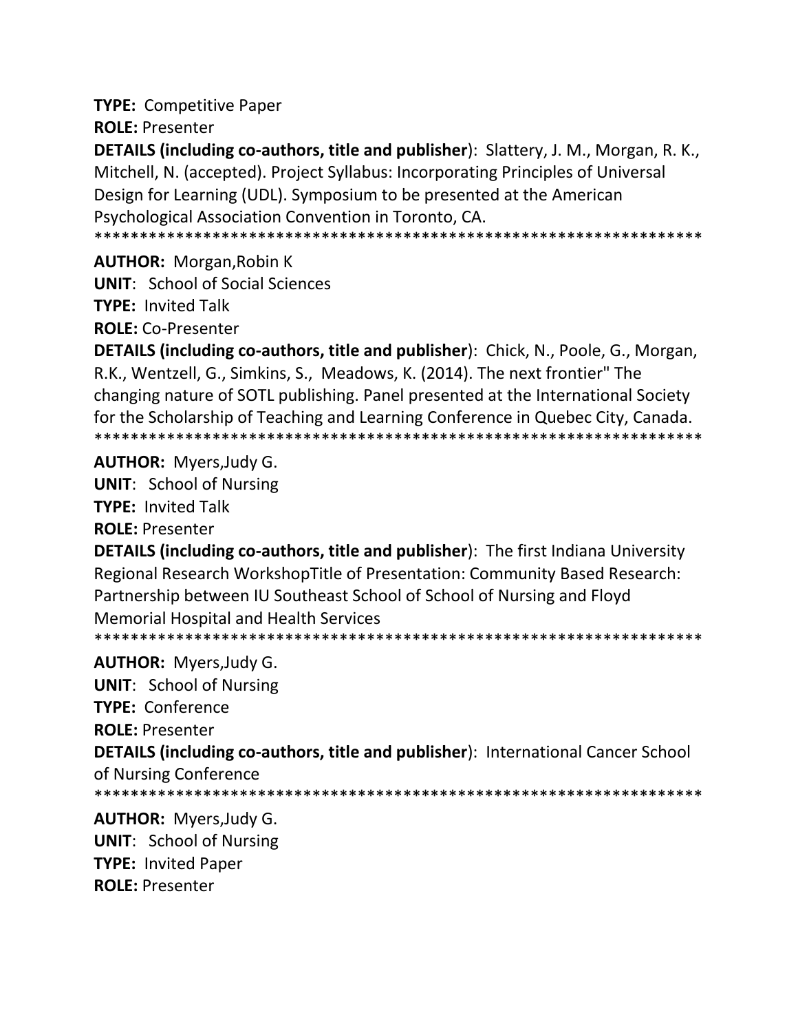**TYPE:** Competitive Paper

**ROLE:** Presenter

**DETAILS (including co-authors, title and publisher**): Slattery, J. M., Morgan, R. K., Mitchell, N. (accepted). Project Syllabus: Incorporating Principles of Universal Design for Learning (UDL). Symposium to be presented at the American Psychological Association Convention in Toronto, CA.

******************************************************************

**AUTHOR:** Morgan,Robin K

**UNIT**: School of Social Sciences

**TYPE:** Invited Talk

**ROLE:** Co-Presenter

**DETAILS (including co-authors, title and publisher**): Chick, N., Poole, G., Morgan, R.K., Wentzell, G., Simkins, S., Meadows, K. (2014). The next frontier" The changing nature of SOTL publishing. Panel presented at the International Society for the Scholarship of Teaching and Learning Conference in Quebec City, Canada.

******************************************************************

**AUTHOR:** Myers,Judy G.

**UNIT**: School of Nursing

**TYPE:** Invited Talk

**ROLE:** Presenter

**DETAILS (including co-authors, title and publisher**): The first Indiana University Regional Research WorkshopTitle of Presentation: Community Based Research: Partnership between IU Southeast School of School of Nursing and Floyd Memorial Hospital and Health Services

******************************************************************

**AUTHOR:** Myers,Judy G.

**UNIT**: School of Nursing

**TYPE:** Conference

**ROLE:** Presenter

**DETAILS (including co-authors, title and publisher**): International Cancer School of Nursing Conference

******************************************************************

**AUTHOR:** Myers,Judy G.

**UNIT**: School of Nursing

**TYPE:** Invited Paper

**ROLE:** Presenter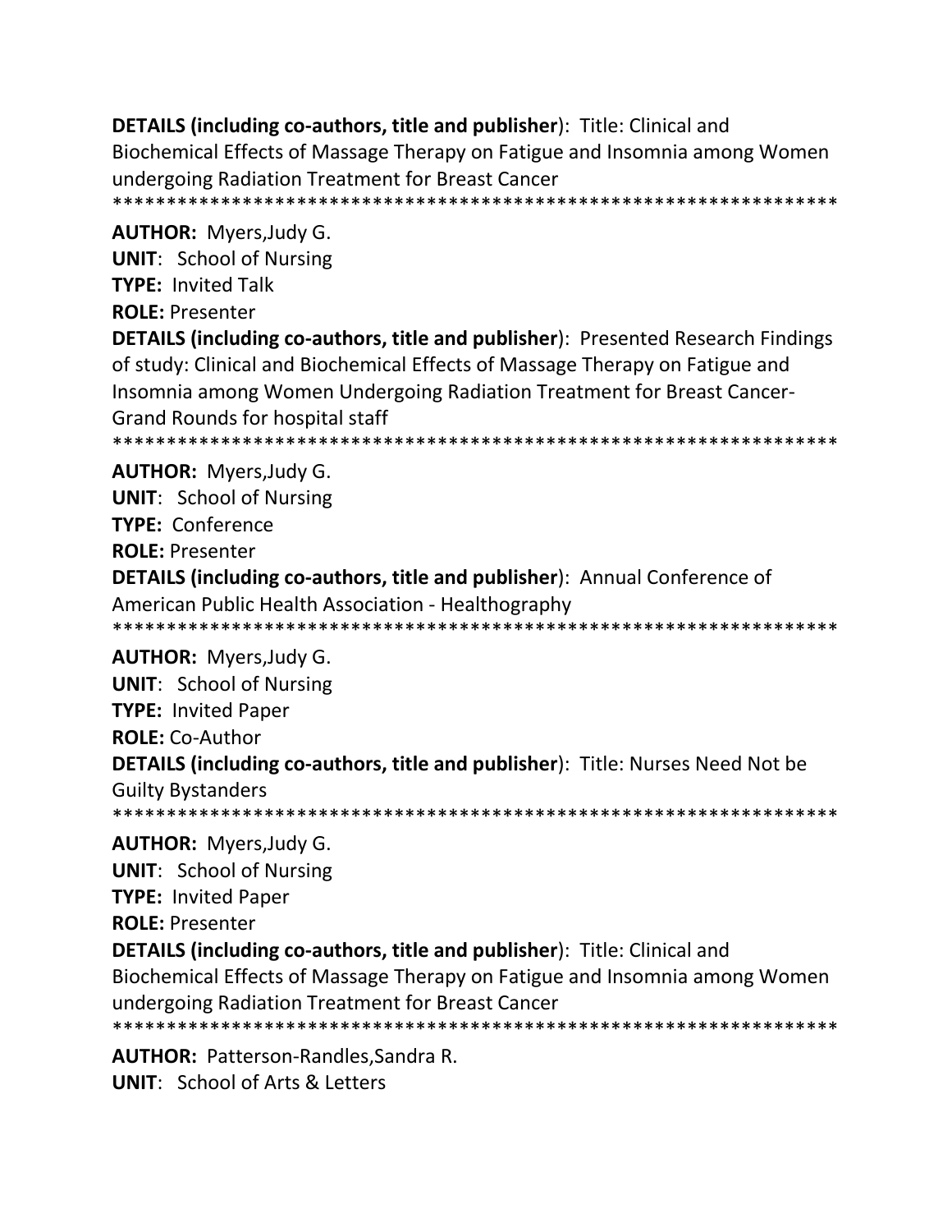**DETAILS (including co-authors, title and publisher**): Title: Clinical and Biochemical Effects of Massage Therapy on Fatigue and Insomnia among Women undergoing Radiation Treatment for Breast Cancer
******************************************************************

**AUTHOR:** Myers,Judy G.
**UNIT**: School of Nursing
**TYPE:** Invited Talk
**ROLE:** Presenter
**DETAILS (including co-authors, title and publisher**): Presented Research Findings of study: Clinical and Biochemical Effects of Massage Therapy on Fatigue and Insomnia among Women Undergoing Radiation Treatment for Breast Cancer-Grand Rounds for hospital staff
******************************************************************

**AUTHOR:** Myers,Judy G.
**UNIT**: School of Nursing
**TYPE:** Conference
**ROLE:** Presenter
**DETAILS (including co-authors, title and publisher**): Annual Conference of American Public Health Association - Healthography
******************************************************************

**AUTHOR:** Myers,Judy G.
**UNIT**: School of Nursing
**TYPE:** Invited Paper
**ROLE:** Co-Author
**DETAILS (including co-authors, title and publisher**): Title: Nurses Need Not be Guilty Bystanders
******************************************************************

**AUTHOR:** Myers,Judy G.
**UNIT**: School of Nursing
**TYPE:** Invited Paper
**ROLE:** Presenter
**DETAILS (including co-authors, title and publisher**): Title: Clinical and Biochemical Effects of Massage Therapy on Fatigue and Insomnia among Women undergoing Radiation Treatment for Breast Cancer
******************************************************************

**AUTHOR:** Patterson-Randles,Sandra R.
**UNIT**: School of Arts & Letters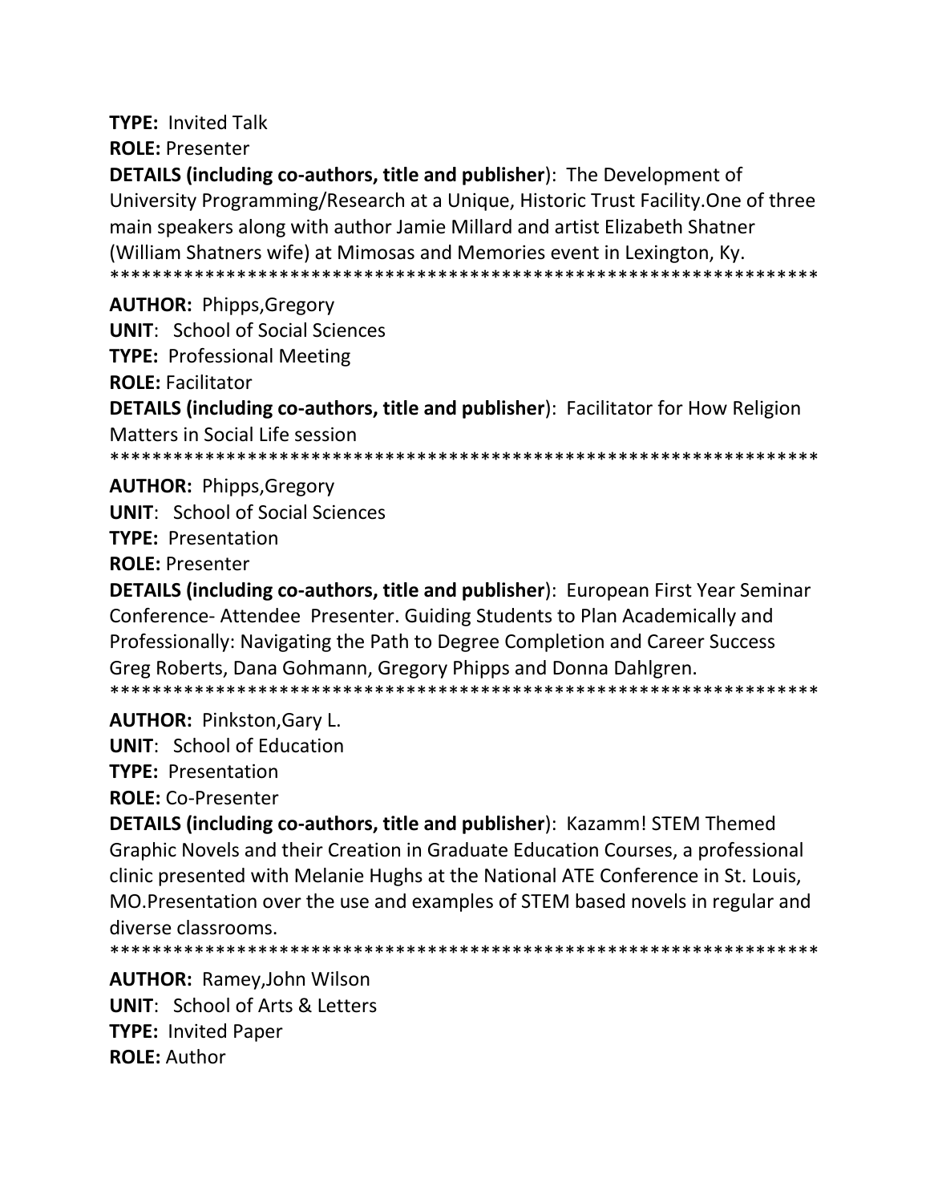**TYPE:** Invited Talk
**ROLE:** Presenter
**DETAILS (including co-authors, title and publisher**): The Development of University Programming/Research at a Unique, Historic Trust Facility.One of three main speakers along with author Jamie Millard and artist Elizabeth Shatner (William Shatners wife) at Mimosas and Memories event in Lexington, Ky.
*******************************************************************

**AUTHOR:** Phipps,Gregory
**UNIT**: School of Social Sciences
**TYPE:** Professional Meeting
**ROLE:** Facilitator
**DETAILS (including co-authors, title and publisher**): Facilitator for How Religion Matters in Social Life session
*******************************************************************

**AUTHOR:** Phipps,Gregory
**UNIT**: School of Social Sciences
**TYPE:** Presentation
**ROLE:** Presenter
**DETAILS (including co-authors, title and publisher**): European First Year Seminar Conference- Attendee Presenter. Guiding Students to Plan Academically and Professionally: Navigating the Path to Degree Completion and Career Success Greg Roberts, Dana Gohmann, Gregory Phipps and Donna Dahlgren.
*******************************************************************

**AUTHOR:** Pinkston,Gary L.
**UNIT**: School of Education
**TYPE:** Presentation
**ROLE:** Co-Presenter
**DETAILS (including co-authors, title and publisher**): Kazamm! STEM Themed Graphic Novels and their Creation in Graduate Education Courses, a professional clinic presented with Melanie Hughs at the National ATE Conference in St. Louis, MO.Presentation over the use and examples of STEM based novels in regular and diverse classrooms.
*******************************************************************

**AUTHOR:** Ramey,John Wilson
**UNIT**: School of Arts & Letters
**TYPE:** Invited Paper
**ROLE:** Author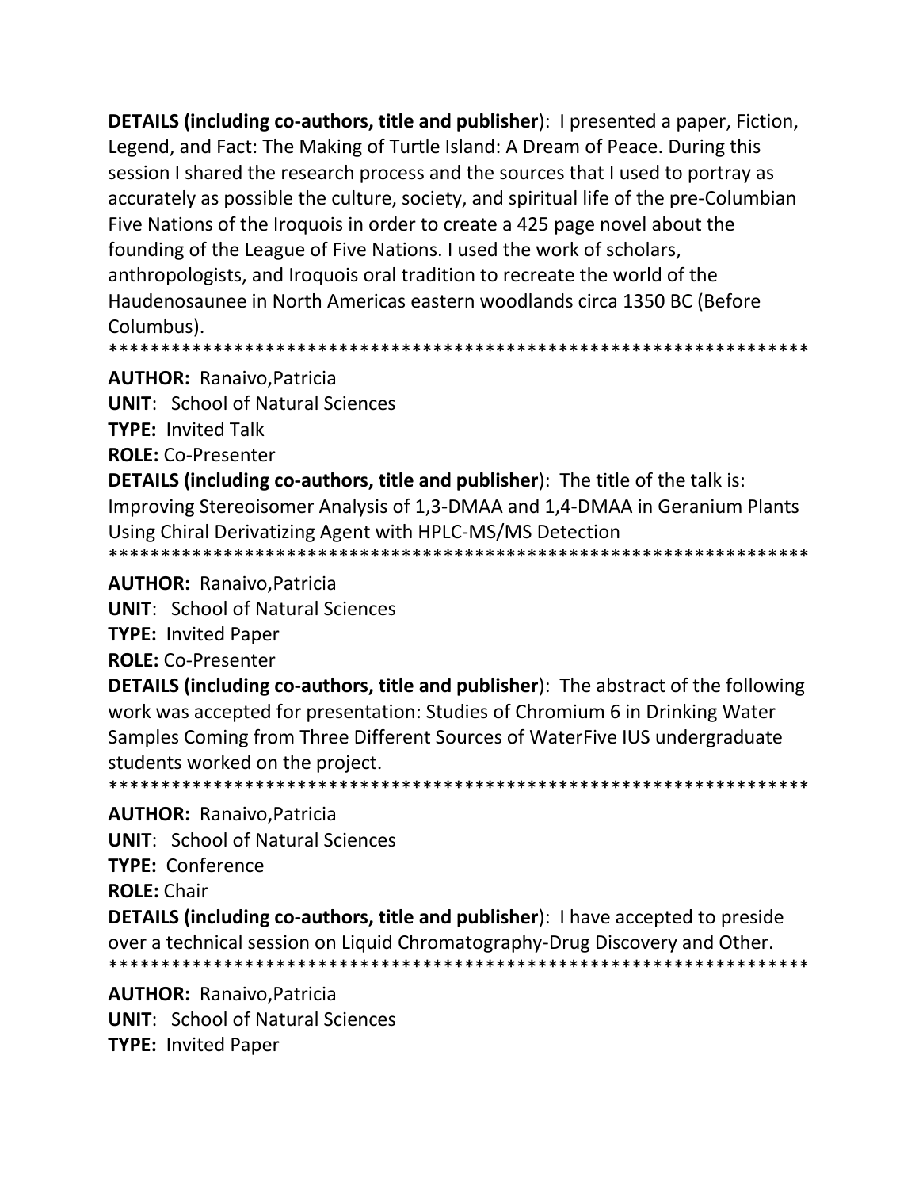**DETAILS (including co-authors, title and publisher)**: I presented a paper, Fiction, Legend, and Fact: The Making of Turtle Island: A Dream of Peace. During this session I shared the research process and the sources that I used to portray as accurately as possible the culture, society, and spiritual life of the pre-Columbian Five Nations of the Iroquois in order to create a 425 page novel about the founding of the League of Five Nations. I used the work of scholars, anthropologists, and Iroquois oral tradition to recreate the world of the Haudenosaunee in North Americas eastern woodlands circa 1350 BC (Before Columbus).

*********************************************************************

**AUTHOR:** Ranaivo,Patricia  
**UNIT**: School of Natural Sciences  
**TYPE:** Invited Talk  
**ROLE:** Co-Presenter  
**DETAILS (including co-authors, title and publisher)**: The title of the talk is: Improving Stereoisomer Analysis of 1,3-DMAA and 1,4-DMAA in Geranium Plants Using Chiral Derivatizing Agent with HPLC-MS/MS Detection

*********************************************************************

**AUTHOR:** Ranaivo,Patricia  
**UNIT**: School of Natural Sciences  
**TYPE:** Invited Paper  
**ROLE:** Co-Presenter  
**DETAILS (including co-authors, title and publisher)**: The abstract of the following work was accepted for presentation: Studies of Chromium 6 in Drinking Water Samples Coming from Three Different Sources of WaterFive IUS undergraduate students worked on the project.

*********************************************************************

**AUTHOR:** Ranaivo,Patricia  
**UNIT**: School of Natural Sciences  
**TYPE:** Conference  
**ROLE:** Chair  
**DETAILS (including co-authors, title and publisher)**: I have accepted to preside over a technical session on Liquid Chromatography-Drug Discovery and Other.

*********************************************************************

**AUTHOR:** Ranaivo,Patricia  
**UNIT**: School of Natural Sciences  
**TYPE:** Invited Paper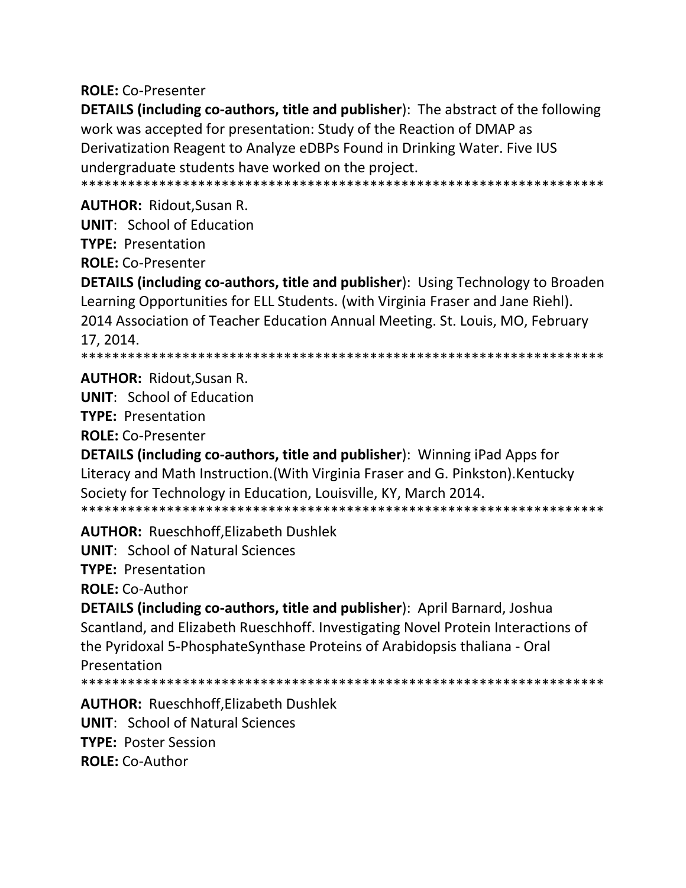**ROLE:** Co-Presenter

**DETAILS (including co-authors, title and publisher**): The abstract of the following work was accepted for presentation: Study of the Reaction of DMAP as Derivatization Reagent to Analyze eDBPs Found in Drinking Water. Five IUS undergraduate students have worked on the project.

******************************************************************

**AUTHOR:** Ridout,Susan R.

**UNIT**: School of Education

**TYPE:** Presentation

**ROLE:** Co-Presenter

**DETAILS (including co-authors, title and publisher**): Using Technology to Broaden Learning Opportunities for ELL Students. (with Virginia Fraser and Jane Riehl). 2014 Association of Teacher Education Annual Meeting. St. Louis, MO, February 17, 2014.

******************************************************************

**AUTHOR:** Ridout,Susan R.

**UNIT**: School of Education

**TYPE:** Presentation

**ROLE:** Co-Presenter

**DETAILS (including co-authors, title and publisher**): Winning iPad Apps for Literacy and Math Instruction.(With Virginia Fraser and G. Pinkston).Kentucky Society for Technology in Education, Louisville, KY, March 2014.

******************************************************************

**AUTHOR:** Rueschhoff,Elizabeth Dushlek

**UNIT**: School of Natural Sciences

**TYPE:** Presentation

**ROLE:** Co-Author

**DETAILS (including co-authors, title and publisher**): April Barnard, Joshua Scantland, and Elizabeth Rueschhoff. Investigating Novel Protein Interactions of the Pyridoxal 5-PhosphateSynthase Proteins of Arabidopsis thaliana - Oral Presentation

******************************************************************

**AUTHOR:** Rueschhoff,Elizabeth Dushlek

**UNIT**: School of Natural Sciences

**TYPE:** Poster Session

**ROLE:** Co-Author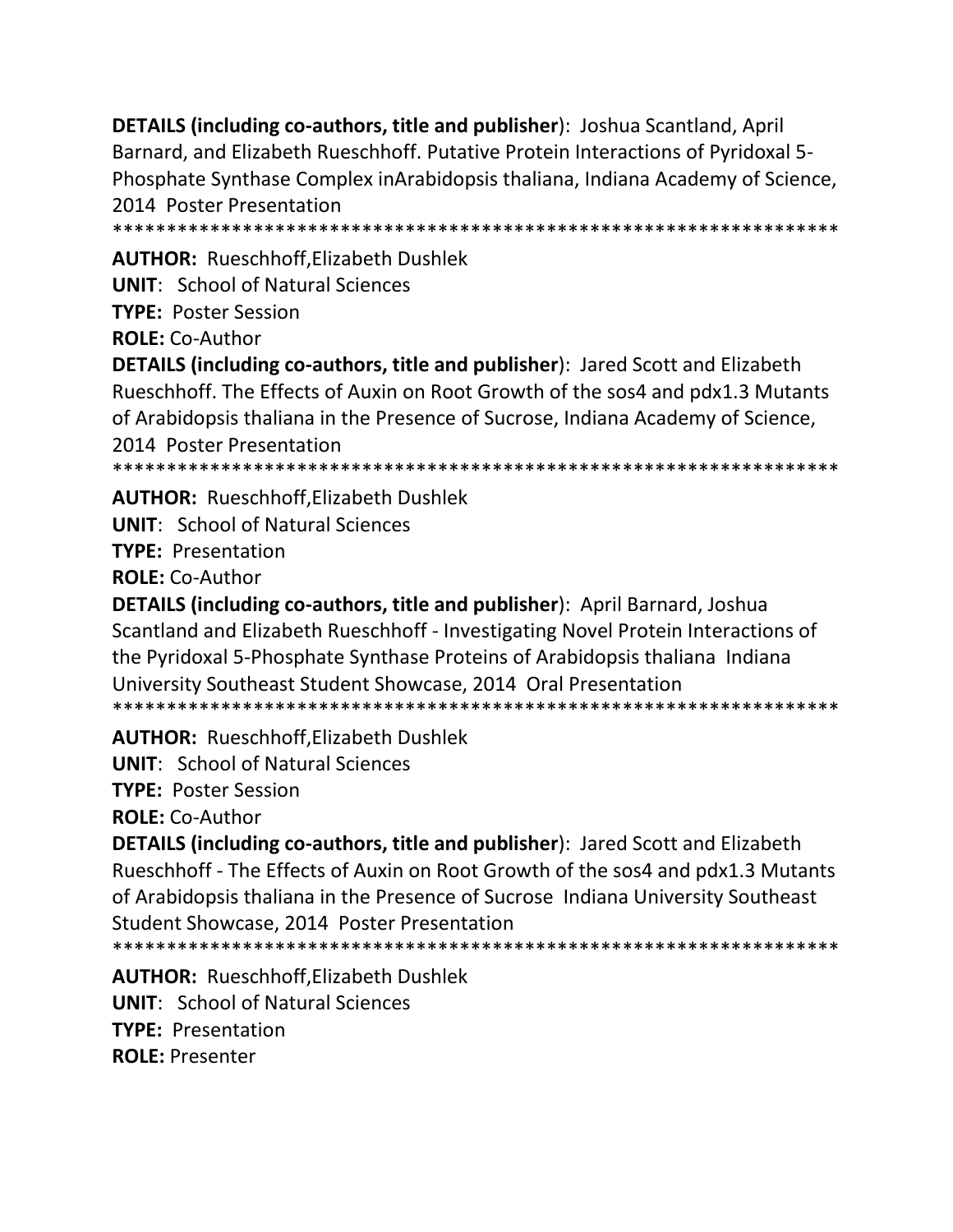**DETAILS (including co-authors, title and publisher**): Joshua Scantland, April Barnard, and Elizabeth Rueschhoff. Putative Protein Interactions of Pyridoxal 5-Phosphate Synthase Complex inArabidopsis thaliana, Indiana Academy of Science, 2014 Poster Presentation

*******************************************************************

**AUTHOR:** Rueschhoff,Elizabeth Dushlek

**UNIT**: School of Natural Sciences

**TYPE:** Poster Session

**ROLE:** Co-Author

**DETAILS (including co-authors, title and publisher**): Jared Scott and Elizabeth Rueschhoff. The Effects of Auxin on Root Growth of the sos4 and pdx1.3 Mutants of Arabidopsis thaliana in the Presence of Sucrose, Indiana Academy of Science, 2014 Poster Presentation

*******************************************************************

**AUTHOR:** Rueschhoff,Elizabeth Dushlek

**UNIT**: School of Natural Sciences

**TYPE:** Presentation

**ROLE:** Co-Author

**DETAILS (including co-authors, title and publisher**): April Barnard, Joshua Scantland and Elizabeth Rueschhoff - Investigating Novel Protein Interactions of the Pyridoxal 5-Phosphate Synthase Proteins of Arabidopsis thaliana Indiana University Southeast Student Showcase, 2014 Oral Presentation

*******************************************************************

**AUTHOR:** Rueschhoff,Elizabeth Dushlek

**UNIT**: School of Natural Sciences

**TYPE:** Poster Session

**ROLE:** Co-Author

**DETAILS (including co-authors, title and publisher**): Jared Scott and Elizabeth Rueschhoff - The Effects of Auxin on Root Growth of the sos4 and pdx1.3 Mutants of Arabidopsis thaliana in the Presence of Sucrose Indiana University Southeast Student Showcase, 2014 Poster Presentation

*******************************************************************

**AUTHOR:** Rueschhoff,Elizabeth Dushlek

**UNIT**: School of Natural Sciences

**TYPE:** Presentation

**ROLE:** Presenter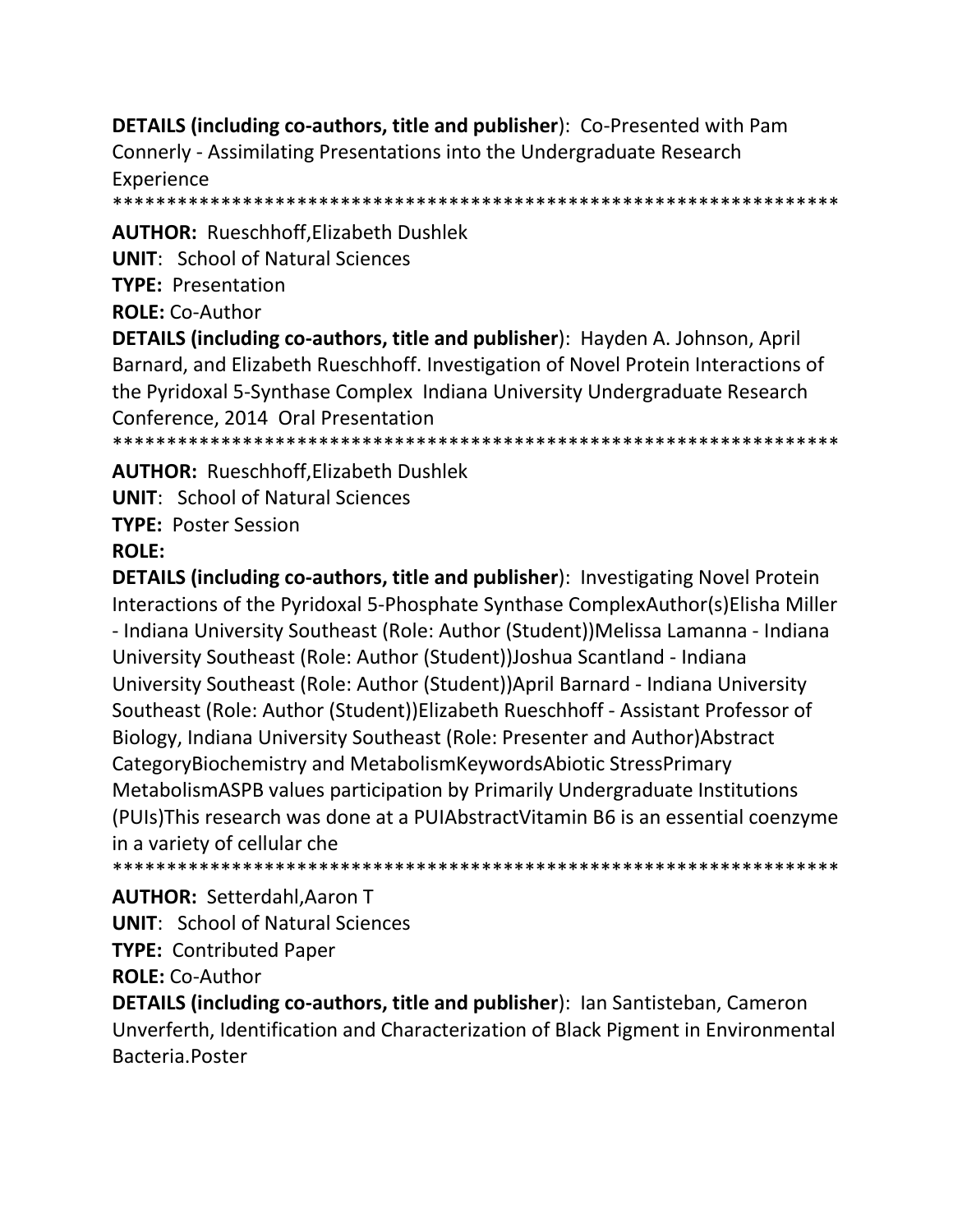**DETAILS (including co-authors, title and publisher**): Co-Presented with Pam Connerly - Assimilating Presentations into the Undergraduate Research Experience

******************************************************************

**AUTHOR:** Rueschhoff,Elizabeth Dushlek

**UNIT**: School of Natural Sciences

**TYPE:** Presentation

**ROLE:** Co-Author

**DETAILS (including co-authors, title and publisher**): Hayden A. Johnson, April Barnard, and Elizabeth Rueschhoff. Investigation of Novel Protein Interactions of the Pyridoxal 5-Synthase Complex Indiana University Undergraduate Research Conference, 2014 Oral Presentation

******************************************************************

**AUTHOR:** Rueschhoff,Elizabeth Dushlek

**UNIT**: School of Natural Sciences

**TYPE:** Poster Session

**ROLE:**

**DETAILS (including co-authors, title and publisher**): Investigating Novel Protein Interactions of the Pyridoxal 5-Phosphate Synthase ComplexAuthor(s)Elisha Miller - Indiana University Southeast (Role: Author (Student))Melissa Lamanna - Indiana University Southeast (Role: Author (Student))Joshua Scantland - Indiana University Southeast (Role: Author (Student))April Barnard - Indiana University Southeast (Role: Author (Student))Elizabeth Rueschhoff - Assistant Professor of Biology, Indiana University Southeast (Role: Presenter and Author)Abstract CategoryBiochemistry and MetabolismKeywordsAbiotic StressPrimary MetabolismASPB values participation by Primarily Undergraduate Institutions (PUIs)This research was done at a PUIAbstractVitamin B6 is an essential coenzyme in a variety of cellular che

******************************************************************

**AUTHOR:** Setterdahl,Aaron T

**UNIT**: School of Natural Sciences

**TYPE:** Contributed Paper

**ROLE:** Co-Author

**DETAILS (including co-authors, title and publisher**): Ian Santisteban, Cameron Unverferth, Identification and Characterization of Black Pigment in Environmental Bacteria.Poster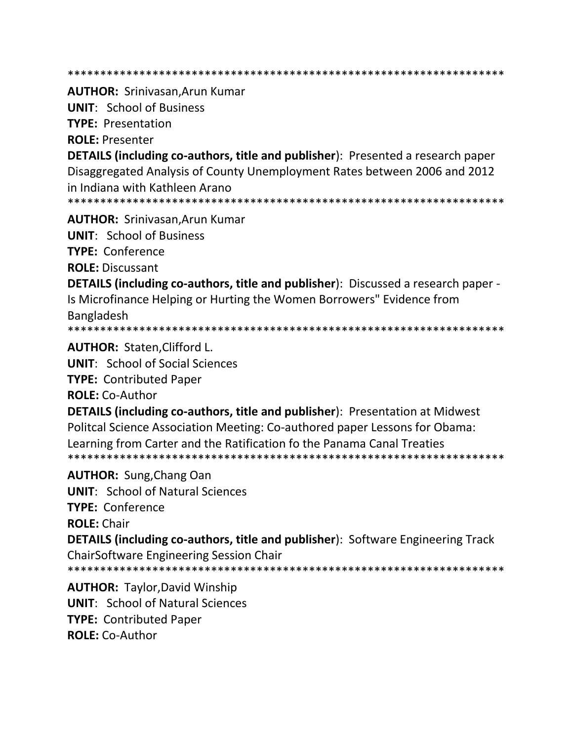*******************************************************************

**AUTHOR:** Srinivasan,Arun Kumar

**UNIT**: School of Business

**TYPE:** Presentation

**ROLE:** Presenter

**DETAILS (including co-authors, title and publisher**): Presented a research paper Disaggregated Analysis of County Unemployment Rates between 2006 and 2012 in Indiana with Kathleen Arano

*******************************************************************

**AUTHOR:** Srinivasan,Arun Kumar

**UNIT**: School of Business

**TYPE:** Conference

**ROLE:** Discussant

**DETAILS (including co-authors, title and publisher**): Discussed a research paper - Is Microfinance Helping or Hurting the Women Borrowers" Evidence from Bangladesh

*******************************************************************

**AUTHOR:** Staten,Clifford L.

**UNIT**: School of Social Sciences

**TYPE:** Contributed Paper

**ROLE:** Co-Author

**DETAILS (including co-authors, title and publisher**): Presentation at Midwest Politcal Science Association Meeting: Co-authored paper Lessons for Obama: Learning from Carter and the Ratification fo the Panama Canal Treaties

*******************************************************************

**AUTHOR:** Sung,Chang Oan

**UNIT**: School of Natural Sciences

**TYPE:** Conference

**ROLE:** Chair

**DETAILS (including co-authors, title and publisher**): Software Engineering Track ChairSoftware Engineering Session Chair

*******************************************************************

**AUTHOR:** Taylor,David Winship

**UNIT**: School of Natural Sciences

**TYPE:** Contributed Paper

**ROLE:** Co-Author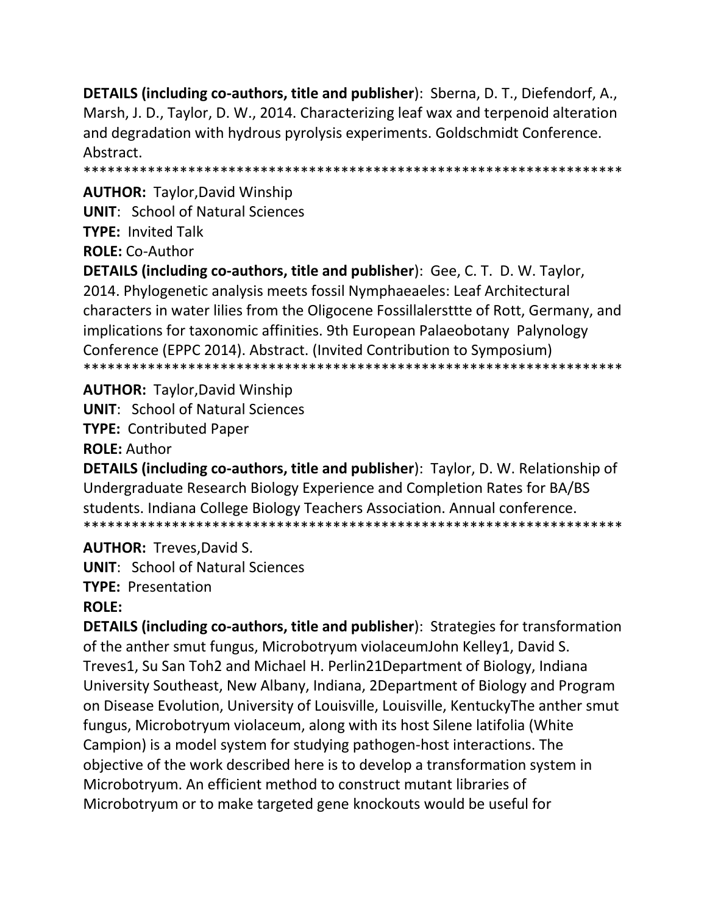**DETAILS (including co-authors, title and publisher)**: Sberna, D. T., Diefendorf, A., Marsh, J. D., Taylor, D. W., 2014. Characterizing leaf wax and terpenoid alteration and degradation with hydrous pyrolysis experiments. Goldschmidt Conference. Abstract.

******************************************************************

**AUTHOR:** Taylor,David Winship

**UNIT**: School of Natural Sciences

**TYPE:** Invited Talk

**ROLE:** Co-Author

**DETAILS (including co-authors, title and publisher)**: Gee, C. T. D. W. Taylor, 2014. Phylogenetic analysis meets fossil Nymphaeaeles: Leaf Architectural characters in water lilies from the Oligocene Fossillalersttte of Rott, Germany, and implications for taxonomic affinities. 9th European Palaeobotany Palynology Conference (EPPC 2014). Abstract. (Invited Contribution to Symposium)

******************************************************************

**AUTHOR:** Taylor,David Winship

**UNIT**: School of Natural Sciences

**TYPE:** Contributed Paper

**ROLE:** Author

**DETAILS (including co-authors, title and publisher)**: Taylor, D. W. Relationship of Undergraduate Research Biology Experience and Completion Rates for BA/BS students. Indiana College Biology Teachers Association. Annual conference.

******************************************************************

**AUTHOR:** Treves,David S.

**UNIT**: School of Natural Sciences

**TYPE:** Presentation

**ROLE:**

**DETAILS (including co-authors, title and publisher)**: Strategies for transformation of the anther smut fungus, Microbotryum violaceumJohn Kelley1, David S. Treves1, Su San Toh2 and Michael H. Perlin21Department of Biology, Indiana University Southeast, New Albany, Indiana, 2Department of Biology and Program on Disease Evolution, University of Louisville, Louisville, KentuckyThe anther smut fungus, Microbotryum violaceum, along with its host Silene latifolia (White Campion) is a model system for studying pathogen-host interactions. The objective of the work described here is to develop a transformation system in Microbotryum. An efficient method to construct mutant libraries of Microbotryum or to make targeted gene knockouts would be useful for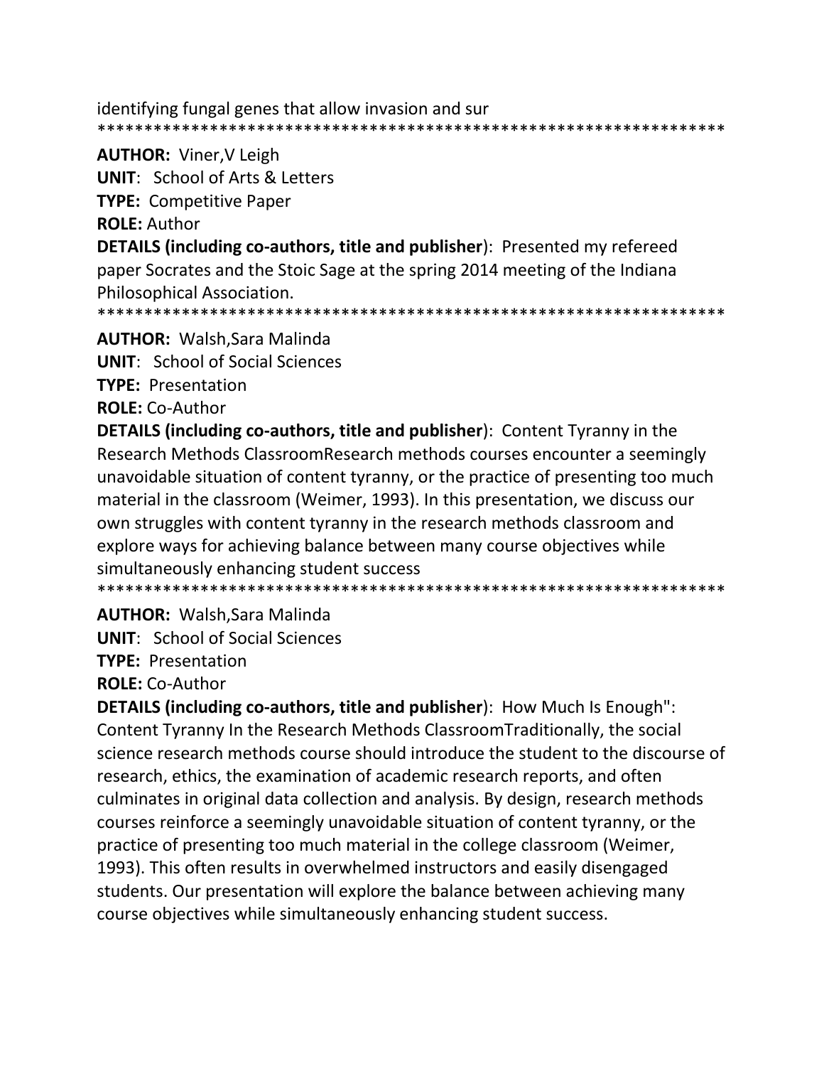identifying fungal genes that allow invasion and sur
*******************************************************************

**AUTHOR:** Viner,V Leigh
**UNIT**: School of Arts & Letters
**TYPE:** Competitive Paper
**ROLE:** Author
**DETAILS (including co-authors, title and publisher**): Presented my refereed paper Socrates and the Stoic Sage at the spring 2014 meeting of the Indiana Philosophical Association.
*******************************************************************

**AUTHOR:** Walsh,Sara Malinda
**UNIT**: School of Social Sciences
**TYPE:** Presentation
**ROLE:** Co-Author
**DETAILS (including co-authors, title and publisher**): Content Tyranny in the Research Methods ClassroomResearch methods courses encounter a seemingly unavoidable situation of content tyranny, or the practice of presenting too much material in the classroom (Weimer, 1993). In this presentation, we discuss our own struggles with content tyranny in the research methods classroom and explore ways for achieving balance between many course objectives while simultaneously enhancing student success
*******************************************************************

**AUTHOR:** Walsh,Sara Malinda
**UNIT**: School of Social Sciences
**TYPE:** Presentation
**ROLE:** Co-Author
**DETAILS (including co-authors, title and publisher**): How Much Is Enough": Content Tyranny In the Research Methods ClassroomTraditionally, the social science research methods course should introduce the student to the discourse of research, ethics, the examination of academic research reports, and often culminates in original data collection and analysis. By design, research methods courses reinforce a seemingly unavoidable situation of content tyranny, or the practice of presenting too much material in the college classroom (Weimer, 1993). This often results in overwhelmed instructors and easily disengaged students. Our presentation will explore the balance between achieving many course objectives while simultaneously enhancing student success.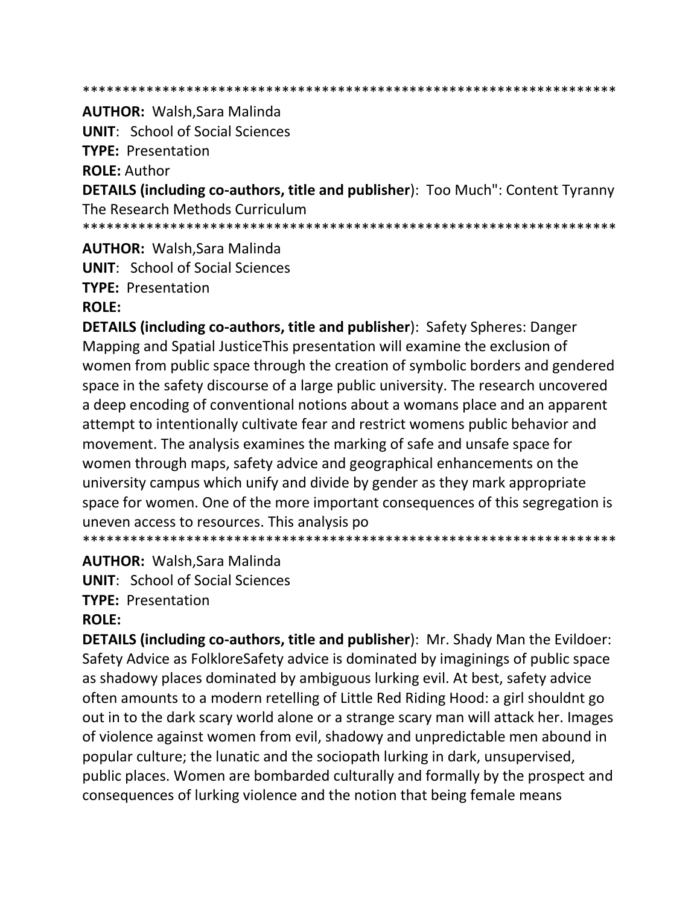*******************************************************************

**AUTHOR:** Walsh,Sara Malinda
**UNIT**: School of Social Sciences
**TYPE:** Presentation
**ROLE:** Author
**DETAILS (including co-authors, title and publisher)**: Too Much": Content Tyranny The Research Methods Curriculum

*******************************************************************

**AUTHOR:** Walsh,Sara Malinda
**UNIT**: School of Social Sciences
**TYPE:** Presentation
**ROLE:**
**DETAILS (including co-authors, title and publisher)**: Safety Spheres: Danger Mapping and Spatial JusticeThis presentation will examine the exclusion of women from public space through the creation of symbolic borders and gendered space in the safety discourse of a large public university. The research uncovered a deep encoding of conventional notions about a womans place and an apparent attempt to intentionally cultivate fear and restrict womens public behavior and movement. The analysis examines the marking of safe and unsafe space for women through maps, safety advice and geographical enhancements on the university campus which unify and divide by gender as they mark appropriate space for women. One of the more important consequences of this segregation is uneven access to resources. This analysis po

*******************************************************************

**AUTHOR:** Walsh,Sara Malinda
**UNIT**: School of Social Sciences
**TYPE:** Presentation
**ROLE:**
**DETAILS (including co-authors, title and publisher)**: Mr. Shady Man the Evildoer: Safety Advice as FolkloreSafety advice is dominated by imaginings of public space as shadowy places dominated by ambiguous lurking evil. At best, safety advice often amounts to a modern retelling of Little Red Riding Hood: a girl shouldnt go out in to the dark scary world alone or a strange scary man will attack her. Images of violence against women from evil, shadowy and unpredictable men abound in popular culture; the lunatic and the sociopath lurking in dark, unsupervised, public places. Women are bombarded culturally and formally by the prospect and consequences of lurking violence and the notion that being female means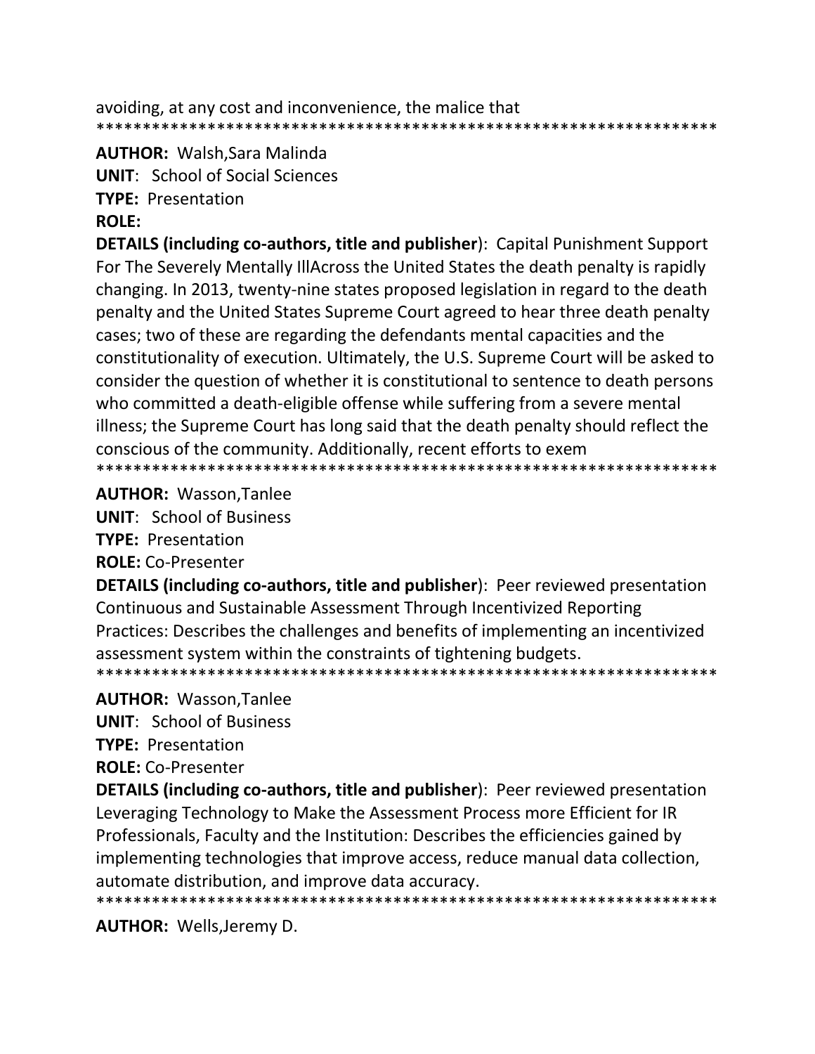avoiding, at any cost and inconvenience, the malice that
*******************************************************************

**AUTHOR:** Walsh,Sara Malinda
**UNIT**: School of Social Sciences
**TYPE:** Presentation
**ROLE:**
**DETAILS (including co-authors, title and publisher**): Capital Punishment Support For The Severely Mentally IllAcross the United States the death penalty is rapidly changing. In 2013, twenty-nine states proposed legislation in regard to the death penalty and the United States Supreme Court agreed to hear three death penalty cases; two of these are regarding the defendants mental capacities and the constitutionality of execution. Ultimately, the U.S. Supreme Court will be asked to consider the question of whether it is constitutional to sentence to death persons who committed a death-eligible offense while suffering from a severe mental illness; the Supreme Court has long said that the death penalty should reflect the conscious of the community. Additionally, recent efforts to exem
*******************************************************************

**AUTHOR:** Wasson,Tanlee
**UNIT**: School of Business
**TYPE:** Presentation
**ROLE:** Co-Presenter
**DETAILS (including co-authors, title and publisher**): Peer reviewed presentation Continuous and Sustainable Assessment Through Incentivized Reporting Practices: Describes the challenges and benefits of implementing an incentivized assessment system within the constraints of tightening budgets.
*******************************************************************

**AUTHOR:** Wasson,Tanlee
**UNIT**: School of Business
**TYPE:** Presentation
**ROLE:** Co-Presenter
**DETAILS (including co-authors, title and publisher**): Peer reviewed presentation Leveraging Technology to Make the Assessment Process more Efficient for IR Professionals, Faculty and the Institution: Describes the efficiencies gained by implementing technologies that improve access, reduce manual data collection, automate distribution, and improve data accuracy.
*******************************************************************

**AUTHOR:** Wells,Jeremy D.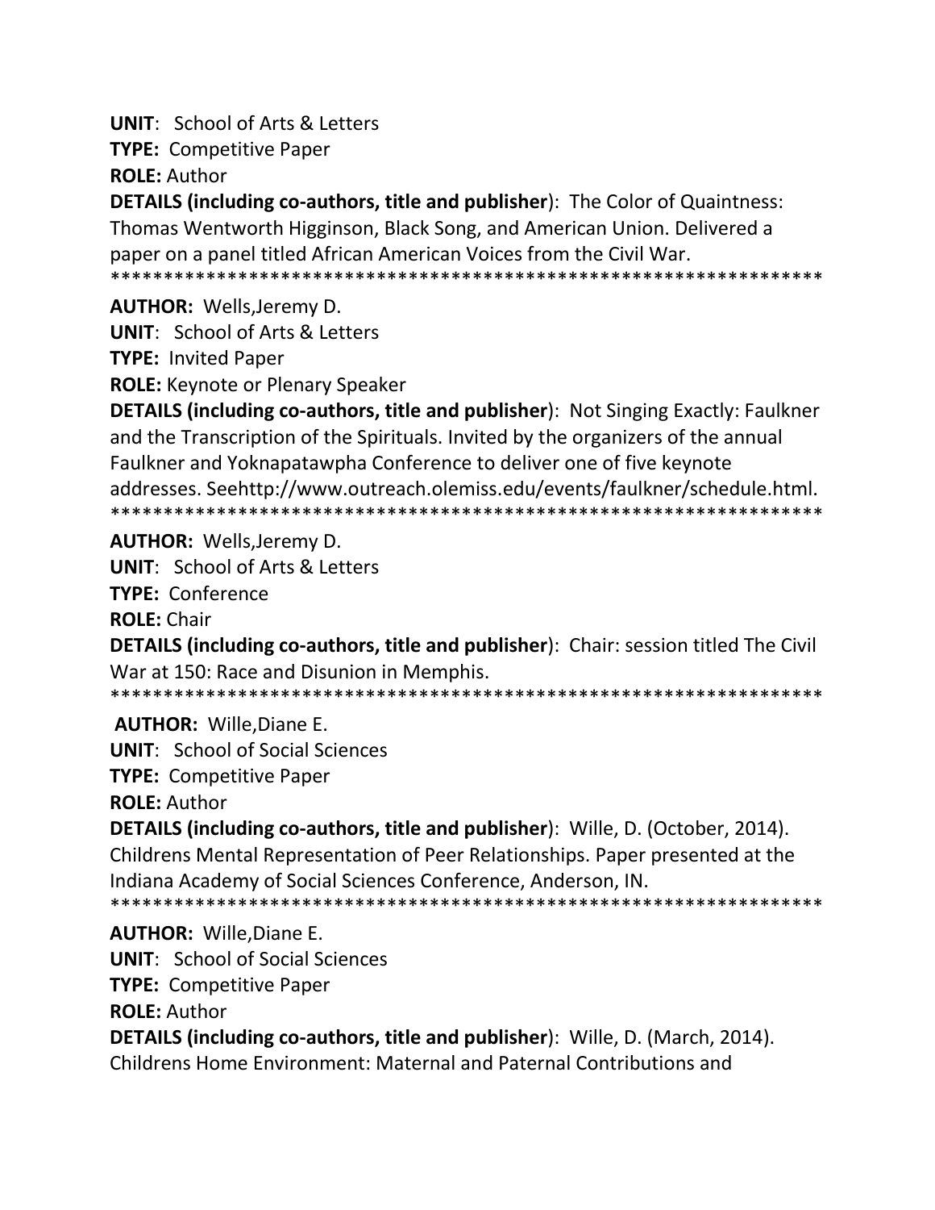**UNIT**: School of Arts & Letters

**TYPE:** Competitive Paper

**ROLE:** Author

**DETAILS (including co-authors, title and publisher**): The Color of Quaintness: Thomas Wentworth Higginson, Black Song, and American Union. Delivered a paper on a panel titled African American Voices from the Civil War.

*******************************************************************

**AUTHOR:** Wells,Jeremy D.

**UNIT**: School of Arts & Letters

**TYPE:** Invited Paper

**ROLE:** Keynote or Plenary Speaker

**DETAILS (including co-authors, title and publisher**): Not Singing Exactly: Faulkner and the Transcription of the Spirituals. Invited by the organizers of the annual Faulkner and Yoknapatawpha Conference to deliver one of five keynote addresses. Seehttp://www.outreach.olemiss.edu/events/faulkner/schedule.html.

*******************************************************************

**AUTHOR:** Wells,Jeremy D.

**UNIT**: School of Arts & Letters

**TYPE:** Conference

**ROLE:** Chair

**DETAILS (including co-authors, title and publisher**): Chair: session titled The Civil War at 150: Race and Disunion in Memphis.

*******************************************************************

**AUTHOR:** Wille,Diane E.

**UNIT**: School of Social Sciences

**TYPE:** Competitive Paper

**ROLE:** Author

**DETAILS (including co-authors, title and publisher**): Wille, D. (October, 2014). Childrens Mental Representation of Peer Relationships. Paper presented at the Indiana Academy of Social Sciences Conference, Anderson, IN.

*******************************************************************

**AUTHOR:** Wille,Diane E.

**UNIT**: School of Social Sciences

**TYPE:** Competitive Paper

**ROLE:** Author

**DETAILS (including co-authors, title and publisher**): Wille, D. (March, 2014). Childrens Home Environment: Maternal and Paternal Contributions and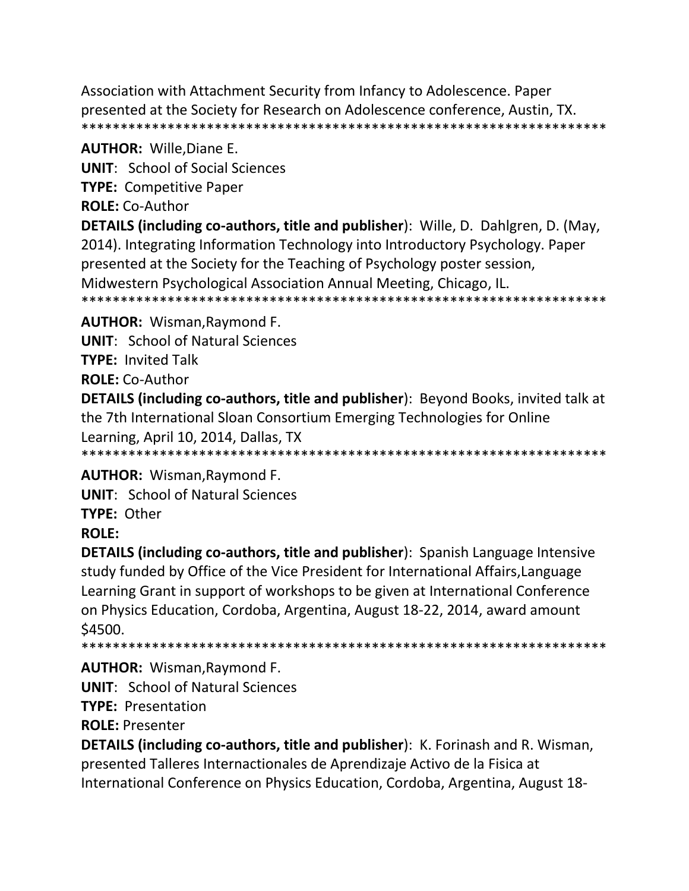Association with Attachment Security from Infancy to Adolescence. Paper presented at the Society for Research on Adolescence conference, Austin, TX.
*******************************************************************

**AUTHOR:** Wille,Diane E.
**UNIT**: School of Social Sciences
**TYPE:** Competitive Paper
**ROLE:** Co-Author
**DETAILS (including co-authors, title and publisher**): Wille, D. Dahlgren, D. (May, 2014). Integrating Information Technology into Introductory Psychology. Paper presented at the Society for the Teaching of Psychology poster session, Midwestern Psychological Association Annual Meeting, Chicago, IL.
*******************************************************************

**AUTHOR:** Wisman,Raymond F.
**UNIT**: School of Natural Sciences
**TYPE:** Invited Talk
**ROLE:** Co-Author
**DETAILS (including co-authors, title and publisher**): Beyond Books, invited talk at the 7th International Sloan Consortium Emerging Technologies for Online Learning, April 10, 2014, Dallas, TX
*******************************************************************

**AUTHOR:** Wisman,Raymond F.
**UNIT**: School of Natural Sciences
**TYPE:** Other
**ROLE:**
**DETAILS (including co-authors, title and publisher**): Spanish Language Intensive study funded by Office of the Vice President for International Affairs,Language Learning Grant in support of workshops to be given at International Conference on Physics Education, Cordoba, Argentina, August 18-22, 2014, award amount $4500.
*******************************************************************

**AUTHOR:** Wisman,Raymond F.
**UNIT**: School of Natural Sciences
**TYPE:** Presentation
**ROLE:** Presenter
**DETAILS (including co-authors, title and publisher**): K. Forinash and R. Wisman, presented Talleres Internactionales de Aprendizaje Activo de la Fisica at International Conference on Physics Education, Cordoba, Argentina, August 18-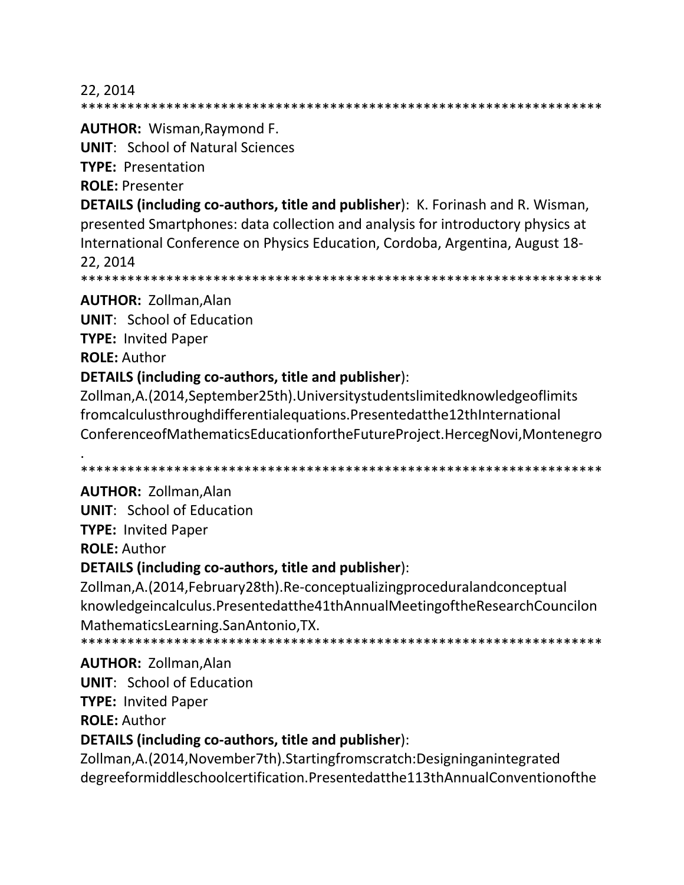22, 2014

*******************************************************************

**AUTHOR:** Wisman,Raymond F.

**UNIT**: School of Natural Sciences

**TYPE:** Presentation

**ROLE:** Presenter

**DETAILS (including co-authors, title and publisher)**: K. Forinash and R. Wisman, presented Smartphones: data collection and analysis for introductory physics at International Conference on Physics Education, Cordoba, Argentina, August 18-22, 2014

*******************************************************************

**AUTHOR:** Zollman,Alan

**UNIT**: School of Education

**TYPE:** Invited Paper

**ROLE:** Author

**DETAILS (including co-authors, title and publisher)**:

Zollman,A.(2014,September25th).Universitystudentslimitedknowledgeoflimits fromcalculusthroughdifferentialequations.Presentedatthe12thInternational ConferenceofMathematicsEducationfortheFutureProject.HercegNovi,Montenegro.

*******************************************************************

**AUTHOR:** Zollman,Alan

**UNIT**: School of Education

**TYPE:** Invited Paper

**ROLE:** Author

**DETAILS (including co-authors, title and publisher)**:

Zollman,A.(2014,February28th).Re-conceptualizingproceduralandconceptual knowledgeincalculus.Presentedatthe41thAnnualMeetingoftheResearchCouncilon MathematicsLearning.SanAntonio,TX.

*******************************************************************

**AUTHOR:** Zollman,Alan

**UNIT**: School of Education

**TYPE:** Invited Paper

**ROLE:** Author

**DETAILS (including co-authors, title and publisher)**:

Zollman,A.(2014,November7th).Startingfromscratch:Designinganintegrated degreeformiddleschoolcertification.Presentedatthe113thAnnualConventionofthe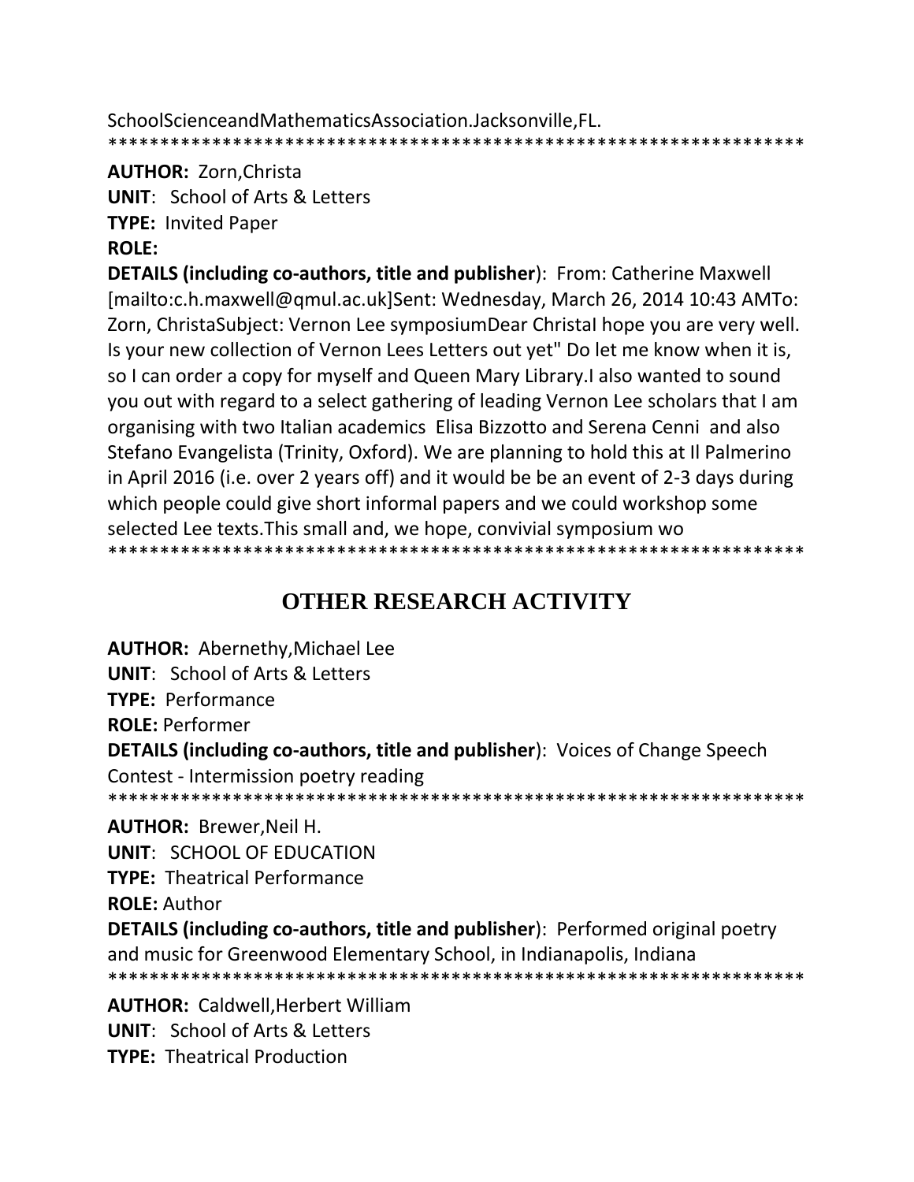SchoolScienceandMathematicsAssociation.Jacksonville,FL.

*******************************************************************

**AUTHOR:** Zorn,Christa
**UNIT**: School of Arts & Letters
**TYPE:** Invited Paper
**ROLE:**
**DETAILS (including co-authors, title and publisher**): From: Catherine Maxwell [mailto:c.h.maxwell@qmul.ac.uk]Sent: Wednesday, March 26, 2014 10:43 AMTo: Zorn, ChristaSubject: Vernon Lee symposiumDear ChristaI hope you are very well. Is your new collection of Vernon Lees Letters out yet" Do let me know when it is, so I can order a copy for myself and Queen Mary Library.I also wanted to sound you out with regard to a select gathering of leading Vernon Lee scholars that I am organising with two Italian academics Elisa Bizzotto and Serena Cenni and also Stefano Evangelista (Trinity, Oxford). We are planning to hold this at Il Palmerino in April 2016 (i.e. over 2 years off) and it would be be an event of 2-3 days during which people could give short informal papers and we could workshop some selected Lee texts.This small and, we hope, convivial symposium wo

*******************************************************************

## OTHER RESEARCH ACTIVITY

**AUTHOR:** Abernethy,Michael Lee
**UNIT**: School of Arts & Letters
**TYPE:** Performance
**ROLE:** Performer
**DETAILS (including co-authors, title and publisher**): Voices of Change Speech Contest - Intermission poetry reading

*******************************************************************

**AUTHOR:** Brewer,Neil H.
**UNIT**: SCHOOL OF EDUCATION
**TYPE:** Theatrical Performance
**ROLE:** Author
**DETAILS (including co-authors, title and publisher**): Performed original poetry and music for Greenwood Elementary School, in Indianapolis, Indiana

*******************************************************************

**AUTHOR:** Caldwell,Herbert William
**UNIT**: School of Arts & Letters
**TYPE:** Theatrical Production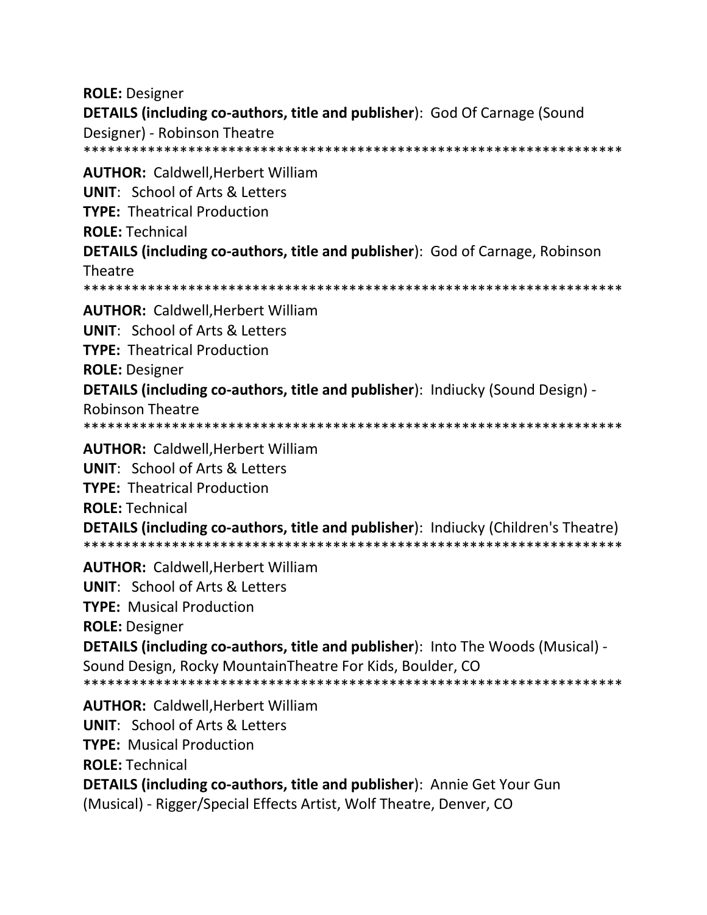**ROLE:** Designer

**DETAILS (including co-authors, title and publisher)**: God Of Carnage (Sound Designer) - Robinson Theatre

******************************************************************

**AUTHOR:** Caldwell,Herbert William

**UNIT**: School of Arts & Letters

**TYPE:** Theatrical Production

**ROLE:** Technical

**DETAILS (including co-authors, title and publisher)**: God of Carnage, Robinson Theatre

******************************************************************

**AUTHOR:** Caldwell,Herbert William

**UNIT**: School of Arts & Letters

**TYPE:** Theatrical Production

**ROLE:** Designer

**DETAILS (including co-authors, title and publisher)**: Indiucky (Sound Design) - Robinson Theatre

******************************************************************

**AUTHOR:** Caldwell,Herbert William

**UNIT**: School of Arts & Letters

**TYPE:** Theatrical Production

**ROLE:** Technical

**DETAILS (including co-authors, title and publisher)**: Indiucky (Children's Theatre)

******************************************************************

**AUTHOR:** Caldwell,Herbert William

**UNIT**: School of Arts & Letters

**TYPE:** Musical Production

**ROLE:** Designer

**DETAILS (including co-authors, title and publisher)**: Into The Woods (Musical) - Sound Design, Rocky MountainTheatre For Kids, Boulder, CO

******************************************************************

**AUTHOR:** Caldwell,Herbert William

**UNIT**: School of Arts & Letters

**TYPE:** Musical Production

**ROLE:** Technical

**DETAILS (including co-authors, title and publisher)**: Annie Get Your Gun (Musical) - Rigger/Special Effects Artist, Wolf Theatre, Denver, CO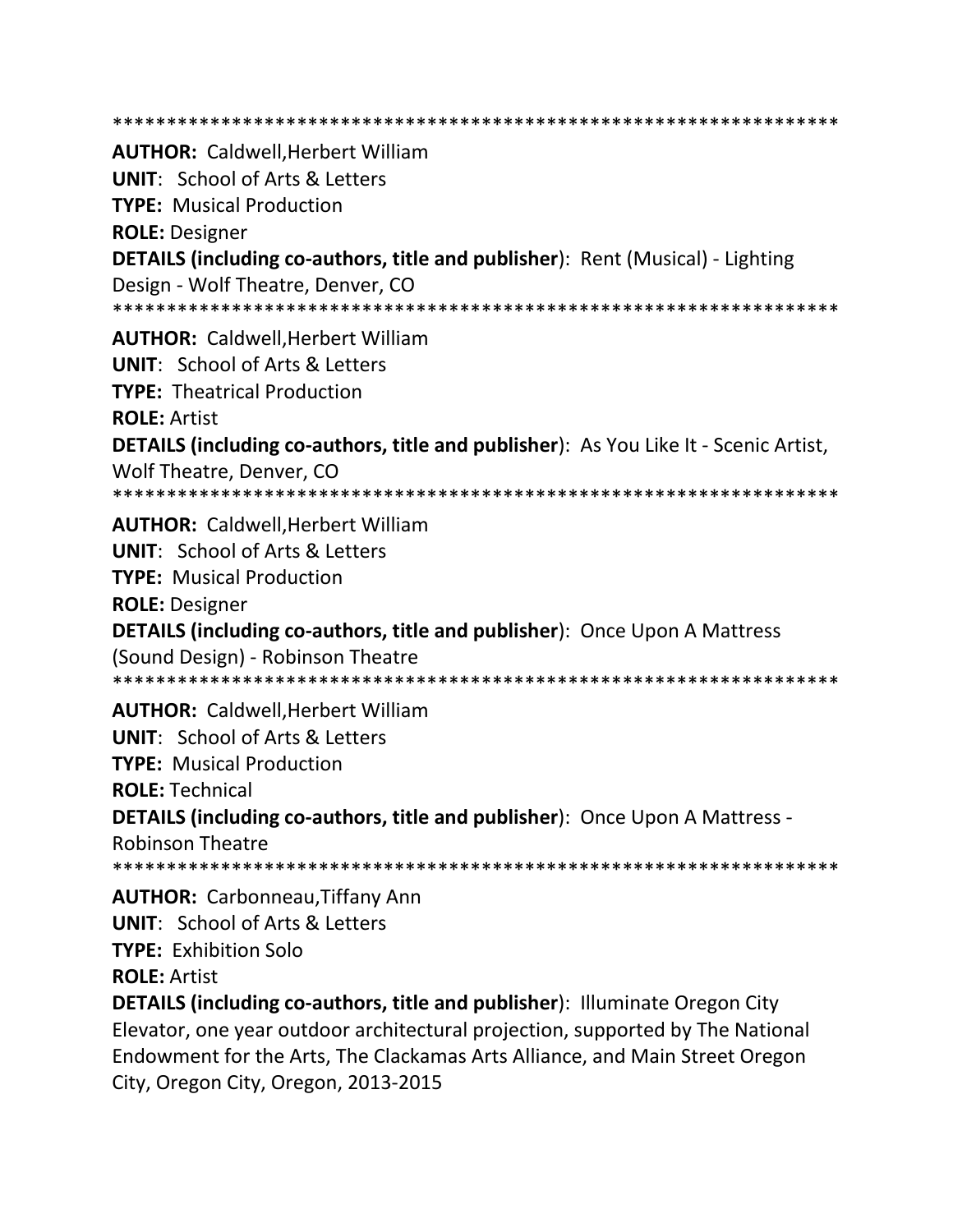*******************************************************************

**AUTHOR:** Caldwell,Herbert William
**UNIT**: School of Arts & Letters
**TYPE:** Musical Production
**ROLE:** Designer
**DETAILS (including co-authors, title and publisher)**: Rent (Musical) - Lighting Design - Wolf Theatre, Denver, CO

*******************************************************************

**AUTHOR:** Caldwell,Herbert William
**UNIT**: School of Arts & Letters
**TYPE:** Theatrical Production
**ROLE:** Artist
**DETAILS (including co-authors, title and publisher)**: As You Like It - Scenic Artist, Wolf Theatre, Denver, CO

*******************************************************************

**AUTHOR:** Caldwell,Herbert William
**UNIT**: School of Arts & Letters
**TYPE:** Musical Production
**ROLE:** Designer
**DETAILS (including co-authors, title and publisher)**: Once Upon A Mattress (Sound Design) - Robinson Theatre

*******************************************************************

**AUTHOR:** Caldwell,Herbert William
**UNIT**: School of Arts & Letters
**TYPE:** Musical Production
**ROLE:** Technical
**DETAILS (including co-authors, title and publisher)**: Once Upon A Mattress - Robinson Theatre

*******************************************************************

**AUTHOR:** Carbonneau,Tiffany Ann
**UNIT**: School of Arts & Letters
**TYPE:** Exhibition Solo
**ROLE:** Artist
**DETAILS (including co-authors, title and publisher)**: Illuminate Oregon City Elevator, one year outdoor architectural projection, supported by The National Endowment for the Arts, The Clackamas Arts Alliance, and Main Street Oregon City, Oregon City, Oregon, 2013-2015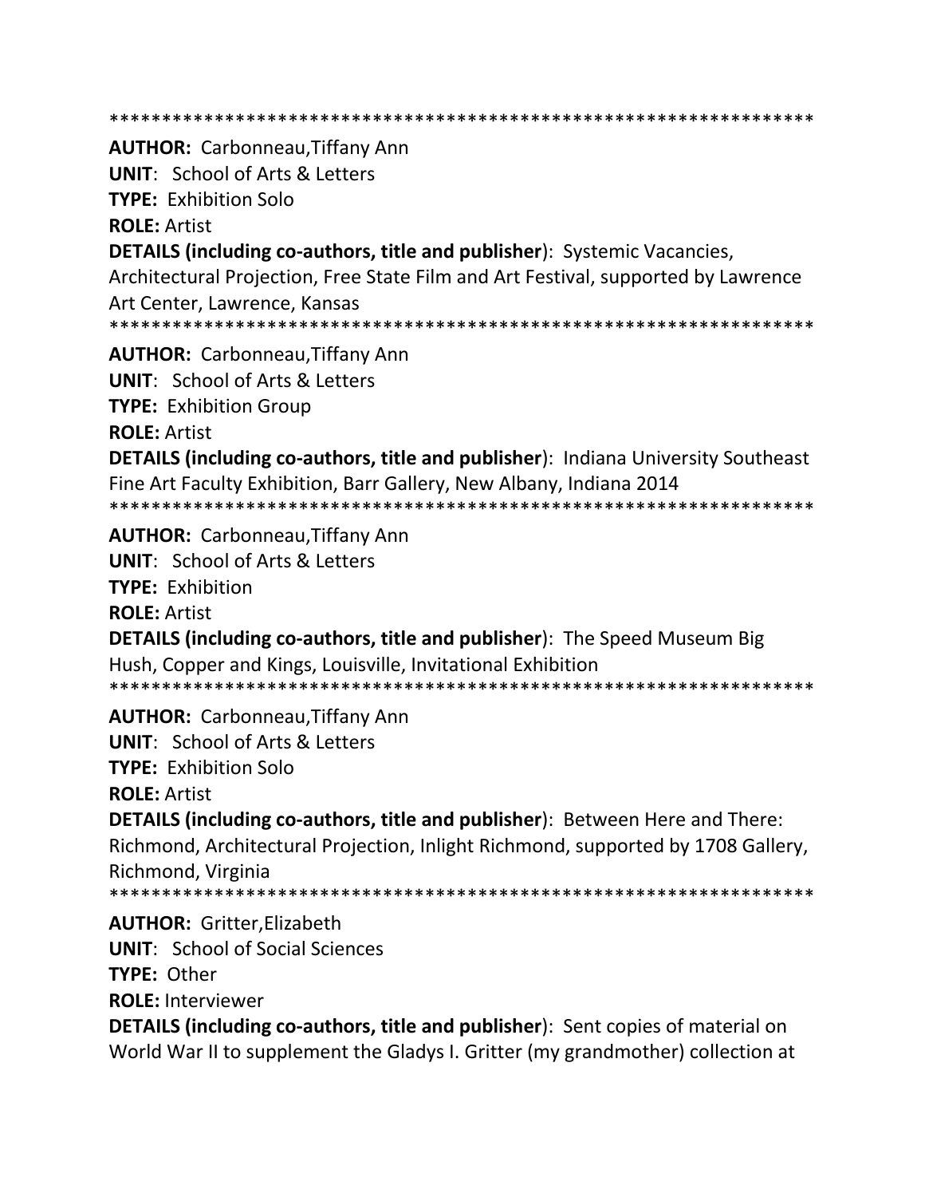*******************************************************************

**AUTHOR:** Carbonneau,Tiffany Ann

**UNIT**: School of Arts & Letters

**TYPE:** Exhibition Solo

**ROLE:** Artist

**DETAILS (including co-authors, title and publisher**): Systemic Vacancies, Architectural Projection, Free State Film and Art Festival, supported by Lawrence Art Center, Lawrence, Kansas

*******************************************************************

**AUTHOR:** Carbonneau,Tiffany Ann

**UNIT**: School of Arts & Letters

**TYPE:** Exhibition Group

**ROLE:** Artist

**DETAILS (including co-authors, title and publisher**): Indiana University Southeast Fine Art Faculty Exhibition, Barr Gallery, New Albany, Indiana 2014

*******************************************************************

**AUTHOR:** Carbonneau,Tiffany Ann

**UNIT**: School of Arts & Letters

**TYPE:** Exhibition

**ROLE:** Artist

**DETAILS (including co-authors, title and publisher**): The Speed Museum Big Hush, Copper and Kings, Louisville, Invitational Exhibition

*******************************************************************

**AUTHOR:** Carbonneau,Tiffany Ann

**UNIT**: School of Arts & Letters

**TYPE:** Exhibition Solo

**ROLE:** Artist

**DETAILS (including co-authors, title and publisher**): Between Here and There: Richmond, Architectural Projection, Inlight Richmond, supported by 1708 Gallery, Richmond, Virginia

*******************************************************************

**AUTHOR:** Gritter,Elizabeth

**UNIT**: School of Social Sciences

**TYPE:** Other

**ROLE:** Interviewer

**DETAILS (including co-authors, title and publisher**): Sent copies of material on World War II to supplement the Gladys I. Gritter (my grandmother) collection at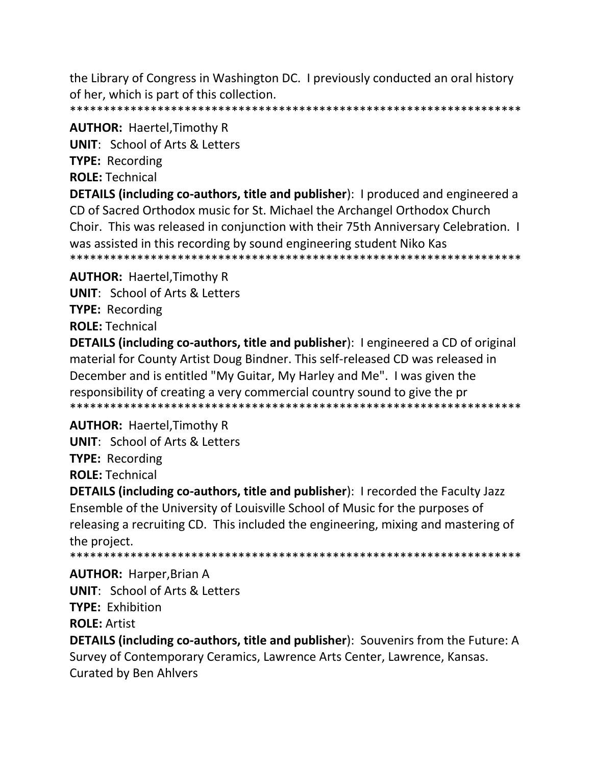the Library of Congress in Washington DC. I previously conducted an oral history of her, which is part of this collection.
*******************************************************************

**AUTHOR:** Haertel,Timothy R
**UNIT**: School of Arts & Letters
**TYPE:** Recording
**ROLE:** Technical
**DETAILS (including co-authors, title and publisher**): I produced and engineered a CD of Sacred Orthodox music for St. Michael the Archangel Orthodox Church Choir. This was released in conjunction with their 75th Anniversary Celebration. I was assisted in this recording by sound engineering student Niko Kas
*******************************************************************

**AUTHOR:** Haertel,Timothy R
**UNIT**: School of Arts & Letters
**TYPE:** Recording
**ROLE:** Technical
**DETAILS (including co-authors, title and publisher**): I engineered a CD of original material for County Artist Doug Bindner. This self-released CD was released in December and is entitled "My Guitar, My Harley and Me". I was given the responsibility of creating a very commercial country sound to give the pr
*******************************************************************

**AUTHOR:** Haertel,Timothy R
**UNIT**: School of Arts & Letters
**TYPE:** Recording
**ROLE:** Technical
**DETAILS (including co-authors, title and publisher**): I recorded the Faculty Jazz Ensemble of the University of Louisville School of Music for the purposes of releasing a recruiting CD. This included the engineering, mixing and mastering of the project.
*******************************************************************

**AUTHOR:** Harper,Brian A
**UNIT**: School of Arts & Letters
**TYPE:** Exhibition
**ROLE:** Artist
**DETAILS (including co-authors, title and publisher**): Souvenirs from the Future: A Survey of Contemporary Ceramics, Lawrence Arts Center, Lawrence, Kansas. Curated by Ben Ahlvers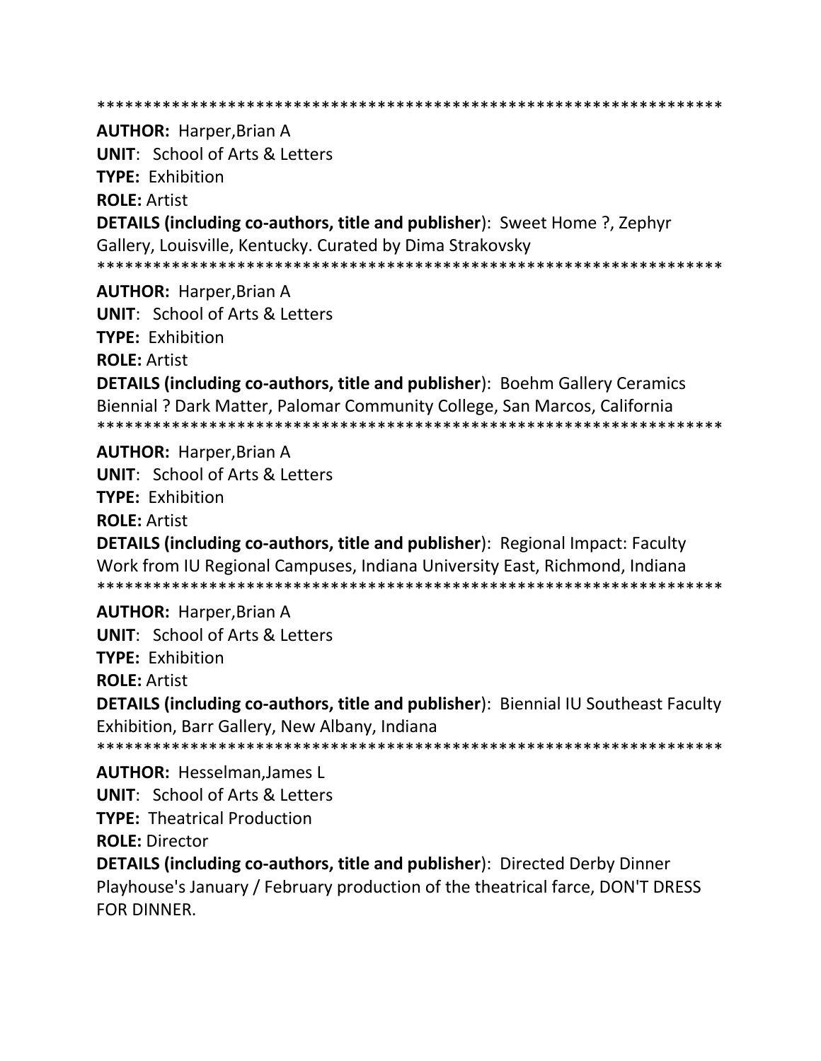*******************************************************************

**AUTHOR:** Harper,Brian A
**UNIT**: School of Arts & Letters
**TYPE:** Exhibition
**ROLE:** Artist
**DETAILS (including co-authors, title and publisher**): Sweet Home ?, Zephyr Gallery, Louisville, Kentucky. Curated by Dima Strakovsky

*******************************************************************

**AUTHOR:** Harper,Brian A
**UNIT**: School of Arts & Letters
**TYPE:** Exhibition
**ROLE:** Artist
**DETAILS (including co-authors, title and publisher**): Boehm Gallery Ceramics Biennial ? Dark Matter, Palomar Community College, San Marcos, California

*******************************************************************

**AUTHOR:** Harper,Brian A
**UNIT**: School of Arts & Letters
**TYPE:** Exhibition
**ROLE:** Artist
**DETAILS (including co-authors, title and publisher**): Regional Impact: Faculty Work from IU Regional Campuses, Indiana University East, Richmond, Indiana

*******************************************************************

**AUTHOR:** Harper,Brian A
**UNIT**: School of Arts & Letters
**TYPE:** Exhibition
**ROLE:** Artist
**DETAILS (including co-authors, title and publisher**): Biennial IU Southeast Faculty Exhibition, Barr Gallery, New Albany, Indiana

*******************************************************************

**AUTHOR:** Hesselman,James L
**UNIT**: School of Arts & Letters
**TYPE:** Theatrical Production
**ROLE:** Director
**DETAILS (including co-authors, title and publisher**): Directed Derby Dinner Playhouse's January / February production of the theatrical farce, DON'T DRESS FOR DINNER.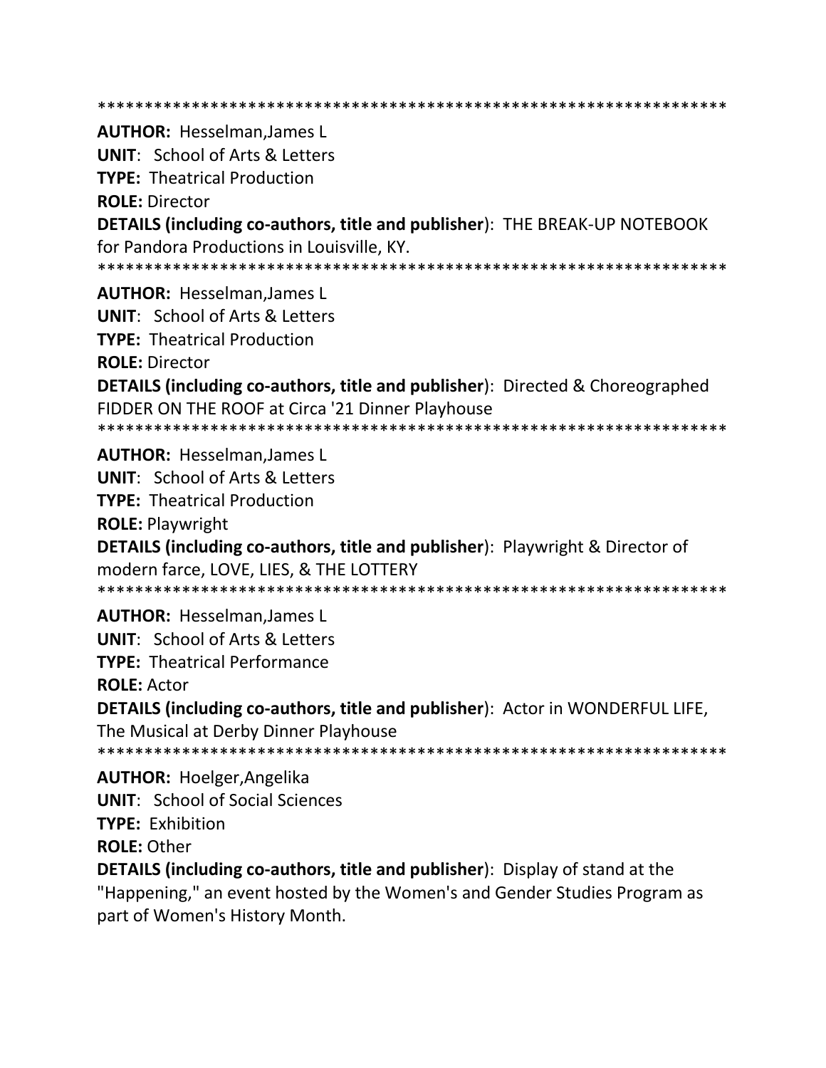*******************************************************************

**AUTHOR:** Hesselman,James L

**UNIT**: School of Arts & Letters

**TYPE:** Theatrical Production

**ROLE:** Director

**DETAILS (including co-authors, title and publisher**): THE BREAK-UP NOTEBOOK for Pandora Productions in Louisville, KY.

*******************************************************************

**AUTHOR:** Hesselman,James L

**UNIT**: School of Arts & Letters

**TYPE:** Theatrical Production

**ROLE:** Director

**DETAILS (including co-authors, title and publisher**): Directed & Choreographed FIDDER ON THE ROOF at Circa '21 Dinner Playhouse

*******************************************************************

**AUTHOR:** Hesselman,James L

**UNIT**: School of Arts & Letters

**TYPE:** Theatrical Production

**ROLE:** Playwright

**DETAILS (including co-authors, title and publisher**): Playwright & Director of modern farce, LOVE, LIES, & THE LOTTERY

*******************************************************************

**AUTHOR:** Hesselman,James L

**UNIT**: School of Arts & Letters

**TYPE:** Theatrical Performance

**ROLE:** Actor

**DETAILS (including co-authors, title and publisher**): Actor in WONDERFUL LIFE, The Musical at Derby Dinner Playhouse

*******************************************************************

**AUTHOR:** Hoelger,Angelika

**UNIT**: School of Social Sciences

**TYPE:** Exhibition

**ROLE:** Other

**DETAILS (including co-authors, title and publisher**): Display of stand at the "Happening," an event hosted by the Women's and Gender Studies Program as part of Women's History Month.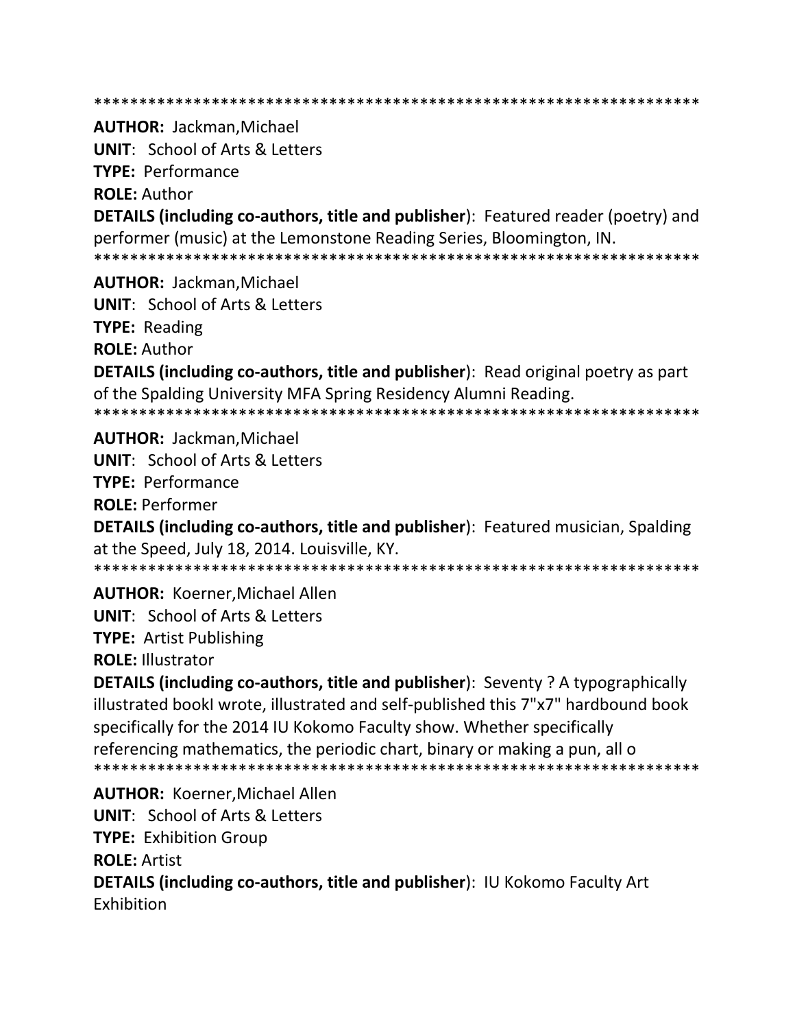*******************************************************************

**AUTHOR:** Jackman,Michael
**UNIT**: School of Arts & Letters
**TYPE:** Performance
**ROLE:** Author
**DETAILS (including co-authors, title and publisher**): Featured reader (poetry) and performer (music) at the Lemonstone Reading Series, Bloomington, IN.

*******************************************************************

**AUTHOR:** Jackman,Michael
**UNIT**: School of Arts & Letters
**TYPE:** Reading
**ROLE:** Author
**DETAILS (including co-authors, title and publisher**): Read original poetry as part of the Spalding University MFA Spring Residency Alumni Reading.

*******************************************************************

**AUTHOR:** Jackman,Michael
**UNIT**: School of Arts & Letters
**TYPE:** Performance
**ROLE:** Performer
**DETAILS (including co-authors, title and publisher**): Featured musician, Spalding at the Speed, July 18, 2014. Louisville, KY.

*******************************************************************

**AUTHOR:** Koerner,Michael Allen
**UNIT**: School of Arts & Letters
**TYPE:** Artist Publishing
**ROLE:** Illustrator
**DETAILS (including co-authors, title and publisher**): Seventy ? A typographically illustrated bookI wrote, illustrated and self-published this 7"x7" hardbound book specifically for the 2014 IU Kokomo Faculty show. Whether specifically referencing mathematics, the periodic chart, binary or making a pun, all o

*******************************************************************

**AUTHOR:** Koerner,Michael Allen
**UNIT**: School of Arts & Letters
**TYPE:** Exhibition Group
**ROLE:** Artist
**DETAILS (including co-authors, title and publisher**): IU Kokomo Faculty Art Exhibition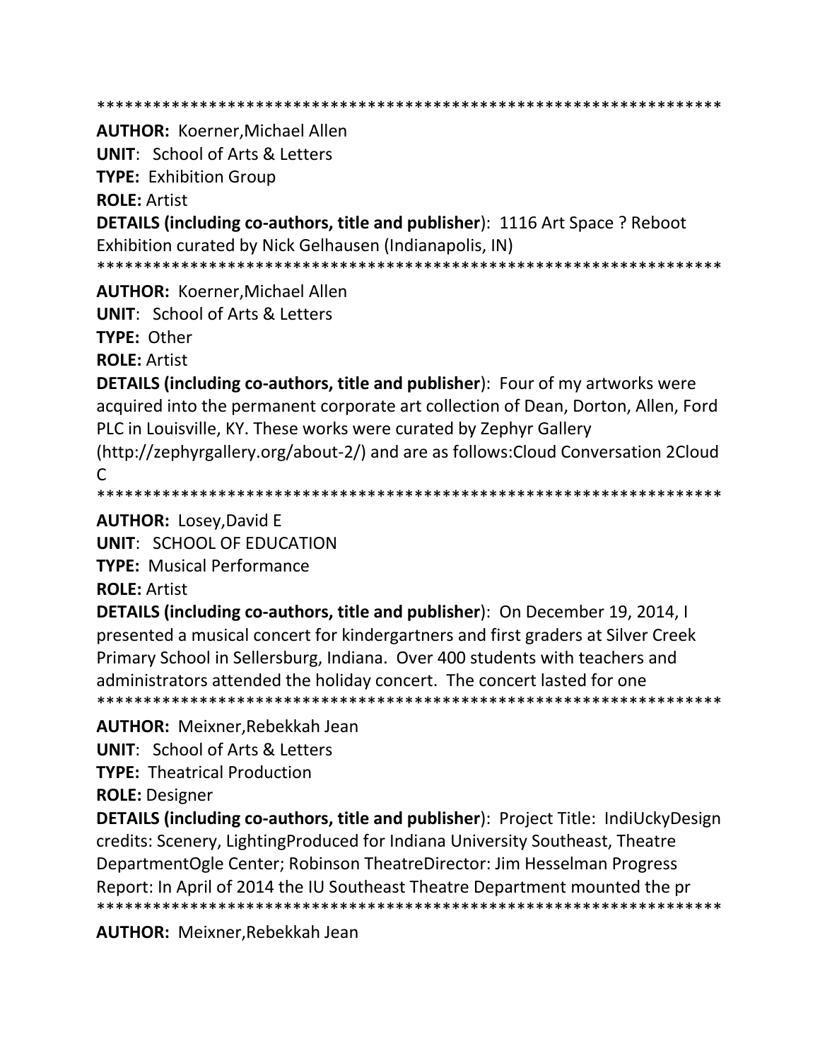*******************************************************************

**AUTHOR:** Koerner,Michael Allen

**UNIT**: School of Arts & Letters

**TYPE:** Exhibition Group

**ROLE:** Artist

**DETAILS (including co-authors, title and publisher**): 1116 Art Space ? Reboot Exhibition curated by Nick Gelhausen (Indianapolis, IN)

*******************************************************************

**AUTHOR:** Koerner,Michael Allen

**UNIT**: School of Arts & Letters

**TYPE:** Other

**ROLE:** Artist

**DETAILS (including co-authors, title and publisher**): Four of my artworks were acquired into the permanent corporate art collection of Dean, Dorton, Allen, Ford PLC in Louisville, KY. These works were curated by Zephyr Gallery (http://zephyrgallery.org/about-2/) and are as follows:Cloud Conversation 2Cloud C

*******************************************************************

**AUTHOR:** Losey,David E

**UNIT**: SCHOOL OF EDUCATION

**TYPE:** Musical Performance

**ROLE:** Artist

**DETAILS (including co-authors, title and publisher**): On December 19, 2014, I presented a musical concert for kindergartners and first graders at Silver Creek Primary School in Sellersburg, Indiana. Over 400 students with teachers and administrators attended the holiday concert. The concert lasted for one

*******************************************************************

**AUTHOR:** Meixner,Rebekkah Jean

**UNIT**: School of Arts & Letters

**TYPE:** Theatrical Production

**ROLE:** Designer

**DETAILS (including co-authors, title and publisher**): Project Title: IndiUckyDesign credits: Scenery, LightingProduced for Indiana University Southeast, Theatre DepartmentOgle Center; Robinson TheatreDirector: Jim Hesselman Progress Report: In April of 2014 the IU Southeast Theatre Department mounted the pr

*******************************************************************

**AUTHOR:** Meixner,Rebekkah Jean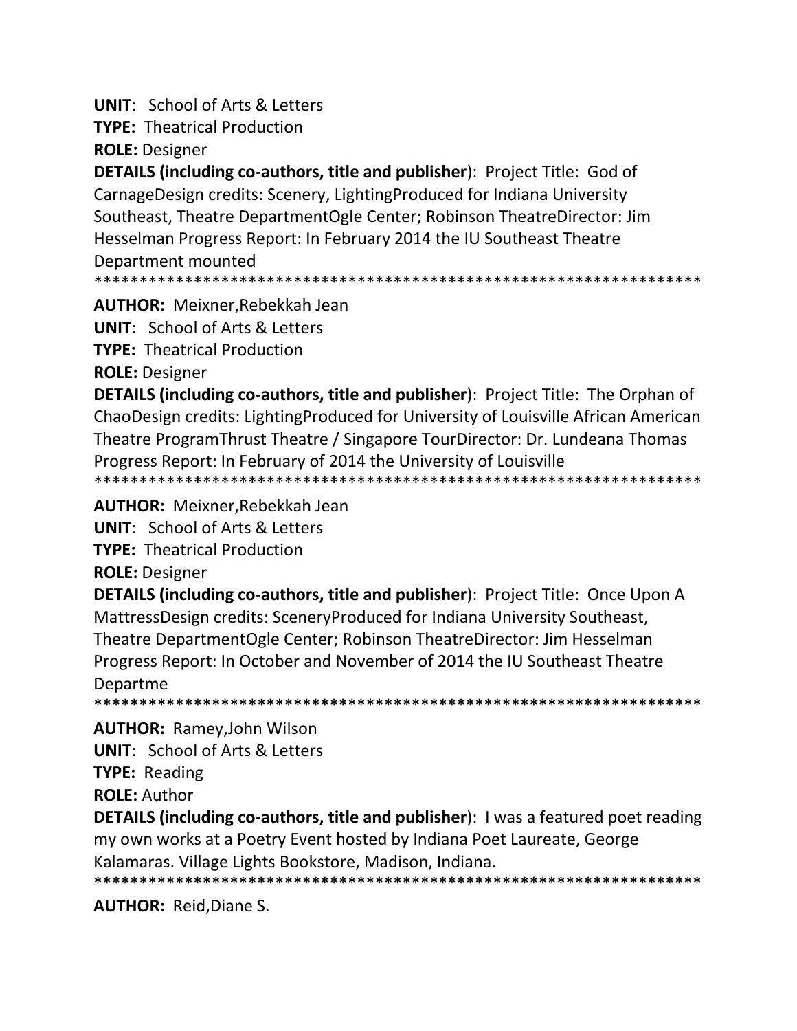**UNIT**: School of Arts & Letters

**TYPE:** Theatrical Production

**ROLE:** Designer

**DETAILS (including co-authors, title and publisher)**: Project Title: God of CarnageDesign credits: Scenery, LightingProduced for Indiana University Southeast, Theatre DepartmentOgle Center; Robinson TheatreDirector: Jim Hesselman Progress Report: In February 2014 the IU Southeast Theatre Department mounted

*******************************************************************

**AUTHOR:** Meixner,Rebekkah Jean

**UNIT**: School of Arts & Letters

**TYPE:** Theatrical Production

**ROLE:** Designer

**DETAILS (including co-authors, title and publisher)**: Project Title: The Orphan of ChaoDesign credits: LightingProduced for University of Louisville African American Theatre ProgramThrust Theatre / Singapore TourDirector: Dr. Lundeana Thomas Progress Report: In February of 2014 the University of Louisville

*******************************************************************

**AUTHOR:** Meixner,Rebekkah Jean

**UNIT**: School of Arts & Letters

**TYPE:** Theatrical Production

**ROLE:** Designer

**DETAILS (including co-authors, title and publisher)**: Project Title: Once Upon A MattressDesign credits: SceneryProduced for Indiana University Southeast, Theatre DepartmentOgle Center; Robinson TheatreDirector: Jim Hesselman Progress Report: In October and November of 2014 the IU Southeast Theatre Departme

*******************************************************************

**AUTHOR:** Ramey,John Wilson

**UNIT**: School of Arts & Letters

**TYPE:** Reading

**ROLE:** Author

**DETAILS (including co-authors, title and publisher)**: I was a featured poet reading my own works at a Poetry Event hosted by Indiana Poet Laureate, George Kalamaras. Village Lights Bookstore, Madison, Indiana.

*******************************************************************

**AUTHOR:** Reid,Diane S.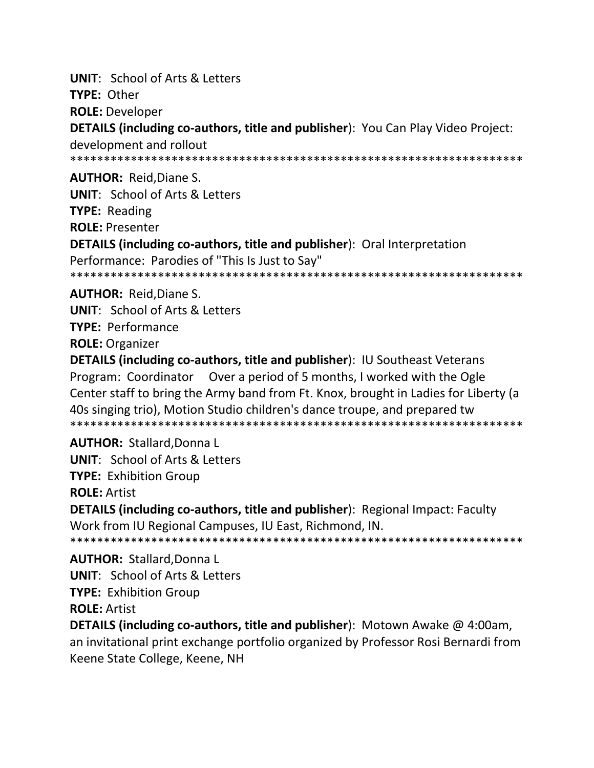**UNIT**: School of Arts & Letters
**TYPE:** Other
**ROLE:** Developer
**DETAILS (including co-authors, title and publisher)**: You Can Play Video Project: development and rollout
*******************************************************************
**AUTHOR:** Reid,Diane S.
**UNIT**: School of Arts & Letters
**TYPE:** Reading
**ROLE:** Presenter
**DETAILS (including co-authors, title and publisher)**: Oral Interpretation Performance: Parodies of "This Is Just to Say"
*******************************************************************
**AUTHOR:** Reid,Diane S.
**UNIT**: School of Arts & Letters
**TYPE:** Performance
**ROLE:** Organizer
**DETAILS (including co-authors, title and publisher)**: IU Southeast Veterans Program: Coordinator Over a period of 5 months, I worked with the Ogle Center staff to bring the Army band from Ft. Knox, brought in Ladies for Liberty (a 40s singing trio), Motion Studio children's dance troupe, and prepared tw
*******************************************************************
**AUTHOR:** Stallard,Donna L
**UNIT**: School of Arts & Letters
**TYPE:** Exhibition Group
**ROLE:** Artist
**DETAILS (including co-authors, title and publisher)**: Regional Impact: Faculty Work from IU Regional Campuses, IU East, Richmond, IN.
*******************************************************************
**AUTHOR:** Stallard,Donna L
**UNIT**: School of Arts & Letters
**TYPE:** Exhibition Group
**ROLE:** Artist
**DETAILS (including co-authors, title and publisher)**: Motown Awake @ 4:00am, an invitational print exchange portfolio organized by Professor Rosi Bernardi from Keene State College, Keene, NH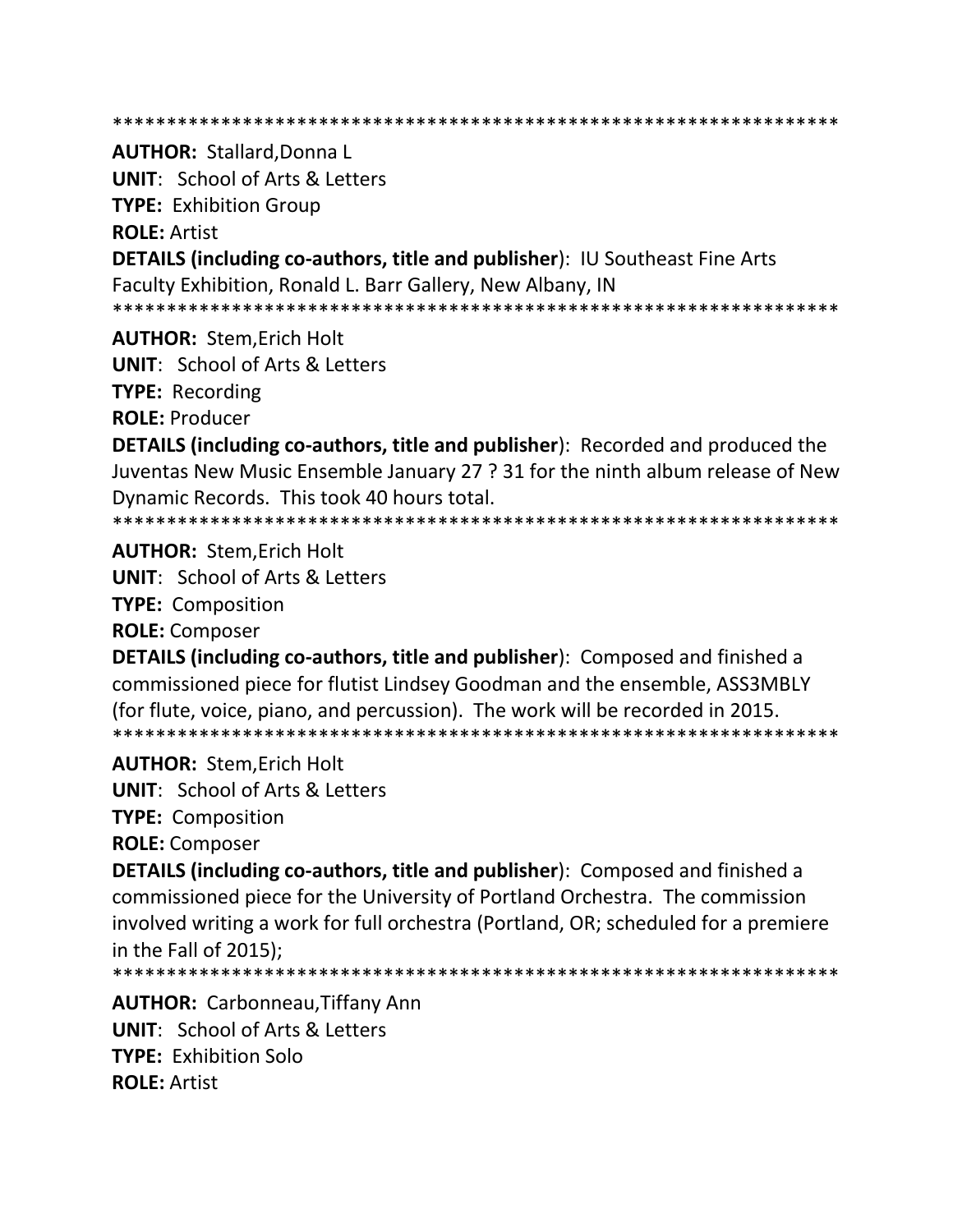*********************************************************************

**AUTHOR:** Stallard,Donna L
**UNIT**: School of Arts & Letters
**TYPE:** Exhibition Group
**ROLE:** Artist
**DETAILS (including co-authors, title and publisher**): IU Southeast Fine Arts Faculty Exhibition, Ronald L. Barr Gallery, New Albany, IN

*********************************************************************

**AUTHOR:** Stem,Erich Holt
**UNIT**: School of Arts & Letters
**TYPE:** Recording
**ROLE:** Producer
**DETAILS (including co-authors, title and publisher**): Recorded and produced the Juventas New Music Ensemble January 27 ? 31 for the ninth album release of New Dynamic Records. This took 40 hours total.

*********************************************************************

**AUTHOR:** Stem,Erich Holt
**UNIT**: School of Arts & Letters
**TYPE:** Composition
**ROLE:** Composer
**DETAILS (including co-authors, title and publisher**): Composed and finished a commissioned piece for flutist Lindsey Goodman and the ensemble, ASS3MBLY (for flute, voice, piano, and percussion). The work will be recorded in 2015.

*********************************************************************

**AUTHOR:** Stem,Erich Holt
**UNIT**: School of Arts & Letters
**TYPE:** Composition
**ROLE:** Composer
**DETAILS (including co-authors, title and publisher**): Composed and finished a commissioned piece for the University of Portland Orchestra. The commission involved writing a work for full orchestra (Portland, OR; scheduled for a premiere in the Fall of 2015);

*********************************************************************

**AUTHOR:** Carbonneau,Tiffany Ann
**UNIT**: School of Arts & Letters
**TYPE:** Exhibition Solo
**ROLE:** Artist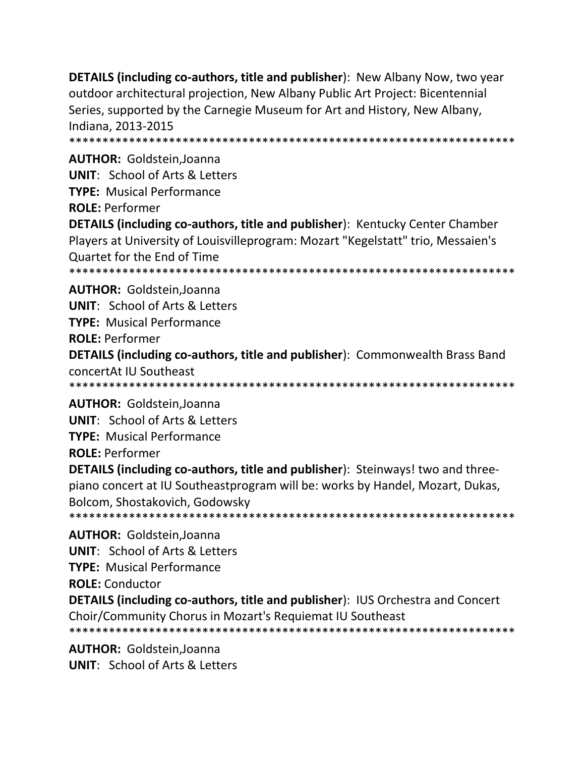**DETAILS (including co-authors, title and publisher)**: New Albany Now, two year outdoor architectural projection, New Albany Public Art Project: Bicentennial Series, supported by the Carnegie Museum for Art and History, New Albany, Indiana, 2013-2015

*******************************************************************

**AUTHOR:** Goldstein,Joanna

**UNIT**: School of Arts & Letters

**TYPE:** Musical Performance

**ROLE:** Performer

**DETAILS (including co-authors, title and publisher)**: Kentucky Center Chamber Players at University of Louisvilleprogram: Mozart "Kegelstatt" trio, Messaien's Quartet for the End of Time

*******************************************************************

**AUTHOR:** Goldstein,Joanna

**UNIT**: School of Arts & Letters

**TYPE:** Musical Performance

**ROLE:** Performer

**DETAILS (including co-authors, title and publisher)**: Commonwealth Brass Band concertAt IU Southeast

*******************************************************************

**AUTHOR:** Goldstein,Joanna

**UNIT**: School of Arts & Letters

**TYPE:** Musical Performance

**ROLE:** Performer

**DETAILS (including co-authors, title and publisher)**: Steinways! two and three-piano concert at IU Southeastprogram will be: works by Handel, Mozart, Dukas, Bolcom, Shostakovich, Godowsky

*******************************************************************

**AUTHOR:** Goldstein,Joanna

**UNIT**: School of Arts & Letters

**TYPE:** Musical Performance

**ROLE:** Conductor

**DETAILS (including co-authors, title and publisher)**: IUS Orchestra and Concert Choir/Community Chorus in Mozart's Requiemat IU Southeast

*******************************************************************

**AUTHOR:** Goldstein,Joanna

**UNIT**: School of Arts & Letters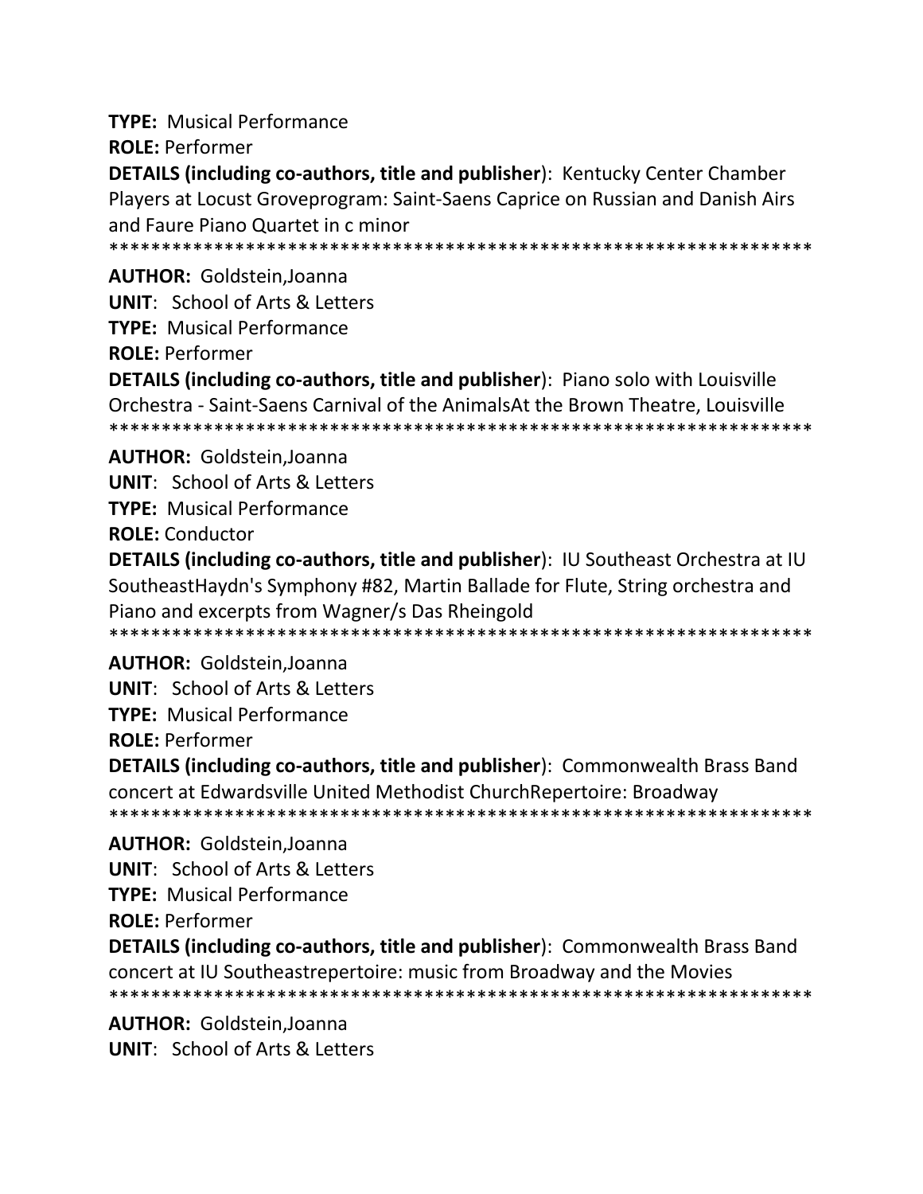**TYPE:** Musical Performance

**ROLE:** Performer

**DETAILS (including co-authors, title and publisher)**: Kentucky Center Chamber Players at Locust Groveprogram: Saint-Saens Caprice on Russian and Danish Airs and Faure Piano Quartet in c minor

*******************************************************************

**AUTHOR:** Goldstein,Joanna

**UNIT**: School of Arts & Letters

**TYPE:** Musical Performance

**ROLE:** Performer

**DETAILS (including co-authors, title and publisher)**: Piano solo with Louisville Orchestra - Saint-Saens Carnival of the AnimalsAt the Brown Theatre, Louisville

*******************************************************************

**AUTHOR:** Goldstein,Joanna

**UNIT**: School of Arts & Letters

**TYPE:** Musical Performance

**ROLE:** Conductor

**DETAILS (including co-authors, title and publisher)**: IU Southeast Orchestra at IU SoutheastHaydn's Symphony #82, Martin Ballade for Flute, String orchestra and Piano and excerpts from Wagner/s Das Rheingold

*******************************************************************

**AUTHOR:** Goldstein,Joanna

**UNIT**: School of Arts & Letters

**TYPE:** Musical Performance

**ROLE:** Performer

**DETAILS (including co-authors, title and publisher)**: Commonwealth Brass Band concert at Edwardsville United Methodist ChurchRepertoire: Broadway

*******************************************************************

**AUTHOR:** Goldstein,Joanna

**UNIT**: School of Arts & Letters

**TYPE:** Musical Performance

**ROLE:** Performer

**DETAILS (including co-authors, title and publisher)**: Commonwealth Brass Band concert at IU Southeastrepertoire: music from Broadway and the Movies

*******************************************************************

**AUTHOR:** Goldstein,Joanna

**UNIT**: School of Arts & Letters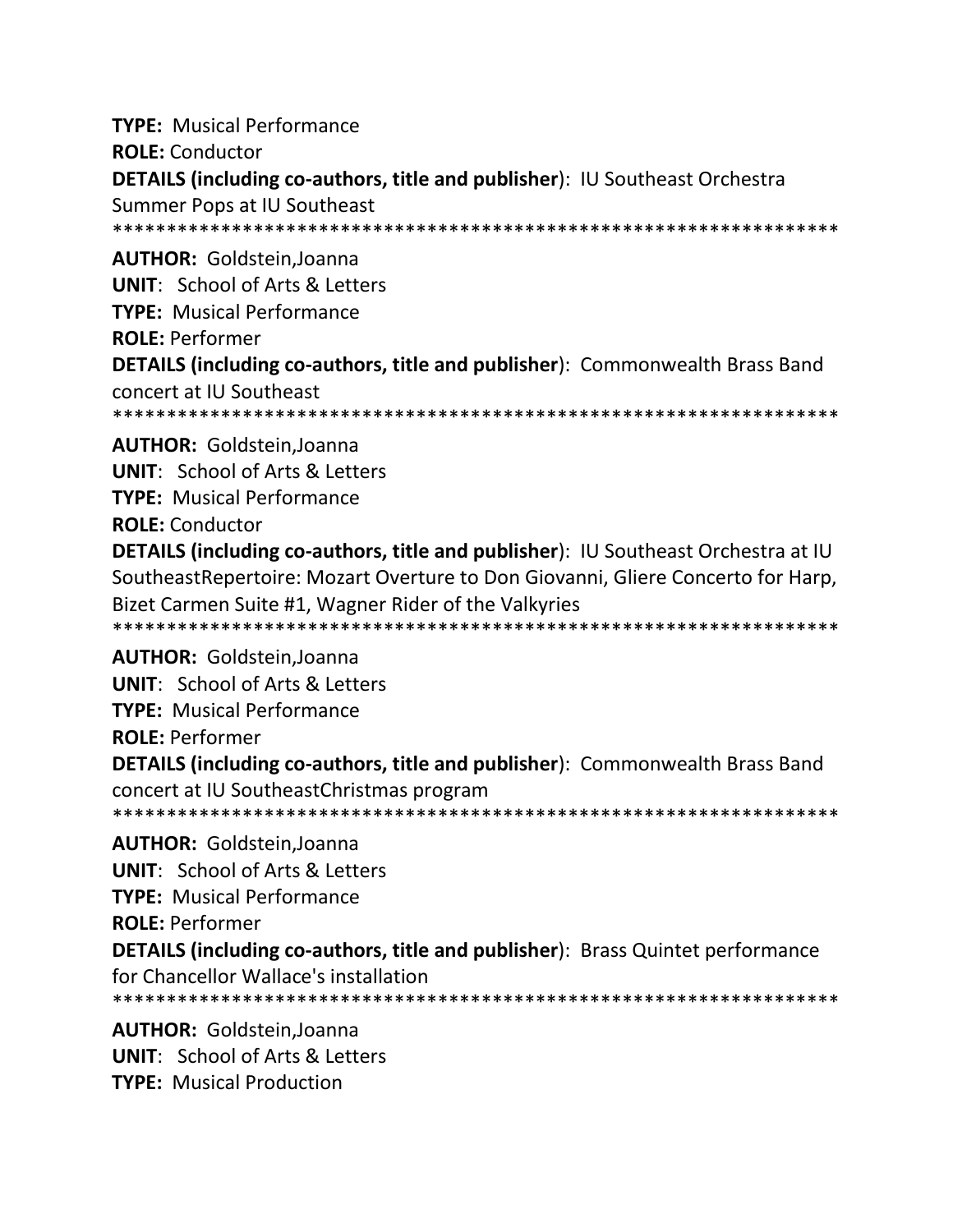**TYPE:** Musical Performance

**ROLE:** Conductor

**DETAILS (including co-authors, title and publisher**): IU Southeast Orchestra Summer Pops at IU Southeast

*******************************************************************

**AUTHOR:** Goldstein,Joanna

**UNIT**: School of Arts & Letters

**TYPE:** Musical Performance

**ROLE:** Performer

**DETAILS (including co-authors, title and publisher**): Commonwealth Brass Band concert at IU Southeast

*******************************************************************

**AUTHOR:** Goldstein,Joanna

**UNIT**: School of Arts & Letters

**TYPE:** Musical Performance

**ROLE:** Conductor

**DETAILS (including co-authors, title and publisher**): IU Southeast Orchestra at IU SoutheastRepertoire: Mozart Overture to Don Giovanni, Gliere Concerto for Harp, Bizet Carmen Suite #1, Wagner Rider of the Valkyries

*******************************************************************

**AUTHOR:** Goldstein,Joanna

**UNIT**: School of Arts & Letters

**TYPE:** Musical Performance

**ROLE:** Performer

**DETAILS (including co-authors, title and publisher**): Commonwealth Brass Band concert at IU SoutheastChristmas program

*******************************************************************

**AUTHOR:** Goldstein,Joanna

**UNIT**: School of Arts & Letters

**TYPE:** Musical Performance

**ROLE:** Performer

**DETAILS (including co-authors, title and publisher**): Brass Quintet performance for Chancellor Wallace's installation

*******************************************************************

**AUTHOR:** Goldstein,Joanna

**UNIT**: School of Arts & Letters

**TYPE:** Musical Production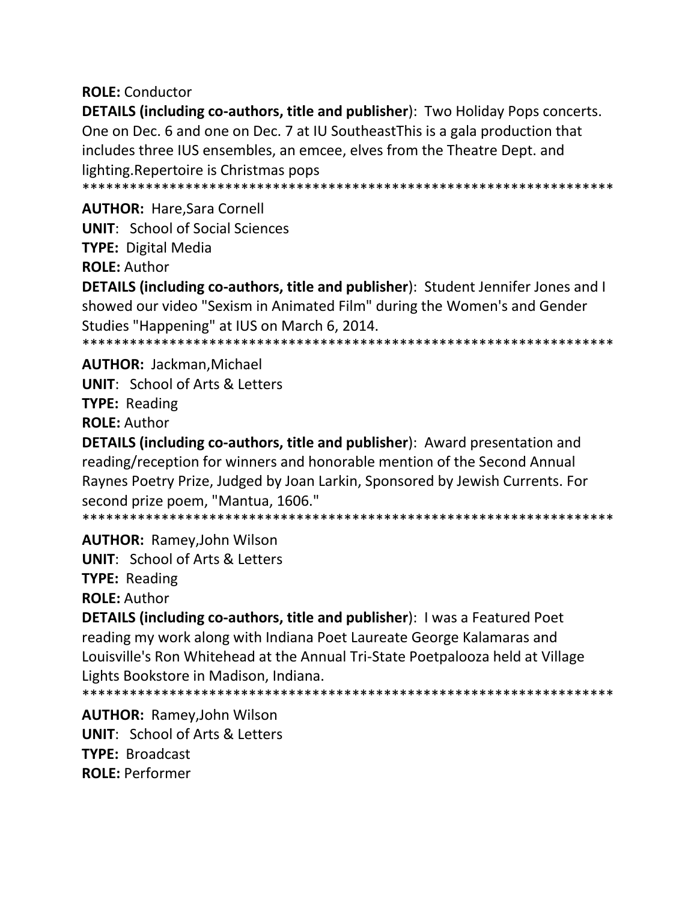**ROLE:** Conductor

**DETAILS (including co-authors, title and publisher**): Two Holiday Pops concerts. One on Dec. 6 and one on Dec. 7 at IU SoutheastThis is a gala production that includes three IUS ensembles, an emcee, elves from the Theatre Dept. and lighting.Repertoire is Christmas pops

*******************************************************************

**AUTHOR:** Hare,Sara Cornell

**UNIT**: School of Social Sciences

**TYPE:** Digital Media

**ROLE:** Author

**DETAILS (including co-authors, title and publisher**): Student Jennifer Jones and I showed our video "Sexism in Animated Film" during the Women's and Gender Studies "Happening" at IUS on March 6, 2014.

*******************************************************************

**AUTHOR:** Jackman,Michael

**UNIT**: School of Arts & Letters

**TYPE:** Reading

**ROLE:** Author

**DETAILS (including co-authors, title and publisher**): Award presentation and reading/reception for winners and honorable mention of the Second Annual Raynes Poetry Prize, Judged by Joan Larkin, Sponsored by Jewish Currents. For second prize poem, "Mantua, 1606."

*******************************************************************

**AUTHOR:** Ramey,John Wilson

**UNIT**: School of Arts & Letters

**TYPE:** Reading

**ROLE:** Author

**DETAILS (including co-authors, title and publisher**): I was a Featured Poet reading my work along with Indiana Poet Laureate George Kalamaras and Louisville's Ron Whitehead at the Annual Tri-State Poetpalooza held at Village Lights Bookstore in Madison, Indiana.

*******************************************************************

**AUTHOR:** Ramey,John Wilson

**UNIT**: School of Arts & Letters

**TYPE:** Broadcast

**ROLE:** Performer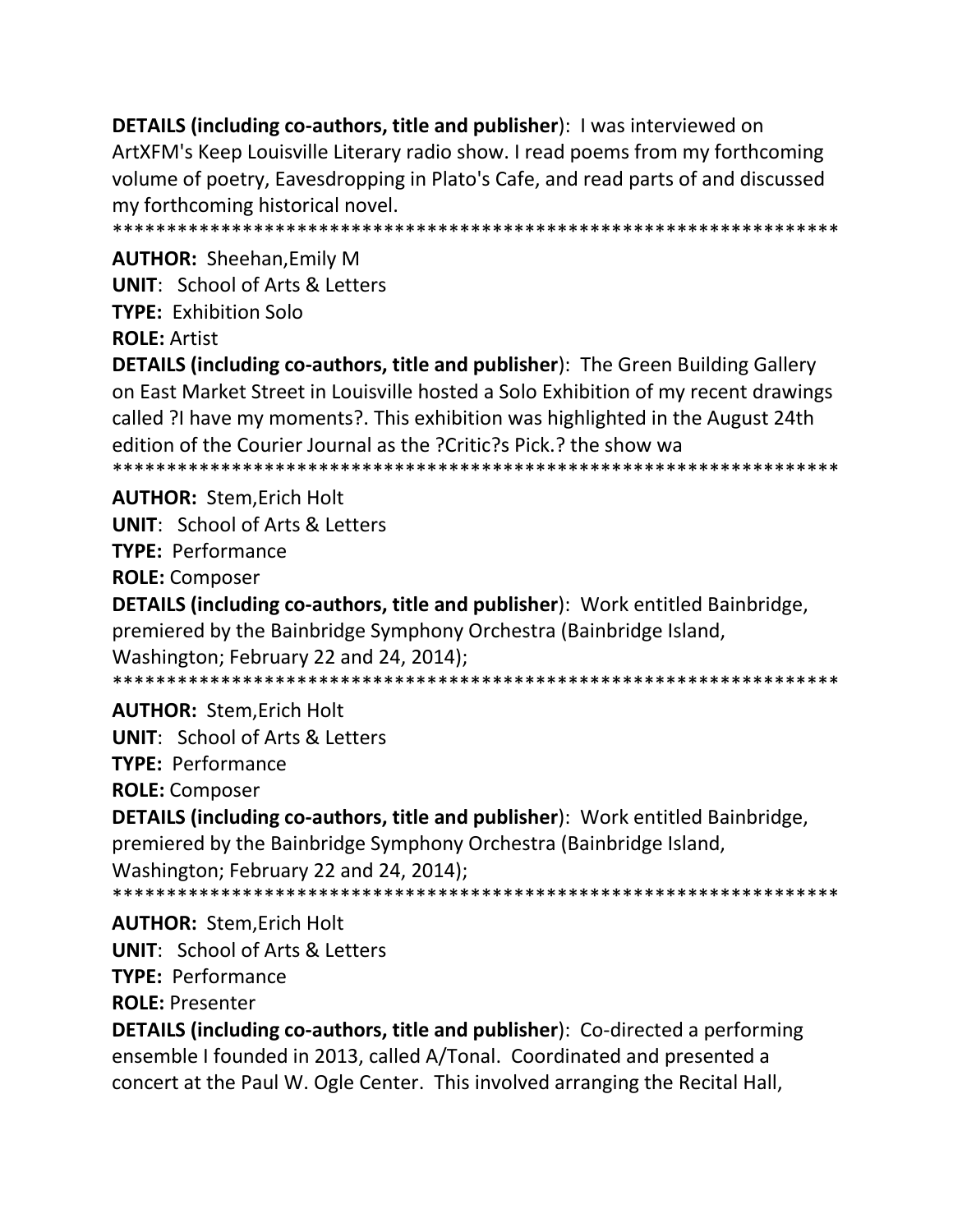**DETAILS (including co-authors, title and publisher**): I was interviewed on ArtXFM's Keep Louisville Literary radio show. I read poems from my forthcoming volume of poetry, Eavesdropping in Plato's Cafe, and read parts of and discussed my forthcoming historical novel.

*******************************************************************

**AUTHOR:** Sheehan,Emily M

**UNIT**: School of Arts & Letters

**TYPE:** Exhibition Solo

**ROLE:** Artist

**DETAILS (including co-authors, title and publisher**): The Green Building Gallery on East Market Street in Louisville hosted a Solo Exhibition of my recent drawings called ?I have my moments?. This exhibition was highlighted in the August 24th edition of the Courier Journal as the ?Critic?s Pick.? the show wa

*******************************************************************

**AUTHOR:** Stem,Erich Holt

**UNIT**: School of Arts & Letters

**TYPE:** Performance

**ROLE:** Composer

**DETAILS (including co-authors, title and publisher**): Work entitled Bainbridge, premiered by the Bainbridge Symphony Orchestra (Bainbridge Island, Washington; February 22 and 24, 2014);

*******************************************************************

**AUTHOR:** Stem,Erich Holt

**UNIT**: School of Arts & Letters

**TYPE:** Performance

**ROLE:** Composer

**DETAILS (including co-authors, title and publisher**): Work entitled Bainbridge, premiered by the Bainbridge Symphony Orchestra (Bainbridge Island, Washington; February 22 and 24, 2014);

*******************************************************************

**AUTHOR:** Stem,Erich Holt

**UNIT**: School of Arts & Letters

**TYPE:** Performance

**ROLE:** Presenter

**DETAILS (including co-authors, title and publisher**): Co-directed a performing ensemble I founded in 2013, called A/Tonal. Coordinated and presented a concert at the Paul W. Ogle Center. This involved arranging the Recital Hall,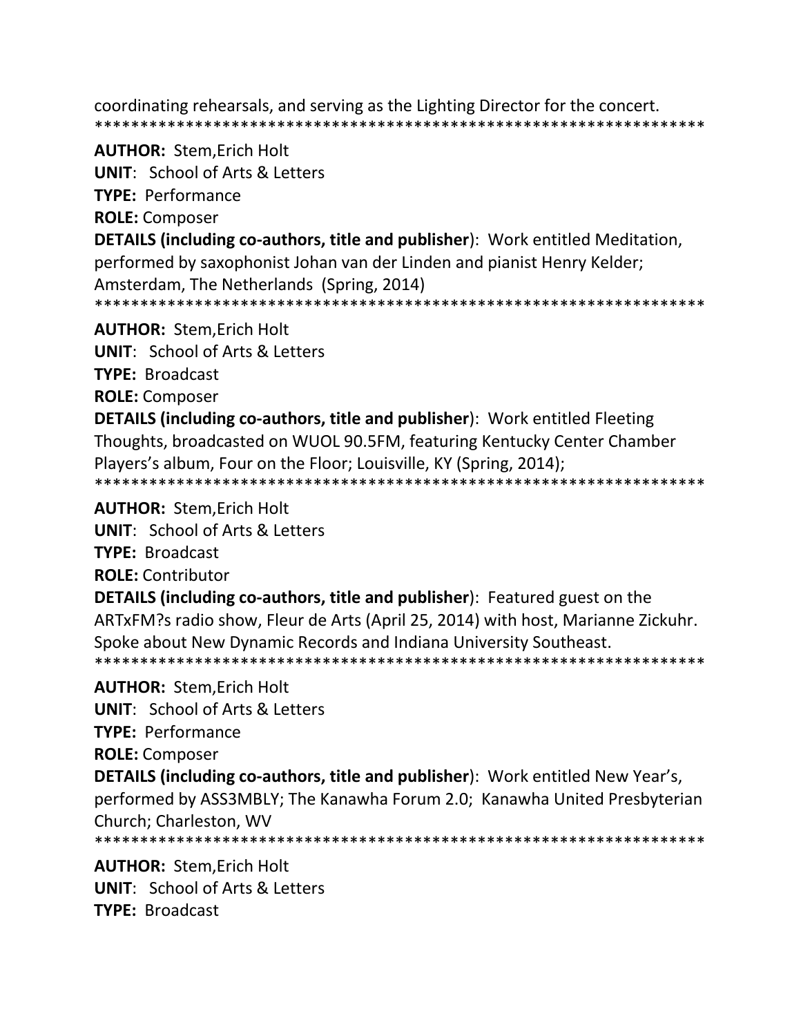coordinating rehearsals, and serving as the Lighting Director for the concert.
*********************************************************************

**AUTHOR:** Stem,Erich Holt
**UNIT**: School of Arts & Letters
**TYPE:** Performance
**ROLE:** Composer
**DETAILS (including co-authors, title and publisher**): Work entitled Meditation, performed by saxophonist Johan van der Linden and pianist Henry Kelder; Amsterdam, The Netherlands (Spring, 2014)
*********************************************************************

**AUTHOR:** Stem,Erich Holt
**UNIT**: School of Arts & Letters
**TYPE:** Broadcast
**ROLE:** Composer
**DETAILS (including co-authors, title and publisher**): Work entitled Fleeting Thoughts, broadcasted on WUOL 90.5FM, featuring Kentucky Center Chamber Players's album, Four on the Floor; Louisville, KY (Spring, 2014);
*********************************************************************

**AUTHOR:** Stem,Erich Holt
**UNIT**: School of Arts & Letters
**TYPE:** Broadcast
**ROLE:** Contributor
**DETAILS (including co-authors, title and publisher**): Featured guest on the ARTxFM?s radio show, Fleur de Arts (April 25, 2014) with host, Marianne Zickuhr. Spoke about New Dynamic Records and Indiana University Southeast.
*********************************************************************

**AUTHOR:** Stem,Erich Holt
**UNIT**: School of Arts & Letters
**TYPE:** Performance
**ROLE:** Composer
**DETAILS (including co-authors, title and publisher**): Work entitled New Year's, performed by ASS3MBLY; The Kanawha Forum 2.0; Kanawha United Presbyterian Church; Charleston, WV
*********************************************************************

**AUTHOR:** Stem,Erich Holt
**UNIT**: School of Arts & Letters
**TYPE:** Broadcast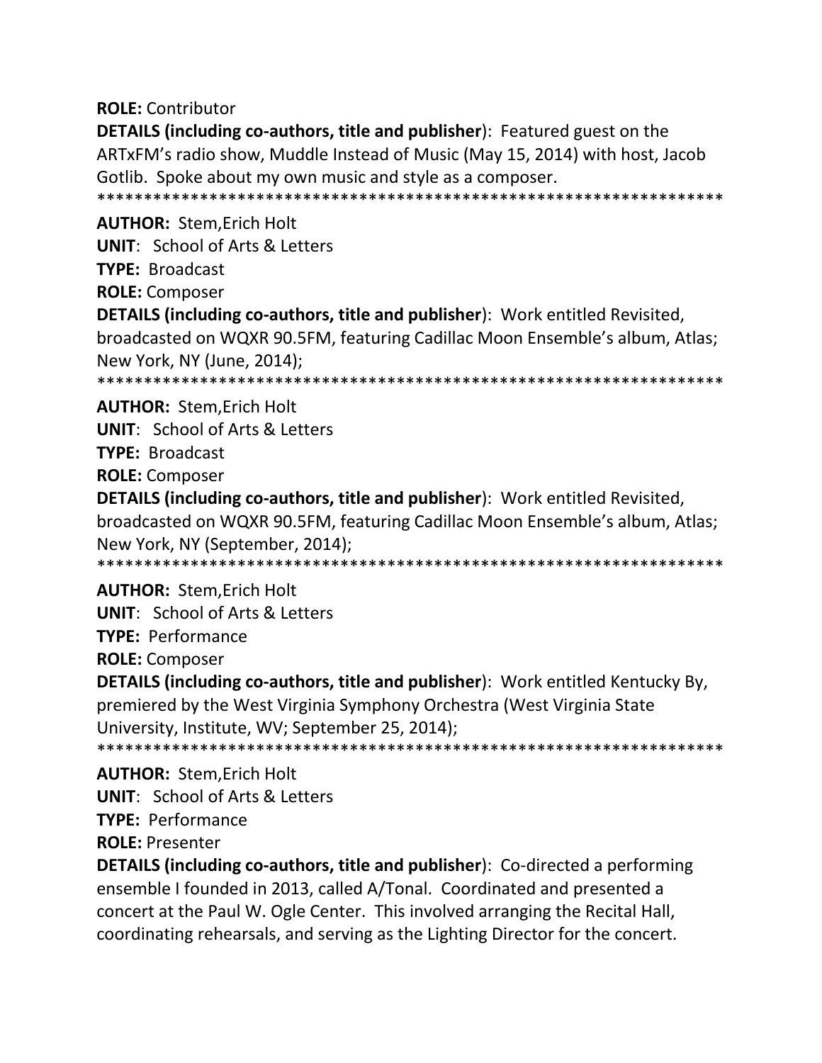**ROLE:** Contributor

**DETAILS (including co-authors, title and publisher**): Featured guest on the ARTxFM's radio show, Muddle Instead of Music (May 15, 2014) with host, Jacob Gotlib. Spoke about my own music and style as a composer.

******************************************************************

**AUTHOR:** Stem,Erich Holt

**UNIT**: School of Arts & Letters

**TYPE:** Broadcast

**ROLE:** Composer

**DETAILS (including co-authors, title and publisher**): Work entitled Revisited, broadcasted on WQXR 90.5FM, featuring Cadillac Moon Ensemble's album, Atlas; New York, NY (June, 2014);

******************************************************************

**AUTHOR:** Stem,Erich Holt

**UNIT**: School of Arts & Letters

**TYPE:** Broadcast

**ROLE:** Composer

**DETAILS (including co-authors, title and publisher**): Work entitled Revisited, broadcasted on WQXR 90.5FM, featuring Cadillac Moon Ensemble's album, Atlas; New York, NY (September, 2014);

******************************************************************

**AUTHOR:** Stem,Erich Holt

**UNIT**: School of Arts & Letters

**TYPE:** Performance

**ROLE:** Composer

**DETAILS (including co-authors, title and publisher**): Work entitled Kentucky By, premiered by the West Virginia Symphony Orchestra (West Virginia State University, Institute, WV; September 25, 2014);

******************************************************************

**AUTHOR:** Stem,Erich Holt

**UNIT**: School of Arts & Letters

**TYPE:** Performance

**ROLE:** Presenter

**DETAILS (including co-authors, title and publisher**): Co-directed a performing ensemble I founded in 2013, called A/Tonal. Coordinated and presented a concert at the Paul W. Ogle Center. This involved arranging the Recital Hall, coordinating rehearsals, and serving as the Lighting Director for the concert.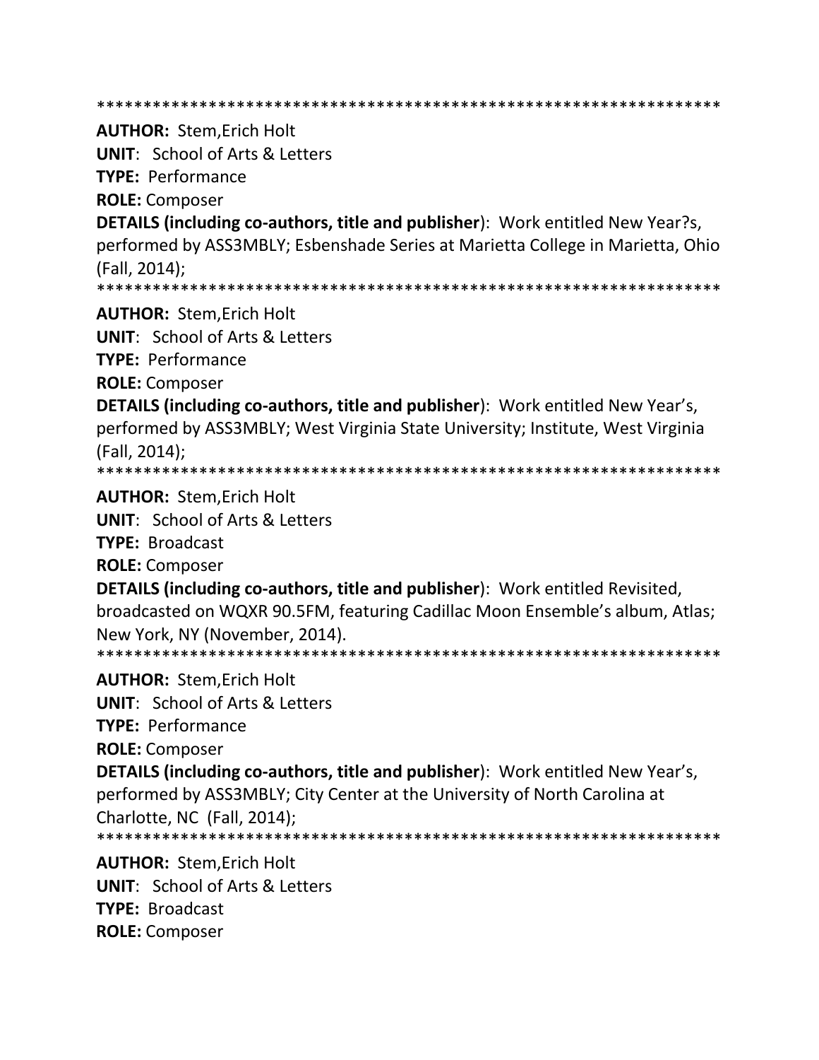*******************************************************************

**AUTHOR:** Stem,Erich Holt
**UNIT**: School of Arts & Letters
**TYPE:** Performance
**ROLE:** Composer
**DETAILS (including co-authors, title and publisher**): Work entitled New Year?s, performed by ASS3MBLY; Esbenshade Series at Marietta College in Marietta, Ohio (Fall, 2014);

*******************************************************************

**AUTHOR:** Stem,Erich Holt
**UNIT**: School of Arts & Letters
**TYPE:** Performance
**ROLE:** Composer
**DETAILS (including co-authors, title and publisher**): Work entitled New Year's, performed by ASS3MBLY; West Virginia State University; Institute, West Virginia (Fall, 2014);

*******************************************************************

**AUTHOR:** Stem,Erich Holt
**UNIT**: School of Arts & Letters
**TYPE:** Broadcast
**ROLE:** Composer
**DETAILS (including co-authors, title and publisher**): Work entitled Revisited, broadcasted on WQXR 90.5FM, featuring Cadillac Moon Ensemble's album, Atlas; New York, NY (November, 2014).

*******************************************************************

**AUTHOR:** Stem,Erich Holt
**UNIT**: School of Arts & Letters
**TYPE:** Performance
**ROLE:** Composer
**DETAILS (including co-authors, title and publisher**): Work entitled New Year's, performed by ASS3MBLY; City Center at the University of North Carolina at Charlotte, NC (Fall, 2014);

*******************************************************************

**AUTHOR:** Stem,Erich Holt
**UNIT**: School of Arts & Letters
**TYPE:** Broadcast
**ROLE:** Composer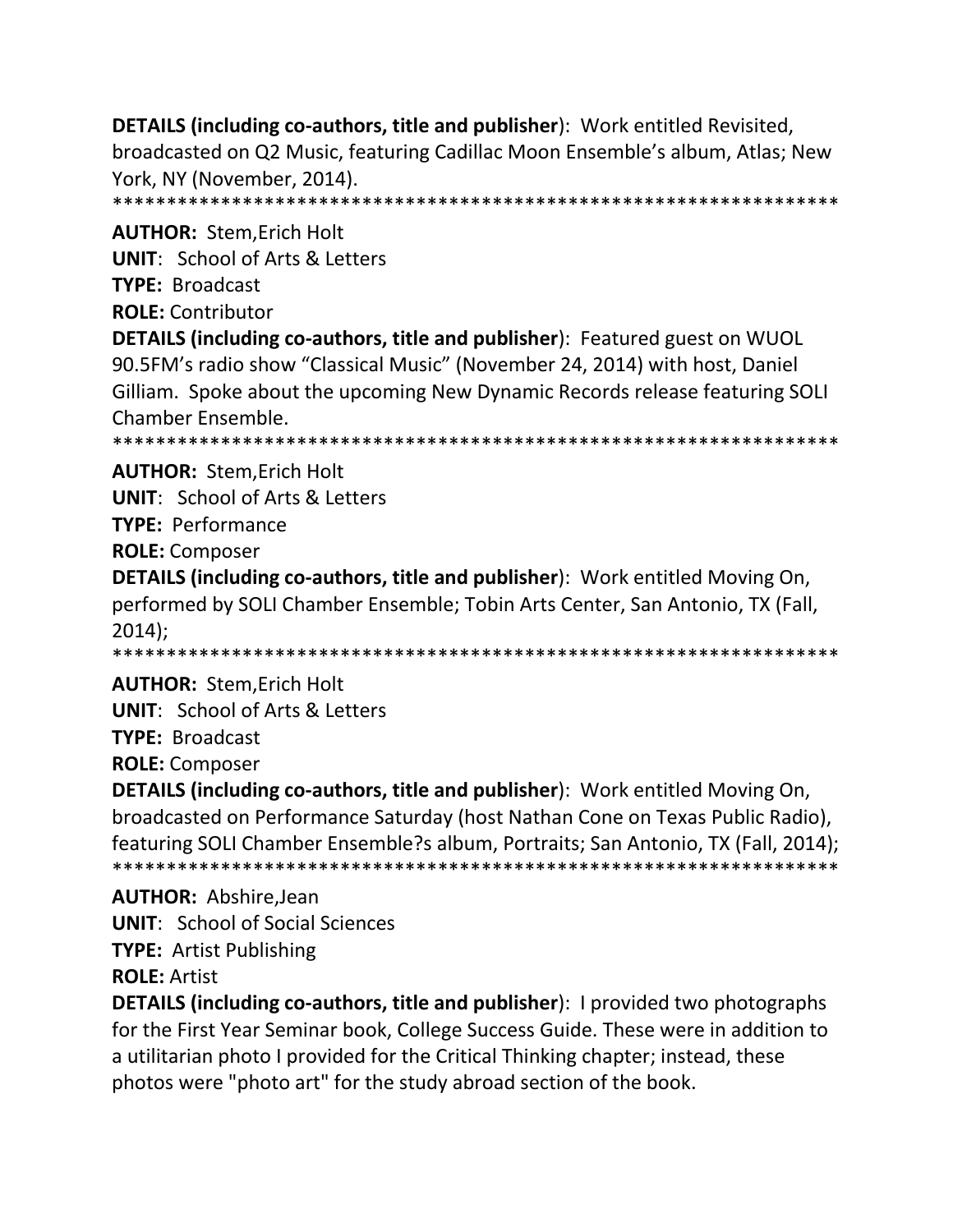**DETAILS (including co-authors, title and publisher)**: Work entitled Revisited, broadcasted on Q2 Music, featuring Cadillac Moon Ensemble's album, Atlas; New York, NY (November, 2014).
*******************************************************************

**AUTHOR:** Stem,Erich Holt
**UNIT**: School of Arts & Letters
**TYPE:** Broadcast
**ROLE:** Contributor
**DETAILS (including co-authors, title and publisher)**: Featured guest on WUOL 90.5FM's radio show "Classical Music" (November 24, 2014) with host, Daniel Gilliam. Spoke about the upcoming New Dynamic Records release featuring SOLI Chamber Ensemble.
*******************************************************************

**AUTHOR:** Stem,Erich Holt
**UNIT**: School of Arts & Letters
**TYPE:** Performance
**ROLE:** Composer
**DETAILS (including co-authors, title and publisher)**: Work entitled Moving On, performed by SOLI Chamber Ensemble; Tobin Arts Center, San Antonio, TX (Fall, 2014);
*******************************************************************

**AUTHOR:** Stem,Erich Holt
**UNIT**: School of Arts & Letters
**TYPE:** Broadcast
**ROLE:** Composer
**DETAILS (including co-authors, title and publisher)**: Work entitled Moving On, broadcasted on Performance Saturday (host Nathan Cone on Texas Public Radio), featuring SOLI Chamber Ensemble?s album, Portraits; San Antonio, TX (Fall, 2014);
*******************************************************************

**AUTHOR:** Abshire,Jean
**UNIT**: School of Social Sciences
**TYPE:** Artist Publishing
**ROLE:** Artist
**DETAILS (including co-authors, title and publisher)**: I provided two photographs for the First Year Seminar book, College Success Guide. These were in addition to a utilitarian photo I provided for the Critical Thinking chapter; instead, these photos were "photo art" for the study abroad section of the book.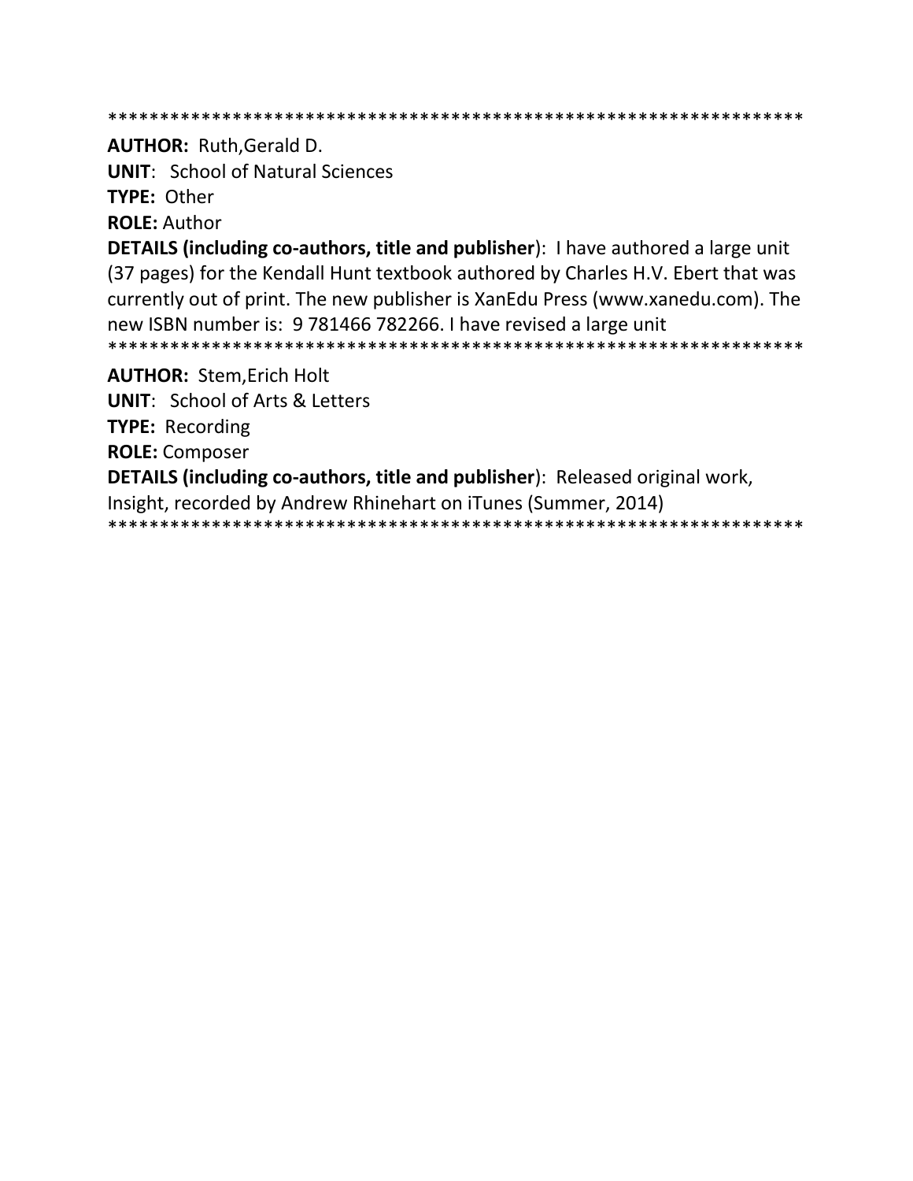*********************************************************************

**AUTHOR:** Ruth,Gerald D.

**UNIT**: School of Natural Sciences

**TYPE:** Other

**ROLE:** Author

**DETAILS (including co-authors, title and publisher)**: I have authored a large unit (37 pages) for the Kendall Hunt textbook authored by Charles H.V. Ebert that was currently out of print. The new publisher is XanEdu Press (www.xanedu.com). The new ISBN number is: 9 781466 782266. I have revised a large unit

*********************************************************************

**AUTHOR:** Stem,Erich Holt

**UNIT**: School of Arts & Letters

**TYPE:** Recording

**ROLE:** Composer

**DETAILS (including co-authors, title and publisher)**: Released original work, Insight, recorded by Andrew Rhinehart on iTunes (Summer, 2014)

*********************************************************************